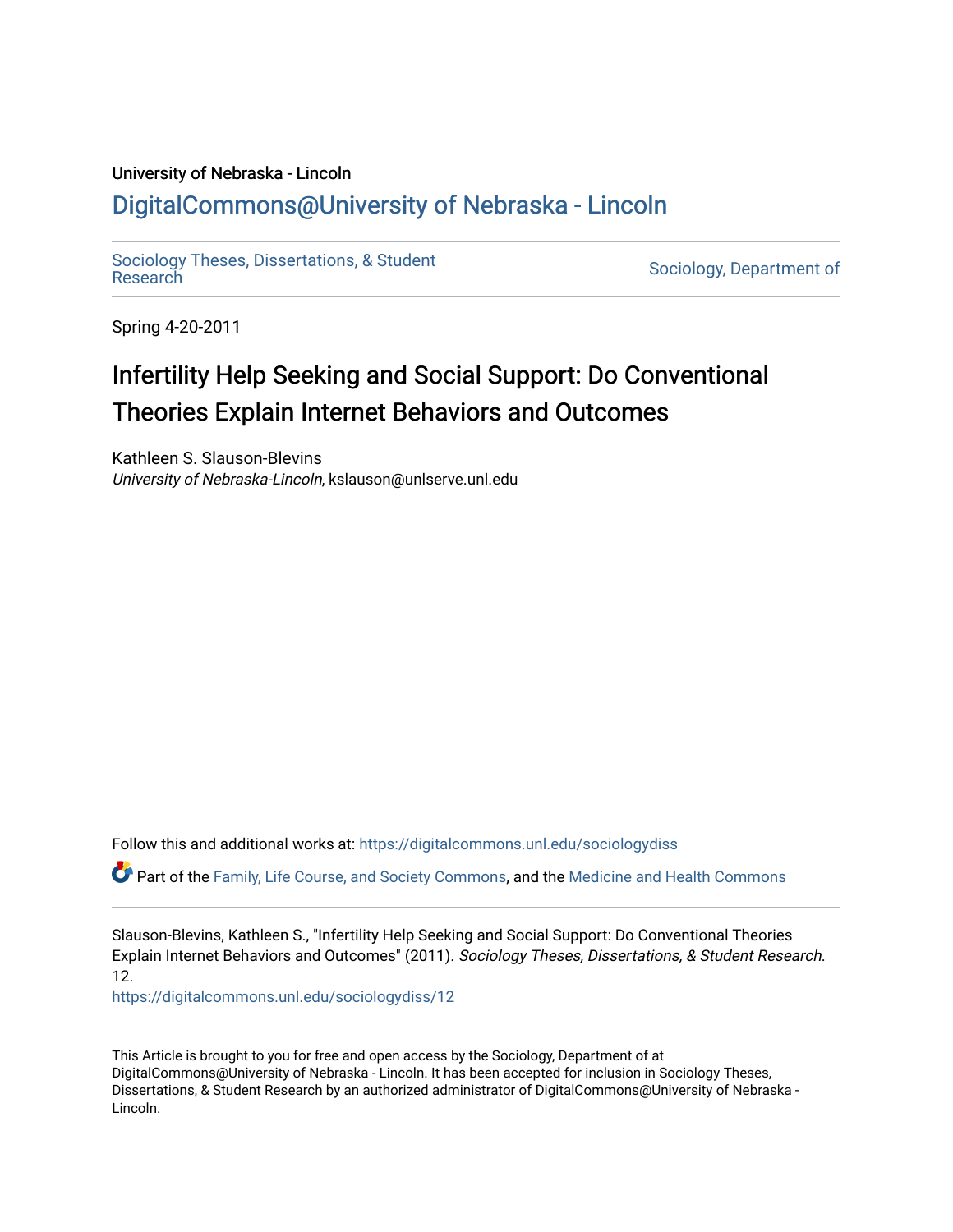University of Nebraska - Lincoln

## DigitalCommons@University of Nebraska - Lincoln

Sociology Theses, Dissertations, & Student Research | Sociology, Department of

Spring 4-20-2011

# Infertility Help Seeking and Social Support: Do Conventional Theories Explain Internet Behaviors and Outcomes

Kathleen S. Slauson-Blevins
*University of Nebraska-Lincoln*, kslauson@unlserve.unl.edu

Follow this and additional works at: https://digitalcommons.unl.edu/sociologydiss

Part of the Family, Life Course, and Society Commons, and the Medicine and Health Commons

Slauson-Blevins, Kathleen S., "Infertility Help Seeking and Social Support: Do Conventional Theories Explain Internet Behaviors and Outcomes" (2011). *Sociology Theses, Dissertations, & Student Research*. 12.
https://digitalcommons.unl.edu/sociologydiss/12

This Article is brought to you for free and open access by the Sociology, Department of at DigitalCommons@University of Nebraska - Lincoln. It has been accepted for inclusion in Sociology Theses, Dissertations, & Student Research by an authorized administrator of DigitalCommons@University of Nebraska - Lincoln.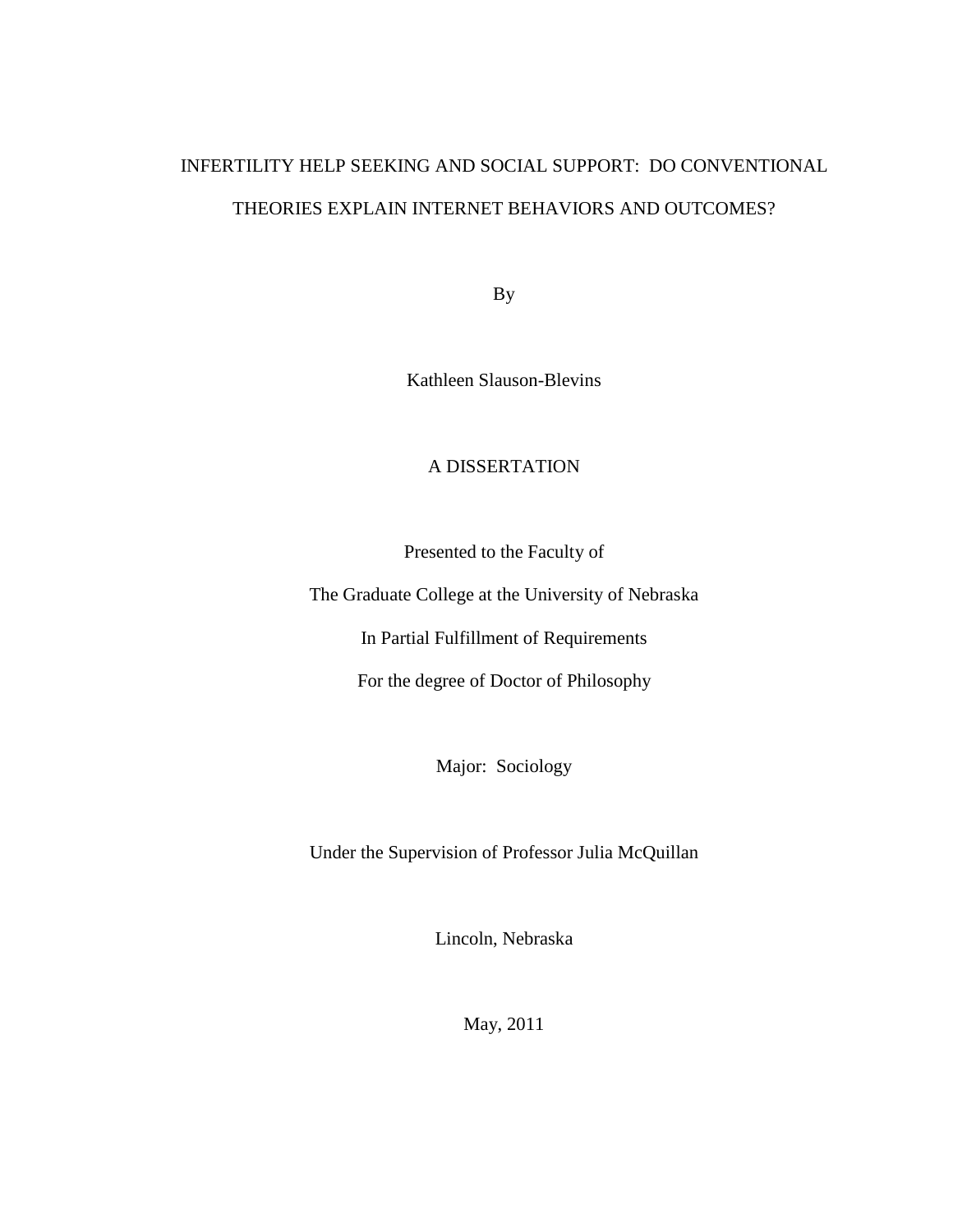# INFERTILITY HELP SEEKING AND SOCIAL SUPPORT: DO CONVENTIONAL THEORIES EXPLAIN INTERNET BEHAVIORS AND OUTCOMES?

By

Kathleen Slauson-Blevins

A DISSERTATION

Presented to the Faculty of

The Graduate College at the University of Nebraska

In Partial Fulfillment of Requirements

For the degree of Doctor of Philosophy

Major: Sociology

Under the Supervision of Professor Julia McQuillan

Lincoln, Nebraska

May, 2011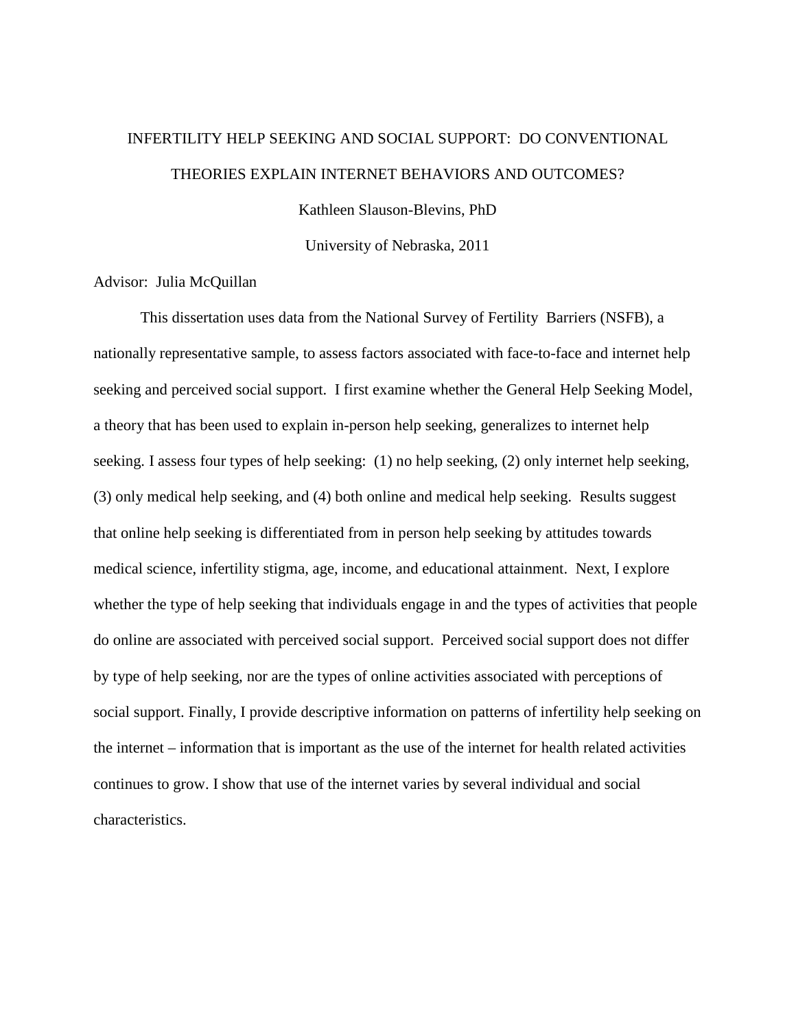INFERTILITY HELP SEEKING AND SOCIAL SUPPORT: DO CONVENTIONAL THEORIES EXPLAIN INTERNET BEHAVIORS AND OUTCOMES?

Kathleen Slauson-Blevins, PhD

University of Nebraska, 2011

Advisor: Julia McQuillan

This dissertation uses data from the National Survey of Fertility Barriers (NSFB), a nationally representative sample, to assess factors associated with face-to-face and internet help seeking and perceived social support. I first examine whether the General Help Seeking Model, a theory that has been used to explain in-person help seeking, generalizes to internet help seeking. I assess four types of help seeking: (1) no help seeking, (2) only internet help seeking, (3) only medical help seeking, and (4) both online and medical help seeking. Results suggest that online help seeking is differentiated from in person help seeking by attitudes towards medical science, infertility stigma, age, income, and educational attainment. Next, I explore whether the type of help seeking that individuals engage in and the types of activities that people do online are associated with perceived social support. Perceived social support does not differ by type of help seeking, nor are the types of online activities associated with perceptions of social support. Finally, I provide descriptive information on patterns of infertility help seeking on the internet – information that is important as the use of the internet for health related activities continues to grow. I show that use of the internet varies by several individual and social characteristics.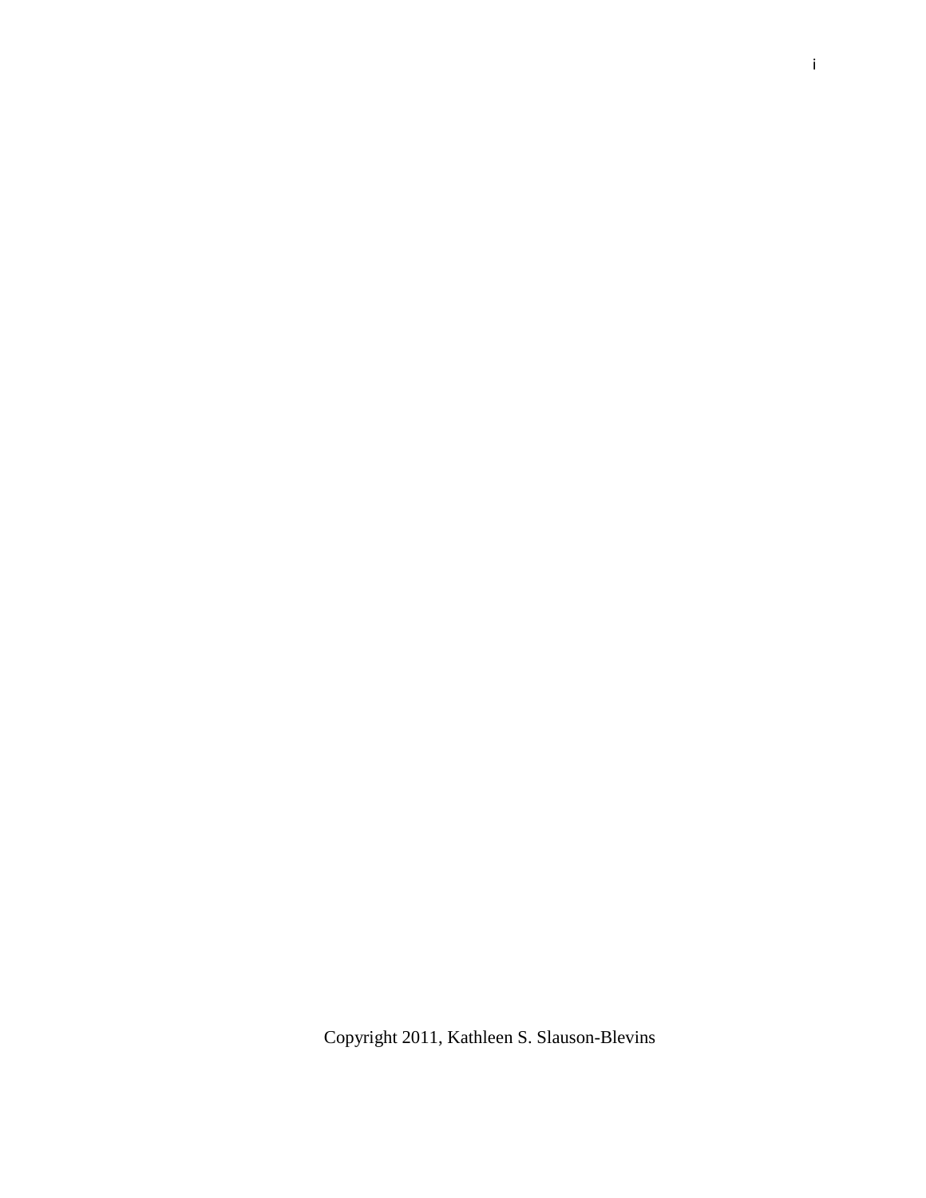Copyright 2011, Kathleen S. Slauson-Blevins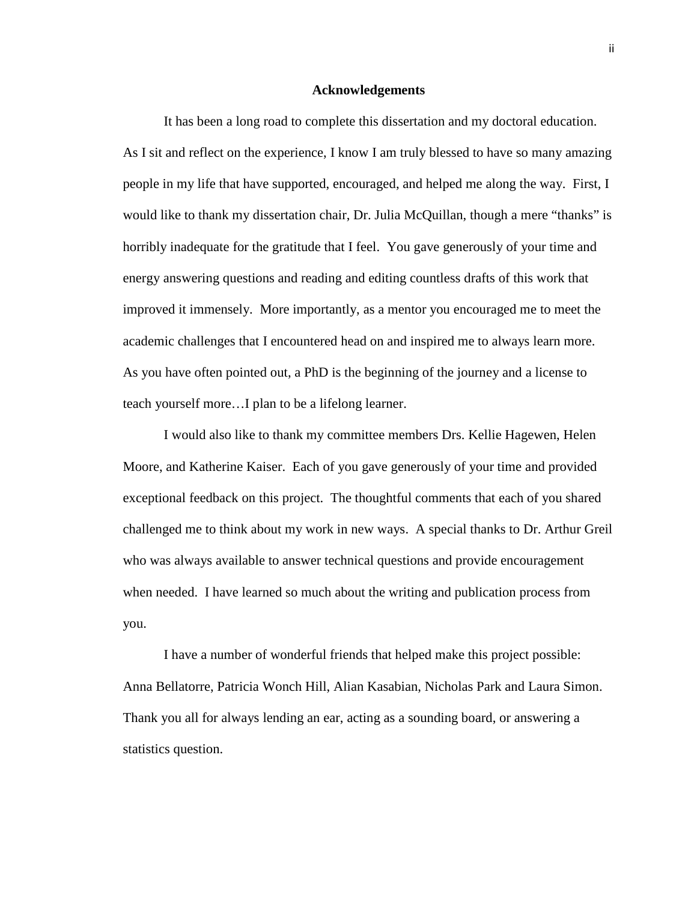# Acknowledgements

It has been a long road to complete this dissertation and my doctoral education. As I sit and reflect on the experience, I know I am truly blessed to have so many amazing people in my life that have supported, encouraged, and helped me along the way. First, I would like to thank my dissertation chair, Dr. Julia McQuillan, though a mere "thanks" is horribly inadequate for the gratitude that I feel. You gave generously of your time and energy answering questions and reading and editing countless drafts of this work that improved it immensely. More importantly, as a mentor you encouraged me to meet the academic challenges that I encountered head on and inspired me to always learn more. As you have often pointed out, a PhD is the beginning of the journey and a license to teach yourself more…I plan to be a lifelong learner.

I would also like to thank my committee members Drs. Kellie Hagewen, Helen Moore, and Katherine Kaiser. Each of you gave generously of your time and provided exceptional feedback on this project. The thoughtful comments that each of you shared challenged me to think about my work in new ways. A special thanks to Dr. Arthur Greil who was always available to answer technical questions and provide encouragement when needed. I have learned so much about the writing and publication process from you.

I have a number of wonderful friends that helped make this project possible: Anna Bellatorre, Patricia Wonch Hill, Alian Kasabian, Nicholas Park and Laura Simon. Thank you all for always lending an ear, acting as a sounding board, or answering a statistics question.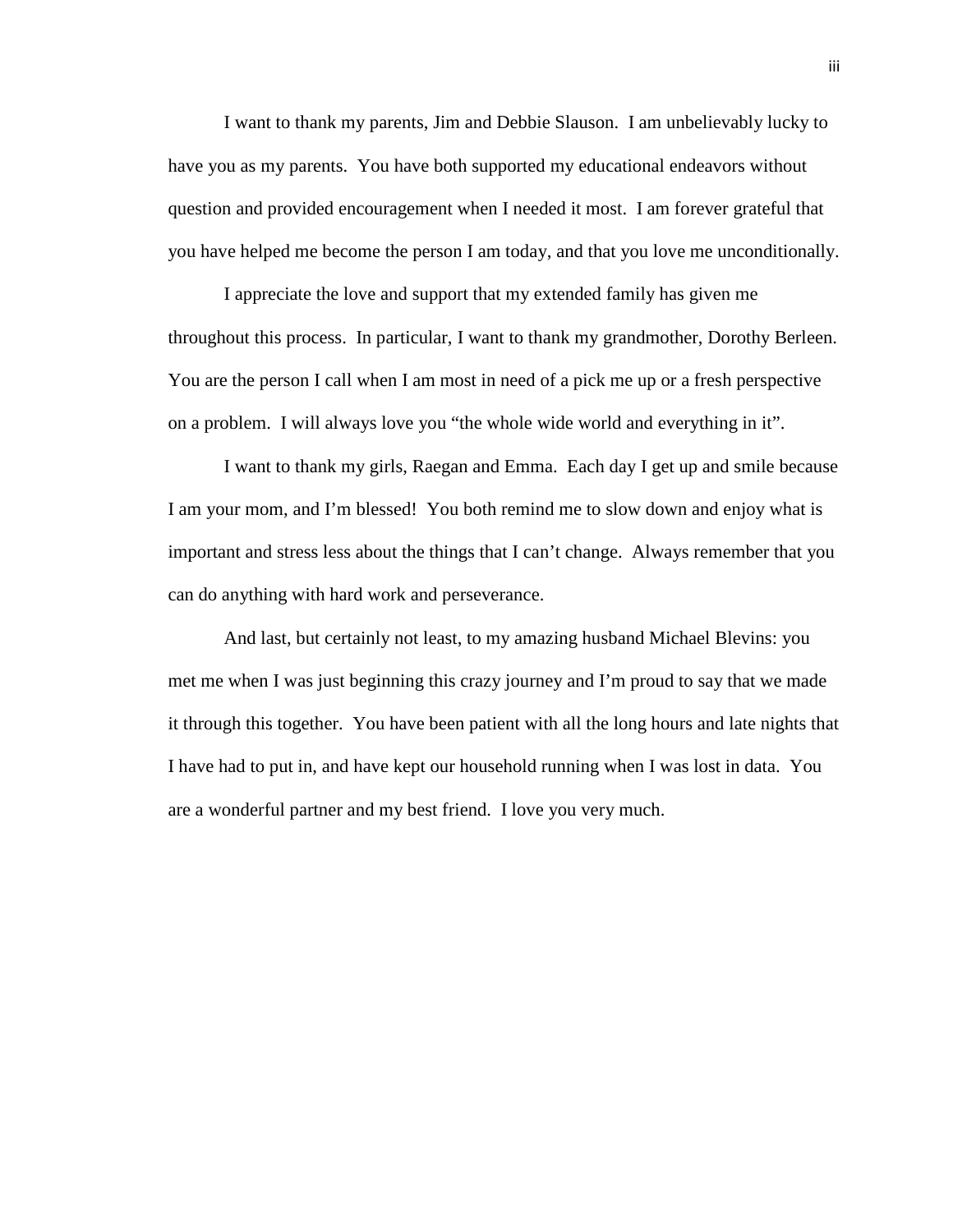I want to thank my parents, Jim and Debbie Slauson. I am unbelievably lucky to have you as my parents. You have both supported my educational endeavors without question and provided encouragement when I needed it most. I am forever grateful that you have helped me become the person I am today, and that you love me unconditionally.

I appreciate the love and support that my extended family has given me throughout this process. In particular, I want to thank my grandmother, Dorothy Berleen. You are the person I call when I am most in need of a pick me up or a fresh perspective on a problem. I will always love you "the whole wide world and everything in it".

I want to thank my girls, Raegan and Emma. Each day I get up and smile because I am your mom, and I'm blessed! You both remind me to slow down and enjoy what is important and stress less about the things that I can't change. Always remember that you can do anything with hard work and perseverance.

And last, but certainly not least, to my amazing husband Michael Blevins: you met me when I was just beginning this crazy journey and I'm proud to say that we made it through this together. You have been patient with all the long hours and late nights that I have had to put in, and have kept our household running when I was lost in data. You are a wonderful partner and my best friend. I love you very much.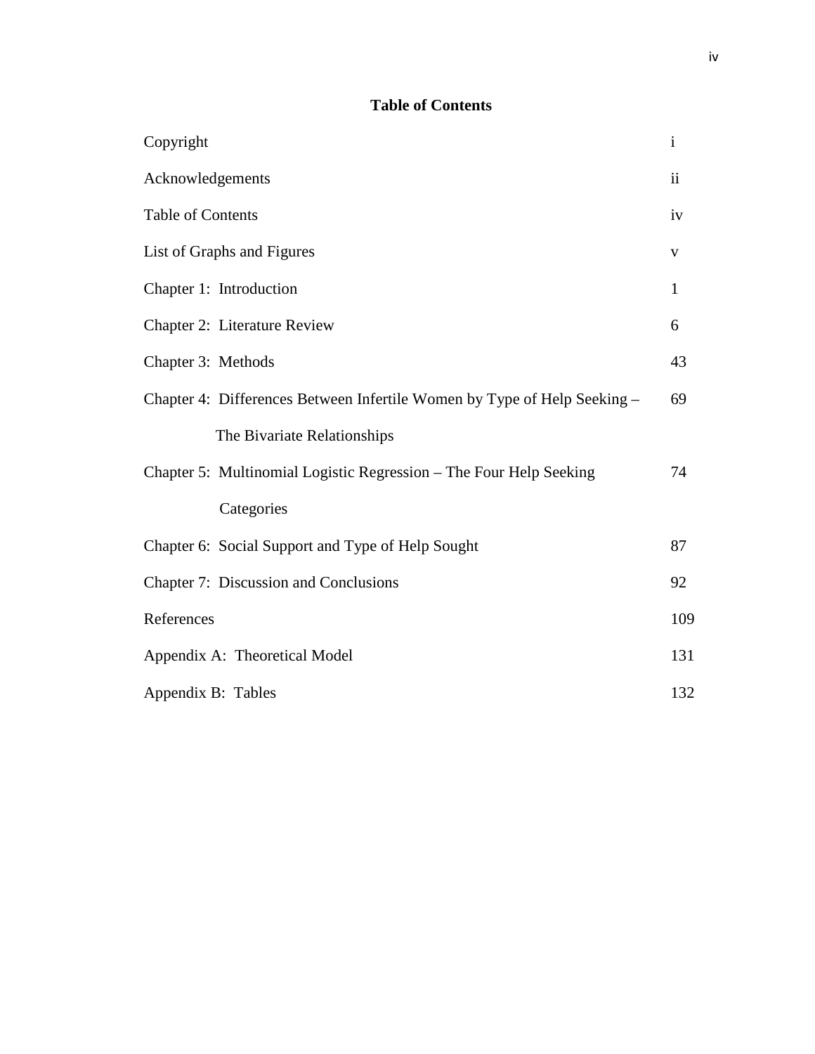## Table of Contents

| | |
|---|---|
| Copyright | i |
| Acknowledgements | ii |
| Table of Contents | iv |
| List of Graphs and Figures | v |
| Chapter 1: Introduction | 1 |
| Chapter 2: Literature Review | 6 |
| Chapter 3: Methods | 43 |
| Chapter 4: Differences Between Infertile Women by Type of Help Seeking – The Bivariate Relationships | 69 |
| Chapter 5: Multinomial Logistic Regression – The Four Help Seeking Categories | 74 |
| Chapter 6: Social Support and Type of Help Sought | 87 |
| Chapter 7: Discussion and Conclusions | 92 |
| References | 109 |
| Appendix A: Theoretical Model | 131 |
| Appendix B: Tables | 132 |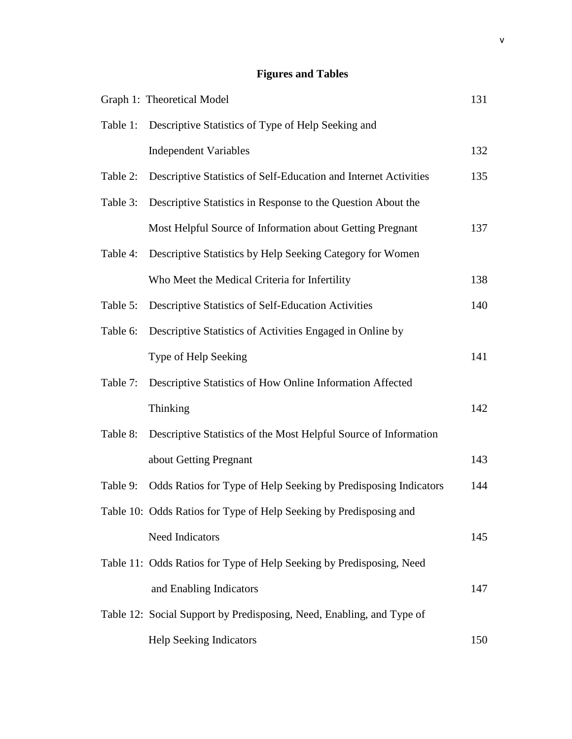## Figures and Tables

| | | |
|---|---|---|
| Graph 1: | Theoretical Model | 131 |
| Table 1: | Descriptive Statistics of Type of Help Seeking and Independent Variables | 132 |
| Table 2: | Descriptive Statistics of Self-Education and Internet Activities | 135 |
| Table 3: | Descriptive Statistics in Response to the Question About the Most Helpful Source of Information about Getting Pregnant | 137 |
| Table 4: | Descriptive Statistics by Help Seeking Category for Women Who Meet the Medical Criteria for Infertility | 138 |
| Table 5: | Descriptive Statistics of Self-Education Activities | 140 |
| Table 6: | Descriptive Statistics of Activities Engaged in Online by Type of Help Seeking | 141 |
| Table 7: | Descriptive Statistics of How Online Information Affected Thinking | 142 |
| Table 8: | Descriptive Statistics of the Most Helpful Source of Information about Getting Pregnant | 143 |
| Table 9: | Odds Ratios for Type of Help Seeking by Predisposing Indicators | 144 |
| Table 10: | Odds Ratios for Type of Help Seeking by Predisposing and Need Indicators | 145 |
| Table 11: | Odds Ratios for Type of Help Seeking by Predisposing, Need and Enabling Indicators | 147 |
| Table 12: | Social Support by Predisposing, Need, Enabling, and Type of Help Seeking Indicators | 150 |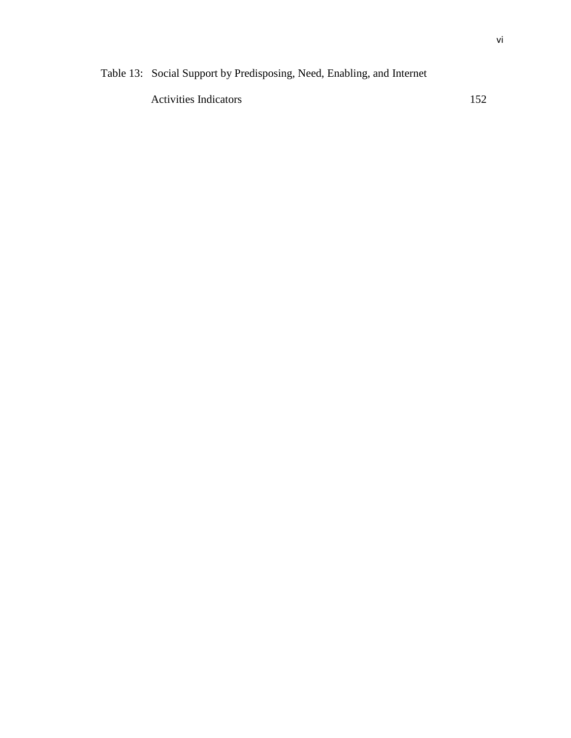Table 13: Social Support by Predisposing, Need, Enabling, and Internet Activities Indicators 152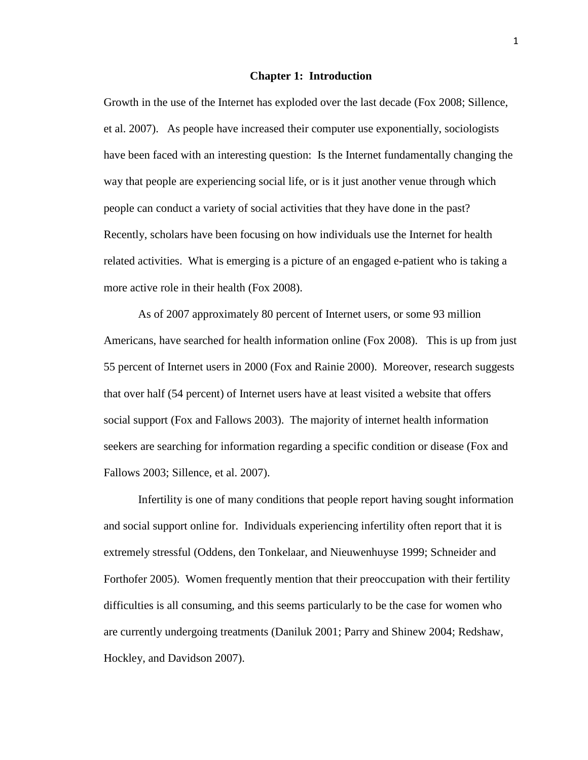# Chapter 1: Introduction

Growth in the use of the Internet has exploded over the last decade (Fox 2008; Sillence, et al. 2007). As people have increased their computer use exponentially, sociologists have been faced with an interesting question: Is the Internet fundamentally changing the way that people are experiencing social life, or is it just another venue through which people can conduct a variety of social activities that they have done in the past? Recently, scholars have been focusing on how individuals use the Internet for health related activities. What is emerging is a picture of an engaged e-patient who is taking a more active role in their health (Fox 2008).

As of 2007 approximately 80 percent of Internet users, or some 93 million Americans, have searched for health information online (Fox 2008). This is up from just 55 percent of Internet users in 2000 (Fox and Rainie 2000). Moreover, research suggests that over half (54 percent) of Internet users have at least visited a website that offers social support (Fox and Fallows 2003). The majority of internet health information seekers are searching for information regarding a specific condition or disease (Fox and Fallows 2003; Sillence, et al. 2007).

Infertility is one of many conditions that people report having sought information and social support online for. Individuals experiencing infertility often report that it is extremely stressful (Oddens, den Tonkelaar, and Nieuwenhuyse 1999; Schneider and Forthofer 2005). Women frequently mention that their preoccupation with their fertility difficulties is all consuming, and this seems particularly to be the case for women who are currently undergoing treatments (Daniluk 2001; Parry and Shinew 2004; Redshaw, Hockley, and Davidson 2007).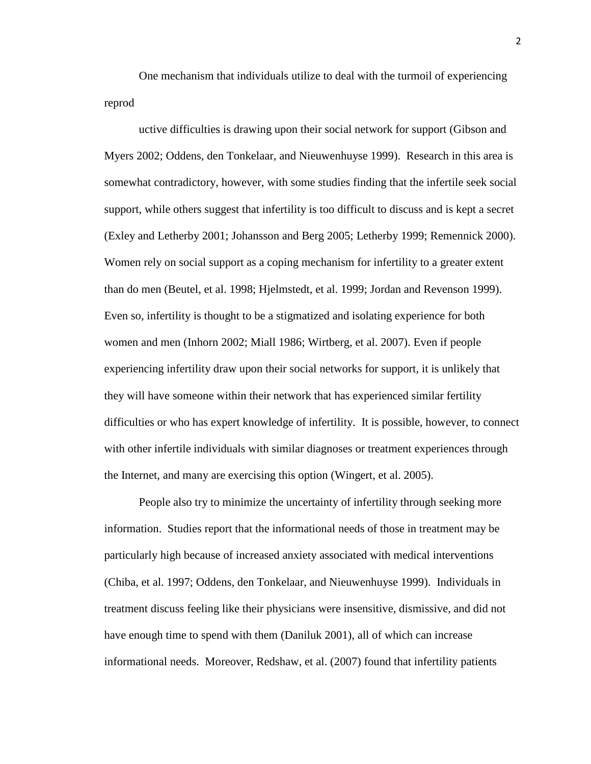One mechanism that individuals utilize to deal with the turmoil of experiencing reprod

uctive difficulties is drawing upon their social network for support (Gibson and Myers 2002; Oddens, den Tonkelaar, and Nieuwenhuyse 1999). Research in this area is somewhat contradictory, however, with some studies finding that the infertile seek social support, while others suggest that infertility is too difficult to discuss and is kept a secret (Exley and Letherby 2001; Johansson and Berg 2005; Letherby 1999; Remennick 2000). Women rely on social support as a coping mechanism for infertility to a greater extent than do men (Beutel, et al. 1998; Hjelmstedt, et al. 1999; Jordan and Revenson 1999). Even so, infertility is thought to be a stigmatized and isolating experience for both women and men (Inhorn 2002; Miall 1986; Wirtberg, et al. 2007). Even if people experiencing infertility draw upon their social networks for support, it is unlikely that they will have someone within their network that has experienced similar fertility difficulties or who has expert knowledge of infertility. It is possible, however, to connect with other infertile individuals with similar diagnoses or treatment experiences through the Internet, and many are exercising this option (Wingert, et al. 2005).

People also try to minimize the uncertainty of infertility through seeking more information. Studies report that the informational needs of those in treatment may be particularly high because of increased anxiety associated with medical interventions (Chiba, et al. 1997; Oddens, den Tonkelaar, and Nieuwenhuyse 1999). Individuals in treatment discuss feeling like their physicians were insensitive, dismissive, and did not have enough time to spend with them (Daniluk 2001), all of which can increase informational needs. Moreover, Redshaw, et al. (2007) found that infertility patients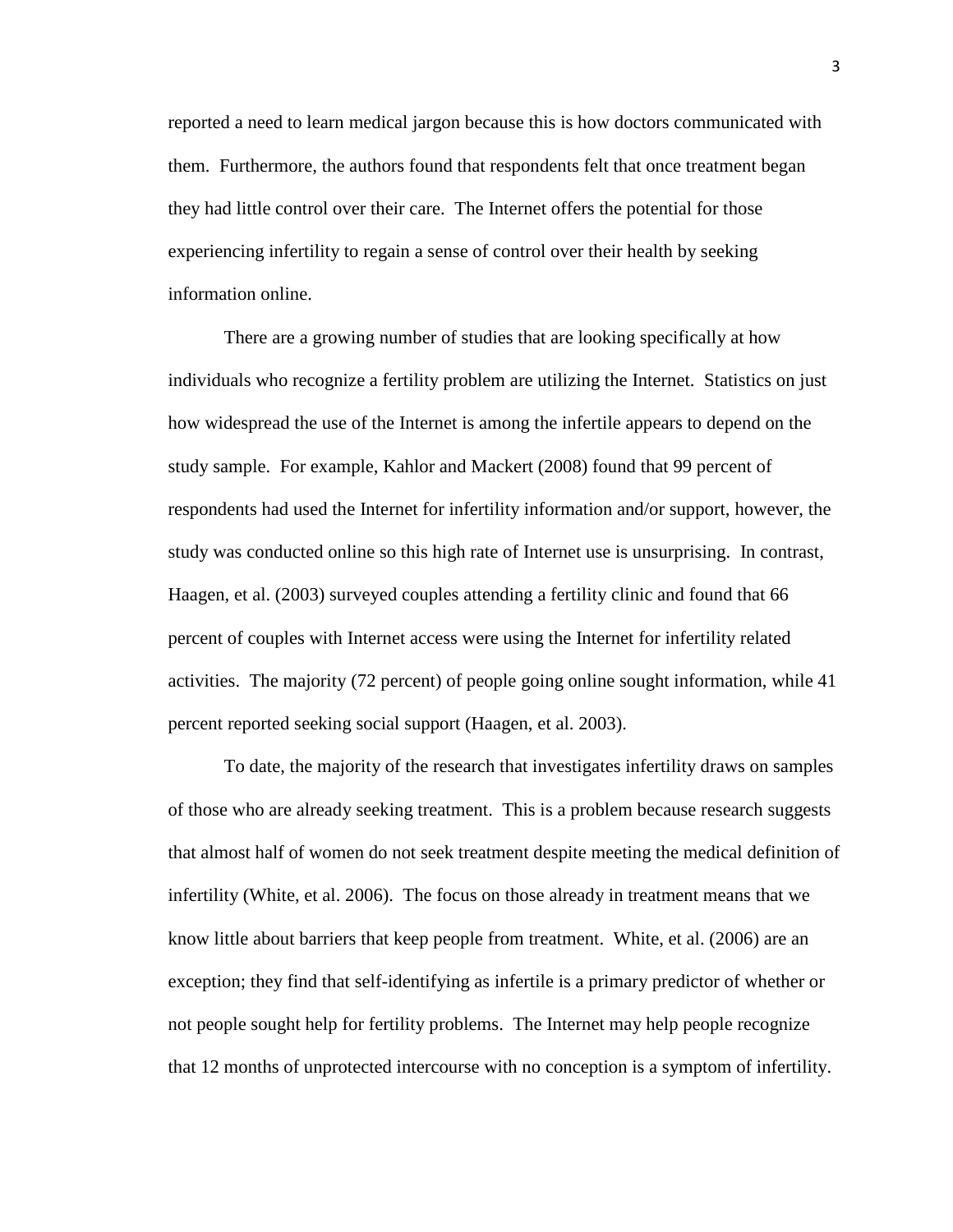reported a need to learn medical jargon because this is how doctors communicated with them. Furthermore, the authors found that respondents felt that once treatment began they had little control over their care. The Internet offers the potential for those experiencing infertility to regain a sense of control over their health by seeking information online.

There are a growing number of studies that are looking specifically at how individuals who recognize a fertility problem are utilizing the Internet. Statistics on just how widespread the use of the Internet is among the infertile appears to depend on the study sample. For example, Kahlor and Mackert (2008) found that 99 percent of respondents had used the Internet for infertility information and/or support, however, the study was conducted online so this high rate of Internet use is unsurprising. In contrast, Haagen, et al. (2003) surveyed couples attending a fertility clinic and found that 66 percent of couples with Internet access were using the Internet for infertility related activities. The majority (72 percent) of people going online sought information, while 41 percent reported seeking social support (Haagen, et al. 2003).

To date, the majority of the research that investigates infertility draws on samples of those who are already seeking treatment. This is a problem because research suggests that almost half of women do not seek treatment despite meeting the medical definition of infertility (White, et al. 2006). The focus on those already in treatment means that we know little about barriers that keep people from treatment. White, et al. (2006) are an exception; they find that self-identifying as infertile is a primary predictor of whether or not people sought help for fertility problems. The Internet may help people recognize that 12 months of unprotected intercourse with no conception is a symptom of infertility.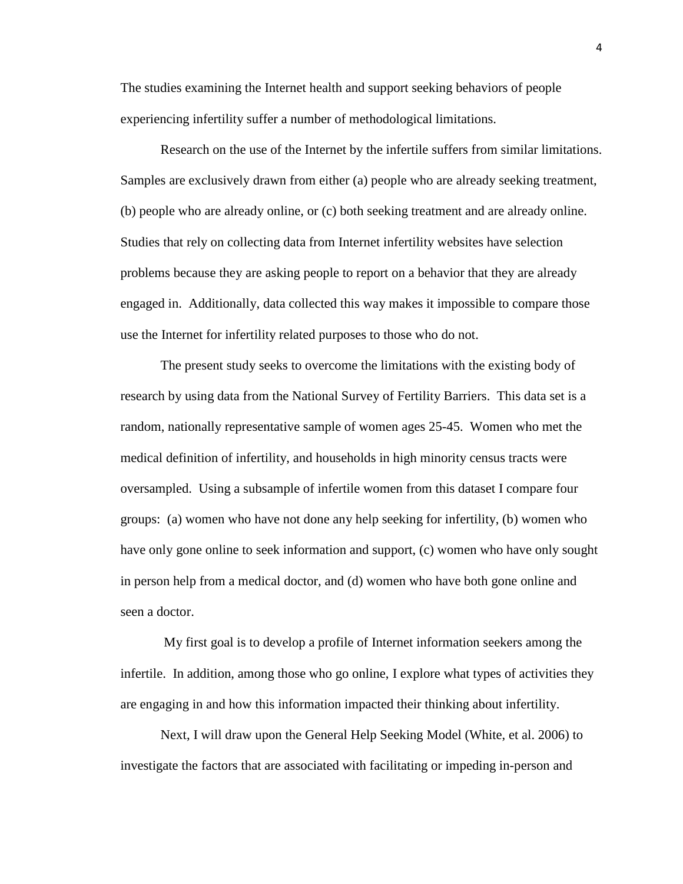The studies examining the Internet health and support seeking behaviors of people experiencing infertility suffer a number of methodological limitations.

Research on the use of the Internet by the infertile suffers from similar limitations. Samples are exclusively drawn from either (a) people who are already seeking treatment, (b) people who are already online, or (c) both seeking treatment and are already online. Studies that rely on collecting data from Internet infertility websites have selection problems because they are asking people to report on a behavior that they are already engaged in. Additionally, data collected this way makes it impossible to compare those use the Internet for infertility related purposes to those who do not.

The present study seeks to overcome the limitations with the existing body of research by using data from the National Survey of Fertility Barriers. This data set is a random, nationally representative sample of women ages 25-45. Women who met the medical definition of infertility, and households in high minority census tracts were oversampled. Using a subsample of infertile women from this dataset I compare four groups: (a) women who have not done any help seeking for infertility, (b) women who have only gone online to seek information and support, (c) women who have only sought in person help from a medical doctor, and (d) women who have both gone online and seen a doctor.

My first goal is to develop a profile of Internet information seekers among the infertile. In addition, among those who go online, I explore what types of activities they are engaging in and how this information impacted their thinking about infertility.

Next, I will draw upon the General Help Seeking Model (White, et al. 2006) to investigate the factors that are associated with facilitating or impeding in-person and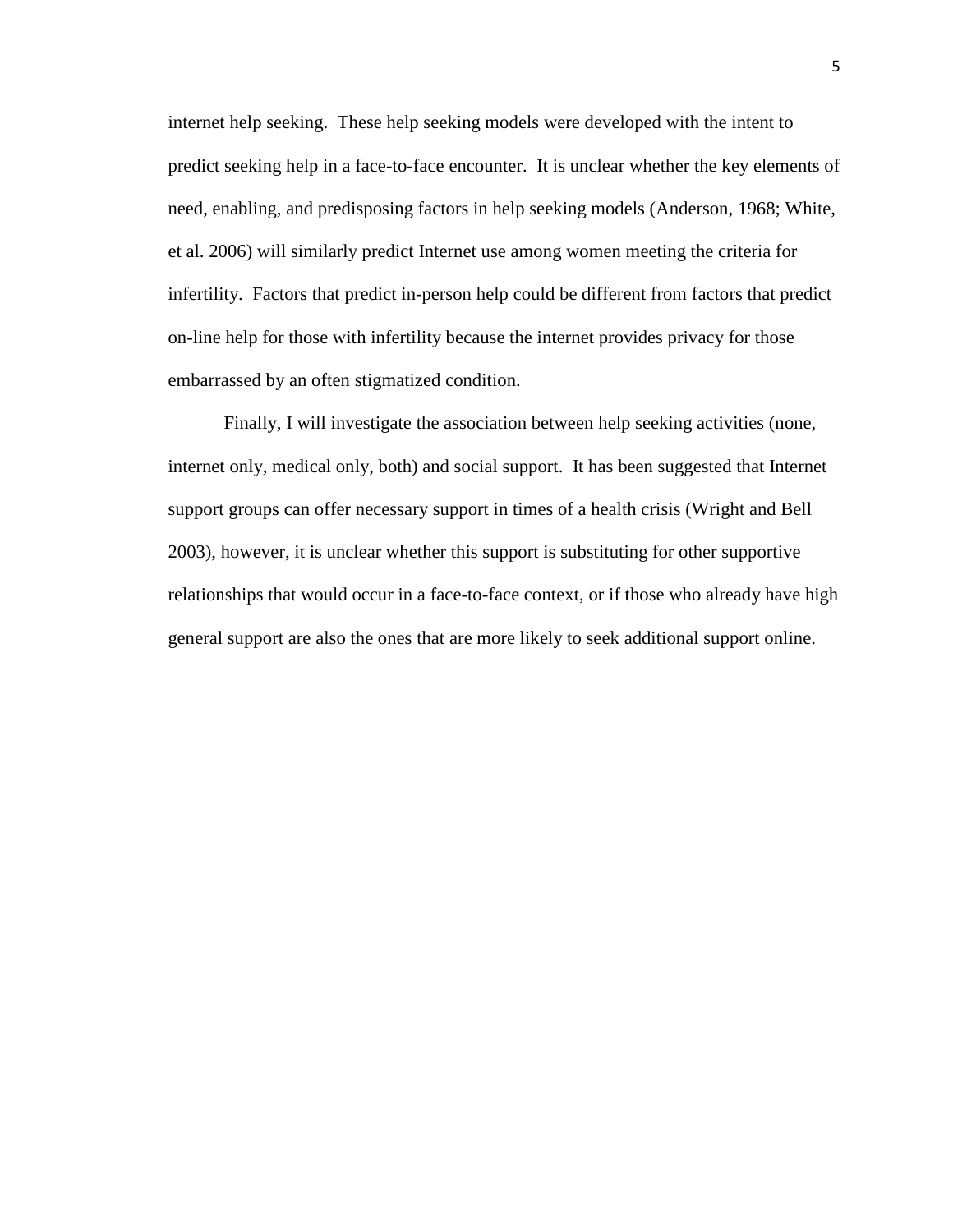internet help seeking. These help seeking models were developed with the intent to predict seeking help in a face-to-face encounter. It is unclear whether the key elements of need, enabling, and predisposing factors in help seeking models (Anderson, 1968; White, et al. 2006) will similarly predict Internet use among women meeting the criteria for infertility. Factors that predict in-person help could be different from factors that predict on-line help for those with infertility because the internet provides privacy for those embarrassed by an often stigmatized condition.

Finally, I will investigate the association between help seeking activities (none, internet only, medical only, both) and social support. It has been suggested that Internet support groups can offer necessary support in times of a health crisis (Wright and Bell 2003), however, it is unclear whether this support is substituting for other supportive relationships that would occur in a face-to-face context, or if those who already have high general support are also the ones that are more likely to seek additional support online.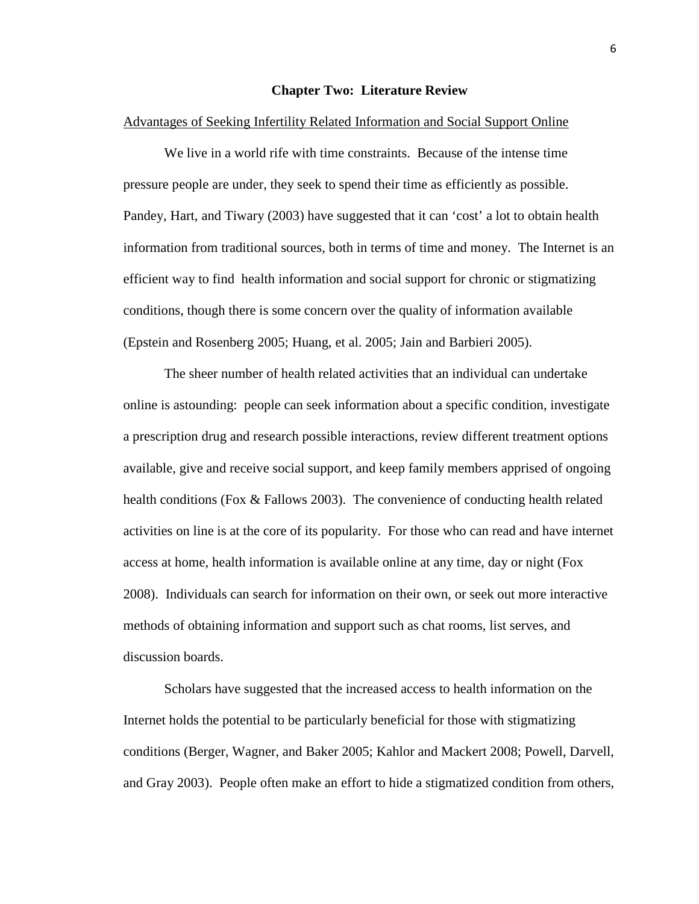## Chapter Two: Literature Review

Advantages of Seeking Infertility Related Information and Social Support Online

We live in a world rife with time constraints. Because of the intense time pressure people are under, they seek to spend their time as efficiently as possible. Pandey, Hart, and Tiwary (2003) have suggested that it can 'cost' a lot to obtain health information from traditional sources, both in terms of time and money. The Internet is an efficient way to find health information and social support for chronic or stigmatizing conditions, though there is some concern over the quality of information available (Epstein and Rosenberg 2005; Huang, et al. 2005; Jain and Barbieri 2005).

The sheer number of health related activities that an individual can undertake online is astounding: people can seek information about a specific condition, investigate a prescription drug and research possible interactions, review different treatment options available, give and receive social support, and keep family members apprised of ongoing health conditions (Fox & Fallows 2003). The convenience of conducting health related activities on line is at the core of its popularity. For those who can read and have internet access at home, health information is available online at any time, day or night (Fox 2008). Individuals can search for information on their own, or seek out more interactive methods of obtaining information and support such as chat rooms, list serves, and discussion boards.

Scholars have suggested that the increased access to health information on the Internet holds the potential to be particularly beneficial for those with stigmatizing conditions (Berger, Wagner, and Baker 2005; Kahlor and Mackert 2008; Powell, Darvell, and Gray 2003). People often make an effort to hide a stigmatized condition from others,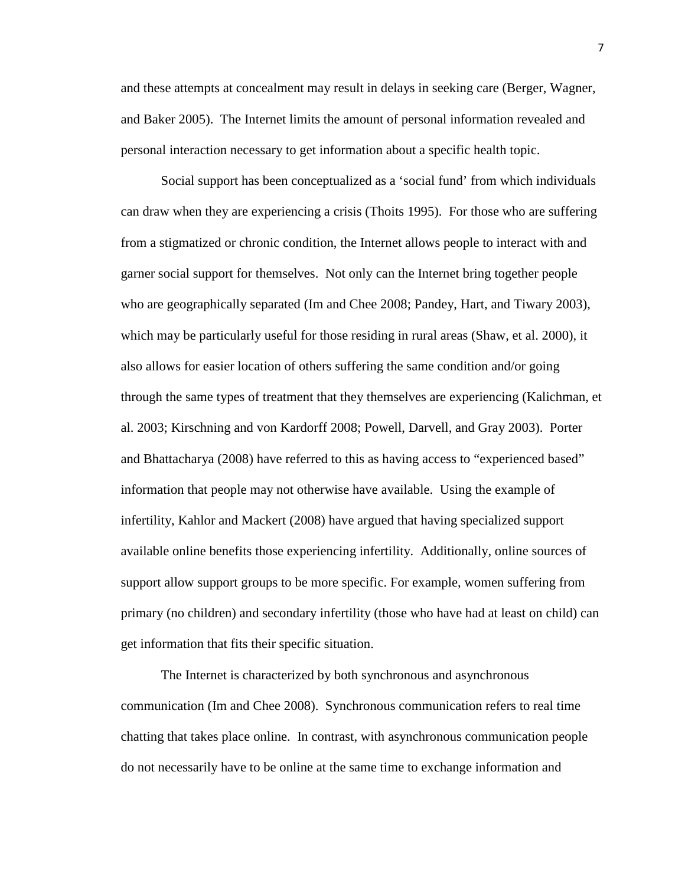and these attempts at concealment may result in delays in seeking care (Berger, Wagner, and Baker 2005). The Internet limits the amount of personal information revealed and personal interaction necessary to get information about a specific health topic.

Social support has been conceptualized as a 'social fund' from which individuals can draw when they are experiencing a crisis (Thoits 1995). For those who are suffering from a stigmatized or chronic condition, the Internet allows people to interact with and garner social support for themselves. Not only can the Internet bring together people who are geographically separated (Im and Chee 2008; Pandey, Hart, and Tiwary 2003), which may be particularly useful for those residing in rural areas (Shaw, et al. 2000), it also allows for easier location of others suffering the same condition and/or going through the same types of treatment that they themselves are experiencing (Kalichman, et al. 2003; Kirschning and von Kardorff 2008; Powell, Darvell, and Gray 2003). Porter and Bhattacharya (2008) have referred to this as having access to "experienced based" information that people may not otherwise have available. Using the example of infertility, Kahlor and Mackert (2008) have argued that having specialized support available online benefits those experiencing infertility. Additionally, online sources of support allow support groups to be more specific. For example, women suffering from primary (no children) and secondary infertility (those who have had at least on child) can get information that fits their specific situation.

The Internet is characterized by both synchronous and asynchronous communication (Im and Chee 2008). Synchronous communication refers to real time chatting that takes place online. In contrast, with asynchronous communication people do not necessarily have to be online at the same time to exchange information and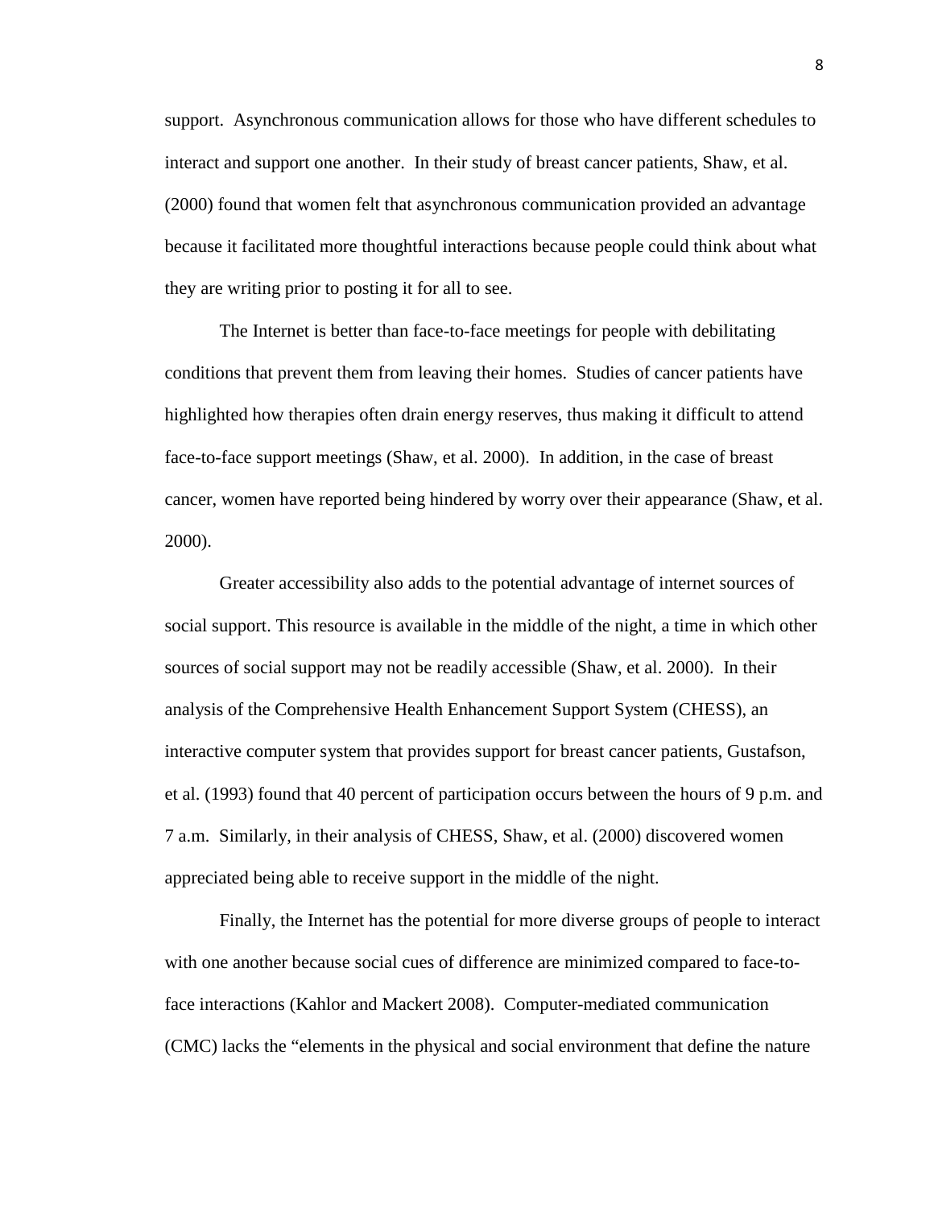support. Asynchronous communication allows for those who have different schedules to interact and support one another. In their study of breast cancer patients, Shaw, et al. (2000) found that women felt that asynchronous communication provided an advantage because it facilitated more thoughtful interactions because people could think about what they are writing prior to posting it for all to see.

The Internet is better than face-to-face meetings for people with debilitating conditions that prevent them from leaving their homes. Studies of cancer patients have highlighted how therapies often drain energy reserves, thus making it difficult to attend face-to-face support meetings (Shaw, et al. 2000). In addition, in the case of breast cancer, women have reported being hindered by worry over their appearance (Shaw, et al. 2000).

Greater accessibility also adds to the potential advantage of internet sources of social support. This resource is available in the middle of the night, a time in which other sources of social support may not be readily accessible (Shaw, et al. 2000). In their analysis of the Comprehensive Health Enhancement Support System (CHESS), an interactive computer system that provides support for breast cancer patients, Gustafson, et al. (1993) found that 40 percent of participation occurs between the hours of 9 p.m. and 7 a.m. Similarly, in their analysis of CHESS, Shaw, et al. (2000) discovered women appreciated being able to receive support in the middle of the night.

Finally, the Internet has the potential for more diverse groups of people to interact with one another because social cues of difference are minimized compared to face-to-face interactions (Kahlor and Mackert 2008). Computer-mediated communication (CMC) lacks the "elements in the physical and social environment that define the nature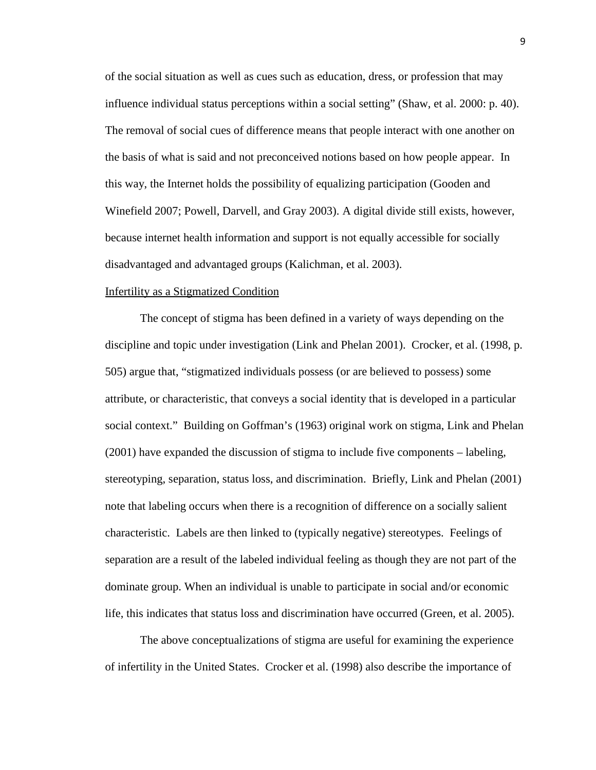of the social situation as well as cues such as education, dress, or profession that may influence individual status perceptions within a social setting" (Shaw, et al. 2000: p. 40). The removal of social cues of difference means that people interact with one another on the basis of what is said and not preconceived notions based on how people appear. In this way, the Internet holds the possibility of equalizing participation (Gooden and Winefield 2007; Powell, Darvell, and Gray 2003). A digital divide still exists, however, because internet health information and support is not equally accessible for socially disadvantaged and advantaged groups (Kalichman, et al. 2003).

<u>Infertility as a Stigmatized Condition</u>

The concept of stigma has been defined in a variety of ways depending on the discipline and topic under investigation (Link and Phelan 2001). Crocker, et al. (1998, p. 505) argue that, "stigmatized individuals possess (or are believed to possess) some attribute, or characteristic, that conveys a social identity that is developed in a particular social context." Building on Goffman's (1963) original work on stigma, Link and Phelan (2001) have expanded the discussion of stigma to include five components – labeling, stereotyping, separation, status loss, and discrimination. Briefly, Link and Phelan (2001) note that labeling occurs when there is a recognition of difference on a socially salient characteristic. Labels are then linked to (typically negative) stereotypes. Feelings of separation are a result of the labeled individual feeling as though they are not part of the dominate group. When an individual is unable to participate in social and/or economic life, this indicates that status loss and discrimination have occurred (Green, et al. 2005).

The above conceptualizations of stigma are useful for examining the experience of infertility in the United States. Crocker et al. (1998) also describe the importance of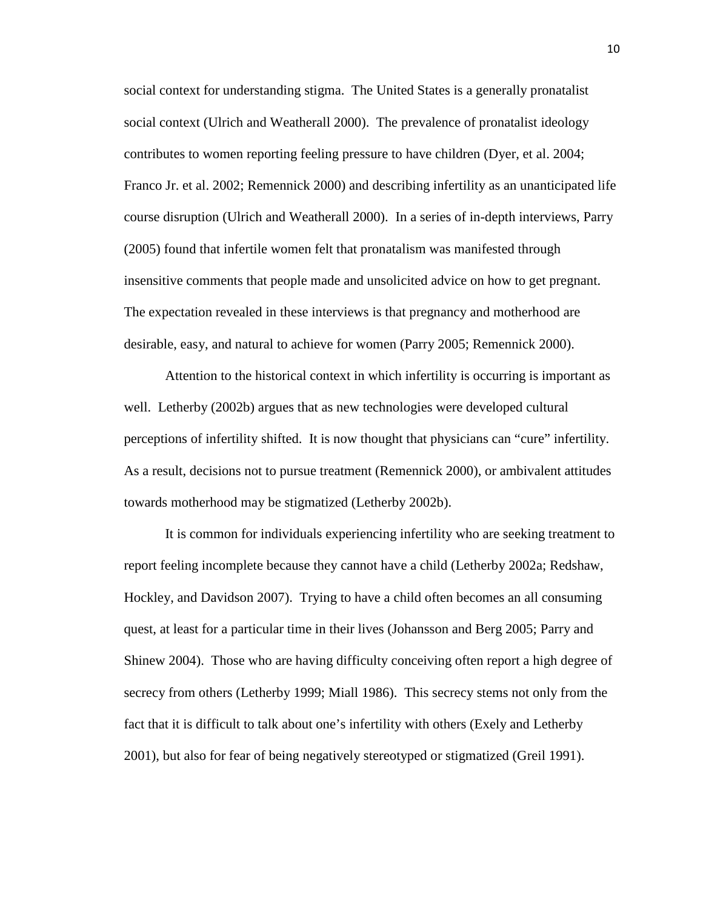social context for understanding stigma. The United States is a generally pronatalist social context (Ulrich and Weatherall 2000). The prevalence of pronatalist ideology contributes to women reporting feeling pressure to have children (Dyer, et al. 2004; Franco Jr. et al. 2002; Remennick 2000) and describing infertility as an unanticipated life course disruption (Ulrich and Weatherall 2000). In a series of in-depth interviews, Parry (2005) found that infertile women felt that pronatalism was manifested through insensitive comments that people made and unsolicited advice on how to get pregnant. The expectation revealed in these interviews is that pregnancy and motherhood are desirable, easy, and natural to achieve for women (Parry 2005; Remennick 2000).

Attention to the historical context in which infertility is occurring is important as well. Letherby (2002b) argues that as new technologies were developed cultural perceptions of infertility shifted. It is now thought that physicians can "cure" infertility. As a result, decisions not to pursue treatment (Remennick 2000), or ambivalent attitudes towards motherhood may be stigmatized (Letherby 2002b).

It is common for individuals experiencing infertility who are seeking treatment to report feeling incomplete because they cannot have a child (Letherby 2002a; Redshaw, Hockley, and Davidson 2007). Trying to have a child often becomes an all consuming quest, at least for a particular time in their lives (Johansson and Berg 2005; Parry and Shinew 2004). Those who are having difficulty conceiving often report a high degree of secrecy from others (Letherby 1999; Miall 1986). This secrecy stems not only from the fact that it is difficult to talk about one's infertility with others (Exely and Letherby 2001), but also for fear of being negatively stereotyped or stigmatized (Greil 1991).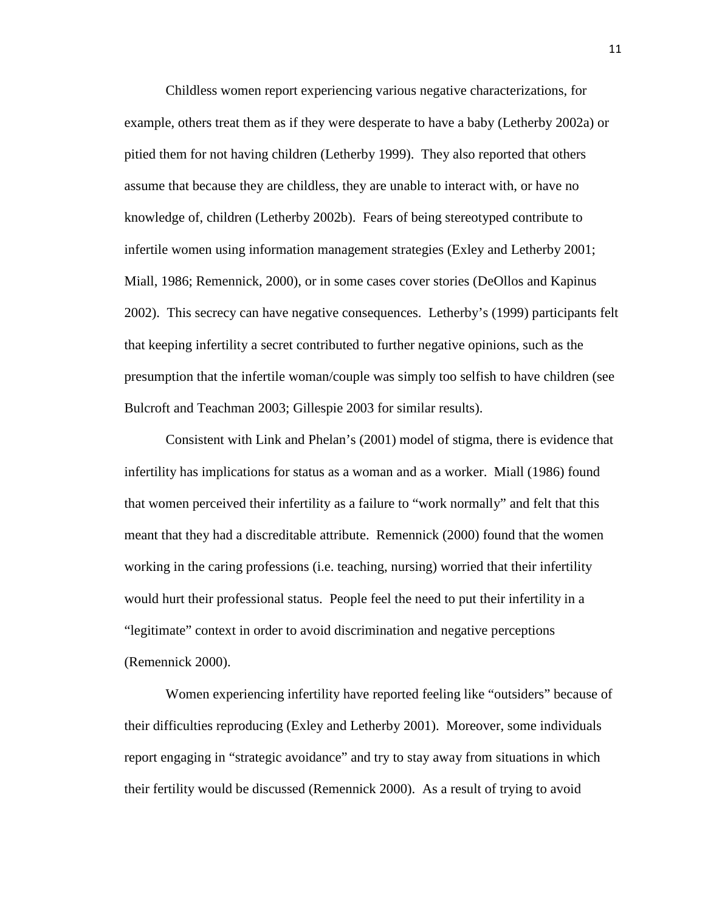Childless women report experiencing various negative characterizations, for example, others treat them as if they were desperate to have a baby (Letherby 2002a) or pitied them for not having children (Letherby 1999). They also reported that others assume that because they are childless, they are unable to interact with, or have no knowledge of, children (Letherby 2002b). Fears of being stereotyped contribute to infertile women using information management strategies (Exley and Letherby 2001; Miall, 1986; Remennick, 2000), or in some cases cover stories (DeOllos and Kapinus 2002). This secrecy can have negative consequences. Letherby's (1999) participants felt that keeping infertility a secret contributed to further negative opinions, such as the presumption that the infertile woman/couple was simply too selfish to have children (see Bulcroft and Teachman 2003; Gillespie 2003 for similar results).

Consistent with Link and Phelan's (2001) model of stigma, there is evidence that infertility has implications for status as a woman and as a worker. Miall (1986) found that women perceived their infertility as a failure to "work normally" and felt that this meant that they had a discreditable attribute. Remennick (2000) found that the women working in the caring professions (i.e. teaching, nursing) worried that their infertility would hurt their professional status. People feel the need to put their infertility in a "legitimate" context in order to avoid discrimination and negative perceptions (Remennick 2000).

Women experiencing infertility have reported feeling like "outsiders" because of their difficulties reproducing (Exley and Letherby 2001). Moreover, some individuals report engaging in "strategic avoidance" and try to stay away from situations in which their fertility would be discussed (Remennick 2000). As a result of trying to avoid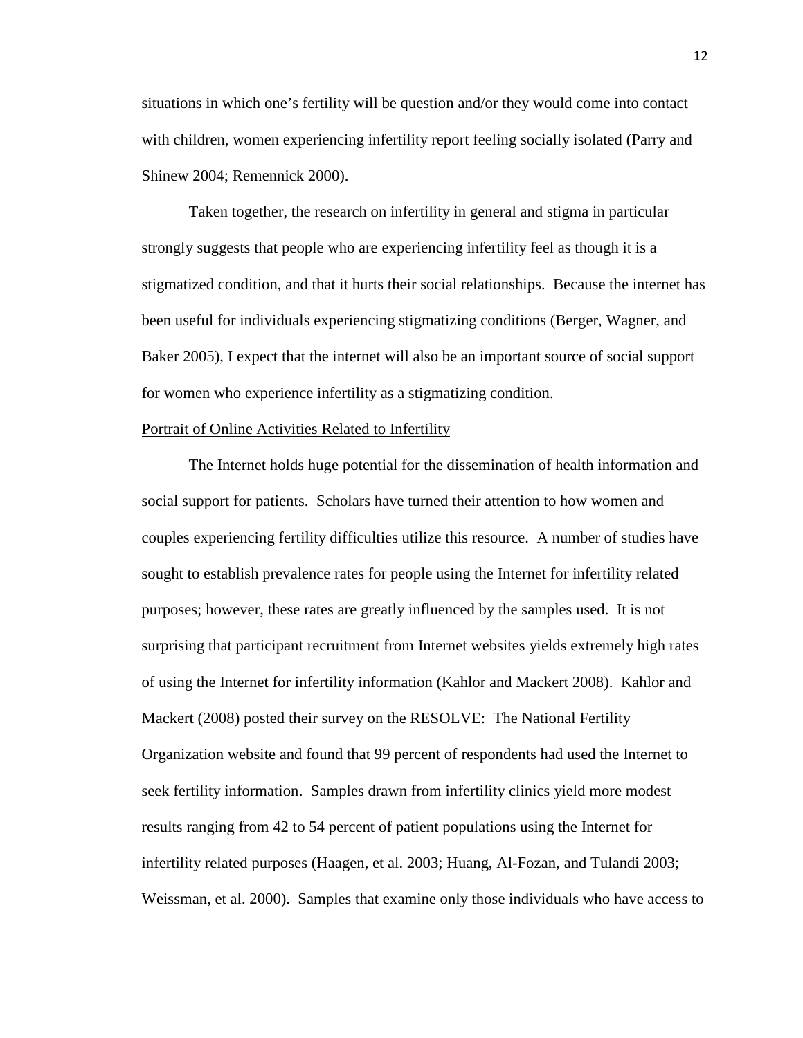situations in which one's fertility will be question and/or they would come into contact with children, women experiencing infertility report feeling socially isolated (Parry and Shinew 2004; Remennick 2000).

Taken together, the research on infertility in general and stigma in particular strongly suggests that people who are experiencing infertility feel as though it is a stigmatized condition, and that it hurts their social relationships. Because the internet has been useful for individuals experiencing stigmatizing conditions (Berger, Wagner, and Baker 2005), I expect that the internet will also be an important source of social support for women who experience infertility as a stigmatizing condition.

### Portrait of Online Activities Related to Infertility

The Internet holds huge potential for the dissemination of health information and social support for patients. Scholars have turned their attention to how women and couples experiencing fertility difficulties utilize this resource. A number of studies have sought to establish prevalence rates for people using the Internet for infertility related purposes; however, these rates are greatly influenced by the samples used. It is not surprising that participant recruitment from Internet websites yields extremely high rates of using the Internet for infertility information (Kahlor and Mackert 2008). Kahlor and Mackert (2008) posted their survey on the RESOLVE: The National Fertility Organization website and found that 99 percent of respondents had used the Internet to seek fertility information. Samples drawn from infertility clinics yield more modest results ranging from 42 to 54 percent of patient populations using the Internet for infertility related purposes (Haagen, et al. 2003; Huang, Al-Fozan, and Tulandi 2003; Weissman, et al. 2000). Samples that examine only those individuals who have access to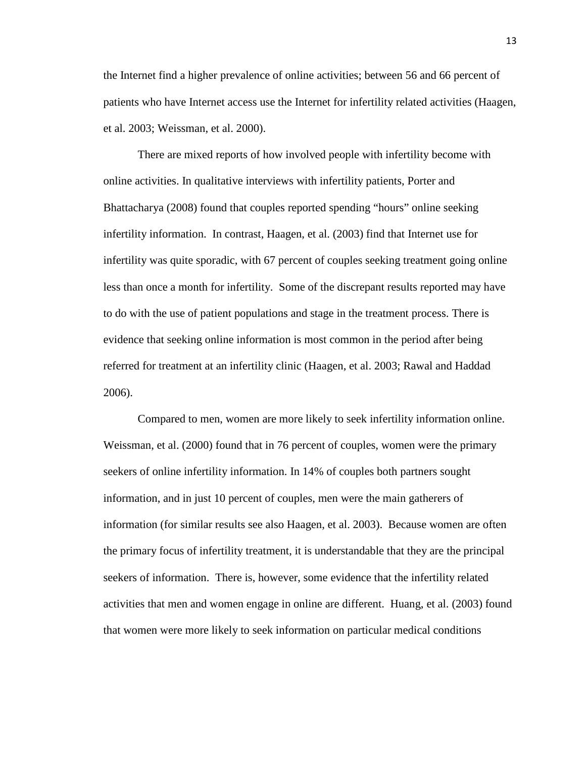the Internet find a higher prevalence of online activities; between 56 and 66 percent of patients who have Internet access use the Internet for infertility related activities (Haagen, et al. 2003; Weissman, et al. 2000).

There are mixed reports of how involved people with infertility become with online activities. In qualitative interviews with infertility patients, Porter and Bhattacharya (2008) found that couples reported spending "hours" online seeking infertility information. In contrast, Haagen, et al. (2003) find that Internet use for infertility was quite sporadic, with 67 percent of couples seeking treatment going online less than once a month for infertility. Some of the discrepant results reported may have to do with the use of patient populations and stage in the treatment process. There is evidence that seeking online information is most common in the period after being referred for treatment at an infertility clinic (Haagen, et al. 2003; Rawal and Haddad 2006).

Compared to men, women are more likely to seek infertility information online. Weissman, et al. (2000) found that in 76 percent of couples, women were the primary seekers of online infertility information. In 14% of couples both partners sought information, and in just 10 percent of couples, men were the main gatherers of information (for similar results see also Haagen, et al. 2003). Because women are often the primary focus of infertility treatment, it is understandable that they are the principal seekers of information. There is, however, some evidence that the infertility related activities that men and women engage in online are different. Huang, et al. (2003) found that women were more likely to seek information on particular medical conditions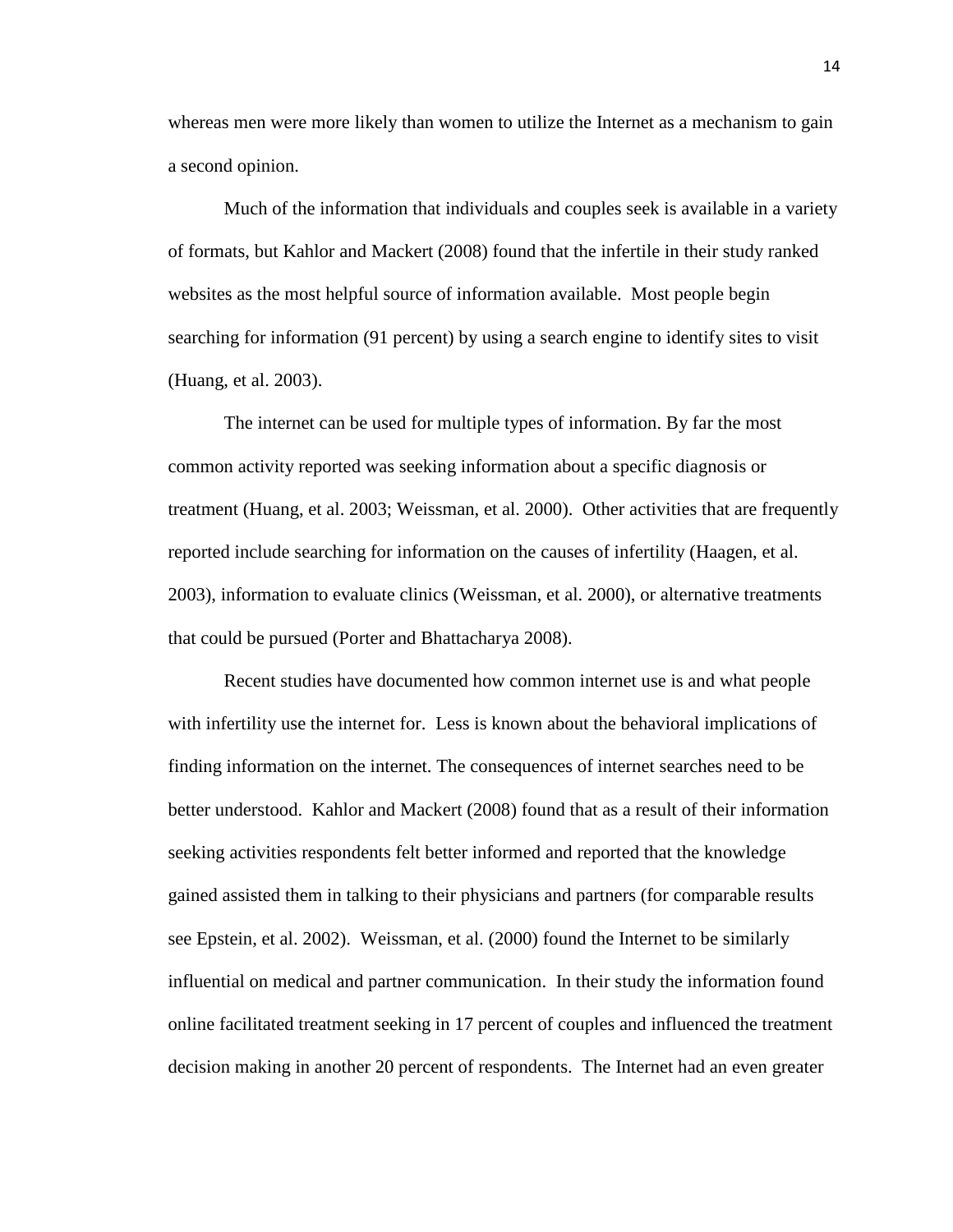whereas men were more likely than women to utilize the Internet as a mechanism to gain a second opinion.

Much of the information that individuals and couples seek is available in a variety of formats, but Kahlor and Mackert (2008) found that the infertile in their study ranked websites as the most helpful source of information available. Most people begin searching for information (91 percent) by using a search engine to identify sites to visit (Huang, et al. 2003).

The internet can be used for multiple types of information. By far the most common activity reported was seeking information about a specific diagnosis or treatment (Huang, et al. 2003; Weissman, et al. 2000). Other activities that are frequently reported include searching for information on the causes of infertility (Haagen, et al. 2003), information to evaluate clinics (Weissman, et al. 2000), or alternative treatments that could be pursued (Porter and Bhattacharya 2008).

Recent studies have documented how common internet use is and what people with infertility use the internet for. Less is known about the behavioral implications of finding information on the internet. The consequences of internet searches need to be better understood. Kahlor and Mackert (2008) found that as a result of their information seeking activities respondents felt better informed and reported that the knowledge gained assisted them in talking to their physicians and partners (for comparable results see Epstein, et al. 2002). Weissman, et al. (2000) found the Internet to be similarly influential on medical and partner communication. In their study the information found online facilitated treatment seeking in 17 percent of couples and influenced the treatment decision making in another 20 percent of respondents. The Internet had an even greater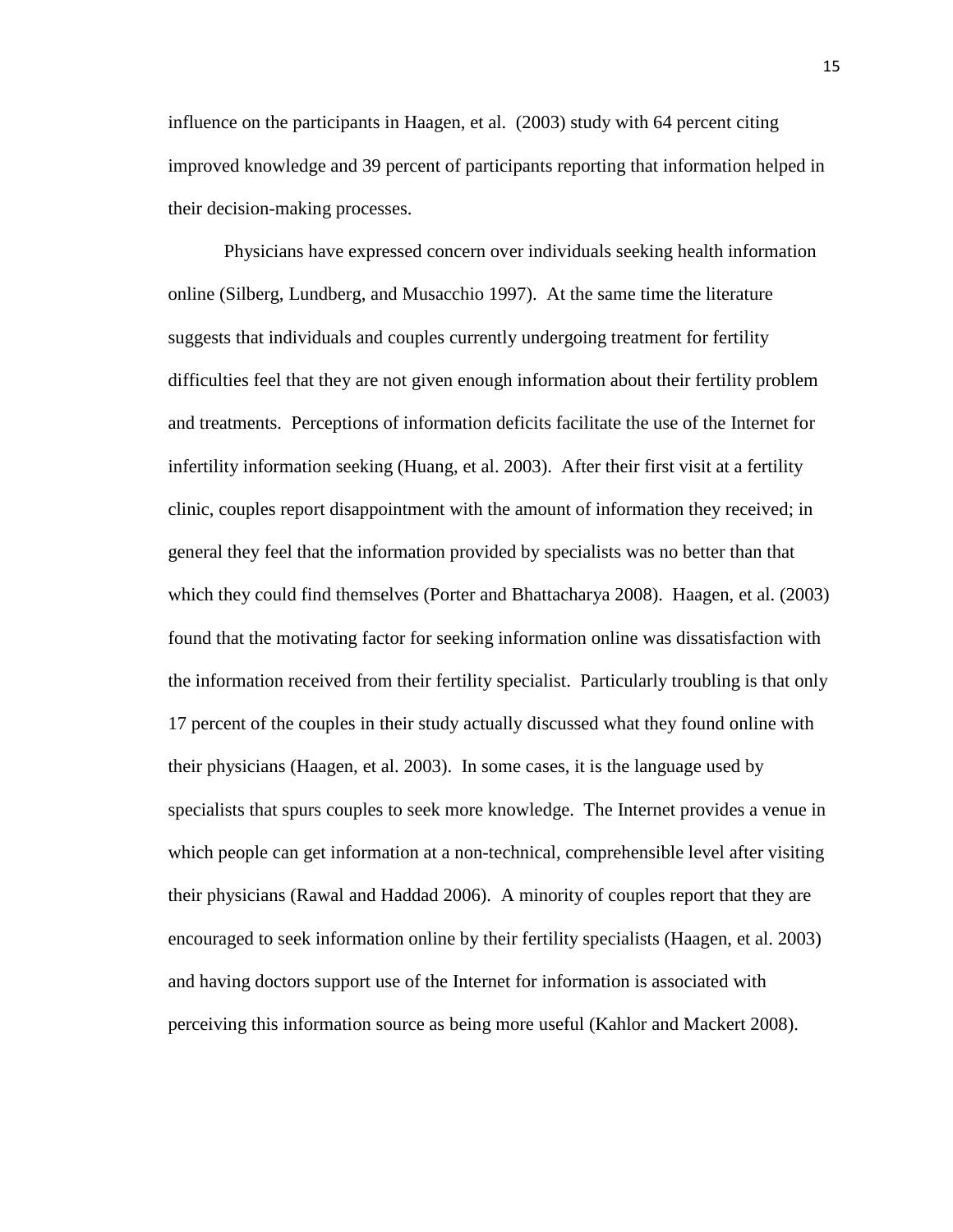influence on the participants in Haagen, et al. (2003) study with 64 percent citing improved knowledge and 39 percent of participants reporting that information helped in their decision-making processes.

Physicians have expressed concern over individuals seeking health information online (Silberg, Lundberg, and Musacchio 1997). At the same time the literature suggests that individuals and couples currently undergoing treatment for fertility difficulties feel that they are not given enough information about their fertility problem and treatments. Perceptions of information deficits facilitate the use of the Internet for infertility information seeking (Huang, et al. 2003). After their first visit at a fertility clinic, couples report disappointment with the amount of information they received; in general they feel that the information provided by specialists was no better than that which they could find themselves (Porter and Bhattacharya 2008). Haagen, et al. (2003) found that the motivating factor for seeking information online was dissatisfaction with the information received from their fertility specialist. Particularly troubling is that only 17 percent of the couples in their study actually discussed what they found online with their physicians (Haagen, et al. 2003). In some cases, it is the language used by specialists that spurs couples to seek more knowledge. The Internet provides a venue in which people can get information at a non-technical, comprehensible level after visiting their physicians (Rawal and Haddad 2006). A minority of couples report that they are encouraged to seek information online by their fertility specialists (Haagen, et al. 2003) and having doctors support use of the Internet for information is associated with perceiving this information source as being more useful (Kahlor and Mackert 2008).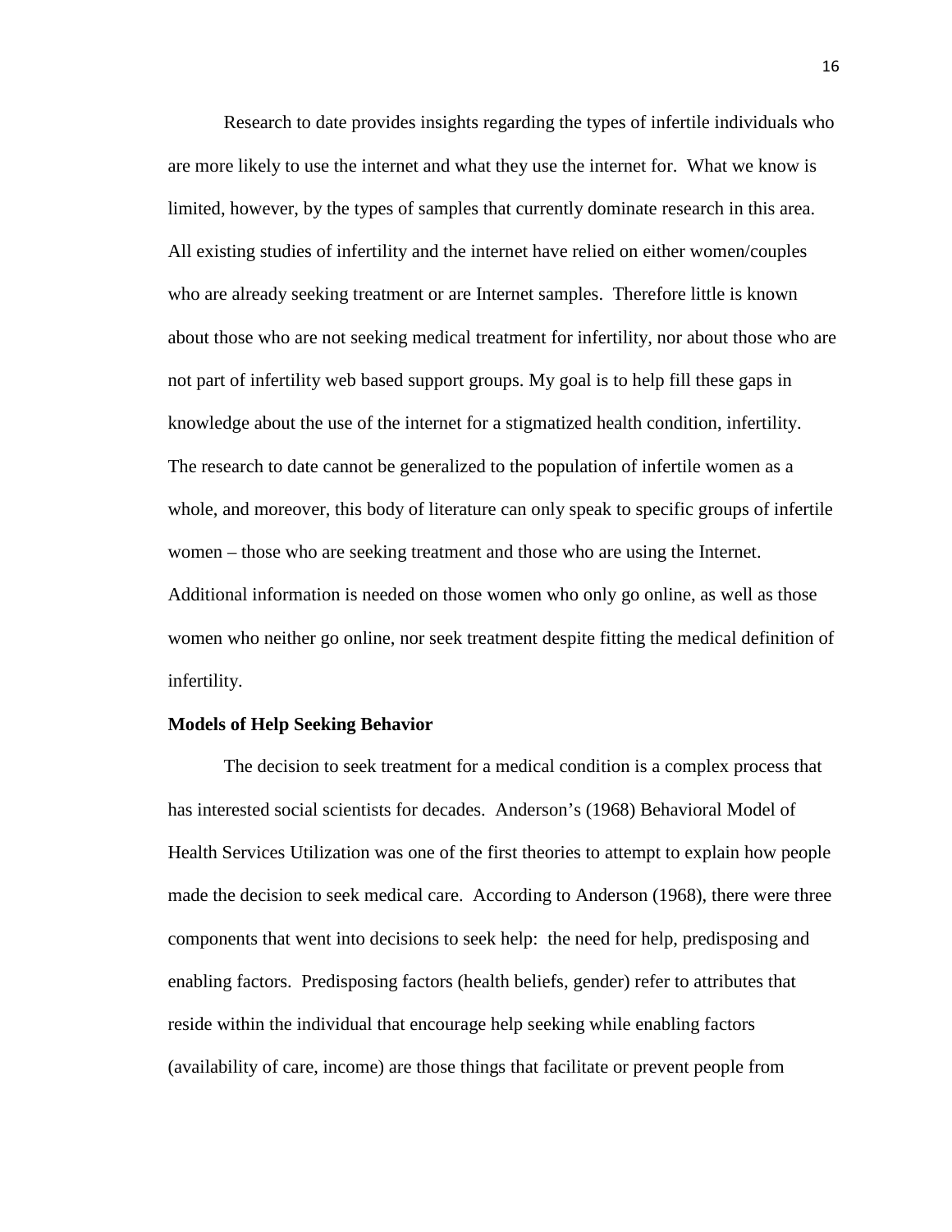Research to date provides insights regarding the types of infertile individuals who are more likely to use the internet and what they use the internet for. What we know is limited, however, by the types of samples that currently dominate research in this area. All existing studies of infertility and the internet have relied on either women/couples who are already seeking treatment or are Internet samples. Therefore little is known about those who are not seeking medical treatment for infertility, nor about those who are not part of infertility web based support groups. My goal is to help fill these gaps in knowledge about the use of the internet for a stigmatized health condition, infertility. The research to date cannot be generalized to the population of infertile women as a whole, and moreover, this body of literature can only speak to specific groups of infertile women – those who are seeking treatment and those who are using the Internet. Additional information is needed on those women who only go online, as well as those women who neither go online, nor seek treatment despite fitting the medical definition of infertility.

**Models of Help Seeking Behavior**

The decision to seek treatment for a medical condition is a complex process that has interested social scientists for decades. Anderson's (1968) Behavioral Model of Health Services Utilization was one of the first theories to attempt to explain how people made the decision to seek medical care. According to Anderson (1968), there were three components that went into decisions to seek help: the need for help, predisposing and enabling factors. Predisposing factors (health beliefs, gender) refer to attributes that reside within the individual that encourage help seeking while enabling factors (availability of care, income) are those things that facilitate or prevent people from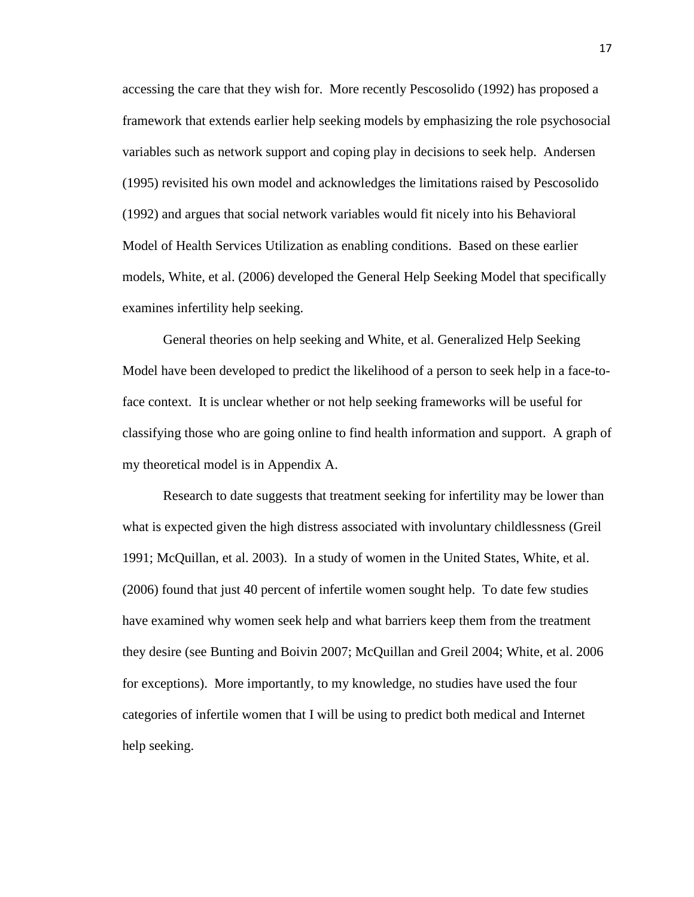accessing the care that they wish for. More recently Pescosolido (1992) has proposed a framework that extends earlier help seeking models by emphasizing the role psychosocial variables such as network support and coping play in decisions to seek help. Andersen (1995) revisited his own model and acknowledges the limitations raised by Pescosolido (1992) and argues that social network variables would fit nicely into his Behavioral Model of Health Services Utilization as enabling conditions. Based on these earlier models, White, et al. (2006) developed the General Help Seeking Model that specifically examines infertility help seeking.

General theories on help seeking and White, et al. Generalized Help Seeking Model have been developed to predict the likelihood of a person to seek help in a face-to-face context. It is unclear whether or not help seeking frameworks will be useful for classifying those who are going online to find health information and support. A graph of my theoretical model is in Appendix A.

Research to date suggests that treatment seeking for infertility may be lower than what is expected given the high distress associated with involuntary childlessness (Greil 1991; McQuillan, et al. 2003). In a study of women in the United States, White, et al. (2006) found that just 40 percent of infertile women sought help. To date few studies have examined why women seek help and what barriers keep them from the treatment they desire (see Bunting and Boivin 2007; McQuillan and Greil 2004; White, et al. 2006 for exceptions). More importantly, to my knowledge, no studies have used the four categories of infertile women that I will be using to predict both medical and Internet help seeking.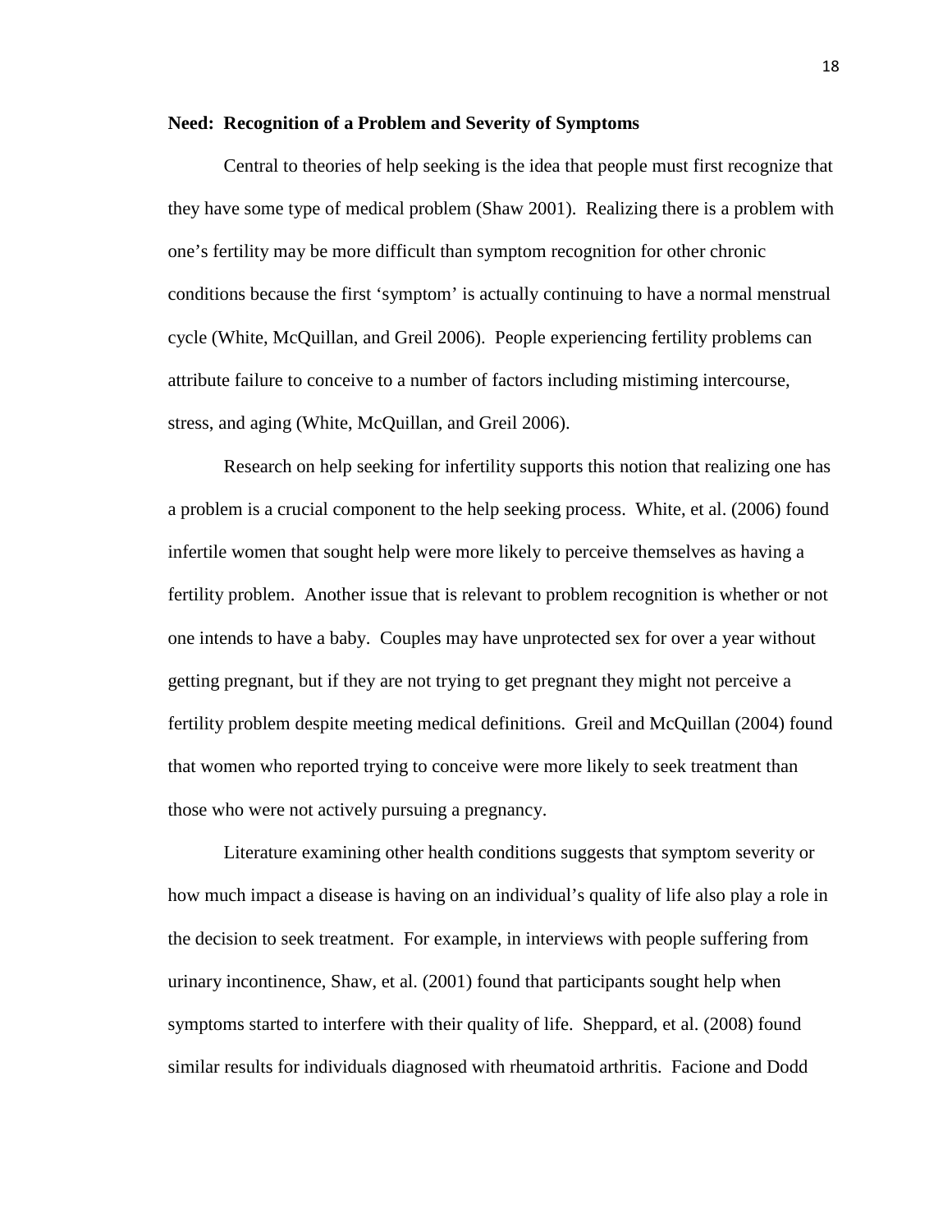**Need: Recognition of a Problem and Severity of Symptoms**

Central to theories of help seeking is the idea that people must first recognize that they have some type of medical problem (Shaw 2001). Realizing there is a problem with one's fertility may be more difficult than symptom recognition for other chronic conditions because the first 'symptom' is actually continuing to have a normal menstrual cycle (White, McQuillan, and Greil 2006). People experiencing fertility problems can attribute failure to conceive to a number of factors including mistiming intercourse, stress, and aging (White, McQuillan, and Greil 2006).

Research on help seeking for infertility supports this notion that realizing one has a problem is a crucial component to the help seeking process. White, et al. (2006) found infertile women that sought help were more likely to perceive themselves as having a fertility problem. Another issue that is relevant to problem recognition is whether or not one intends to have a baby. Couples may have unprotected sex for over a year without getting pregnant, but if they are not trying to get pregnant they might not perceive a fertility problem despite meeting medical definitions. Greil and McQuillan (2004) found that women who reported trying to conceive were more likely to seek treatment than those who were not actively pursuing a pregnancy.

Literature examining other health conditions suggests that symptom severity or how much impact a disease is having on an individual's quality of life also play a role in the decision to seek treatment. For example, in interviews with people suffering from urinary incontinence, Shaw, et al. (2001) found that participants sought help when symptoms started to interfere with their quality of life. Sheppard, et al. (2008) found similar results for individuals diagnosed with rheumatoid arthritis. Facione and Dodd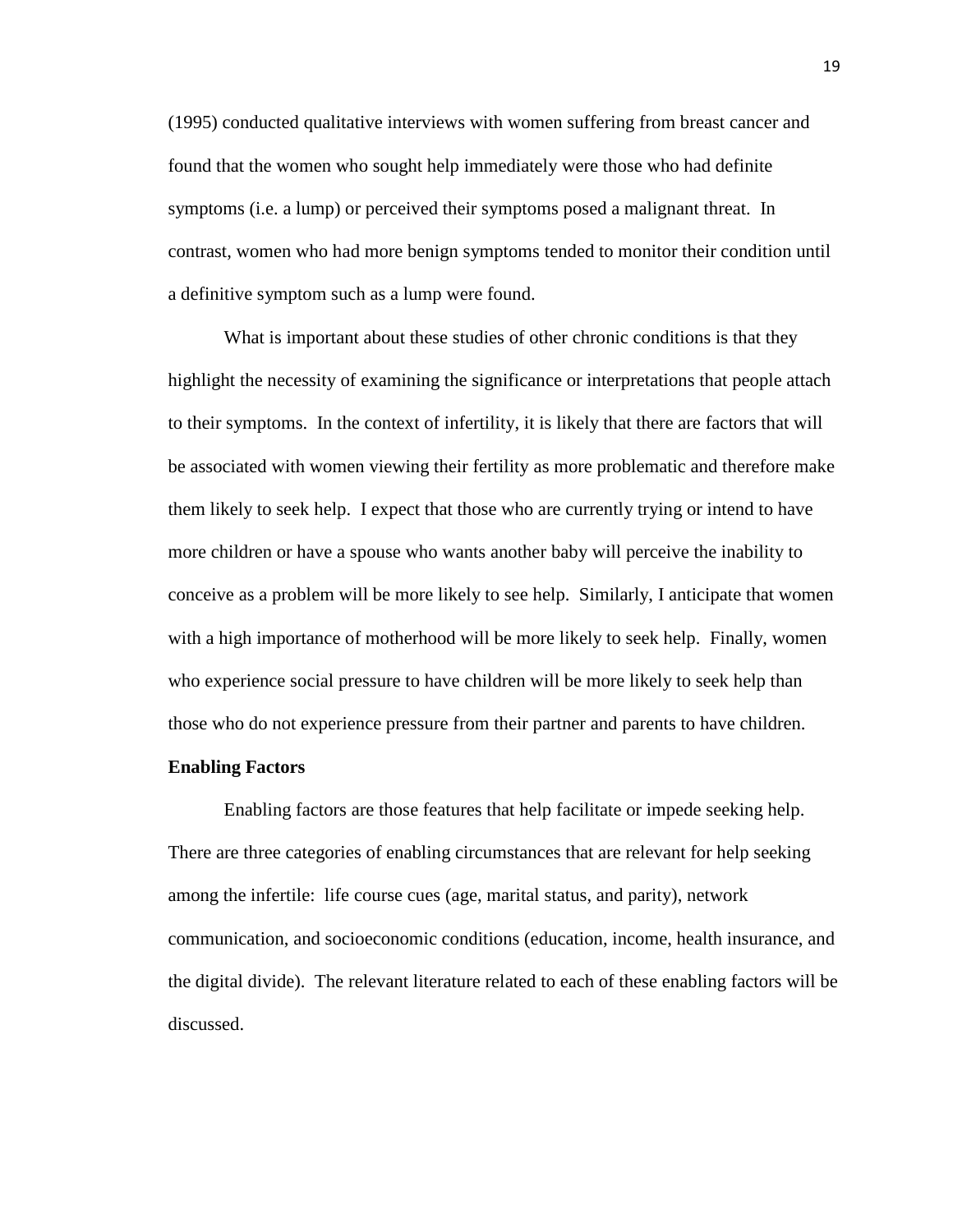(1995) conducted qualitative interviews with women suffering from breast cancer and found that the women who sought help immediately were those who had definite symptoms (i.e. a lump) or perceived their symptoms posed a malignant threat. In contrast, women who had more benign symptoms tended to monitor their condition until a definitive symptom such as a lump were found.

What is important about these studies of other chronic conditions is that they highlight the necessity of examining the significance or interpretations that people attach to their symptoms. In the context of infertility, it is likely that there are factors that will be associated with women viewing their fertility as more problematic and therefore make them likely to seek help. I expect that those who are currently trying or intend to have more children or have a spouse who wants another baby will perceive the inability to conceive as a problem will be more likely to see help. Similarly, I anticipate that women with a high importance of motherhood will be more likely to seek help. Finally, women who experience social pressure to have children will be more likely to seek help than those who do not experience pressure from their partner and parents to have children.

**Enabling Factors**

Enabling factors are those features that help facilitate or impede seeking help. There are three categories of enabling circumstances that are relevant for help seeking among the infertile: life course cues (age, marital status, and parity), network communication, and socioeconomic conditions (education, income, health insurance, and the digital divide). The relevant literature related to each of these enabling factors will be discussed.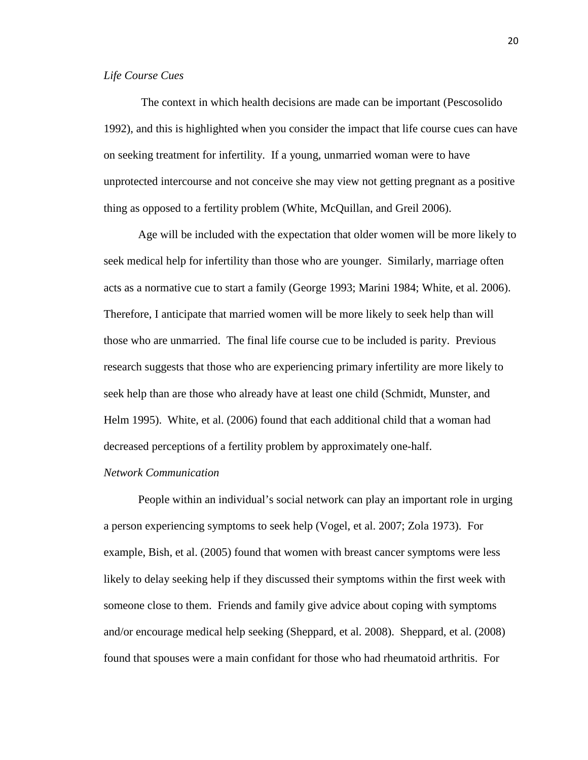*Life Course Cues*

The context in which health decisions are made can be important (Pescosolido 1992), and this is highlighted when you consider the impact that life course cues can have on seeking treatment for infertility. If a young, unmarried woman were to have unprotected intercourse and not conceive she may view not getting pregnant as a positive thing as opposed to a fertility problem (White, McQuillan, and Greil 2006).

Age will be included with the expectation that older women will be more likely to seek medical help for infertility than those who are younger. Similarly, marriage often acts as a normative cue to start a family (George 1993; Marini 1984; White, et al. 2006). Therefore, I anticipate that married women will be more likely to seek help than will those who are unmarried. The final life course cue to be included is parity. Previous research suggests that those who are experiencing primary infertility are more likely to seek help than are those who already have at least one child (Schmidt, Munster, and Helm 1995). White, et al. (2006) found that each additional child that a woman had decreased perceptions of a fertility problem by approximately one-half.

*Network Communication*

People within an individual's social network can play an important role in urging a person experiencing symptoms to seek help (Vogel, et al. 2007; Zola 1973). For example, Bish, et al. (2005) found that women with breast cancer symptoms were less likely to delay seeking help if they discussed their symptoms within the first week with someone close to them. Friends and family give advice about coping with symptoms and/or encourage medical help seeking (Sheppard, et al. 2008). Sheppard, et al. (2008) found that spouses were a main confidant for those who had rheumatoid arthritis. For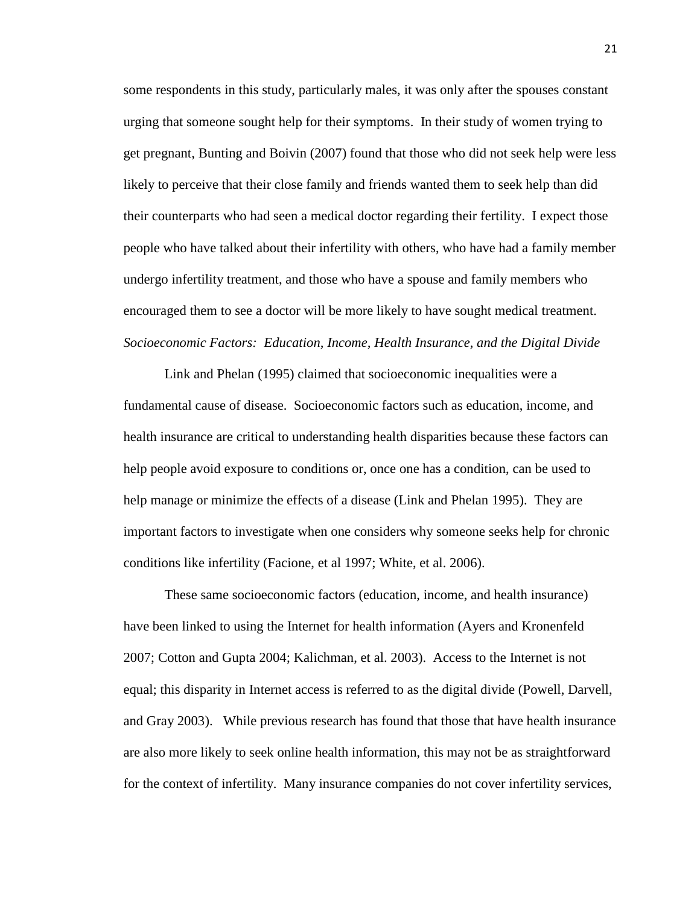some respondents in this study, particularly males, it was only after the spouses constant urging that someone sought help for their symptoms. In their study of women trying to get pregnant, Bunting and Boivin (2007) found that those who did not seek help were less likely to perceive that their close family and friends wanted them to seek help than did their counterparts who had seen a medical doctor regarding their fertility. I expect those people who have talked about their infertility with others, who have had a family member undergo infertility treatment, and those who have a spouse and family members who encouraged them to see a doctor will be more likely to have sought medical treatment.

*Socioeconomic Factors: Education, Income, Health Insurance, and the Digital Divide*

Link and Phelan (1995) claimed that socioeconomic inequalities were a fundamental cause of disease. Socioeconomic factors such as education, income, and health insurance are critical to understanding health disparities because these factors can help people avoid exposure to conditions or, once one has a condition, can be used to help manage or minimize the effects of a disease (Link and Phelan 1995). They are important factors to investigate when one considers why someone seeks help for chronic conditions like infertility (Facione, et al 1997; White, et al. 2006).

These same socioeconomic factors (education, income, and health insurance) have been linked to using the Internet for health information (Ayers and Kronenfeld 2007; Cotton and Gupta 2004; Kalichman, et al. 2003). Access to the Internet is not equal; this disparity in Internet access is referred to as the digital divide (Powell, Darvell, and Gray 2003). While previous research has found that those that have health insurance are also more likely to seek online health information, this may not be as straightforward for the context of infertility. Many insurance companies do not cover infertility services,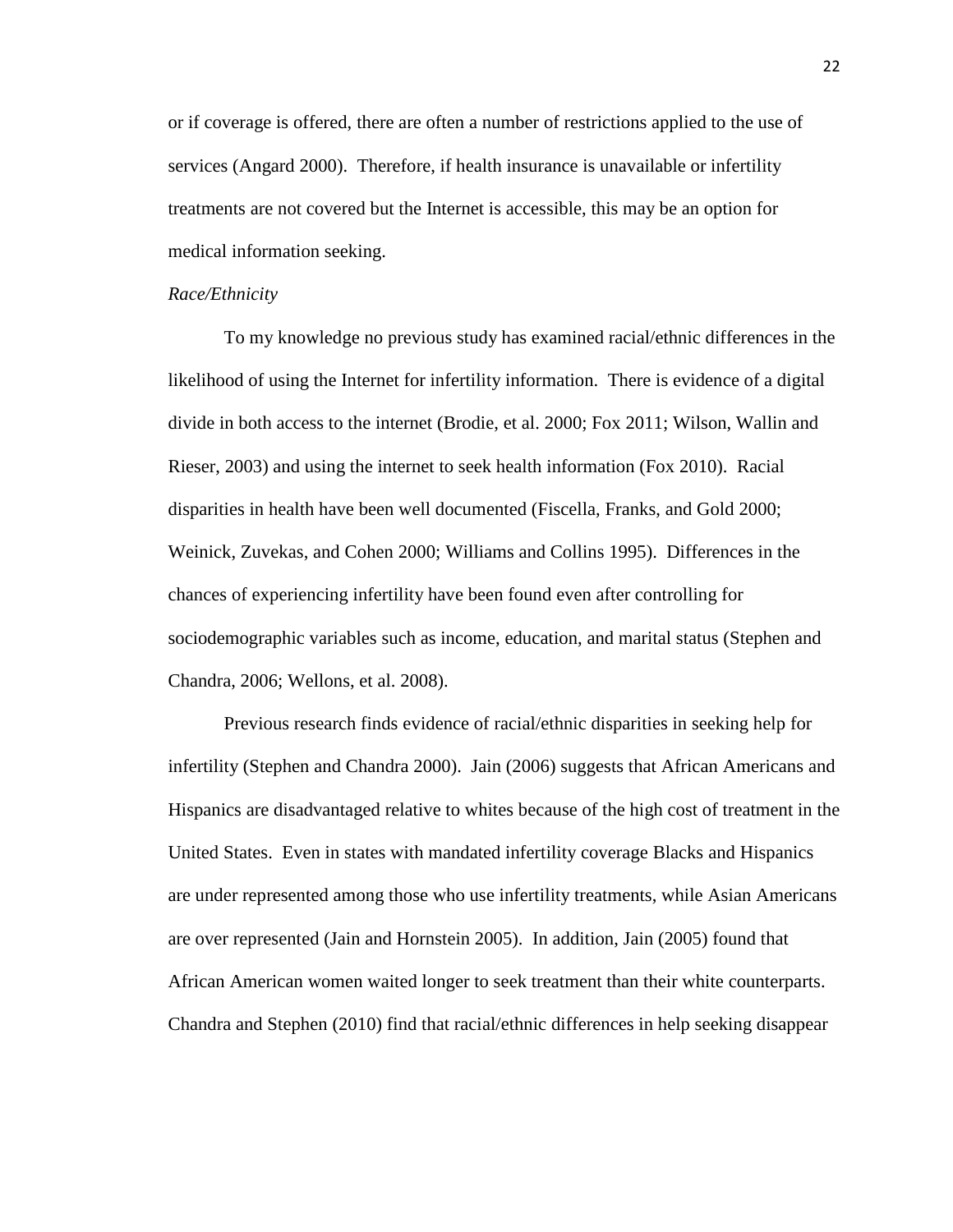or if coverage is offered, there are often a number of restrictions applied to the use of services (Angard 2000). Therefore, if health insurance is unavailable or infertility treatments are not covered but the Internet is accessible, this may be an option for medical information seeking.

*Race/Ethnicity*

To my knowledge no previous study has examined racial/ethnic differences in the likelihood of using the Internet for infertility information. There is evidence of a digital divide in both access to the internet (Brodie, et al. 2000; Fox 2011; Wilson, Wallin and Rieser, 2003) and using the internet to seek health information (Fox 2010). Racial disparities in health have been well documented (Fiscella, Franks, and Gold 2000; Weinick, Zuvekas, and Cohen 2000; Williams and Collins 1995). Differences in the chances of experiencing infertility have been found even after controlling for sociodemographic variables such as income, education, and marital status (Stephen and Chandra, 2006; Wellons, et al. 2008).

Previous research finds evidence of racial/ethnic disparities in seeking help for infertility (Stephen and Chandra 2000). Jain (2006) suggests that African Americans and Hispanics are disadvantaged relative to whites because of the high cost of treatment in the United States. Even in states with mandated infertility coverage Blacks and Hispanics are under represented among those who use infertility treatments, while Asian Americans are over represented (Jain and Hornstein 2005). In addition, Jain (2005) found that African American women waited longer to seek treatment than their white counterparts. Chandra and Stephen (2010) find that racial/ethnic differences in help seeking disappear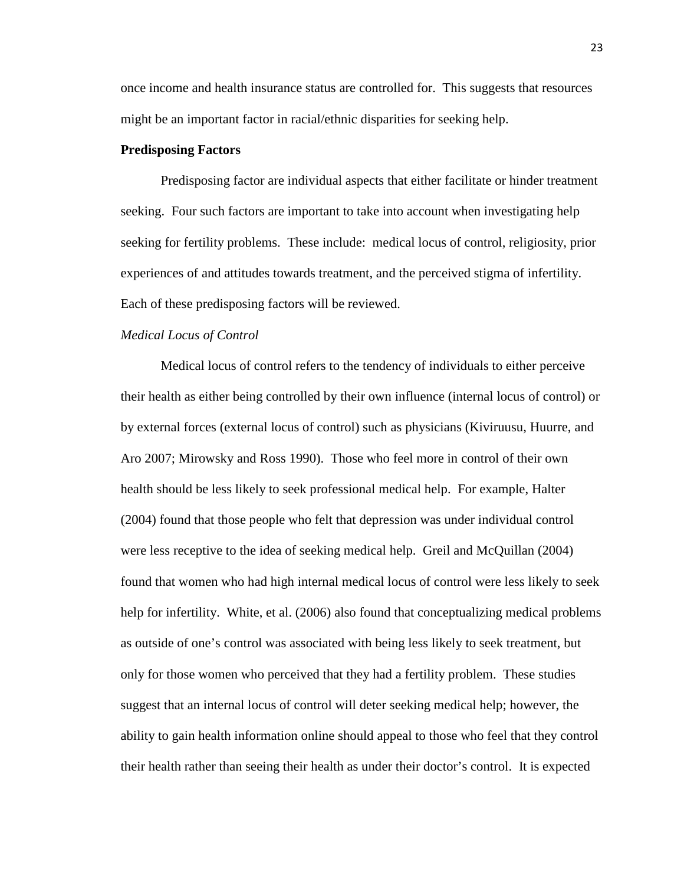once income and health insurance status are controlled for. This suggests that resources might be an important factor in racial/ethnic disparities for seeking help.

**Predisposing Factors**

Predisposing factor are individual aspects that either facilitate or hinder treatment seeking. Four such factors are important to take into account when investigating help seeking for fertility problems. These include: medical locus of control, religiosity, prior experiences of and attitudes towards treatment, and the perceived stigma of infertility. Each of these predisposing factors will be reviewed.

*Medical Locus of Control*

Medical locus of control refers to the tendency of individuals to either perceive their health as either being controlled by their own influence (internal locus of control) or by external forces (external locus of control) such as physicians (Kiviruusu, Huurre, and Aro 2007; Mirowsky and Ross 1990). Those who feel more in control of their own health should be less likely to seek professional medical help. For example, Halter (2004) found that those people who felt that depression was under individual control were less receptive to the idea of seeking medical help. Greil and McQuillan (2004) found that women who had high internal medical locus of control were less likely to seek help for infertility. White, et al. (2006) also found that conceptualizing medical problems as outside of one's control was associated with being less likely to seek treatment, but only for those women who perceived that they had a fertility problem. These studies suggest that an internal locus of control will deter seeking medical help; however, the ability to gain health information online should appeal to those who feel that they control their health rather than seeing their health as under their doctor's control. It is expected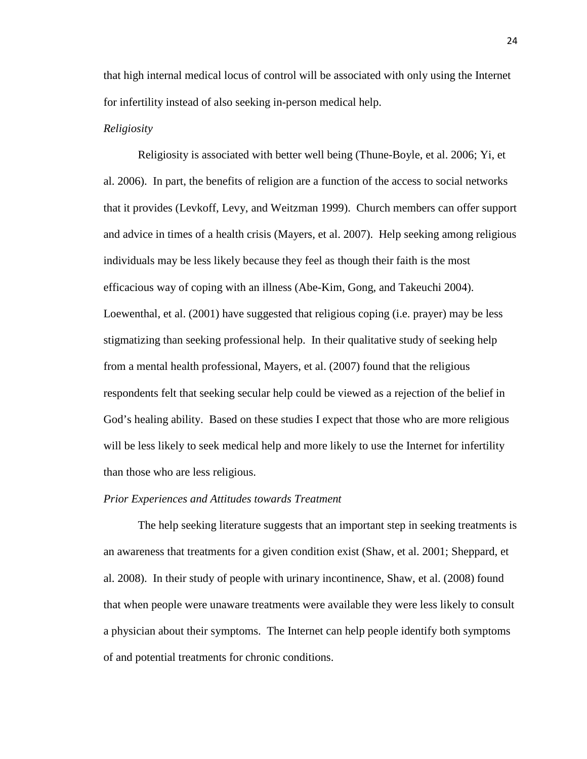that high internal medical locus of control will be associated with only using the Internet for infertility instead of also seeking in-person medical help.

*Religiosity*

Religiosity is associated with better well being (Thune-Boyle, et al. 2006; Yi, et al. 2006). In part, the benefits of religion are a function of the access to social networks that it provides (Levkoff, Levy, and Weitzman 1999). Church members can offer support and advice in times of a health crisis (Mayers, et al. 2007). Help seeking among religious individuals may be less likely because they feel as though their faith is the most efficacious way of coping with an illness (Abe-Kim, Gong, and Takeuchi 2004). Loewenthal, et al. (2001) have suggested that religious coping (i.e. prayer) may be less stigmatizing than seeking professional help. In their qualitative study of seeking help from a mental health professional, Mayers, et al. (2007) found that the religious respondents felt that seeking secular help could be viewed as a rejection of the belief in God's healing ability. Based on these studies I expect that those who are more religious will be less likely to seek medical help and more likely to use the Internet for infertility than those who are less religious.

*Prior Experiences and Attitudes towards Treatment*

The help seeking literature suggests that an important step in seeking treatments is an awareness that treatments for a given condition exist (Shaw, et al. 2001; Sheppard, et al. 2008). In their study of people with urinary incontinence, Shaw, et al. (2008) found that when people were unaware treatments were available they were less likely to consult a physician about their symptoms. The Internet can help people identify both symptoms of and potential treatments for chronic conditions.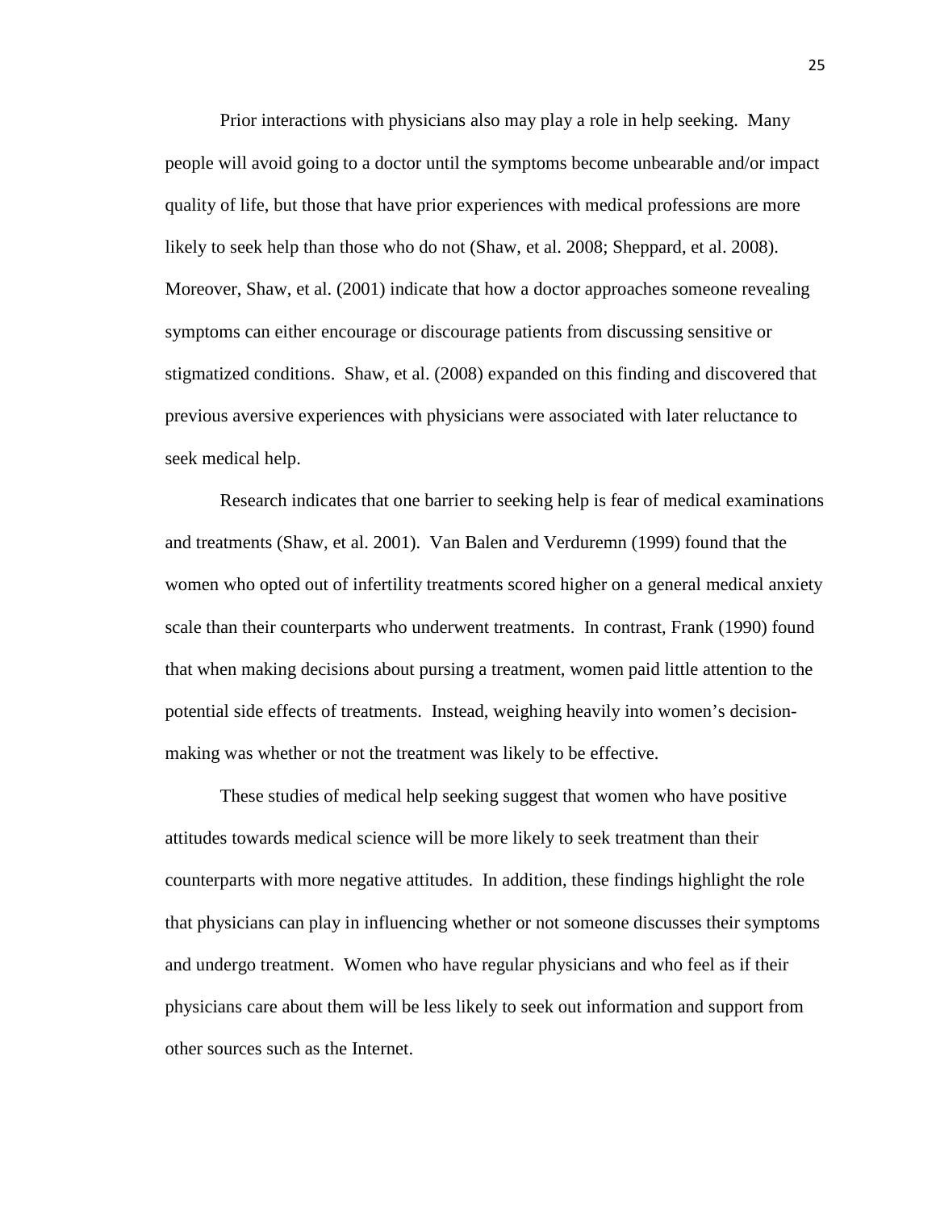Prior interactions with physicians also may play a role in help seeking. Many people will avoid going to a doctor until the symptoms become unbearable and/or impact quality of life, but those that have prior experiences with medical professions are more likely to seek help than those who do not (Shaw, et al. 2008; Sheppard, et al. 2008). Moreover, Shaw, et al. (2001) indicate that how a doctor approaches someone revealing symptoms can either encourage or discourage patients from discussing sensitive or stigmatized conditions. Shaw, et al. (2008) expanded on this finding and discovered that previous aversive experiences with physicians were associated with later reluctance to seek medical help.

Research indicates that one barrier to seeking help is fear of medical examinations and treatments (Shaw, et al. 2001). Van Balen and Verduremn (1999) found that the women who opted out of infertility treatments scored higher on a general medical anxiety scale than their counterparts who underwent treatments. In contrast, Frank (1990) found that when making decisions about pursing a treatment, women paid little attention to the potential side effects of treatments. Instead, weighing heavily into women's decision-making was whether or not the treatment was likely to be effective.

These studies of medical help seeking suggest that women who have positive attitudes towards medical science will be more likely to seek treatment than their counterparts with more negative attitudes. In addition, these findings highlight the role that physicians can play in influencing whether or not someone discusses their symptoms and undergo treatment. Women who have regular physicians and who feel as if their physicians care about them will be less likely to seek out information and support from other sources such as the Internet.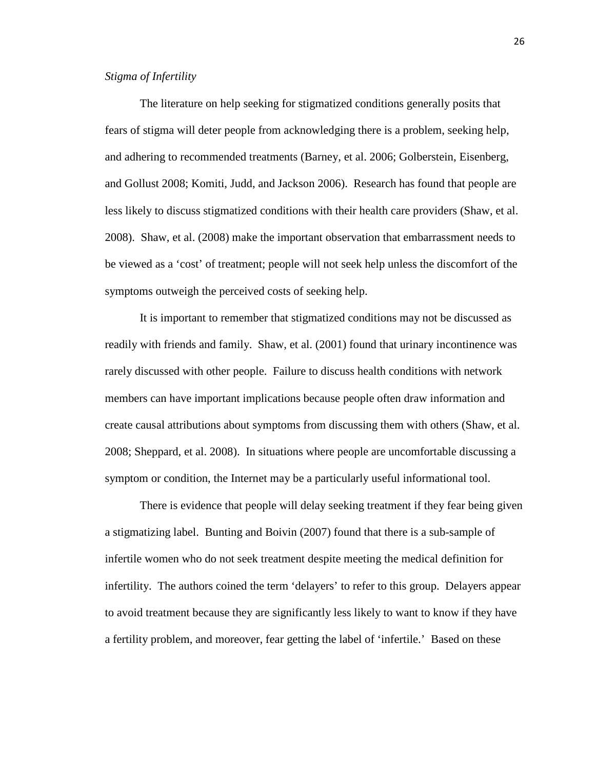*Stigma of Infertility*

The literature on help seeking for stigmatized conditions generally posits that fears of stigma will deter people from acknowledging there is a problem, seeking help, and adhering to recommended treatments (Barney, et al. 2006; Golberstein, Eisenberg, and Gollust 2008; Komiti, Judd, and Jackson 2006). Research has found that people are less likely to discuss stigmatized conditions with their health care providers (Shaw, et al. 2008). Shaw, et al. (2008) make the important observation that embarrassment needs to be viewed as a 'cost' of treatment; people will not seek help unless the discomfort of the symptoms outweigh the perceived costs of seeking help.

It is important to remember that stigmatized conditions may not be discussed as readily with friends and family. Shaw, et al. (2001) found that urinary incontinence was rarely discussed with other people. Failure to discuss health conditions with network members can have important implications because people often draw information and create causal attributions about symptoms from discussing them with others (Shaw, et al. 2008; Sheppard, et al. 2008). In situations where people are uncomfortable discussing a symptom or condition, the Internet may be a particularly useful informational tool.

There is evidence that people will delay seeking treatment if they fear being given a stigmatizing label. Bunting and Boivin (2007) found that there is a sub-sample of infertile women who do not seek treatment despite meeting the medical definition for infertility. The authors coined the term 'delayers' to refer to this group. Delayers appear to avoid treatment because they are significantly less likely to want to know if they have a fertility problem, and moreover, fear getting the label of 'infertile.' Based on these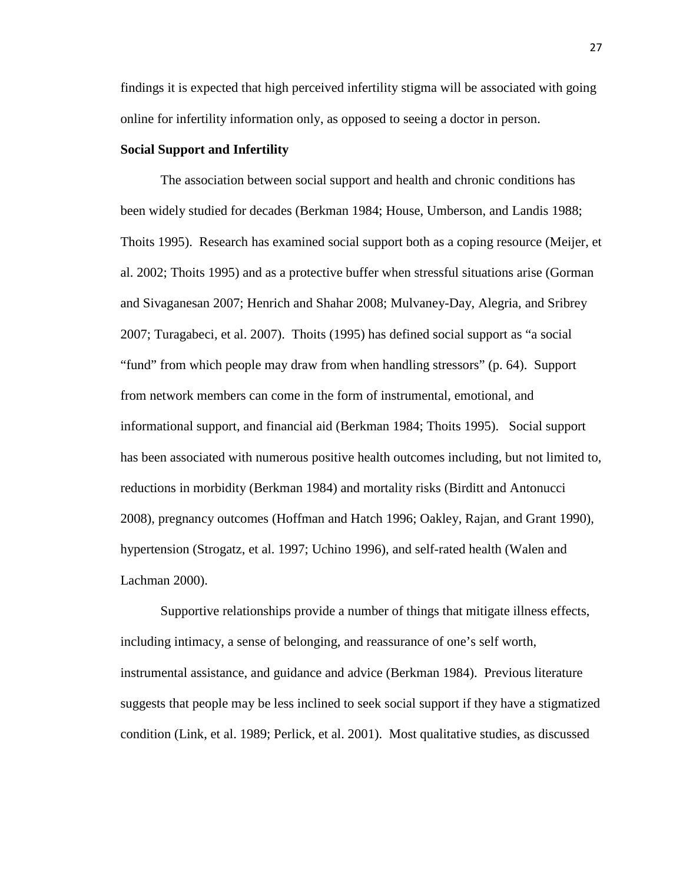findings it is expected that high perceived infertility stigma will be associated with going online for infertility information only, as opposed to seeing a doctor in person.

**Social Support and Infertility**

The association between social support and health and chronic conditions has been widely studied for decades (Berkman 1984; House, Umberson, and Landis 1988; Thoits 1995). Research has examined social support both as a coping resource (Meijer, et al. 2002; Thoits 1995) and as a protective buffer when stressful situations arise (Gorman and Sivaganesan 2007; Henrich and Shahar 2008; Mulvaney-Day, Alegria, and Sribrey 2007; Turagabeci, et al. 2007). Thoits (1995) has defined social support as "a social "fund" from which people may draw from when handling stressors" (p. 64). Support from network members can come in the form of instrumental, emotional, and informational support, and financial aid (Berkman 1984; Thoits 1995). Social support has been associated with numerous positive health outcomes including, but not limited to, reductions in morbidity (Berkman 1984) and mortality risks (Birditt and Antonucci 2008), pregnancy outcomes (Hoffman and Hatch 1996; Oakley, Rajan, and Grant 1990), hypertension (Strogatz, et al. 1997; Uchino 1996), and self-rated health (Walen and Lachman 2000).

Supportive relationships provide a number of things that mitigate illness effects, including intimacy, a sense of belonging, and reassurance of one's self worth, instrumental assistance, and guidance and advice (Berkman 1984). Previous literature suggests that people may be less inclined to seek social support if they have a stigmatized condition (Link, et al. 1989; Perlick, et al. 2001). Most qualitative studies, as discussed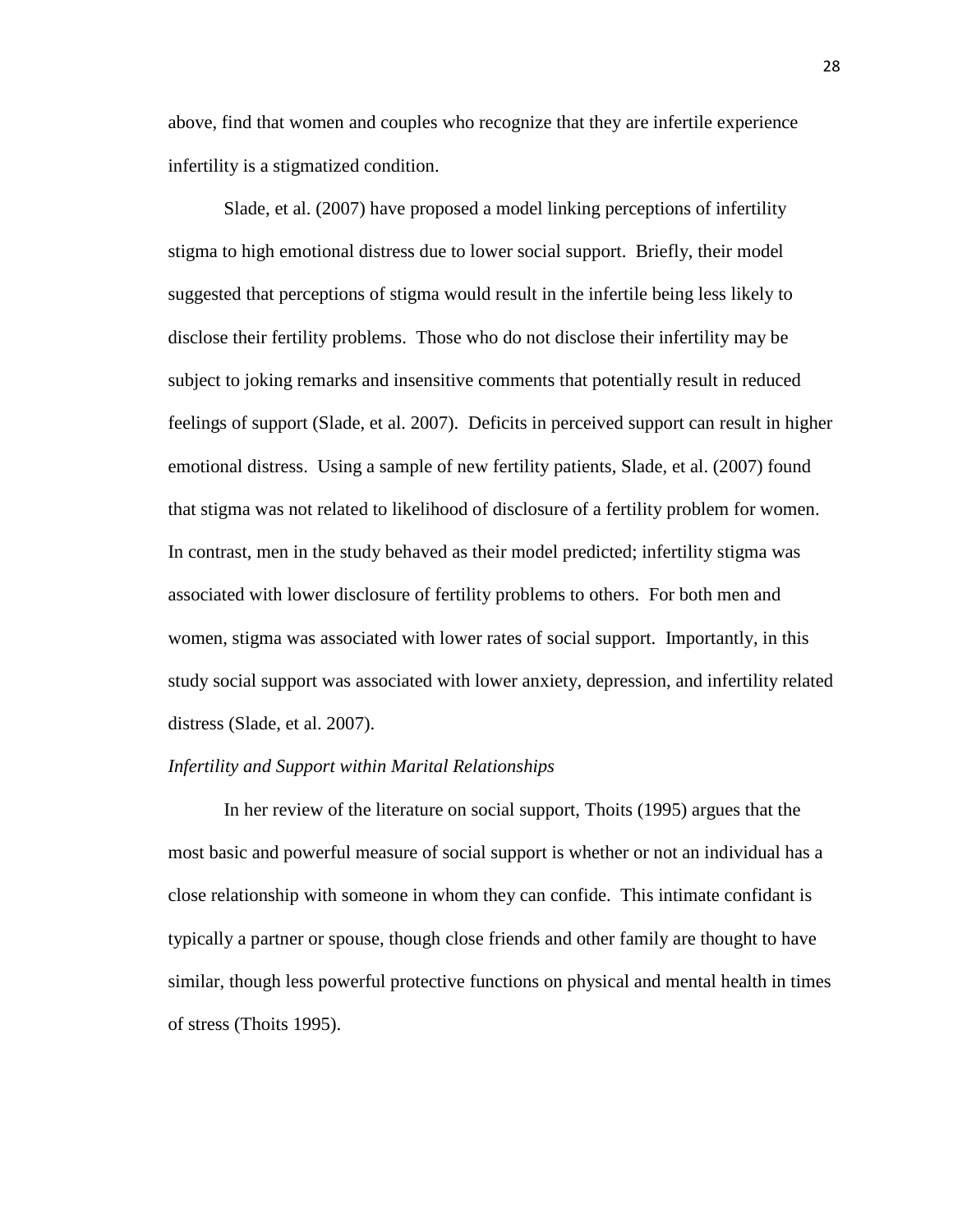above, find that women and couples who recognize that they are infertile experience infertility is a stigmatized condition.

Slade, et al. (2007) have proposed a model linking perceptions of infertility stigma to high emotional distress due to lower social support. Briefly, their model suggested that perceptions of stigma would result in the infertile being less likely to disclose their fertility problems. Those who do not disclose their infertility may be subject to joking remarks and insensitive comments that potentially result in reduced feelings of support (Slade, et al. 2007). Deficits in perceived support can result in higher emotional distress. Using a sample of new fertility patients, Slade, et al. (2007) found that stigma was not related to likelihood of disclosure of a fertility problem for women. In contrast, men in the study behaved as their model predicted; infertility stigma was associated with lower disclosure of fertility problems to others. For both men and women, stigma was associated with lower rates of social support. Importantly, in this study social support was associated with lower anxiety, depression, and infertility related distress (Slade, et al. 2007).

### *Infertility and Support within Marital Relationships*

In her review of the literature on social support, Thoits (1995) argues that the most basic and powerful measure of social support is whether or not an individual has a close relationship with someone in whom they can confide. This intimate confidant is typically a partner or spouse, though close friends and other family are thought to have similar, though less powerful protective functions on physical and mental health in times of stress (Thoits 1995).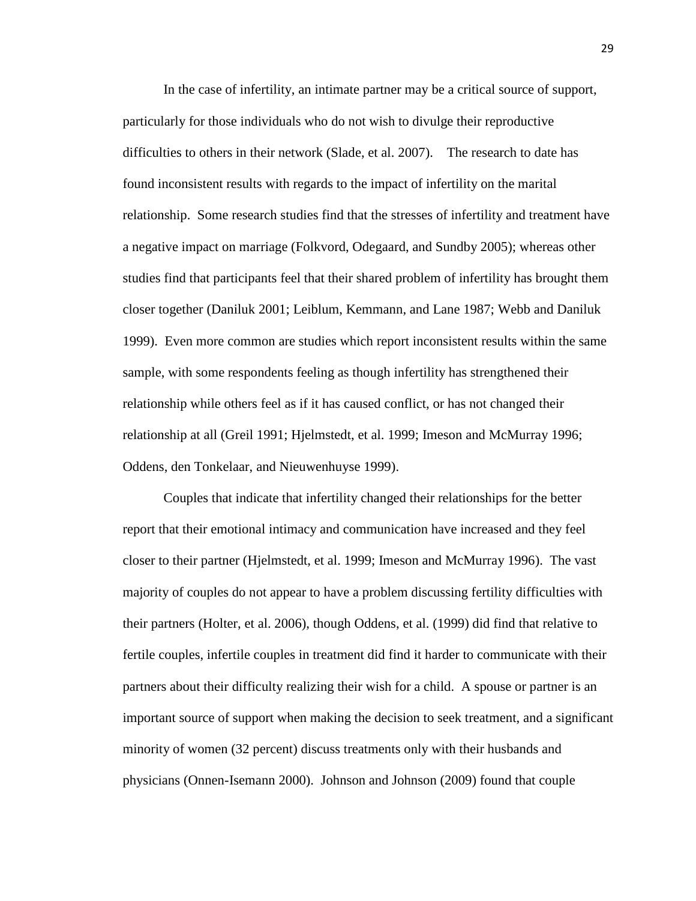In the case of infertility, an intimate partner may be a critical source of support, particularly for those individuals who do not wish to divulge their reproductive difficulties to others in their network (Slade, et al. 2007). The research to date has found inconsistent results with regards to the impact of infertility on the marital relationship. Some research studies find that the stresses of infertility and treatment have a negative impact on marriage (Folkvord, Odegaard, and Sundby 2005); whereas other studies find that participants feel that their shared problem of infertility has brought them closer together (Daniluk 2001; Leiblum, Kemmann, and Lane 1987; Webb and Daniluk 1999). Even more common are studies which report inconsistent results within the same sample, with some respondents feeling as though infertility has strengthened their relationship while others feel as if it has caused conflict, or has not changed their relationship at all (Greil 1991; Hjelmstedt, et al. 1999; Imeson and McMurray 1996; Oddens, den Tonkelaar, and Nieuwenhuyse 1999).

Couples that indicate that infertility changed their relationships for the better report that their emotional intimacy and communication have increased and they feel closer to their partner (Hjelmstedt, et al. 1999; Imeson and McMurray 1996). The vast majority of couples do not appear to have a problem discussing fertility difficulties with their partners (Holter, et al. 2006), though Oddens, et al. (1999) did find that relative to fertile couples, infertile couples in treatment did find it harder to communicate with their partners about their difficulty realizing their wish for a child. A spouse or partner is an important source of support when making the decision to seek treatment, and a significant minority of women (32 percent) discuss treatments only with their husbands and physicians (Onnen-Isemann 2000). Johnson and Johnson (2009) found that couple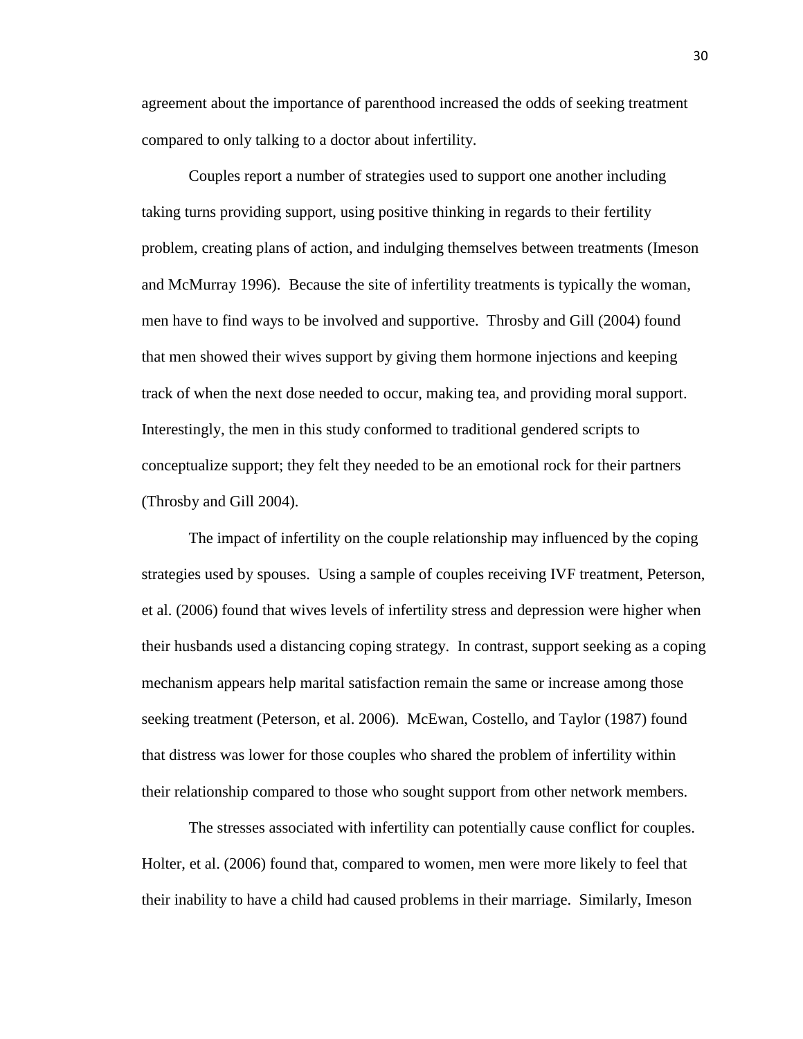agreement about the importance of parenthood increased the odds of seeking treatment compared to only talking to a doctor about infertility.

Couples report a number of strategies used to support one another including taking turns providing support, using positive thinking in regards to their fertility problem, creating plans of action, and indulging themselves between treatments (Imeson and McMurray 1996). Because the site of infertility treatments is typically the woman, men have to find ways to be involved and supportive. Throsby and Gill (2004) found that men showed their wives support by giving them hormone injections and keeping track of when the next dose needed to occur, making tea, and providing moral support. Interestingly, the men in this study conformed to traditional gendered scripts to conceptualize support; they felt they needed to be an emotional rock for their partners (Throsby and Gill 2004).

The impact of infertility on the couple relationship may influenced by the coping strategies used by spouses. Using a sample of couples receiving IVF treatment, Peterson, et al. (2006) found that wives levels of infertility stress and depression were higher when their husbands used a distancing coping strategy. In contrast, support seeking as a coping mechanism appears help marital satisfaction remain the same or increase among those seeking treatment (Peterson, et al. 2006). McEwan, Costello, and Taylor (1987) found that distress was lower for those couples who shared the problem of infertility within their relationship compared to those who sought support from other network members.

The stresses associated with infertility can potentially cause conflict for couples. Holter, et al. (2006) found that, compared to women, men were more likely to feel that their inability to have a child had caused problems in their marriage. Similarly, Imeson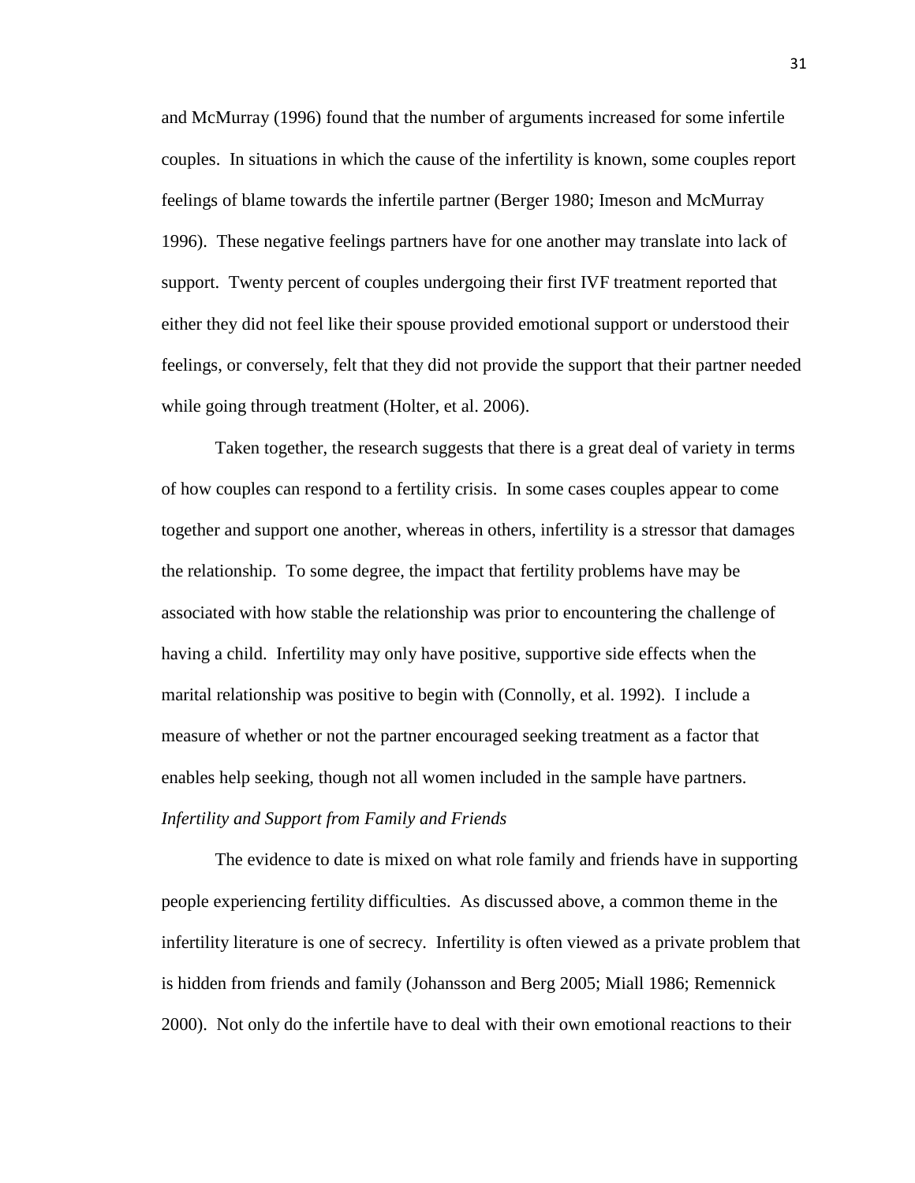and McMurray (1996) found that the number of arguments increased for some infertile couples. In situations in which the cause of the infertility is known, some couples report feelings of blame towards the infertile partner (Berger 1980; Imeson and McMurray 1996). These negative feelings partners have for one another may translate into lack of support. Twenty percent of couples undergoing their first IVF treatment reported that either they did not feel like their spouse provided emotional support or understood their feelings, or conversely, felt that they did not provide the support that their partner needed while going through treatment (Holter, et al. 2006).

Taken together, the research suggests that there is a great deal of variety in terms of how couples can respond to a fertility crisis. In some cases couples appear to come together and support one another, whereas in others, infertility is a stressor that damages the relationship. To some degree, the impact that fertility problems have may be associated with how stable the relationship was prior to encountering the challenge of having a child. Infertility may only have positive, supportive side effects when the marital relationship was positive to begin with (Connolly, et al. 1992). I include a measure of whether or not the partner encouraged seeking treatment as a factor that enables help seeking, though not all women included in the sample have partners.

*Infertility and Support from Family and Friends*

The evidence to date is mixed on what role family and friends have in supporting people experiencing fertility difficulties. As discussed above, a common theme in the infertility literature is one of secrecy. Infertility is often viewed as a private problem that is hidden from friends and family (Johansson and Berg 2005; Miall 1986; Remennick 2000). Not only do the infertile have to deal with their own emotional reactions to their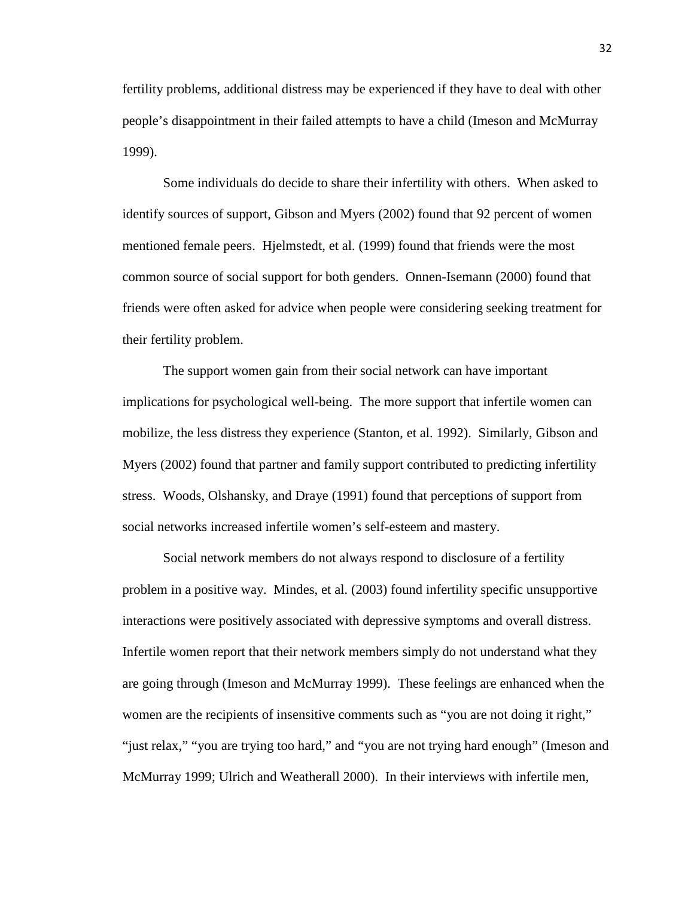fertility problems, additional distress may be experienced if they have to deal with other people's disappointment in their failed attempts to have a child (Imeson and McMurray 1999).

Some individuals do decide to share their infertility with others. When asked to identify sources of support, Gibson and Myers (2002) found that 92 percent of women mentioned female peers. Hjelmstedt, et al. (1999) found that friends were the most common source of social support for both genders. Onnen-Isemann (2000) found that friends were often asked for advice when people were considering seeking treatment for their fertility problem.

The support women gain from their social network can have important implications for psychological well-being. The more support that infertile women can mobilize, the less distress they experience (Stanton, et al. 1992). Similarly, Gibson and Myers (2002) found that partner and family support contributed to predicting infertility stress. Woods, Olshansky, and Draye (1991) found that perceptions of support from social networks increased infertile women's self-esteem and mastery.

Social network members do not always respond to disclosure of a fertility problem in a positive way. Mindes, et al. (2003) found infertility specific unsupportive interactions were positively associated with depressive symptoms and overall distress. Infertile women report that their network members simply do not understand what they are going through (Imeson and McMurray 1999). These feelings are enhanced when the women are the recipients of insensitive comments such as "you are not doing it right," "just relax," "you are trying too hard," and "you are not trying hard enough" (Imeson and McMurray 1999; Ulrich and Weatherall 2000). In their interviews with infertile men,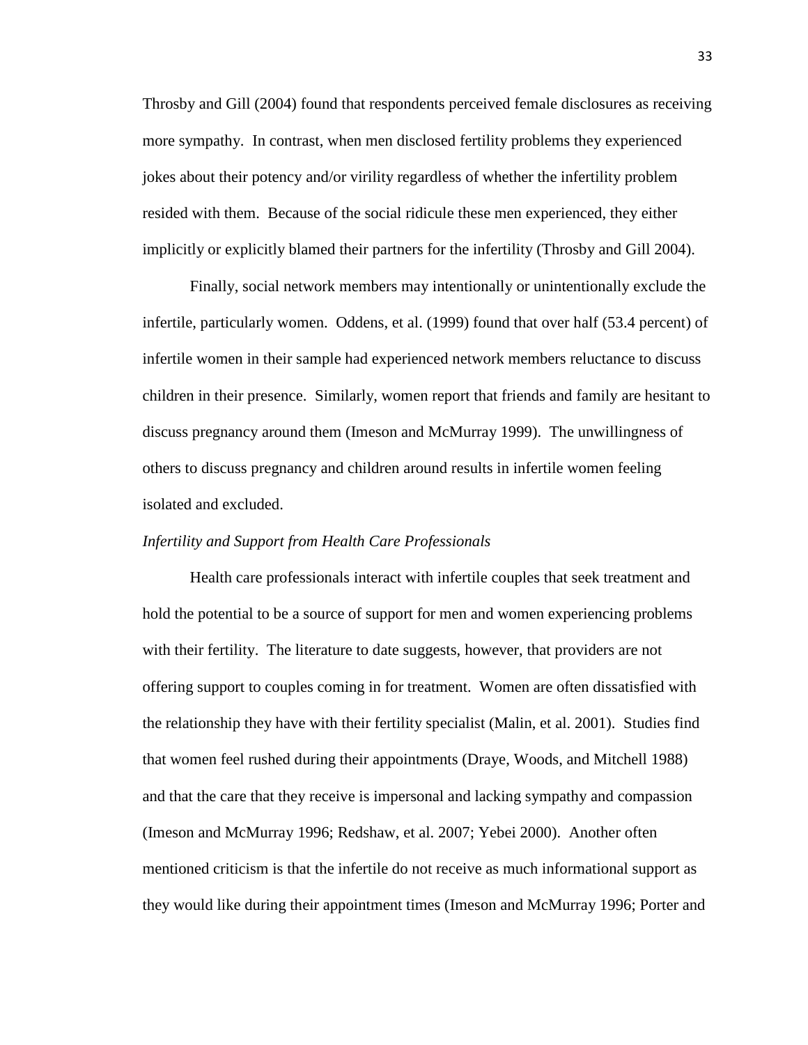Throsby and Gill (2004) found that respondents perceived female disclosures as receiving more sympathy. In contrast, when men disclosed fertility problems they experienced jokes about their potency and/or virility regardless of whether the infertility problem resided with them. Because of the social ridicule these men experienced, they either implicitly or explicitly blamed their partners for the infertility (Throsby and Gill 2004).

Finally, social network members may intentionally or unintentionally exclude the infertile, particularly women. Oddens, et al. (1999) found that over half (53.4 percent) of infertile women in their sample had experienced network members reluctance to discuss children in their presence. Similarly, women report that friends and family are hesitant to discuss pregnancy around them (Imeson and McMurray 1999). The unwillingness of others to discuss pregnancy and children around results in infertile women feeling isolated and excluded.

*Infertility and Support from Health Care Professionals*

Health care professionals interact with infertile couples that seek treatment and hold the potential to be a source of support for men and women experiencing problems with their fertility. The literature to date suggests, however, that providers are not offering support to couples coming in for treatment. Women are often dissatisfied with the relationship they have with their fertility specialist (Malin, et al. 2001). Studies find that women feel rushed during their appointments (Draye, Woods, and Mitchell 1988) and that the care that they receive is impersonal and lacking sympathy and compassion (Imeson and McMurray 1996; Redshaw, et al. 2007; Yebei 2000). Another often mentioned criticism is that the infertile do not receive as much informational support as they would like during their appointment times (Imeson and McMurray 1996; Porter and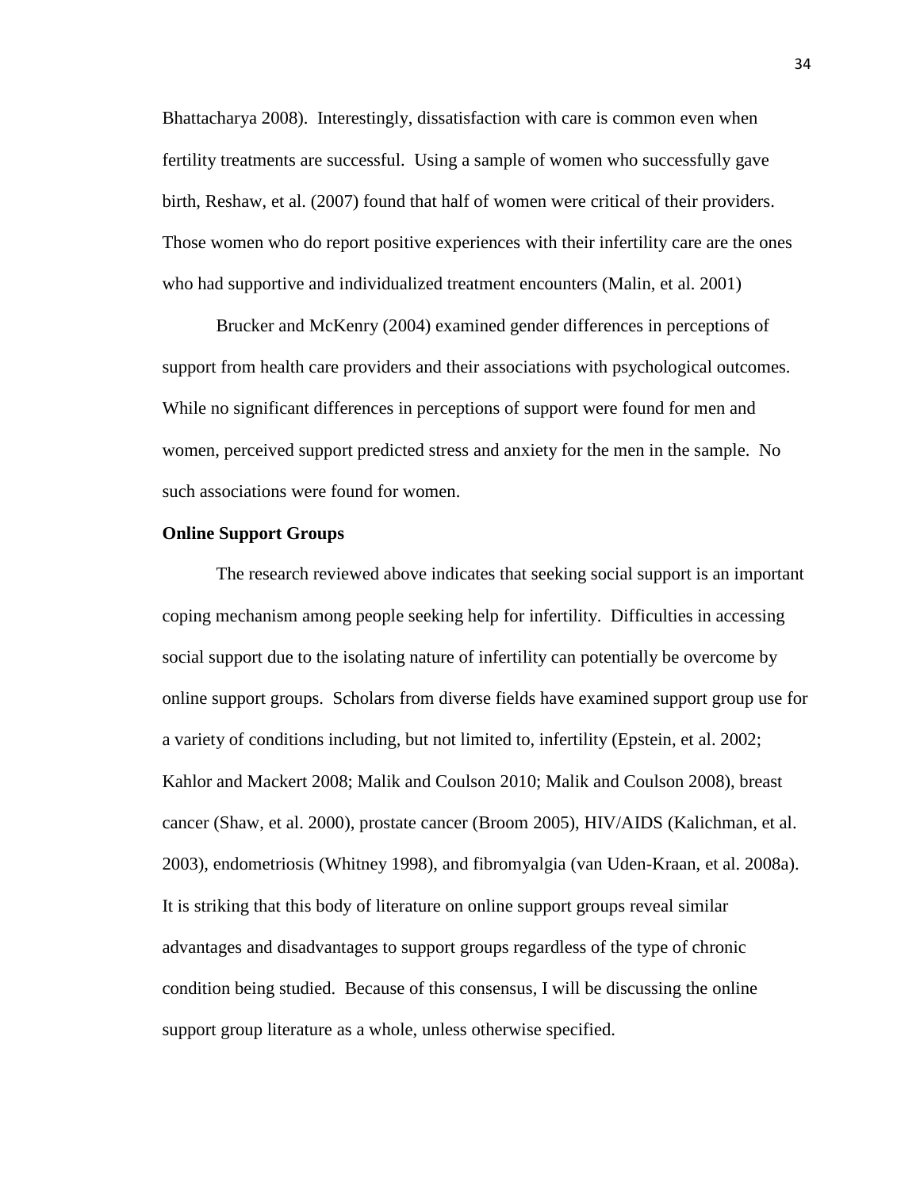Bhattacharya 2008). Interestingly, dissatisfaction with care is common even when fertility treatments are successful. Using a sample of women who successfully gave birth, Reshaw, et al. (2007) found that half of women were critical of their providers. Those women who do report positive experiences with their infertility care are the ones who had supportive and individualized treatment encounters (Malin, et al. 2001)

Brucker and McKenry (2004) examined gender differences in perceptions of support from health care providers and their associations with psychological outcomes. While no significant differences in perceptions of support were found for men and women, perceived support predicted stress and anxiety for the men in the sample. No such associations were found for women.

**Online Support Groups**

The research reviewed above indicates that seeking social support is an important coping mechanism among people seeking help for infertility. Difficulties in accessing social support due to the isolating nature of infertility can potentially be overcome by online support groups. Scholars from diverse fields have examined support group use for a variety of conditions including, but not limited to, infertility (Epstein, et al. 2002; Kahlor and Mackert 2008; Malik and Coulson 2010; Malik and Coulson 2008), breast cancer (Shaw, et al. 2000), prostate cancer (Broom 2005), HIV/AIDS (Kalichman, et al. 2003), endometriosis (Whitney 1998), and fibromyalgia (van Uden-Kraan, et al. 2008a). It is striking that this body of literature on online support groups reveal similar advantages and disadvantages to support groups regardless of the type of chronic condition being studied. Because of this consensus, I will be discussing the online support group literature as a whole, unless otherwise specified.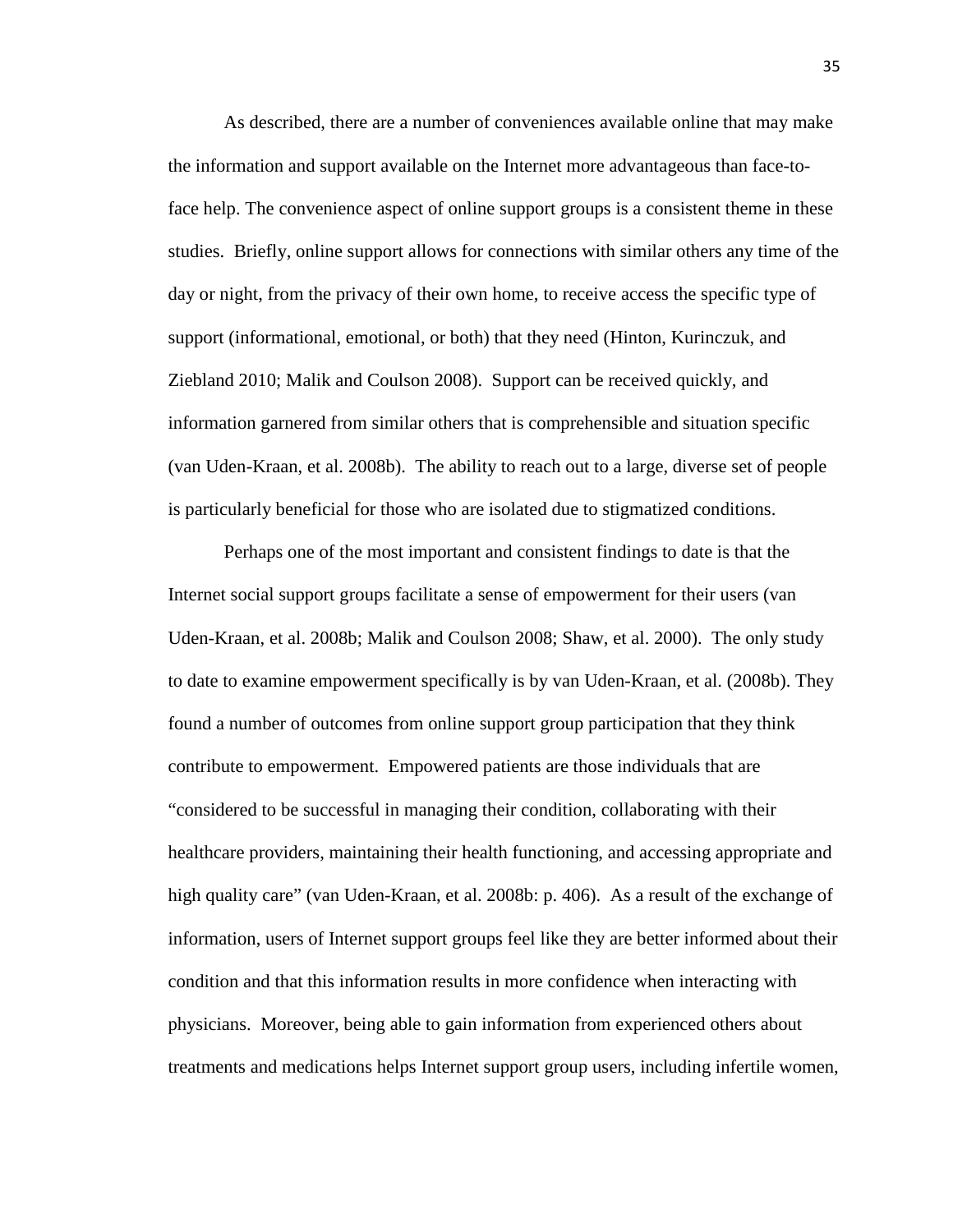As described, there are a number of conveniences available online that may make the information and support available on the Internet more advantageous than face-to-face help. The convenience aspect of online support groups is a consistent theme in these studies. Briefly, online support allows for connections with similar others any time of the day or night, from the privacy of their own home, to receive access the specific type of support (informational, emotional, or both) that they need (Hinton, Kurinczuk, and Ziebland 2010; Malik and Coulson 2008). Support can be received quickly, and information garnered from similar others that is comprehensible and situation specific (van Uden-Kraan, et al. 2008b). The ability to reach out to a large, diverse set of people is particularly beneficial for those who are isolated due to stigmatized conditions.

Perhaps one of the most important and consistent findings to date is that the Internet social support groups facilitate a sense of empowerment for their users (van Uden-Kraan, et al. 2008b; Malik and Coulson 2008; Shaw, et al. 2000). The only study to date to examine empowerment specifically is by van Uden-Kraan, et al. (2008b). They found a number of outcomes from online support group participation that they think contribute to empowerment. Empowered patients are those individuals that are "considered to be successful in managing their condition, collaborating with their healthcare providers, maintaining their health functioning, and accessing appropriate and high quality care" (van Uden-Kraan, et al. 2008b: p. 406). As a result of the exchange of information, users of Internet support groups feel like they are better informed about their condition and that this information results in more confidence when interacting with physicians. Moreover, being able to gain information from experienced others about treatments and medications helps Internet support group users, including infertile women,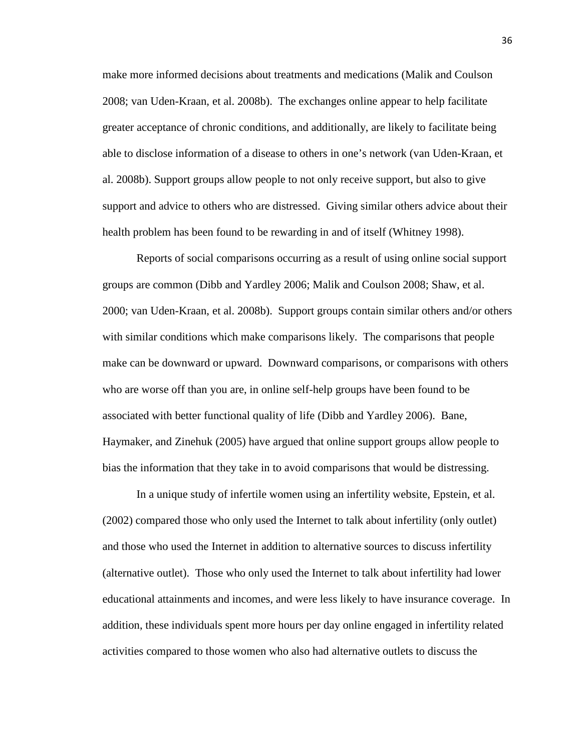make more informed decisions about treatments and medications (Malik and Coulson 2008; van Uden-Kraan, et al. 2008b). The exchanges online appear to help facilitate greater acceptance of chronic conditions, and additionally, are likely to facilitate being able to disclose information of a disease to others in one's network (van Uden-Kraan, et al. 2008b). Support groups allow people to not only receive support, but also to give support and advice to others who are distressed. Giving similar others advice about their health problem has been found to be rewarding in and of itself (Whitney 1998).

Reports of social comparisons occurring as a result of using online social support groups are common (Dibb and Yardley 2006; Malik and Coulson 2008; Shaw, et al. 2000; van Uden-Kraan, et al. 2008b). Support groups contain similar others and/or others with similar conditions which make comparisons likely. The comparisons that people make can be downward or upward. Downward comparisons, or comparisons with others who are worse off than you are, in online self-help groups have been found to be associated with better functional quality of life (Dibb and Yardley 2006). Bane, Haymaker, and Zinehuk (2005) have argued that online support groups allow people to bias the information that they take in to avoid comparisons that would be distressing.

In a unique study of infertile women using an infertility website, Epstein, et al. (2002) compared those who only used the Internet to talk about infertility (only outlet) and those who used the Internet in addition to alternative sources to discuss infertility (alternative outlet). Those who only used the Internet to talk about infertility had lower educational attainments and incomes, and were less likely to have insurance coverage. In addition, these individuals spent more hours per day online engaged in infertility related activities compared to those women who also had alternative outlets to discuss the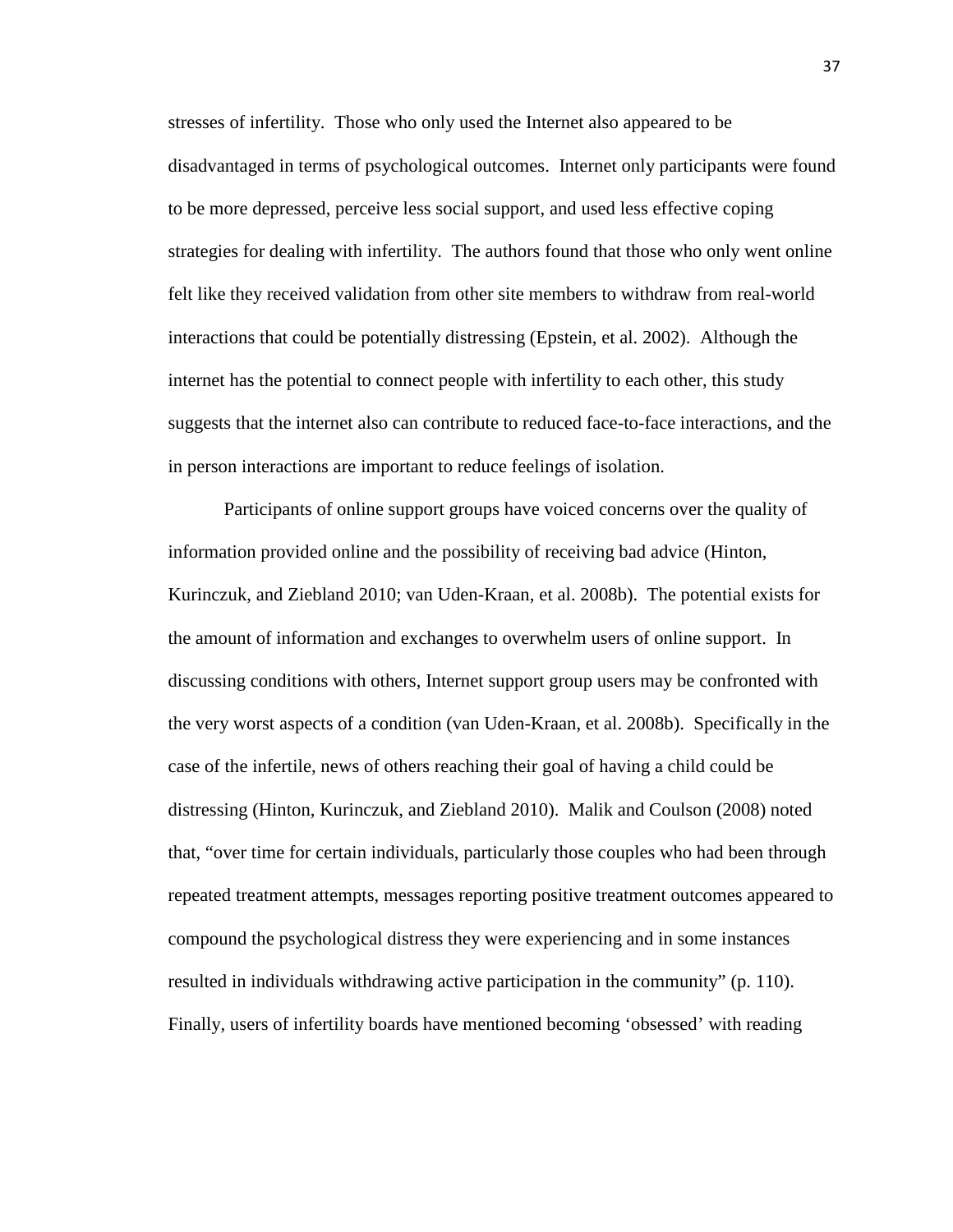stresses of infertility. Those who only used the Internet also appeared to be disadvantaged in terms of psychological outcomes. Internet only participants were found to be more depressed, perceive less social support, and used less effective coping strategies for dealing with infertility. The authors found that those who only went online felt like they received validation from other site members to withdraw from real-world interactions that could be potentially distressing (Epstein, et al. 2002). Although the internet has the potential to connect people with infertility to each other, this study suggests that the internet also can contribute to reduced face-to-face interactions, and the in person interactions are important to reduce feelings of isolation.

Participants of online support groups have voiced concerns over the quality of information provided online and the possibility of receiving bad advice (Hinton, Kurinczuk, and Ziebland 2010; van Uden-Kraan, et al. 2008b). The potential exists for the amount of information and exchanges to overwhelm users of online support. In discussing conditions with others, Internet support group users may be confronted with the very worst aspects of a condition (van Uden-Kraan, et al. 2008b). Specifically in the case of the infertile, news of others reaching their goal of having a child could be distressing (Hinton, Kurinczuk, and Ziebland 2010). Malik and Coulson (2008) noted that, "over time for certain individuals, particularly those couples who had been through repeated treatment attempts, messages reporting positive treatment outcomes appeared to compound the psychological distress they were experiencing and in some instances resulted in individuals withdrawing active participation in the community" (p. 110). Finally, users of infertility boards have mentioned becoming 'obsessed' with reading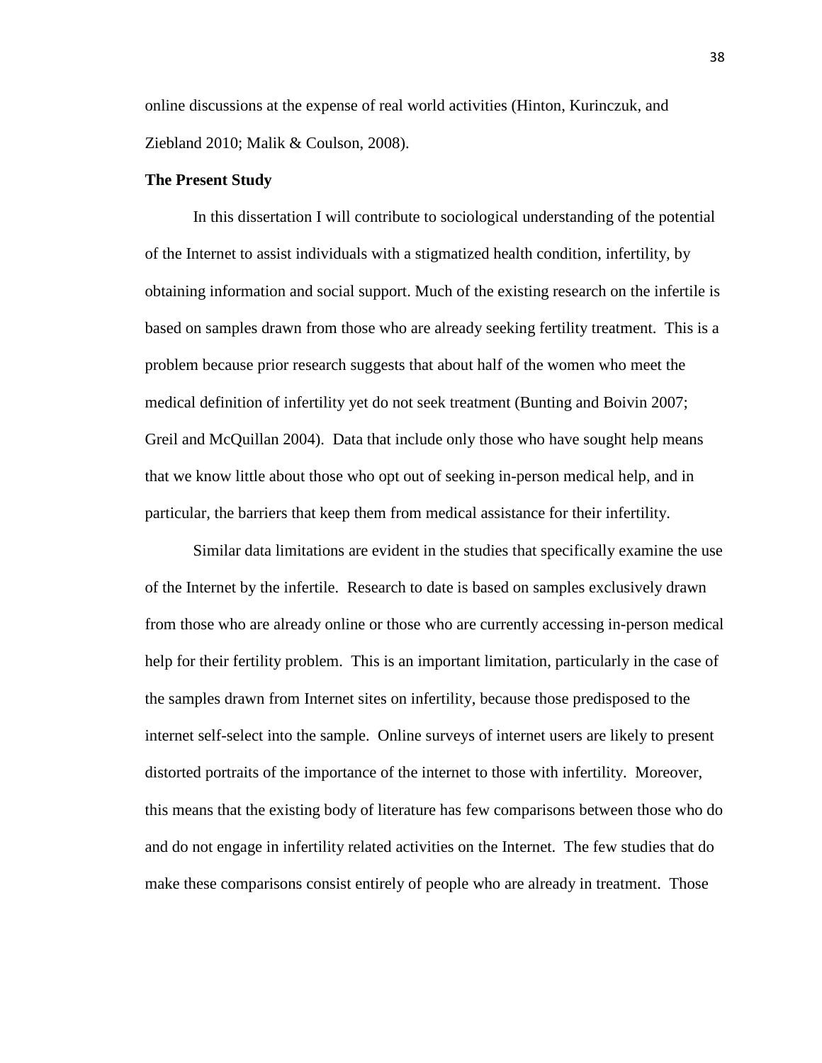online discussions at the expense of real world activities (Hinton, Kurinczuk, and Ziebland 2010; Malik & Coulson, 2008).

**The Present Study**

In this dissertation I will contribute to sociological understanding of the potential of the Internet to assist individuals with a stigmatized health condition, infertility, by obtaining information and social support. Much of the existing research on the infertile is based on samples drawn from those who are already seeking fertility treatment. This is a problem because prior research suggests that about half of the women who meet the medical definition of infertility yet do not seek treatment (Bunting and Boivin 2007; Greil and McQuillan 2004). Data that include only those who have sought help means that we know little about those who opt out of seeking in-person medical help, and in particular, the barriers that keep them from medical assistance for their infertility.

Similar data limitations are evident in the studies that specifically examine the use of the Internet by the infertile. Research to date is based on samples exclusively drawn from those who are already online or those who are currently accessing in-person medical help for their fertility problem. This is an important limitation, particularly in the case of the samples drawn from Internet sites on infertility, because those predisposed to the internet self-select into the sample. Online surveys of internet users are likely to present distorted portraits of the importance of the internet to those with infertility. Moreover, this means that the existing body of literature has few comparisons between those who do and do not engage in infertility related activities on the Internet. The few studies that do make these comparisons consist entirely of people who are already in treatment. Those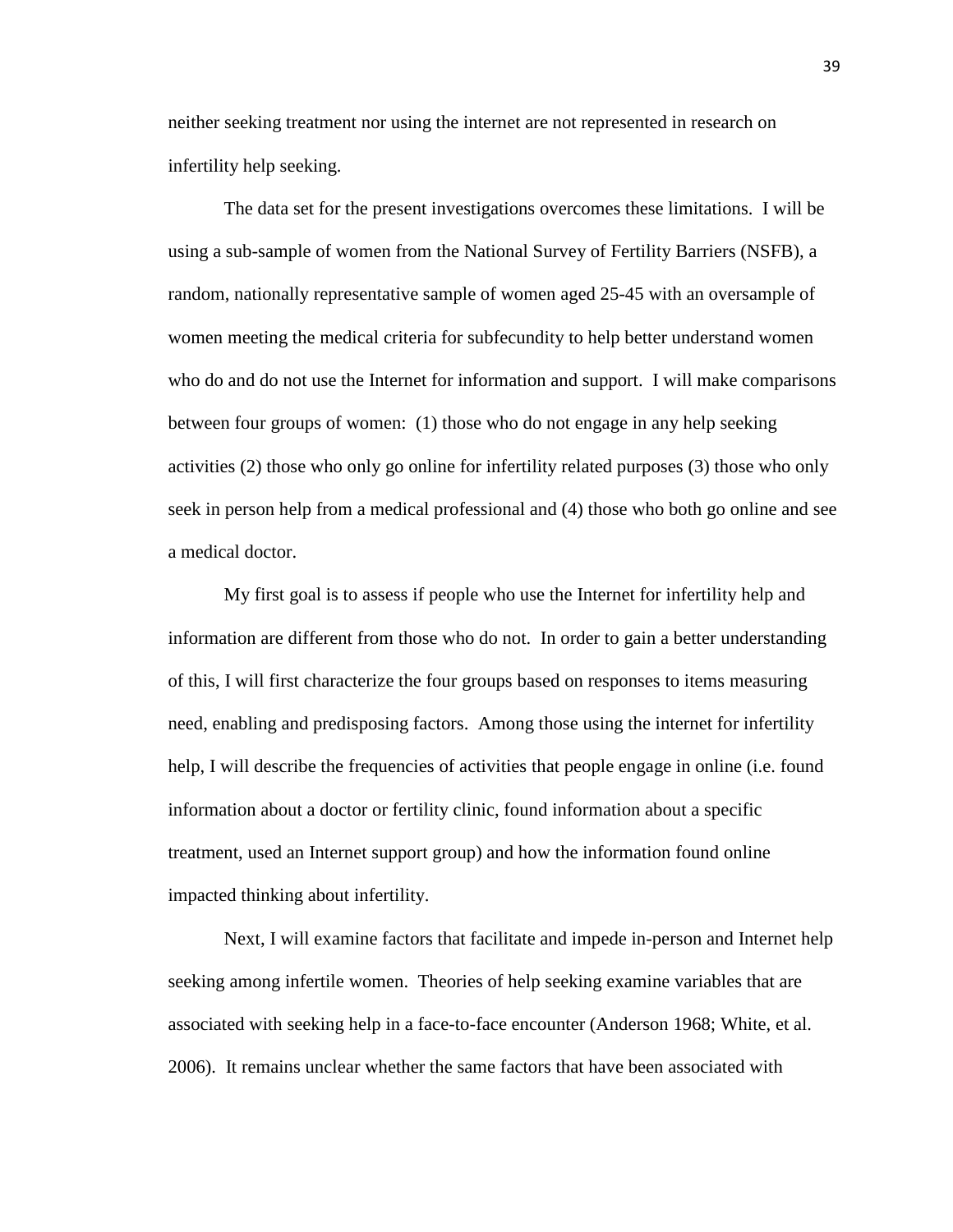neither seeking treatment nor using the internet are not represented in research on infertility help seeking.

The data set for the present investigations overcomes these limitations. I will be using a sub-sample of women from the National Survey of Fertility Barriers (NSFB), a random, nationally representative sample of women aged 25-45 with an oversample of women meeting the medical criteria for subfecundity to help better understand women who do and do not use the Internet for information and support. I will make comparisons between four groups of women: (1) those who do not engage in any help seeking activities (2) those who only go online for infertility related purposes (3) those who only seek in person help from a medical professional and (4) those who both go online and see a medical doctor.

My first goal is to assess if people who use the Internet for infertility help and information are different from those who do not. In order to gain a better understanding of this, I will first characterize the four groups based on responses to items measuring need, enabling and predisposing factors. Among those using the internet for infertility help, I will describe the frequencies of activities that people engage in online (i.e. found information about a doctor or fertility clinic, found information about a specific treatment, used an Internet support group) and how the information found online impacted thinking about infertility.

Next, I will examine factors that facilitate and impede in-person and Internet help seeking among infertile women. Theories of help seeking examine variables that are associated with seeking help in a face-to-face encounter (Anderson 1968; White, et al. 2006). It remains unclear whether the same factors that have been associated with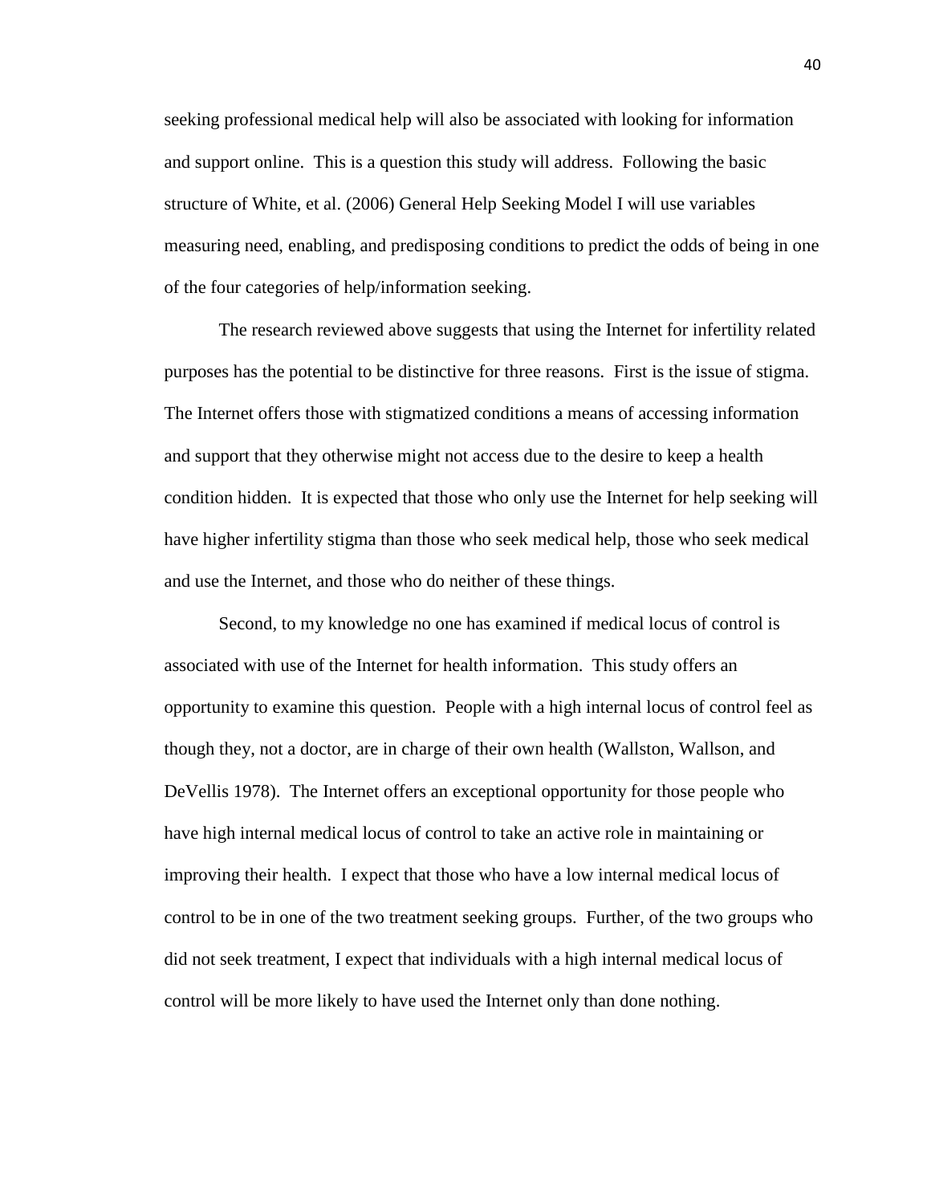seeking professional medical help will also be associated with looking for information and support online. This is a question this study will address. Following the basic structure of White, et al. (2006) General Help Seeking Model I will use variables measuring need, enabling, and predisposing conditions to predict the odds of being in one of the four categories of help/information seeking.

The research reviewed above suggests that using the Internet for infertility related purposes has the potential to be distinctive for three reasons. First is the issue of stigma. The Internet offers those with stigmatized conditions a means of accessing information and support that they otherwise might not access due to the desire to keep a health condition hidden. It is expected that those who only use the Internet for help seeking will have higher infertility stigma than those who seek medical help, those who seek medical and use the Internet, and those who do neither of these things.

Second, to my knowledge no one has examined if medical locus of control is associated with use of the Internet for health information. This study offers an opportunity to examine this question. People with a high internal locus of control feel as though they, not a doctor, are in charge of their own health (Wallston, Wallson, and DeVellis 1978). The Internet offers an exceptional opportunity for those people who have high internal medical locus of control to take an active role in maintaining or improving their health. I expect that those who have a low internal medical locus of control to be in one of the two treatment seeking groups. Further, of the two groups who did not seek treatment, I expect that individuals with a high internal medical locus of control will be more likely to have used the Internet only than done nothing.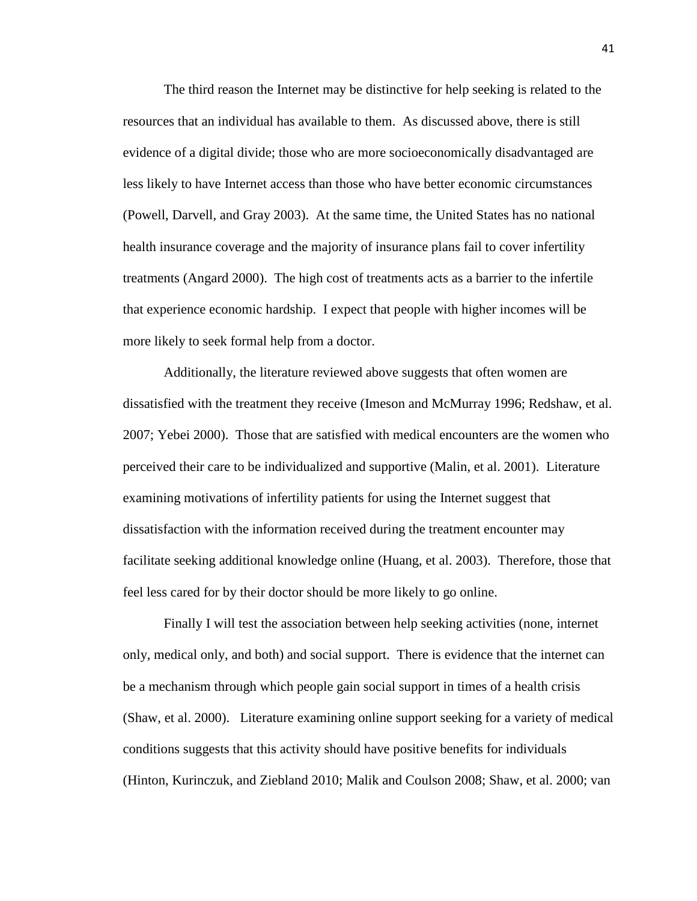The third reason the Internet may be distinctive for help seeking is related to the resources that an individual has available to them. As discussed above, there is still evidence of a digital divide; those who are more socioeconomically disadvantaged are less likely to have Internet access than those who have better economic circumstances (Powell, Darvell, and Gray 2003). At the same time, the United States has no national health insurance coverage and the majority of insurance plans fail to cover infertility treatments (Angard 2000). The high cost of treatments acts as a barrier to the infertile that experience economic hardship. I expect that people with higher incomes will be more likely to seek formal help from a doctor.

Additionally, the literature reviewed above suggests that often women are dissatisfied with the treatment they receive (Imeson and McMurray 1996; Redshaw, et al. 2007; Yebei 2000). Those that are satisfied with medical encounters are the women who perceived their care to be individualized and supportive (Malin, et al. 2001). Literature examining motivations of infertility patients for using the Internet suggest that dissatisfaction with the information received during the treatment encounter may facilitate seeking additional knowledge online (Huang, et al. 2003). Therefore, those that feel less cared for by their doctor should be more likely to go online.

Finally I will test the association between help seeking activities (none, internet only, medical only, and both) and social support. There is evidence that the internet can be a mechanism through which people gain social support in times of a health crisis (Shaw, et al. 2000). Literature examining online support seeking for a variety of medical conditions suggests that this activity should have positive benefits for individuals (Hinton, Kurinczuk, and Ziebland 2010; Malik and Coulson 2008; Shaw, et al. 2000; van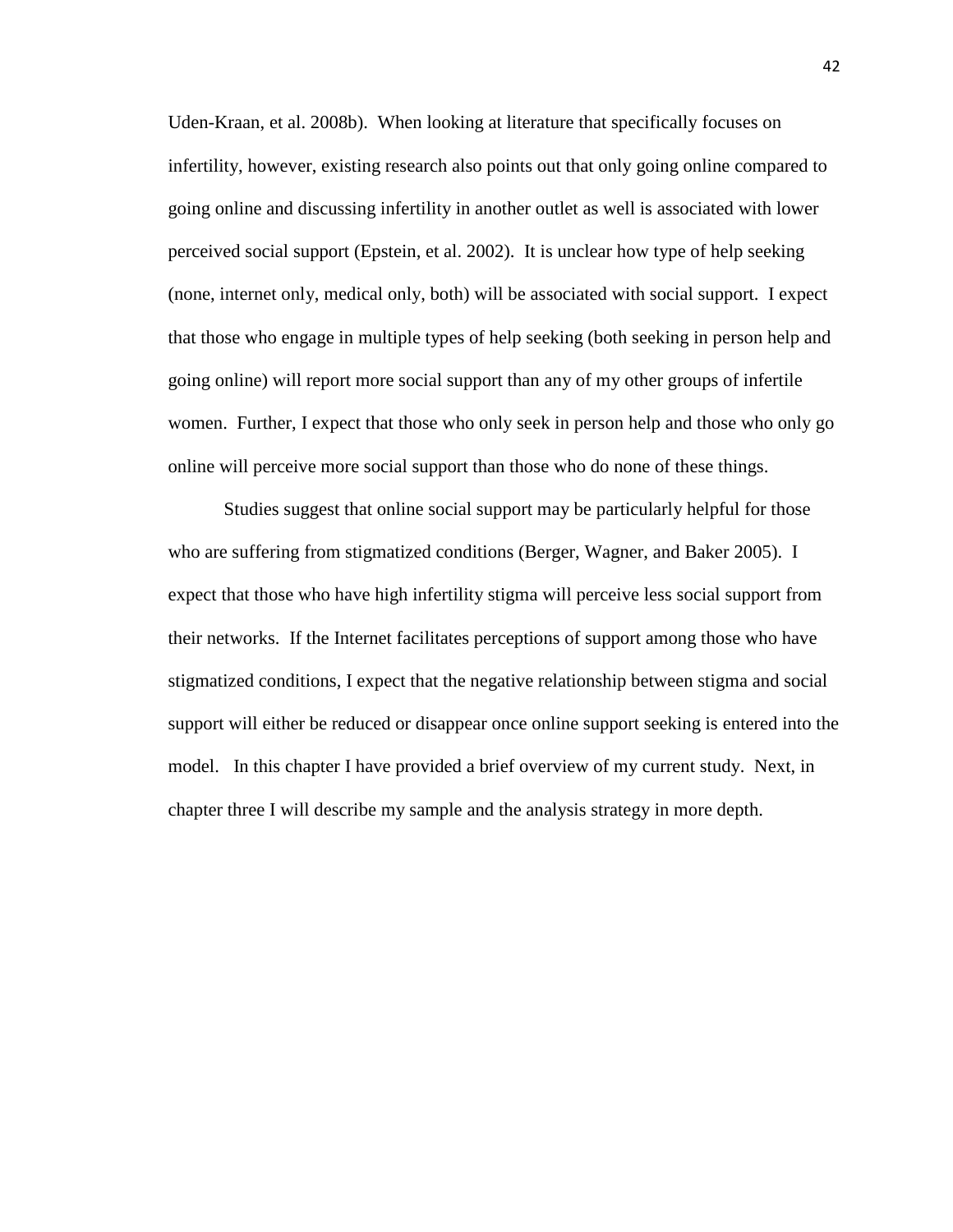Uden-Kraan, et al. 2008b). When looking at literature that specifically focuses on infertility, however, existing research also points out that only going online compared to going online and discussing infertility in another outlet as well is associated with lower perceived social support (Epstein, et al. 2002). It is unclear how type of help seeking (none, internet only, medical only, both) will be associated with social support. I expect that those who engage in multiple types of help seeking (both seeking in person help and going online) will report more social support than any of my other groups of infertile women. Further, I expect that those who only seek in person help and those who only go online will perceive more social support than those who do none of these things.

Studies suggest that online social support may be particularly helpful for those who are suffering from stigmatized conditions (Berger, Wagner, and Baker 2005). I expect that those who have high infertility stigma will perceive less social support from their networks. If the Internet facilitates perceptions of support among those who have stigmatized conditions, I expect that the negative relationship between stigma and social support will either be reduced or disappear once online support seeking is entered into the model. In this chapter I have provided a brief overview of my current study. Next, in chapter three I will describe my sample and the analysis strategy in more depth.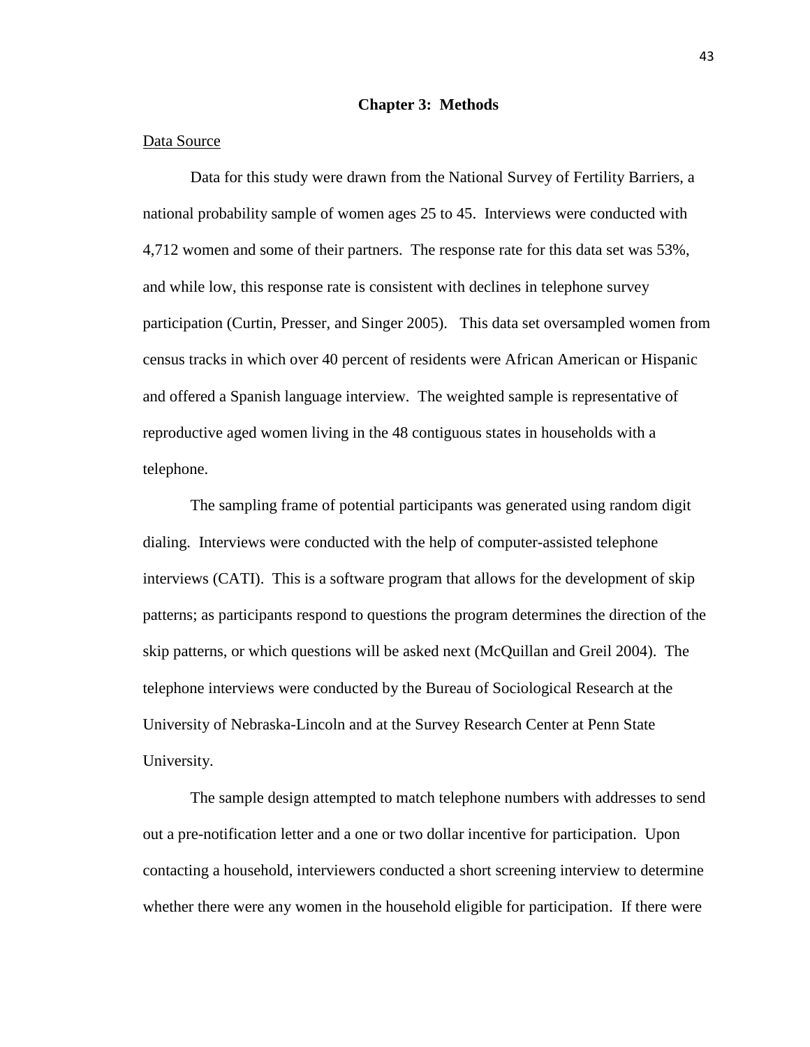# Chapter 3: Methods

Data Source

Data for this study were drawn from the National Survey of Fertility Barriers, a national probability sample of women ages 25 to 45. Interviews were conducted with 4,712 women and some of their partners. The response rate for this data set was 53%, and while low, this response rate is consistent with declines in telephone survey participation (Curtin, Presser, and Singer 2005). This data set oversampled women from census tracks in which over 40 percent of residents were African American or Hispanic and offered a Spanish language interview. The weighted sample is representative of reproductive aged women living in the 48 contiguous states in households with a telephone.

The sampling frame of potential participants was generated using random digit dialing. Interviews were conducted with the help of computer-assisted telephone interviews (CATI). This is a software program that allows for the development of skip patterns; as participants respond to questions the program determines the direction of the skip patterns, or which questions will be asked next (McQuillan and Greil 2004). The telephone interviews were conducted by the Bureau of Sociological Research at the University of Nebraska-Lincoln and at the Survey Research Center at Penn State University.

The sample design attempted to match telephone numbers with addresses to send out a pre-notification letter and a one or two dollar incentive for participation. Upon contacting a household, interviewers conducted a short screening interview to determine whether there were any women in the household eligible for participation. If there were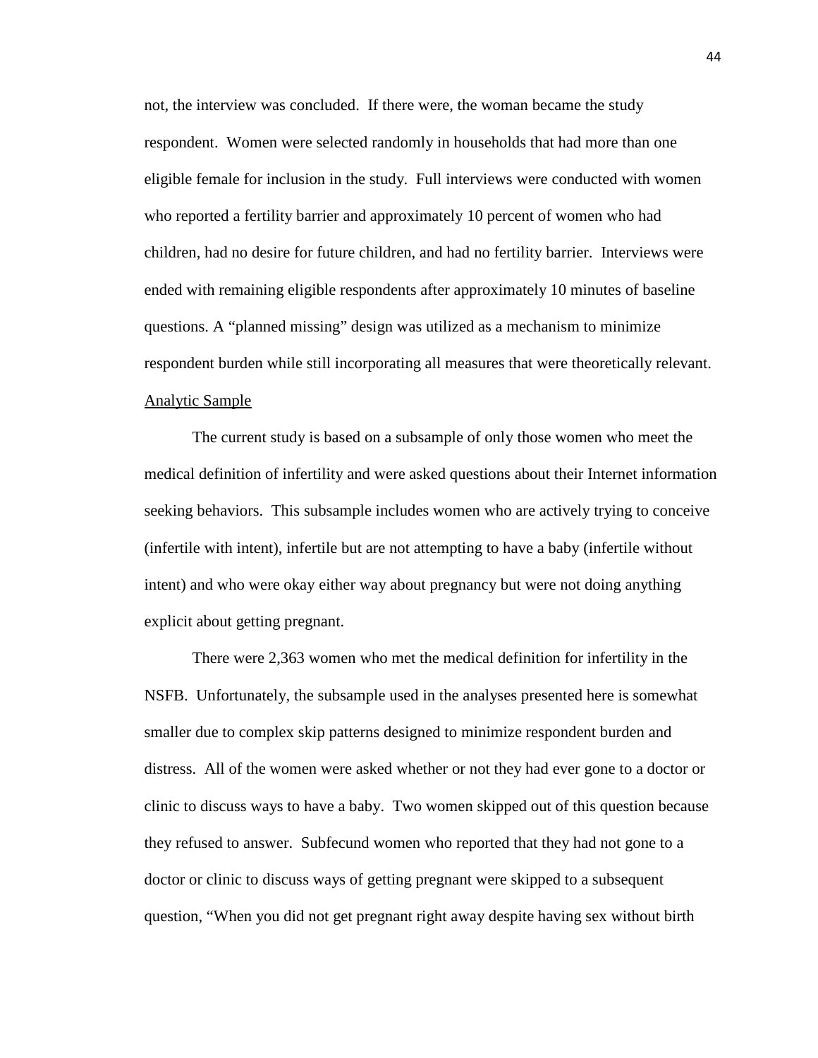not, the interview was concluded. If there were, the woman became the study respondent. Women were selected randomly in households that had more than one eligible female for inclusion in the study. Full interviews were conducted with women who reported a fertility barrier and approximately 10 percent of women who had children, had no desire for future children, and had no fertility barrier. Interviews were ended with remaining eligible respondents after approximately 10 minutes of baseline questions. A "planned missing" design was utilized as a mechanism to minimize respondent burden while still incorporating all measures that were theoretically relevant.

<u>Analytic Sample</u>

The current study is based on a subsample of only those women who meet the medical definition of infertility and were asked questions about their Internet information seeking behaviors. This subsample includes women who are actively trying to conceive (infertile with intent), infertile but are not attempting to have a baby (infertile without intent) and who were okay either way about pregnancy but were not doing anything explicit about getting pregnant.

There were 2,363 women who met the medical definition for infertility in the NSFB. Unfortunately, the subsample used in the analyses presented here is somewhat smaller due to complex skip patterns designed to minimize respondent burden and distress. All of the women were asked whether or not they had ever gone to a doctor or clinic to discuss ways to have a baby. Two women skipped out of this question because they refused to answer. Subfecund women who reported that they had not gone to a doctor or clinic to discuss ways of getting pregnant were skipped to a subsequent question, "When you did not get pregnant right away despite having sex without birth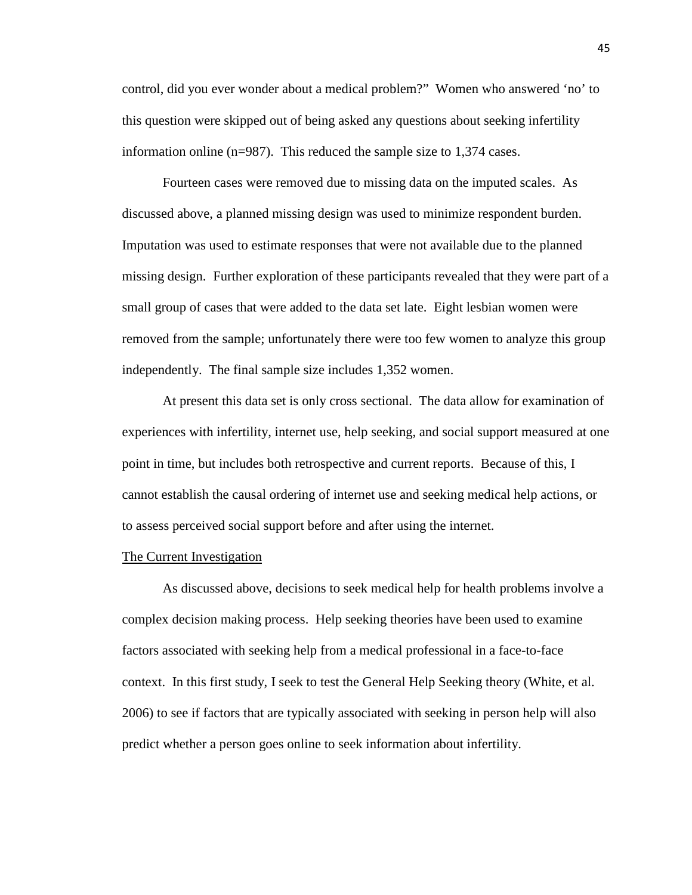control, did you ever wonder about a medical problem?" Women who answered 'no' to this question were skipped out of being asked any questions about seeking infertility information online (n=987). This reduced the sample size to 1,374 cases.

Fourteen cases were removed due to missing data on the imputed scales. As discussed above, a planned missing design was used to minimize respondent burden. Imputation was used to estimate responses that were not available due to the planned missing design. Further exploration of these participants revealed that they were part of a small group of cases that were added to the data set late. Eight lesbian women were removed from the sample; unfortunately there were too few women to analyze this group independently. The final sample size includes 1,352 women.

At present this data set is only cross sectional. The data allow for examination of experiences with infertility, internet use, help seeking, and social support measured at one point in time, but includes both retrospective and current reports. Because of this, I cannot establish the causal ordering of internet use and seeking medical help actions, or to assess perceived social support before and after using the internet.

## The Current Investigation

As discussed above, decisions to seek medical help for health problems involve a complex decision making process. Help seeking theories have been used to examine factors associated with seeking help from a medical professional in a face-to-face context. In this first study, I seek to test the General Help Seeking theory (White, et al. 2006) to see if factors that are typically associated with seeking in person help will also predict whether a person goes online to seek information about infertility.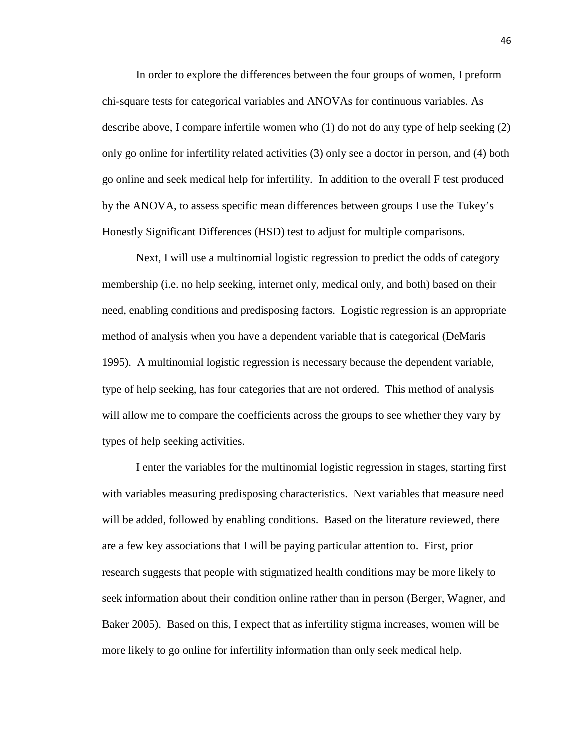In order to explore the differences between the four groups of women, I preform chi-square tests for categorical variables and ANOVAs for continuous variables. As describe above, I compare infertile women who (1) do not do any type of help seeking (2) only go online for infertility related activities (3) only see a doctor in person, and (4) both go online and seek medical help for infertility. In addition to the overall F test produced by the ANOVA, to assess specific mean differences between groups I use the Tukey's Honestly Significant Differences (HSD) test to adjust for multiple comparisons.

Next, I will use a multinomial logistic regression to predict the odds of category membership (i.e. no help seeking, internet only, medical only, and both) based on their need, enabling conditions and predisposing factors. Logistic regression is an appropriate method of analysis when you have a dependent variable that is categorical (DeMaris 1995). A multinomial logistic regression is necessary because the dependent variable, type of help seeking, has four categories that are not ordered. This method of analysis will allow me to compare the coefficients across the groups to see whether they vary by types of help seeking activities.

I enter the variables for the multinomial logistic regression in stages, starting first with variables measuring predisposing characteristics. Next variables that measure need will be added, followed by enabling conditions. Based on the literature reviewed, there are a few key associations that I will be paying particular attention to. First, prior research suggests that people with stigmatized health conditions may be more likely to seek information about their condition online rather than in person (Berger, Wagner, and Baker 2005). Based on this, I expect that as infertility stigma increases, women will be more likely to go online for infertility information than only seek medical help.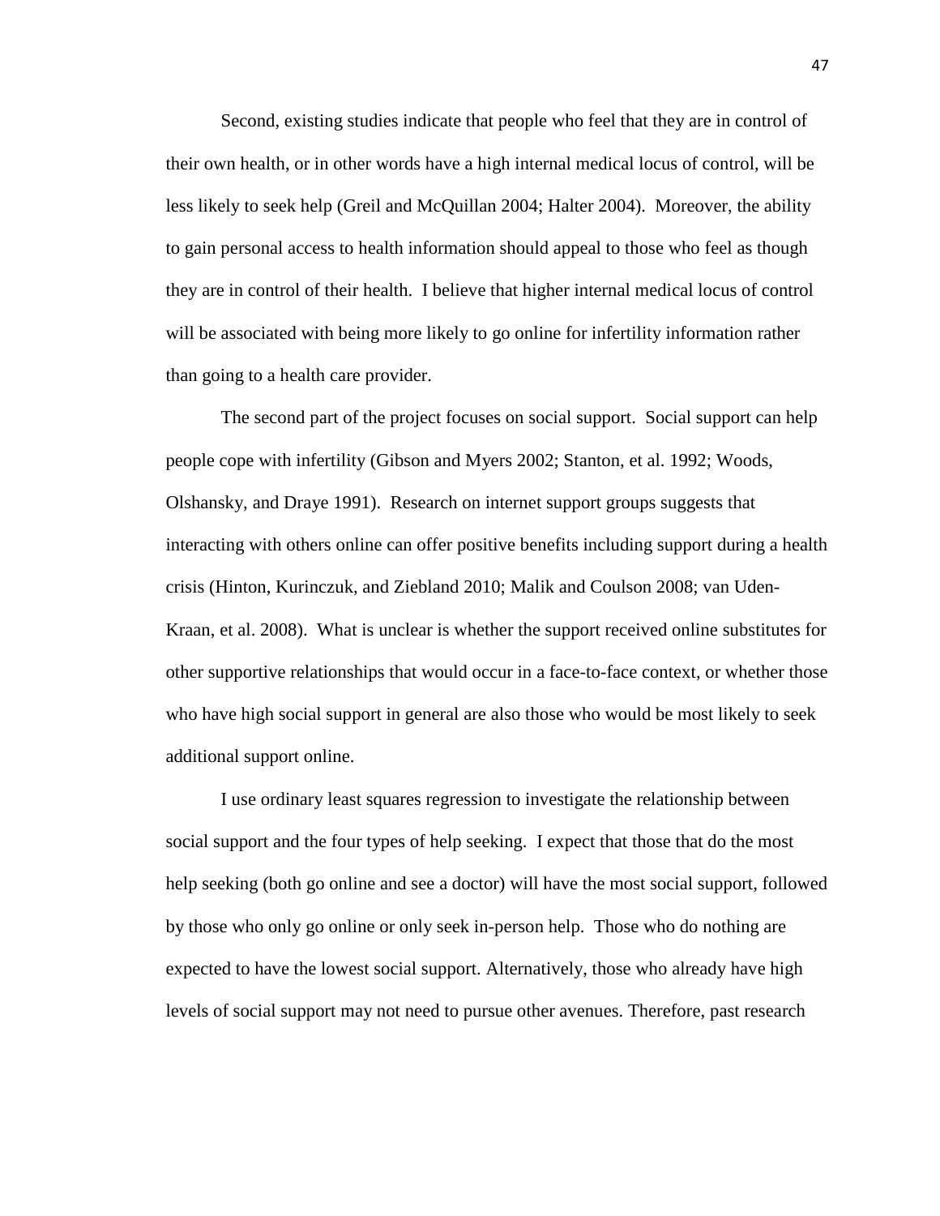Second, existing studies indicate that people who feel that they are in control of their own health, or in other words have a high internal medical locus of control, will be less likely to seek help (Greil and McQuillan 2004; Halter 2004). Moreover, the ability to gain personal access to health information should appeal to those who feel as though they are in control of their health. I believe that higher internal medical locus of control will be associated with being more likely to go online for infertility information rather than going to a health care provider.

The second part of the project focuses on social support. Social support can help people cope with infertility (Gibson and Myers 2002; Stanton, et al. 1992; Woods, Olshansky, and Draye 1991). Research on internet support groups suggests that interacting with others online can offer positive benefits including support during a health crisis (Hinton, Kurinczuk, and Ziebland 2010; Malik and Coulson 2008; van Uden-Kraan, et al. 2008). What is unclear is whether the support received online substitutes for other supportive relationships that would occur in a face-to-face context, or whether those who have high social support in general are also those who would be most likely to seek additional support online.

I use ordinary least squares regression to investigate the relationship between social support and the four types of help seeking. I expect that those that do the most help seeking (both go online and see a doctor) will have the most social support, followed by those who only go online or only seek in-person help. Those who do nothing are expected to have the lowest social support. Alternatively, those who already have high levels of social support may not need to pursue other avenues. Therefore, past research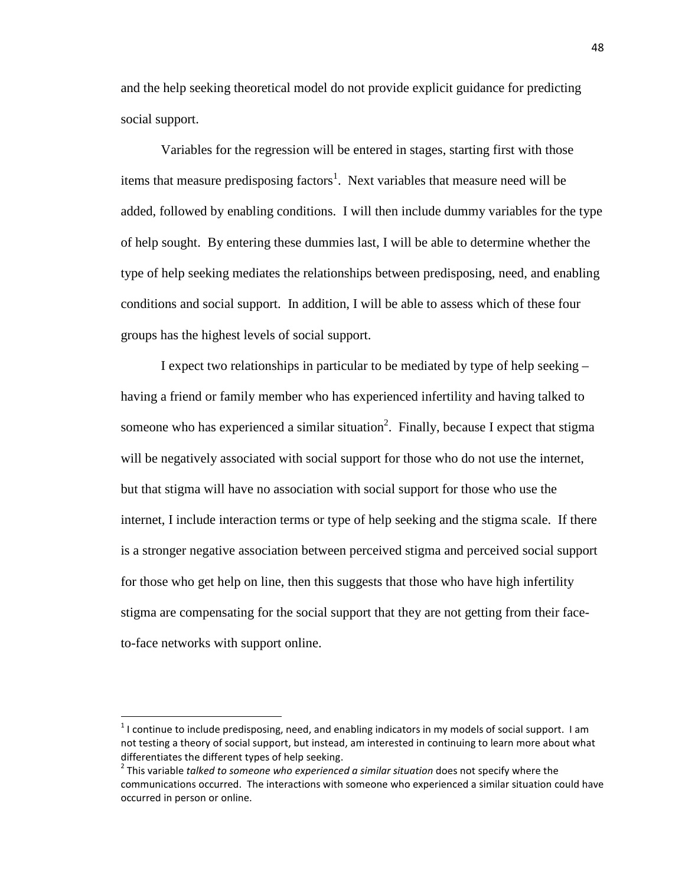and the help seeking theoretical model do not provide explicit guidance for predicting social support.

Variables for the regression will be entered in stages, starting first with those items that measure predisposing factors[1]. Next variables that measure need will be added, followed by enabling conditions. I will then include dummy variables for the type of help sought. By entering these dummies last, I will be able to determine whether the type of help seeking mediates the relationships between predisposing, need, and enabling conditions and social support. In addition, I will be able to assess which of these four groups has the highest levels of social support.

I expect two relationships in particular to be mediated by type of help seeking – having a friend or family member who has experienced infertility and having talked to someone who has experienced a similar situation[2]. Finally, because I expect that stigma will be negatively associated with social support for those who do not use the internet, but that stigma will have no association with social support for those who use the internet, I include interaction terms or type of help seeking and the stigma scale. If there is a stronger negative association between perceived stigma and perceived social support for those who get help on line, then this suggests that those who have high infertility stigma are compensating for the social support that they are not getting from their face-to-face networks with support online.

---

[1] I continue to include predisposing, need, and enabling indicators in my models of social support. I am not testing a theory of social support, but instead, am interested in continuing to learn more about what differentiates the different types of help seeking.

[2] This variable *talked to someone who experienced a similar situation* does not specify where the communications occurred. The interactions with someone who experienced a similar situation could have occurred in person or online.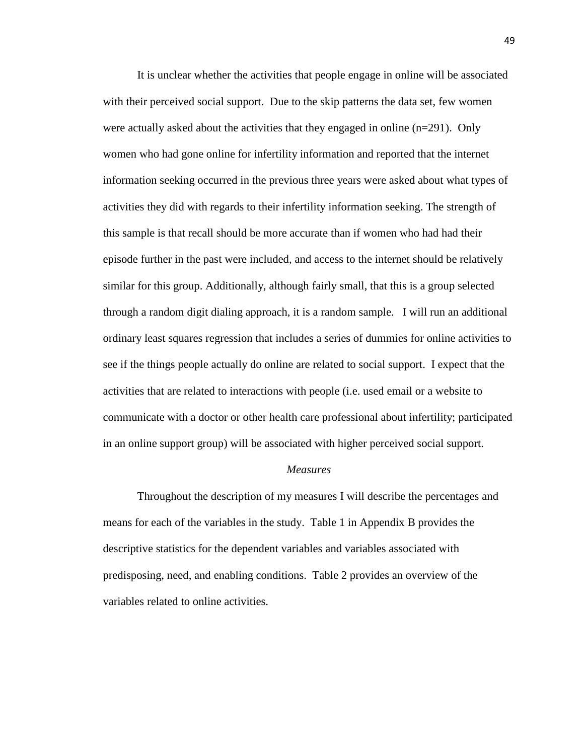It is unclear whether the activities that people engage in online will be associated with their perceived social support. Due to the skip patterns the data set, few women were actually asked about the activities that they engaged in online (n=291). Only women who had gone online for infertility information and reported that the internet information seeking occurred in the previous three years were asked about what types of activities they did with regards to their infertility information seeking. The strength of this sample is that recall should be more accurate than if women who had had their episode further in the past were included, and access to the internet should be relatively similar for this group. Additionally, although fairly small, that this is a group selected through a random digit dialing approach, it is a random sample. I will run an additional ordinary least squares regression that includes a series of dummies for online activities to see if the things people actually do online are related to social support. I expect that the activities that are related to interactions with people (i.e. used email or a website to communicate with a doctor or other health care professional about infertility; participated in an online support group) will be associated with higher perceived social support.

*Measures*

Throughout the description of my measures I will describe the percentages and means for each of the variables in the study. Table 1 in Appendix B provides the descriptive statistics for the dependent variables and variables associated with predisposing, need, and enabling conditions. Table 2 provides an overview of the variables related to online activities.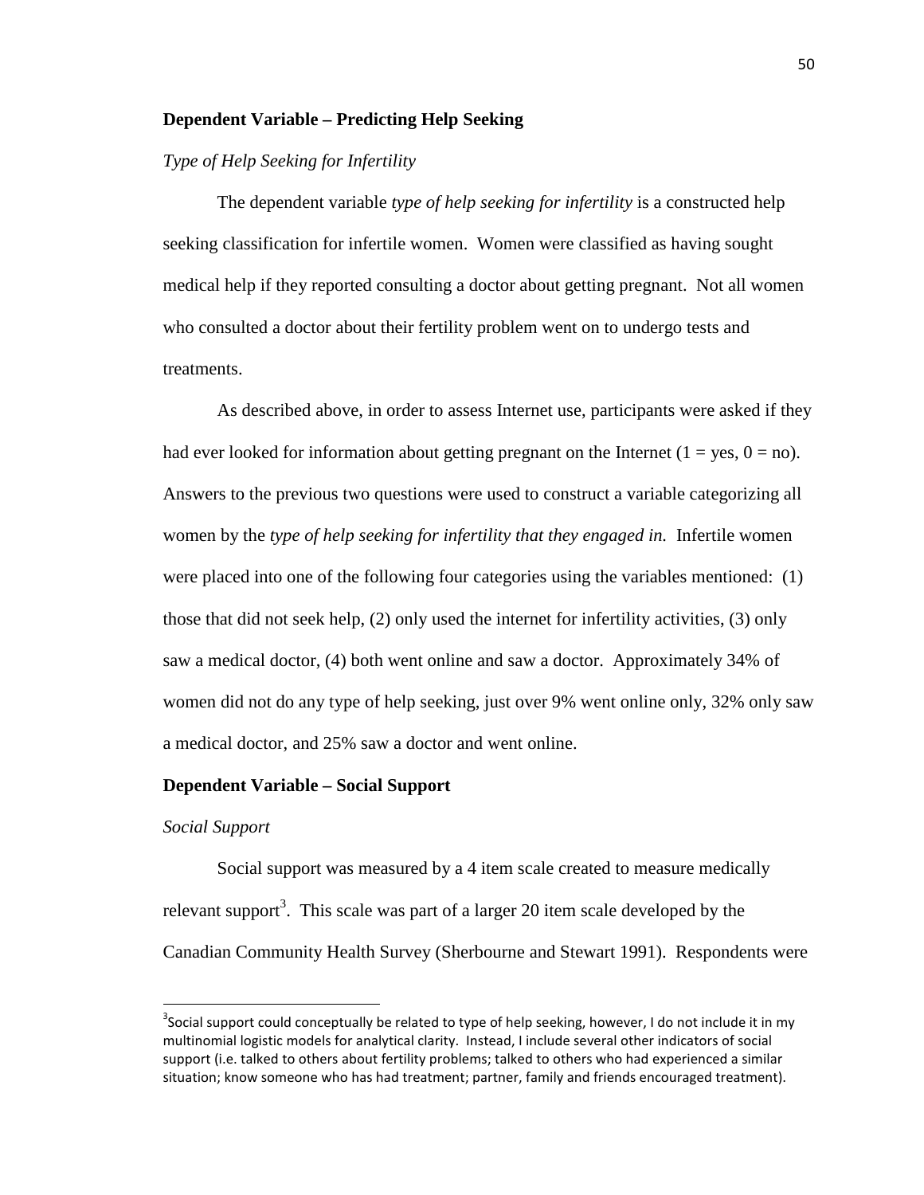**Dependent Variable – Predicting Help Seeking**

*Type of Help Seeking for Infertility*

The dependent variable *type of help seeking for infertility* is a constructed help seeking classification for infertile women. Women were classified as having sought medical help if they reported consulting a doctor about getting pregnant. Not all women who consulted a doctor about their fertility problem went on to undergo tests and treatments.

As described above, in order to assess Internet use, participants were asked if they had ever looked for information about getting pregnant on the Internet (1 = yes, 0 = no). Answers to the previous two questions were used to construct a variable categorizing all women by the *type of help seeking for infertility that they engaged in.* Infertile women were placed into one of the following four categories using the variables mentioned: (1) those that did not seek help, (2) only used the internet for infertility activities, (3) only saw a medical doctor, (4) both went online and saw a doctor. Approximately 34% of women did not do any type of help seeking, just over 9% went online only, 32% only saw a medical doctor, and 25% saw a doctor and went online.

**Dependent Variable – Social Support**

*Social Support*

Social support was measured by a 4 item scale created to measure medically relevant support[3]. This scale was part of a larger 20 item scale developed by the Canadian Community Health Survey (Sherbourne and Stewart 1991). Respondents were

---

[3]Social support could conceptually be related to type of help seeking, however, I do not include it in my multinomial logistic models for analytical clarity. Instead, I include several other indicators of social support (i.e. talked to others about fertility problems; talked to others who had experienced a similar situation; know someone who has had treatment; partner, family and friends encouraged treatment).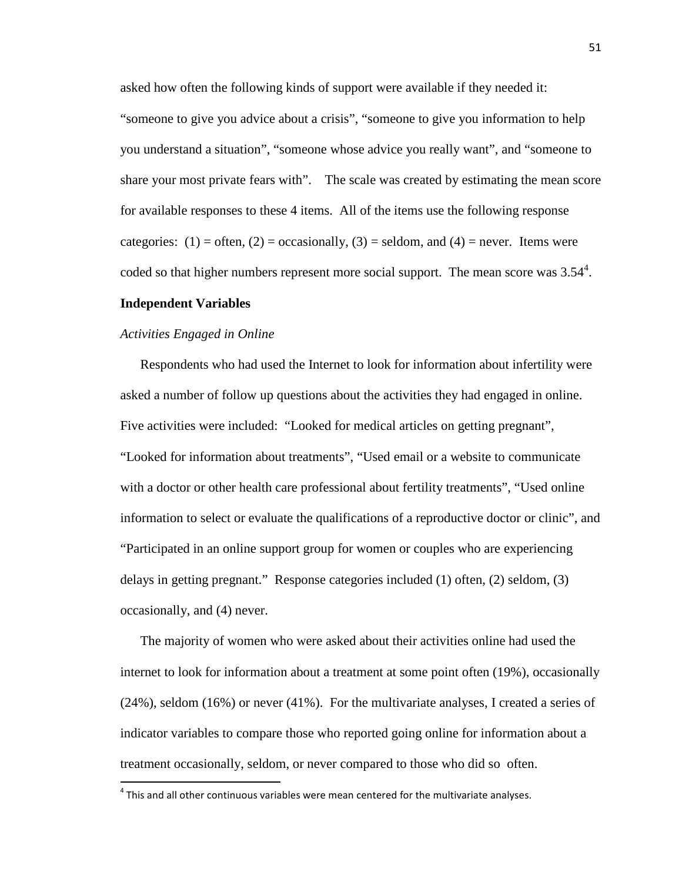asked how often the following kinds of support were available if they needed it: “someone to give you advice about a crisis”, “someone to give you information to help you understand a situation”, “someone whose advice you really want”, and “someone to share your most private fears with”. The scale was created by estimating the mean score for available responses to these 4 items. All of the items use the following response categories: (1) = often, (2) = occasionally, (3) = seldom, and (4) = never. Items were coded so that higher numbers represent more social support. The mean score was 3.54[4].

**Independent Variables**

*Activities Engaged in Online*

Respondents who had used the Internet to look for information about infertility were asked a number of follow up questions about the activities they had engaged in online. Five activities were included: “Looked for medical articles on getting pregnant”, “Looked for information about treatments”, “Used email or a website to communicate with a doctor or other health care professional about fertility treatments”, “Used online information to select or evaluate the qualifications of a reproductive doctor or clinic”, and “Participated in an online support group for women or couples who are experiencing delays in getting pregnant.” Response categories included (1) often, (2) seldom, (3) occasionally, and (4) never.

The majority of women who were asked about their activities online had used the internet to look for information about a treatment at some point often (19%), occasionally (24%), seldom (16%) or never (41%). For the multivariate analyses, I created a series of indicator variables to compare those who reported going online for information about a treatment occasionally, seldom, or never compared to those who did so often.

[4] This and all other continuous variables were mean centered for the multivariate analyses.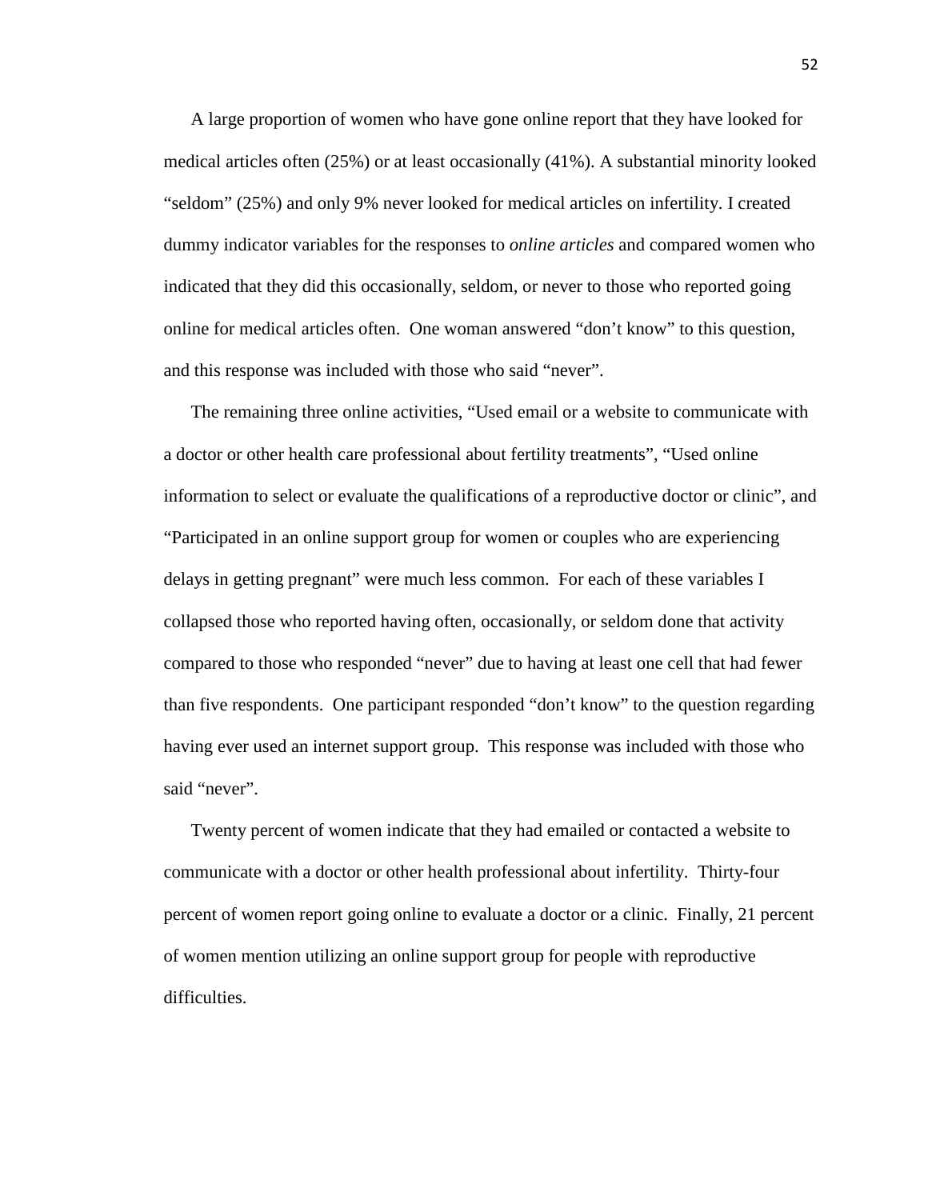A large proportion of women who have gone online report that they have looked for medical articles often (25%) or at least occasionally (41%). A substantial minority looked “seldom” (25%) and only 9% never looked for medical articles on infertility. I created dummy indicator variables for the responses to *online articles* and compared women who indicated that they did this occasionally, seldom, or never to those who reported going online for medical articles often. One woman answered “don’t know” to this question, and this response was included with those who said “never”.

The remaining three online activities, “Used email or a website to communicate with a doctor or other health care professional about fertility treatments”, “Used online information to select or evaluate the qualifications of a reproductive doctor or clinic”, and “Participated in an online support group for women or couples who are experiencing delays in getting pregnant” were much less common. For each of these variables I collapsed those who reported having often, occasionally, or seldom done that activity compared to those who responded “never” due to having at least one cell that had fewer than five respondents. One participant responded “don’t know” to the question regarding having ever used an internet support group. This response was included with those who said “never”.

Twenty percent of women indicate that they had emailed or contacted a website to communicate with a doctor or other health professional about infertility. Thirty-four percent of women report going online to evaluate a doctor or a clinic. Finally, 21 percent of women mention utilizing an online support group for people with reproductive difficulties.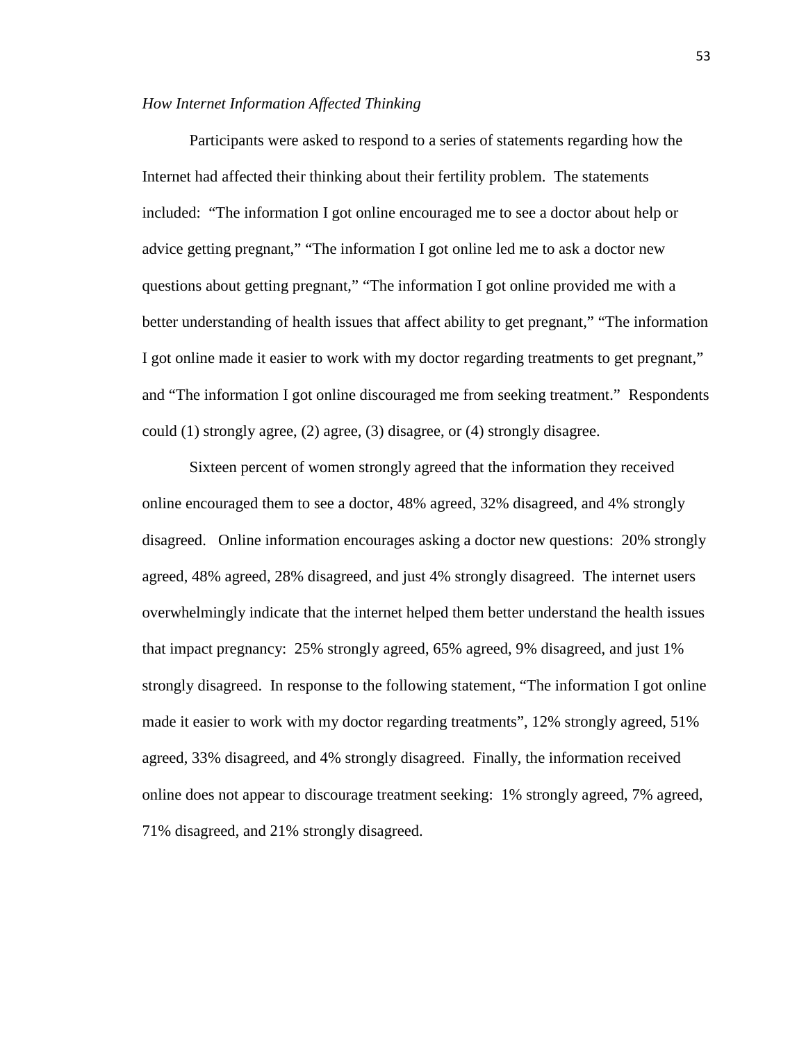*How Internet Information Affected Thinking*

Participants were asked to respond to a series of statements regarding how the Internet had affected their thinking about their fertility problem. The statements included: "The information I got online encouraged me to see a doctor about help or advice getting pregnant," "The information I got online led me to ask a doctor new questions about getting pregnant," "The information I got online provided me with a better understanding of health issues that affect ability to get pregnant," "The information I got online made it easier to work with my doctor regarding treatments to get pregnant," and "The information I got online discouraged me from seeking treatment." Respondents could (1) strongly agree, (2) agree, (3) disagree, or (4) strongly disagree.

Sixteen percent of women strongly agreed that the information they received online encouraged them to see a doctor, 48% agreed, 32% disagreed, and 4% strongly disagreed. Online information encourages asking a doctor new questions: 20% strongly agreed, 48% agreed, 28% disagreed, and just 4% strongly disagreed. The internet users overwhelmingly indicate that the internet helped them better understand the health issues that impact pregnancy: 25% strongly agreed, 65% agreed, 9% disagreed, and just 1% strongly disagreed. In response to the following statement, "The information I got online made it easier to work with my doctor regarding treatments", 12% strongly agreed, 51% agreed, 33% disagreed, and 4% strongly disagreed. Finally, the information received online does not appear to discourage treatment seeking: 1% strongly agreed, 7% agreed, 71% disagreed, and 21% strongly disagreed.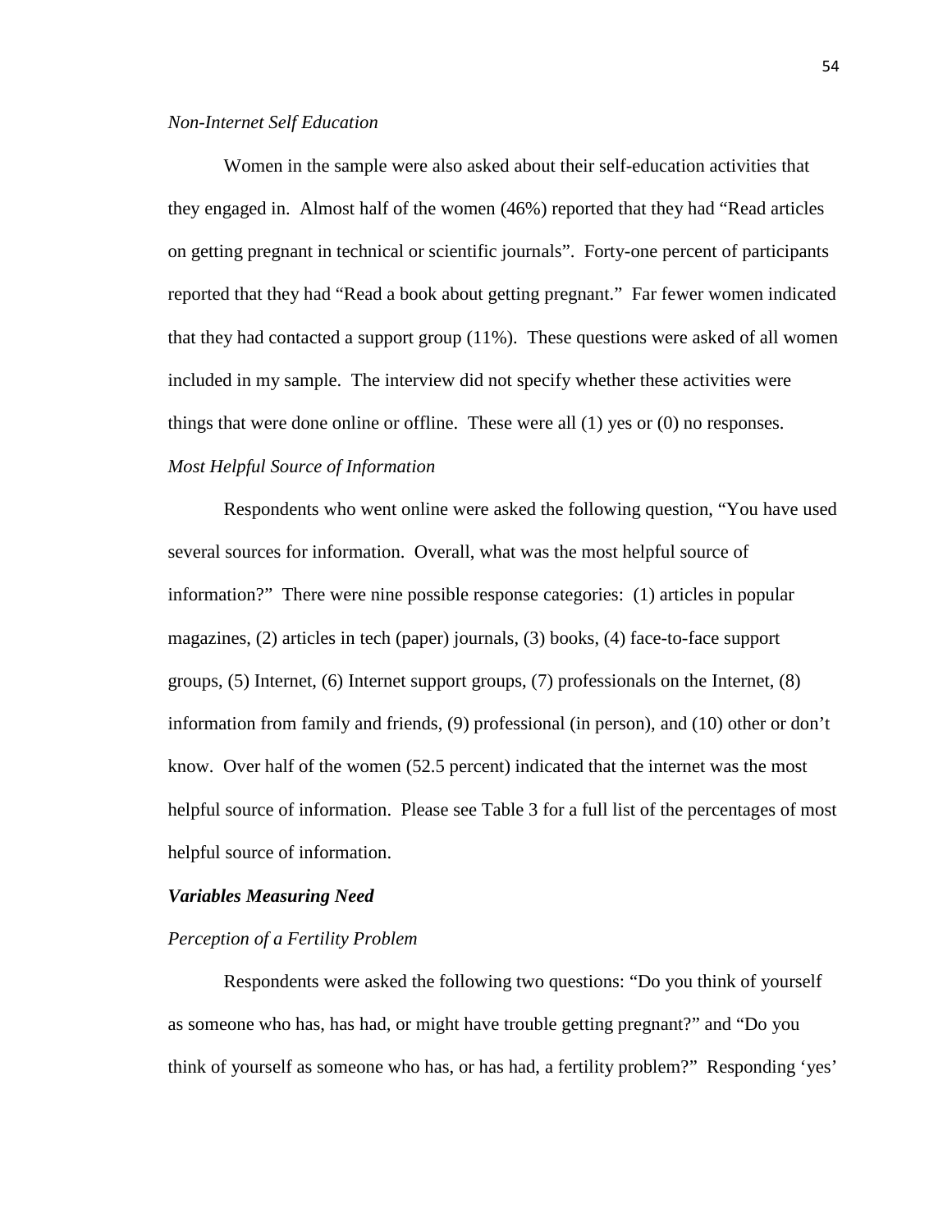*Non-Internet Self Education*

Women in the sample were also asked about their self-education activities that they engaged in. Almost half of the women (46%) reported that they had "Read articles on getting pregnant in technical or scientific journals". Forty-one percent of participants reported that they had "Read a book about getting pregnant." Far fewer women indicated that they had contacted a support group (11%). These questions were asked of all women included in my sample. The interview did not specify whether these activities were things that were done online or offline. These were all (1) yes or (0) no responses.

*Most Helpful Source of Information*

Respondents who went online were asked the following question, "You have used several sources for information. Overall, what was the most helpful source of information?" There were nine possible response categories: (1) articles in popular magazines, (2) articles in tech (paper) journals, (3) books, (4) face-to-face support groups, (5) Internet, (6) Internet support groups, (7) professionals on the Internet, (8) information from family and friends, (9) professional (in person), and (10) other or don't know. Over half of the women (52.5 percent) indicated that the internet was the most helpful source of information. Please see Table 3 for a full list of the percentages of most helpful source of information.

***Variables Measuring Need***

*Perception of a Fertility Problem*

Respondents were asked the following two questions: "Do you think of yourself as someone who has, has had, or might have trouble getting pregnant?" and "Do you think of yourself as someone who has, or has had, a fertility problem?" Responding 'yes'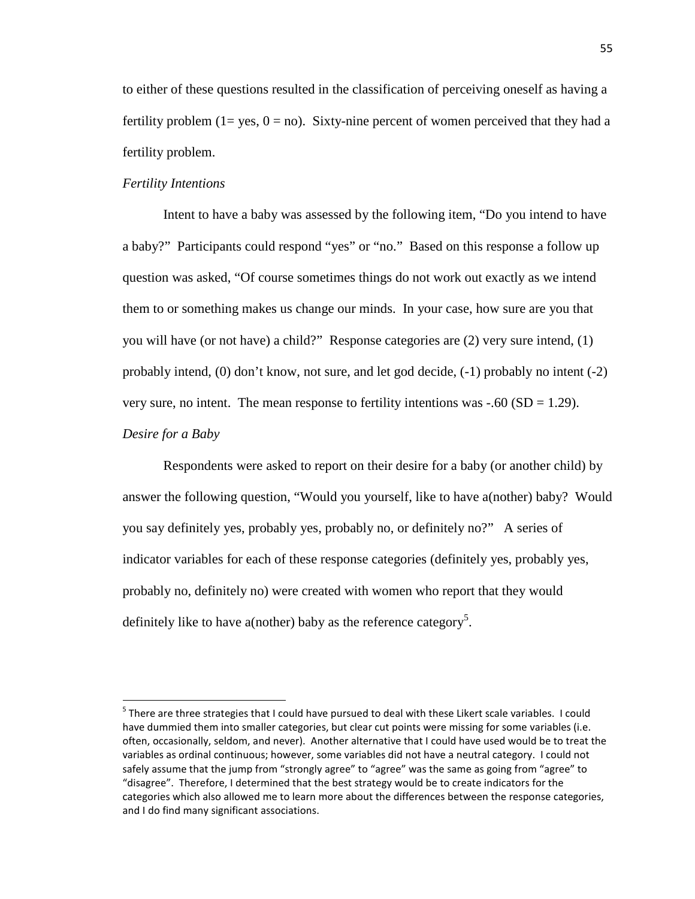to either of these questions resulted in the classification of perceiving oneself as having a fertility problem (1= yes, 0 = no). Sixty-nine percent of women perceived that they had a fertility problem.

*Fertility Intentions*

Intent to have a baby was assessed by the following item, "Do you intend to have a baby?" Participants could respond "yes" or "no." Based on this response a follow up question was asked, "Of course sometimes things do not work out exactly as we intend them to or something makes us change our minds. In your case, how sure are you that you will have (or not have) a child?" Response categories are (2) very sure intend, (1) probably intend, (0) don't know, not sure, and let god decide, (-1) probably no intent (-2) very sure, no intent. The mean response to fertility intentions was -.60 (SD = 1.29).

*Desire for a Baby*

Respondents were asked to report on their desire for a baby (or another child) by answer the following question, "Would you yourself, like to have a(nother) baby? Would you say definitely yes, probably yes, probably no, or definitely no?" A series of indicator variables for each of these response categories (definitely yes, probably yes, probably no, definitely no) were created with women who report that they would definitely like to have a(nother) baby as the reference category[5].

---

[5] There are three strategies that I could have pursued to deal with these Likert scale variables. I could have dummied them into smaller categories, but clear cut points were missing for some variables (i.e. often, occasionally, seldom, and never). Another alternative that I could have used would be to treat the variables as ordinal continuous; however, some variables did not have a neutral category. I could not safely assume that the jump from "strongly agree" to "agree" was the same as going from "agree" to "disagree". Therefore, I determined that the best strategy would be to create indicators for the categories which also allowed me to learn more about the differences between the response categories, and I do find many significant associations.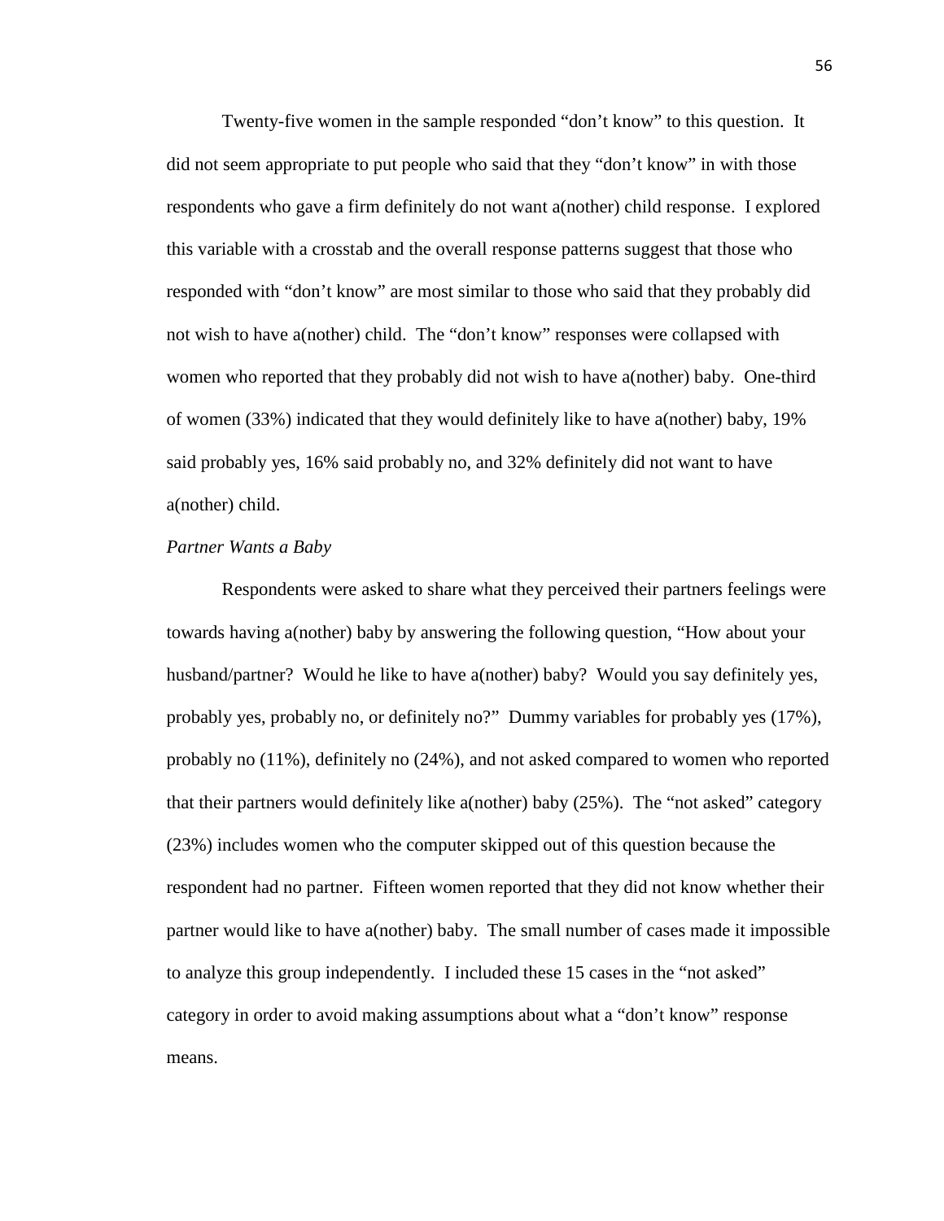Twenty-five women in the sample responded "don't know" to this question. It did not seem appropriate to put people who said that they "don't know" in with those respondents who gave a firm definitely do not want a(nother) child response. I explored this variable with a crosstab and the overall response patterns suggest that those who responded with "don't know" are most similar to those who said that they probably did not wish to have a(nother) child. The "don't know" responses were collapsed with women who reported that they probably did not wish to have a(nother) baby. One-third of women (33%) indicated that they would definitely like to have a(nother) baby, 19% said probably yes, 16% said probably no, and 32% definitely did not want to have a(nother) child.

*Partner Wants a Baby*

Respondents were asked to share what they perceived their partners feelings were towards having a(nother) baby by answering the following question, "How about your husband/partner? Would he like to have a(nother) baby? Would you say definitely yes, probably yes, probably no, or definitely no?" Dummy variables for probably yes (17%), probably no (11%), definitely no (24%), and not asked compared to women who reported that their partners would definitely like a(nother) baby (25%). The "not asked" category (23%) includes women who the computer skipped out of this question because the respondent had no partner. Fifteen women reported that they did not know whether their partner would like to have a(nother) baby. The small number of cases made it impossible to analyze this group independently. I included these 15 cases in the "not asked" category in order to avoid making assumptions about what a "don't know" response means.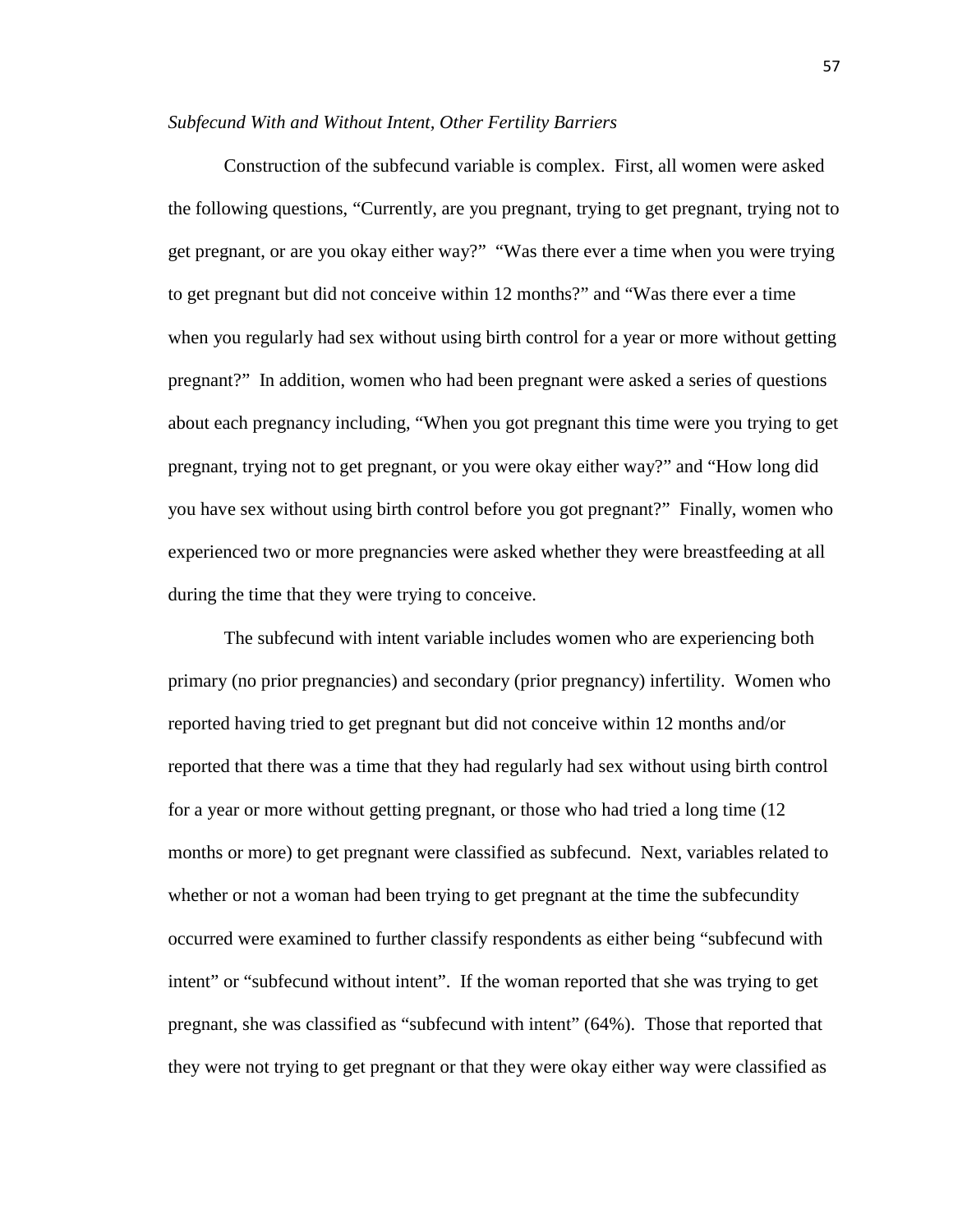*Subfecund With and Without Intent, Other Fertility Barriers*

Construction of the subfecund variable is complex. First, all women were asked the following questions, "Currently, are you pregnant, trying to get pregnant, trying not to get pregnant, or are you okay either way?" "Was there ever a time when you were trying to get pregnant but did not conceive within 12 months?" and "Was there ever a time when you regularly had sex without using birth control for a year or more without getting pregnant?" In addition, women who had been pregnant were asked a series of questions about each pregnancy including, "When you got pregnant this time were you trying to get pregnant, trying not to get pregnant, or you were okay either way?" and "How long did you have sex without using birth control before you got pregnant?" Finally, women who experienced two or more pregnancies were asked whether they were breastfeeding at all during the time that they were trying to conceive.

The subfecund with intent variable includes women who are experiencing both primary (no prior pregnancies) and secondary (prior pregnancy) infertility. Women who reported having tried to get pregnant but did not conceive within 12 months and/or reported that there was a time that they had regularly had sex without using birth control for a year or more without getting pregnant, or those who had tried a long time (12 months or more) to get pregnant were classified as subfecund. Next, variables related to whether or not a woman had been trying to get pregnant at the time the subfecundity occurred were examined to further classify respondents as either being "subfecund with intent" or "subfecund without intent". If the woman reported that she was trying to get pregnant, she was classified as "subfecund with intent" (64%). Those that reported that they were not trying to get pregnant or that they were okay either way were classified as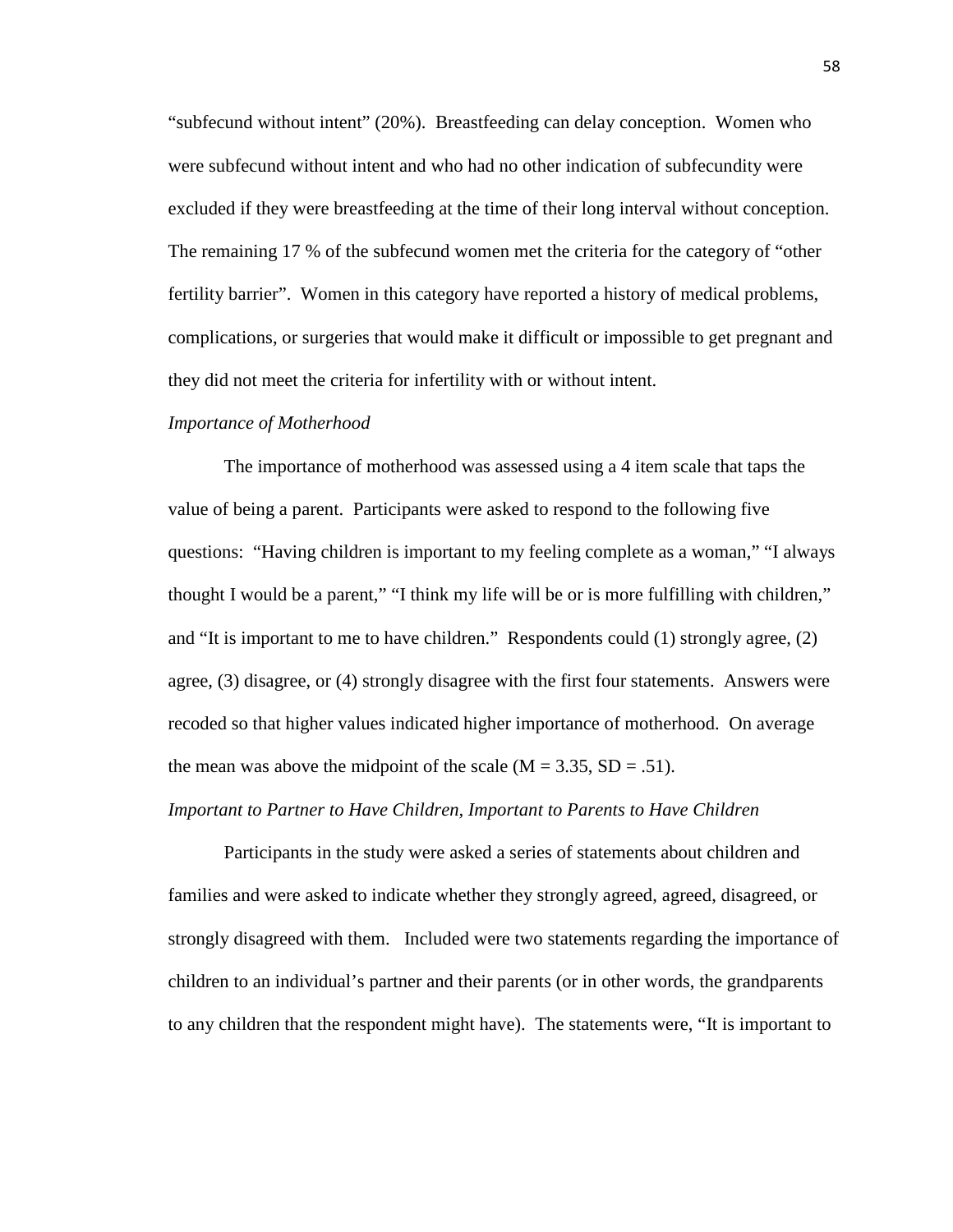"subfecund without intent" (20%). Breastfeeding can delay conception. Women who were subfecund without intent and who had no other indication of subfecundity were excluded if they were breastfeeding at the time of their long interval without conception. The remaining 17 % of the subfecund women met the criteria for the category of "other fertility barrier". Women in this category have reported a history of medical problems, complications, or surgeries that would make it difficult or impossible to get pregnant and they did not meet the criteria for infertility with or without intent.

*Importance of Motherhood*

The importance of motherhood was assessed using a 4 item scale that taps the value of being a parent. Participants were asked to respond to the following five questions: "Having children is important to my feeling complete as a woman," "I always thought I would be a parent," "I think my life will be or is more fulfilling with children," and "It is important to me to have children." Respondents could (1) strongly agree, (2) agree, (3) disagree, or (4) strongly disagree with the first four statements. Answers were recoded so that higher values indicated higher importance of motherhood. On average the mean was above the midpoint of the scale ($M = 3.35$, $SD = .51$).

*Important to Partner to Have Children, Important to Parents to Have Children*

Participants in the study were asked a series of statements about children and families and were asked to indicate whether they strongly agreed, agreed, disagreed, or strongly disagreed with them. Included were two statements regarding the importance of children to an individual's partner and their parents (or in other words, the grandparents to any children that the respondent might have). The statements were, "It is important to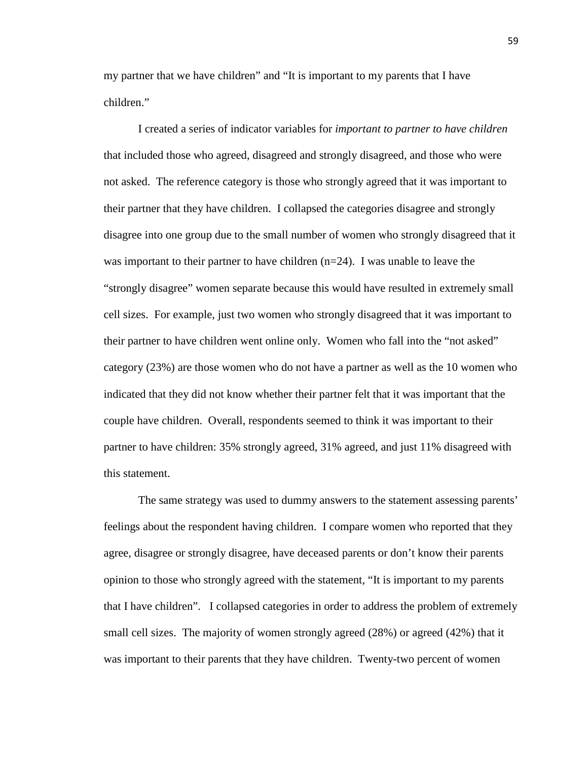my partner that we have children" and "It is important to my parents that I have children."

I created a series of indicator variables for *important to partner to have children* that included those who agreed, disagreed and strongly disagreed, and those who were not asked. The reference category is those who strongly agreed that it was important to their partner that they have children. I collapsed the categories disagree and strongly disagree into one group due to the small number of women who strongly disagreed that it was important to their partner to have children (n=24). I was unable to leave the "strongly disagree" women separate because this would have resulted in extremely small cell sizes. For example, just two women who strongly disagreed that it was important to their partner to have children went online only. Women who fall into the "not asked" category (23%) are those women who do not have a partner as well as the 10 women who indicated that they did not know whether their partner felt that it was important that the couple have children. Overall, respondents seemed to think it was important to their partner to have children: 35% strongly agreed, 31% agreed, and just 11% disagreed with this statement.

The same strategy was used to dummy answers to the statement assessing parents' feelings about the respondent having children. I compare women who reported that they agree, disagree or strongly disagree, have deceased parents or don't know their parents opinion to those who strongly agreed with the statement, "It is important to my parents that I have children". I collapsed categories in order to address the problem of extremely small cell sizes. The majority of women strongly agreed (28%) or agreed (42%) that it was important to their parents that they have children. Twenty-two percent of women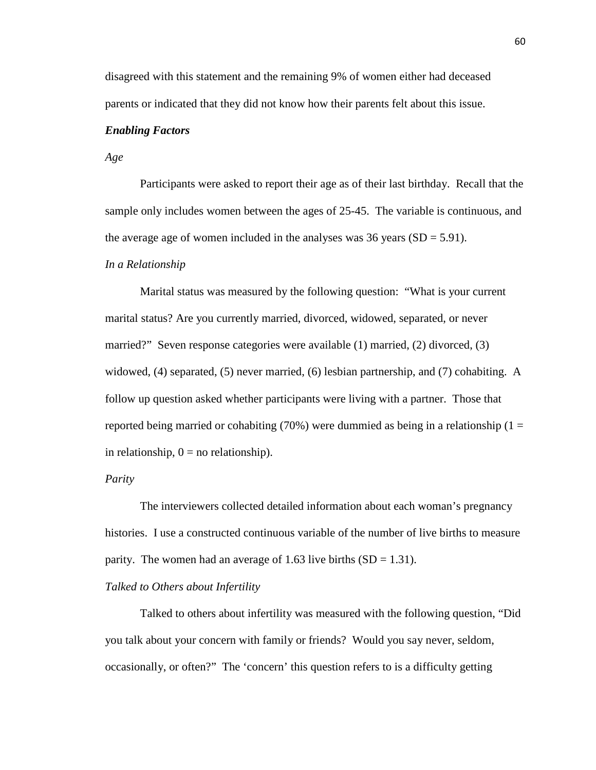disagreed with this statement and the remaining 9% of women either had deceased parents or indicated that they did not know how their parents felt about this issue.

***Enabling Factors***

*Age*

Participants were asked to report their age as of their last birthday. Recall that the sample only includes women between the ages of 25-45. The variable is continuous, and the average age of women included in the analyses was 36 years (SD = 5.91).

*In a Relationship*

Marital status was measured by the following question: "What is your current marital status? Are you currently married, divorced, widowed, separated, or never married?" Seven response categories were available (1) married, (2) divorced, (3) widowed, (4) separated, (5) never married, (6) lesbian partnership, and (7) cohabiting. A follow up question asked whether participants were living with a partner. Those that reported being married or cohabiting (70%) were dummied as being in a relationship (1 = in relationship, 0 = no relationship).

*Parity*

The interviewers collected detailed information about each woman's pregnancy histories. I use a constructed continuous variable of the number of live births to measure parity. The women had an average of 1.63 live births (SD = 1.31).

*Talked to Others about Infertility*

Talked to others about infertility was measured with the following question, "Did you talk about your concern with family or friends? Would you say never, seldom, occasionally, or often?" The 'concern' this question refers to is a difficulty getting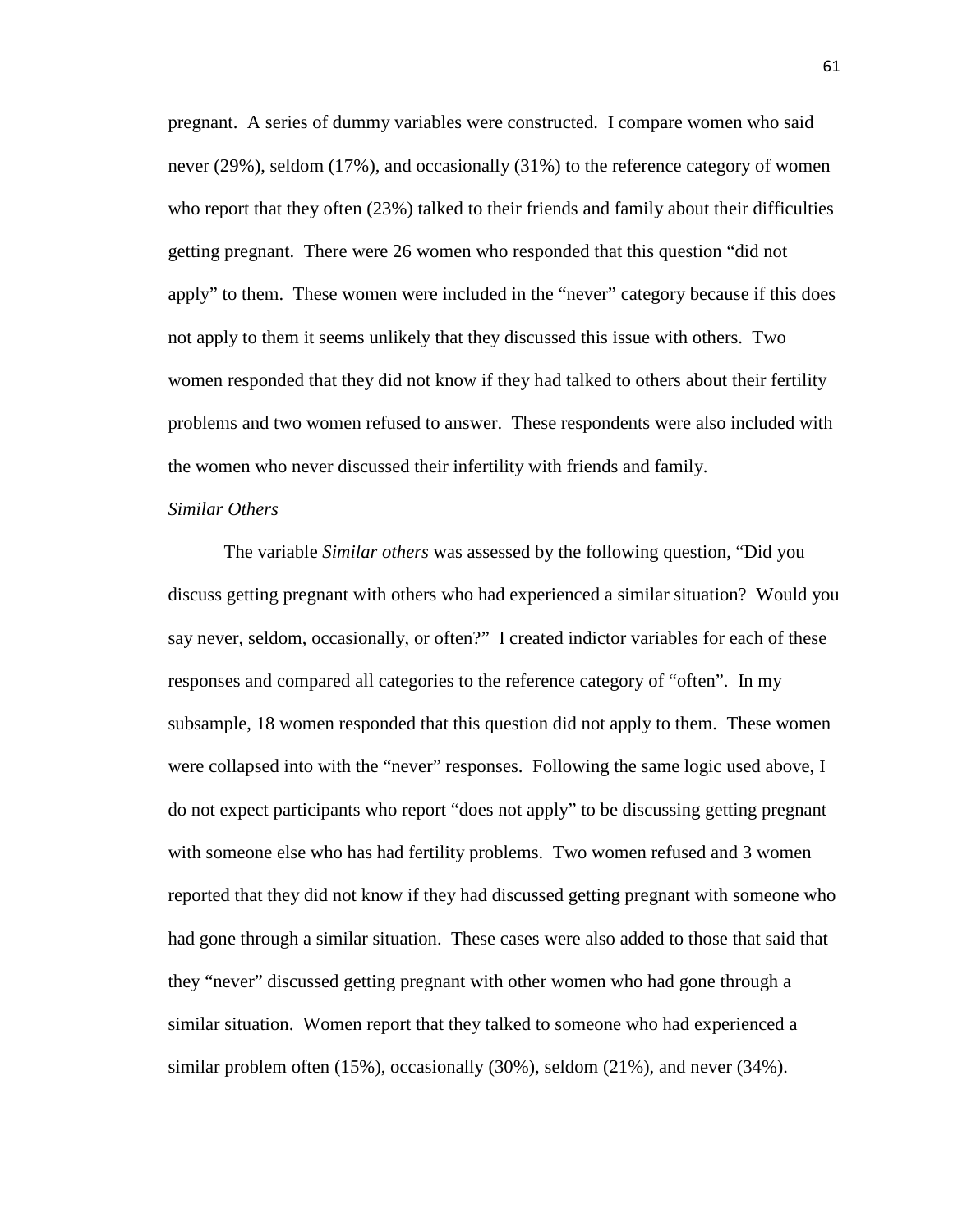pregnant. A series of dummy variables were constructed. I compare women who said never (29%), seldom (17%), and occasionally (31%) to the reference category of women who report that they often (23%) talked to their friends and family about their difficulties getting pregnant. There were 26 women who responded that this question "did not apply" to them. These women were included in the "never" category because if this does not apply to them it seems unlikely that they discussed this issue with others. Two women responded that they did not know if they had talked to others about their fertility problems and two women refused to answer. These respondents were also included with the women who never discussed their infertility with friends and family.

*Similar Others*

The variable *Similar others* was assessed by the following question, "Did you discuss getting pregnant with others who had experienced a similar situation? Would you say never, seldom, occasionally, or often?" I created indictor variables for each of these responses and compared all categories to the reference category of "often". In my subsample, 18 women responded that this question did not apply to them. These women were collapsed into with the "never" responses. Following the same logic used above, I do not expect participants who report "does not apply" to be discussing getting pregnant with someone else who has had fertility problems. Two women refused and 3 women reported that they did not know if they had discussed getting pregnant with someone who had gone through a similar situation. These cases were also added to those that said that they "never" discussed getting pregnant with other women who had gone through a similar situation. Women report that they talked to someone who had experienced a similar problem often (15%), occasionally (30%), seldom (21%), and never (34%).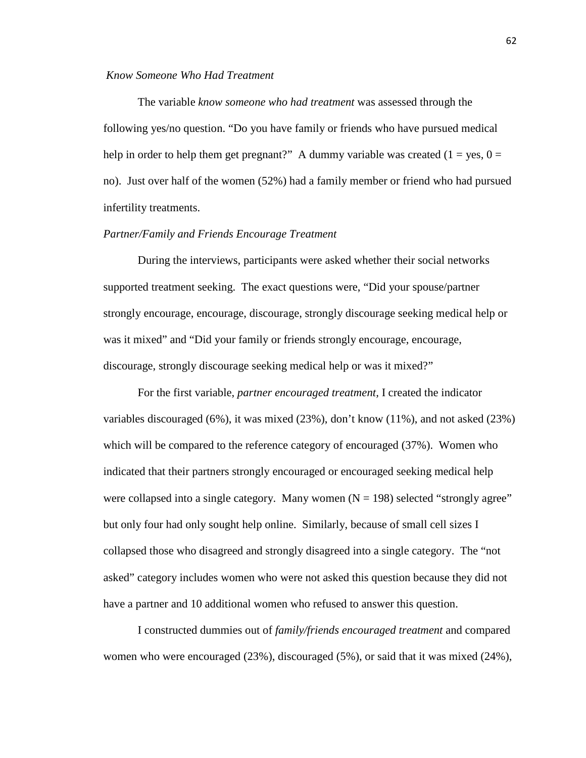### *Know Someone Who Had Treatment*

The variable *know someone who had treatment* was assessed through the following yes/no question. "Do you have family or friends who have pursued medical help in order to help them get pregnant?" A dummy variable was created (1 = yes, 0 = no). Just over half of the women (52%) had a family member or friend who had pursued infertility treatments.

### *Partner/Family and Friends Encourage Treatment*

During the interviews, participants were asked whether their social networks supported treatment seeking. The exact questions were, "Did your spouse/partner strongly encourage, encourage, discourage, strongly discourage seeking medical help or was it mixed" and "Did your family or friends strongly encourage, encourage, discourage, strongly discourage seeking medical help or was it mixed?"

For the first variable, *partner encouraged treatment,* I created the indicator variables discouraged (6%), it was mixed (23%), don't know (11%), and not asked (23%) which will be compared to the reference category of encouraged (37%). Women who indicated that their partners strongly encouraged or encouraged seeking medical help were collapsed into a single category. Many women (N = 198) selected "strongly agree" but only four had only sought help online. Similarly, because of small cell sizes I collapsed those who disagreed and strongly disagreed into a single category. The "not asked" category includes women who were not asked this question because they did not have a partner and 10 additional women who refused to answer this question.

I constructed dummies out of *family/friends encouraged treatment* and compared women who were encouraged (23%), discouraged (5%), or said that it was mixed (24%),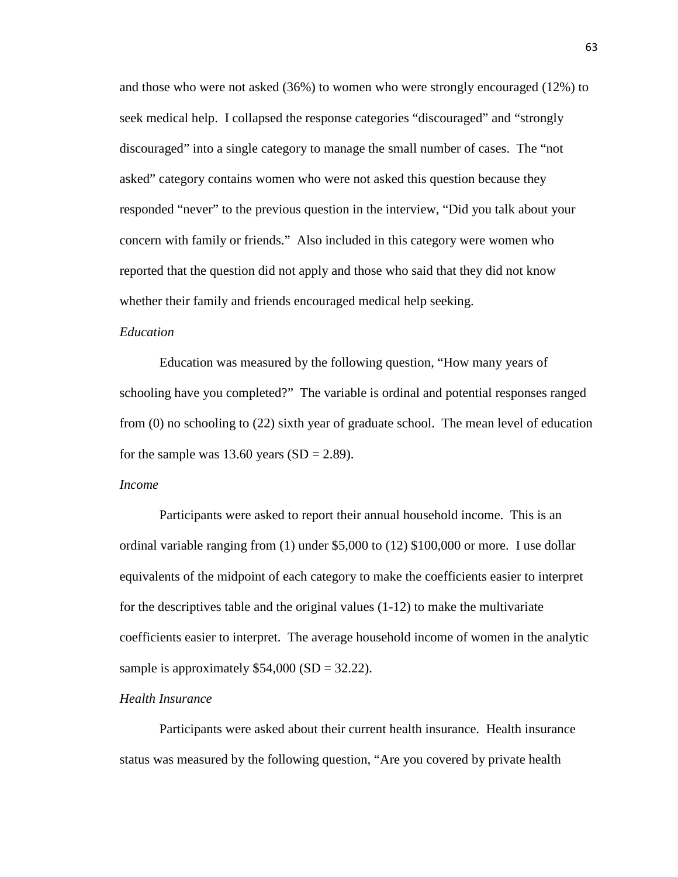and those who were not asked (36%) to women who were strongly encouraged (12%) to seek medical help. I collapsed the response categories “discouraged” and “strongly discouraged” into a single category to manage the small number of cases. The “not asked” category contains women who were not asked this question because they responded “never” to the previous question in the interview, “Did you talk about your concern with family or friends.” Also included in this category were women who reported that the question did not apply and those who said that they did not know whether their family and friends encouraged medical help seeking.

*Education*

Education was measured by the following question, “How many years of schooling have you completed?” The variable is ordinal and potential responses ranged from (0) no schooling to (22) sixth year of graduate school. The mean level of education for the sample was 13.60 years (SD = 2.89).

*Income*

Participants were asked to report their annual household income. This is an ordinal variable ranging from (1) under $5,000 to (12) $100,000 or more. I use dollar equivalents of the midpoint of each category to make the coefficients easier to interpret for the descriptives table and the original values (1-12) to make the multivariate coefficients easier to interpret. The average household income of women in the analytic sample is approximately $54,000 (SD = 32.22).

*Health Insurance*

Participants were asked about their current health insurance. Health insurance status was measured by the following question, “Are you covered by private health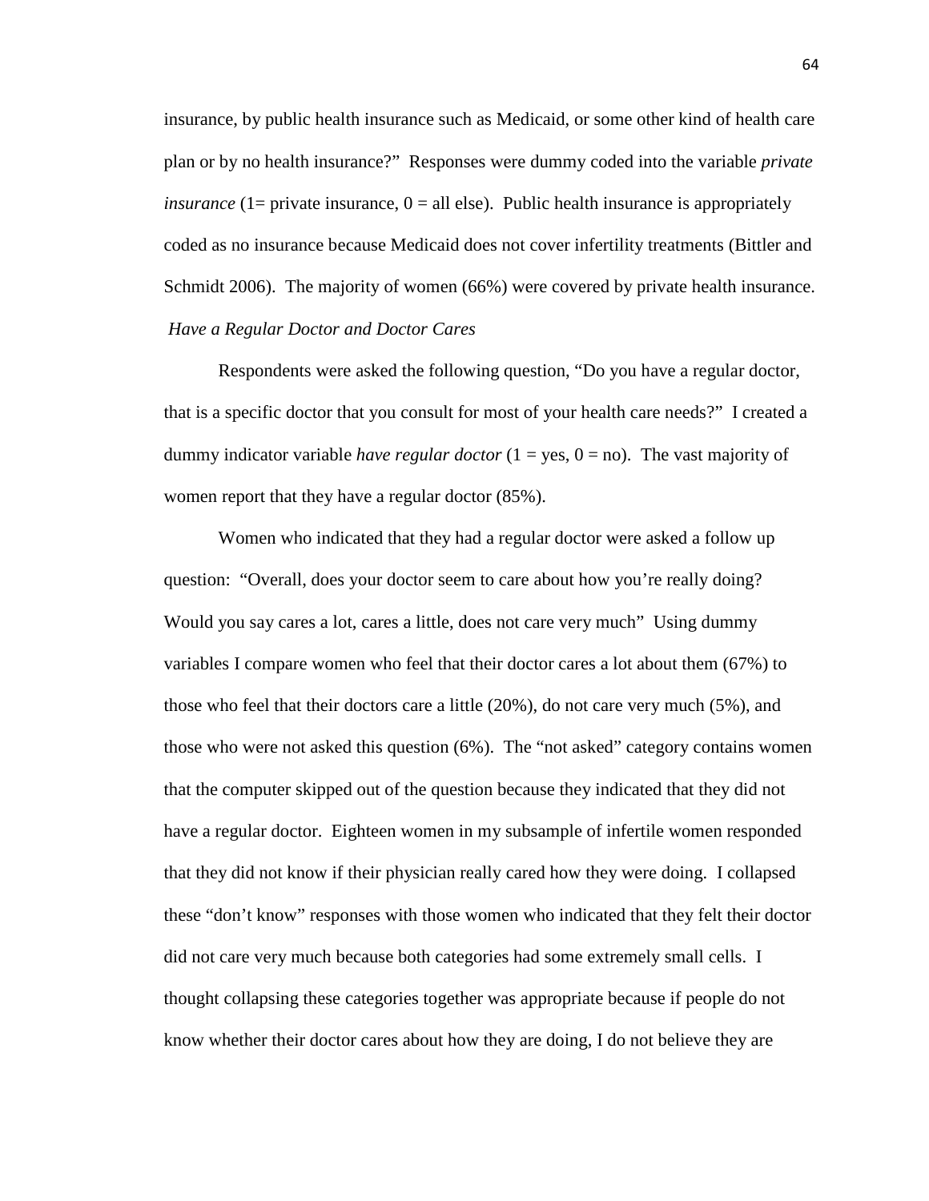insurance, by public health insurance such as Medicaid, or some other kind of health care plan or by no health insurance?" Responses were dummy coded into the variable *private insurance* (1= private insurance, 0 = all else). Public health insurance is appropriately coded as no insurance because Medicaid does not cover infertility treatments (Bittler and Schmidt 2006). The majority of women (66%) were covered by private health insurance.

*Have a Regular Doctor and Doctor Cares*

Respondents were asked the following question, "Do you have a regular doctor, that is a specific doctor that you consult for most of your health care needs?" I created a dummy indicator variable *have regular doctor* (1 = yes, 0 = no). The vast majority of women report that they have a regular doctor (85%).

Women who indicated that they had a regular doctor were asked a follow up question: "Overall, does your doctor seem to care about how you're really doing? Would you say cares a lot, cares a little, does not care very much" Using dummy variables I compare women who feel that their doctor cares a lot about them (67%) to those who feel that their doctors care a little (20%), do not care very much (5%), and those who were not asked this question (6%). The "not asked" category contains women that the computer skipped out of the question because they indicated that they did not have a regular doctor. Eighteen women in my subsample of infertile women responded that they did not know if their physician really cared how they were doing. I collapsed these "don't know" responses with those women who indicated that they felt their doctor did not care very much because both categories had some extremely small cells. I thought collapsing these categories together was appropriate because if people do not know whether their doctor cares about how they are doing, I do not believe they are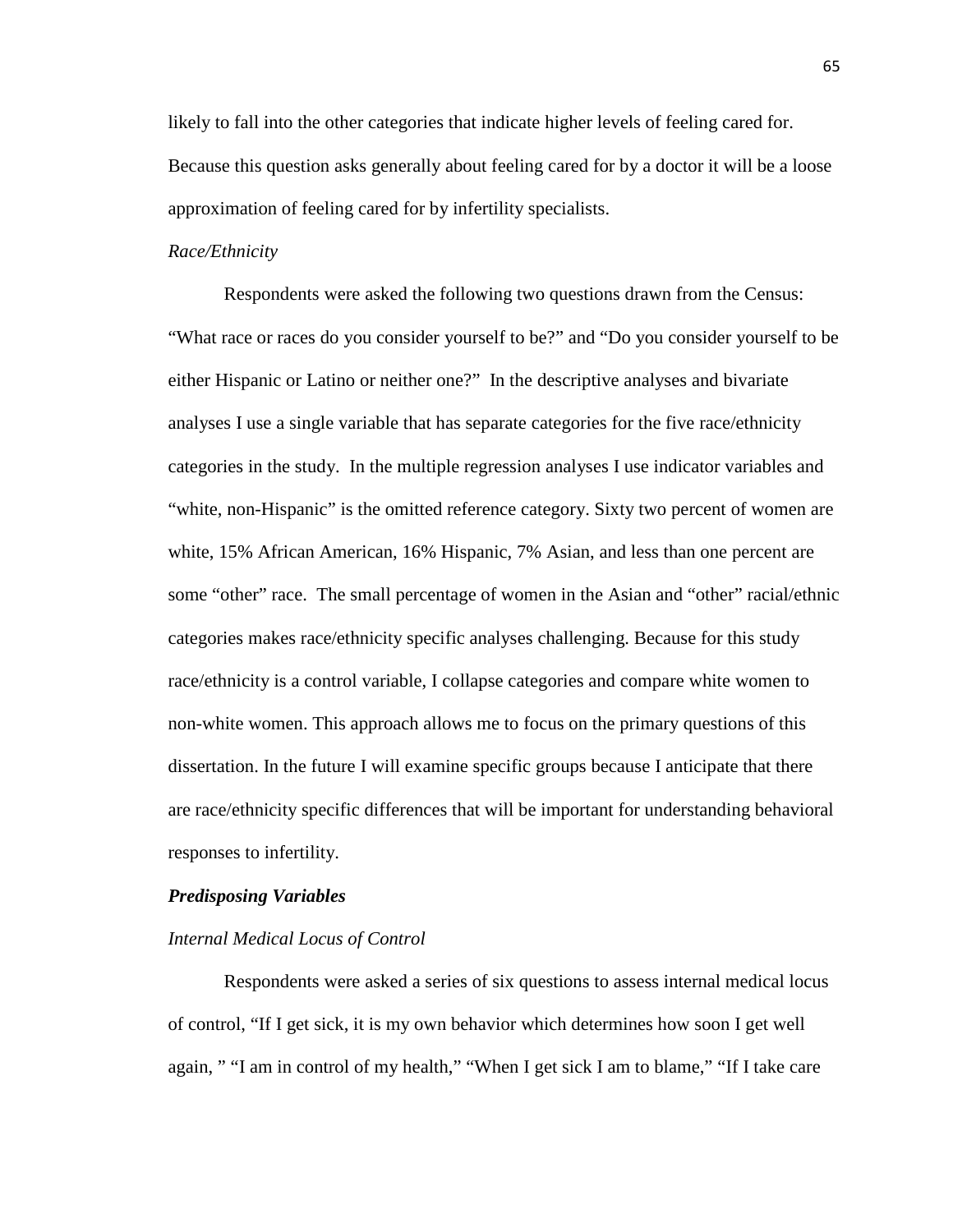likely to fall into the other categories that indicate higher levels of feeling cared for. Because this question asks generally about feeling cared for by a doctor it will be a loose approximation of feeling cared for by infertility specialists.

*Race/Ethnicity*

Respondents were asked the following two questions drawn from the Census: "What race or races do you consider yourself to be?" and "Do you consider yourself to be either Hispanic or Latino or neither one?" In the descriptive analyses and bivariate analyses I use a single variable that has separate categories for the five race/ethnicity categories in the study. In the multiple regression analyses I use indicator variables and "white, non-Hispanic" is the omitted reference category. Sixty two percent of women are white, 15% African American, 16% Hispanic, 7% Asian, and less than one percent are some "other" race. The small percentage of women in the Asian and "other" racial/ethnic categories makes race/ethnicity specific analyses challenging. Because for this study race/ethnicity is a control variable, I collapse categories and compare white women to non-white women. This approach allows me to focus on the primary questions of this dissertation. In the future I will examine specific groups because I anticipate that there are race/ethnicity specific differences that will be important for understanding behavioral responses to infertility.

***Predisposing Variables***

*Internal Medical Locus of Control*

Respondents were asked a series of six questions to assess internal medical locus of control, "If I get sick, it is my own behavior which determines how soon I get well again, " "I am in control of my health," "When I get sick I am to blame," "If I take care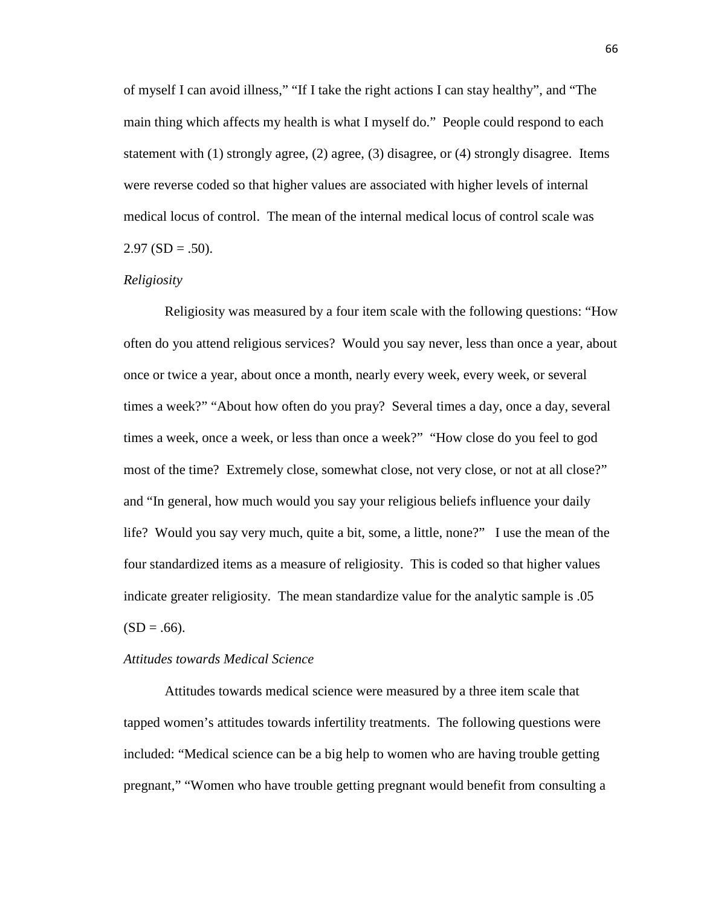of myself I can avoid illness," "If I take the right actions I can stay healthy", and "The main thing which affects my health is what I myself do." People could respond to each statement with (1) strongly agree, (2) agree, (3) disagree, or (4) strongly disagree. Items were reverse coded so that higher values are associated with higher levels of internal medical locus of control. The mean of the internal medical locus of control scale was 2.97 (SD = .50).

*Religiosity*

Religiosity was measured by a four item scale with the following questions: "How often do you attend religious services? Would you say never, less than once a year, about once or twice a year, about once a month, nearly every week, every week, or several times a week?" "About how often do you pray? Several times a day, once a day, several times a week, once a week, or less than once a week?" "How close do you feel to god most of the time? Extremely close, somewhat close, not very close, or not at all close?" and "In general, how much would you say your religious beliefs influence your daily life? Would you say very much, quite a bit, some, a little, none?" I use the mean of the four standardized items as a measure of religiosity. This is coded so that higher values indicate greater religiosity. The mean standardize value for the analytic sample is .05 (SD = .66).

*Attitudes towards Medical Science*

Attitudes towards medical science were measured by a three item scale that tapped women's attitudes towards infertility treatments. The following questions were included: "Medical science can be a big help to women who are having trouble getting pregnant," "Women who have trouble getting pregnant would benefit from consulting a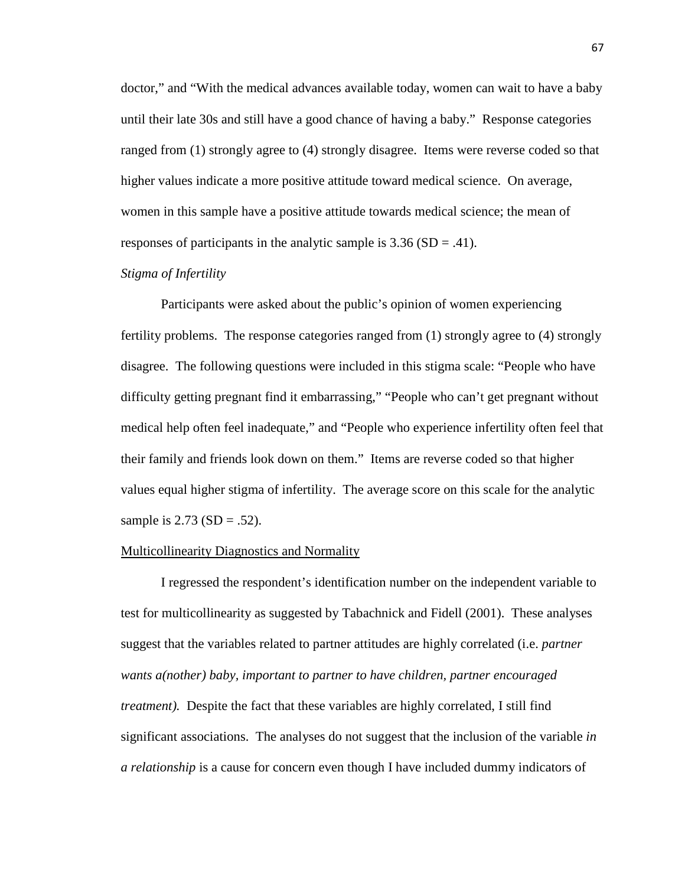doctor," and "With the medical advances available today, women can wait to have a baby until their late 30s and still have a good chance of having a baby." Response categories ranged from (1) strongly agree to (4) strongly disagree. Items were reverse coded so that higher values indicate a more positive attitude toward medical science. On average, women in this sample have a positive attitude towards medical science; the mean of responses of participants in the analytic sample is 3.36 (SD = .41).

*Stigma of Infertility*

Participants were asked about the public's opinion of women experiencing fertility problems. The response categories ranged from (1) strongly agree to (4) strongly disagree. The following questions were included in this stigma scale: "People who have difficulty getting pregnant find it embarrassing," "People who can't get pregnant without medical help often feel inadequate," and "People who experience infertility often feel that their family and friends look down on them." Items are reverse coded so that higher values equal higher stigma of infertility. The average score on this scale for the analytic sample is 2.73 (SD = .52).

<u>Multicollinearity Diagnostics and Normality</u>

I regressed the respondent's identification number on the independent variable to test for multicollinearity as suggested by Tabachnick and Fidell (2001). These analyses suggest that the variables related to partner attitudes are highly correlated (i.e. *partner wants a(nother) baby, important to partner to have children, partner encouraged treatment).* Despite the fact that these variables are highly correlated, I still find significant associations. The analyses do not suggest that the inclusion of the variable *in a relationship* is a cause for concern even though I have included dummy indicators of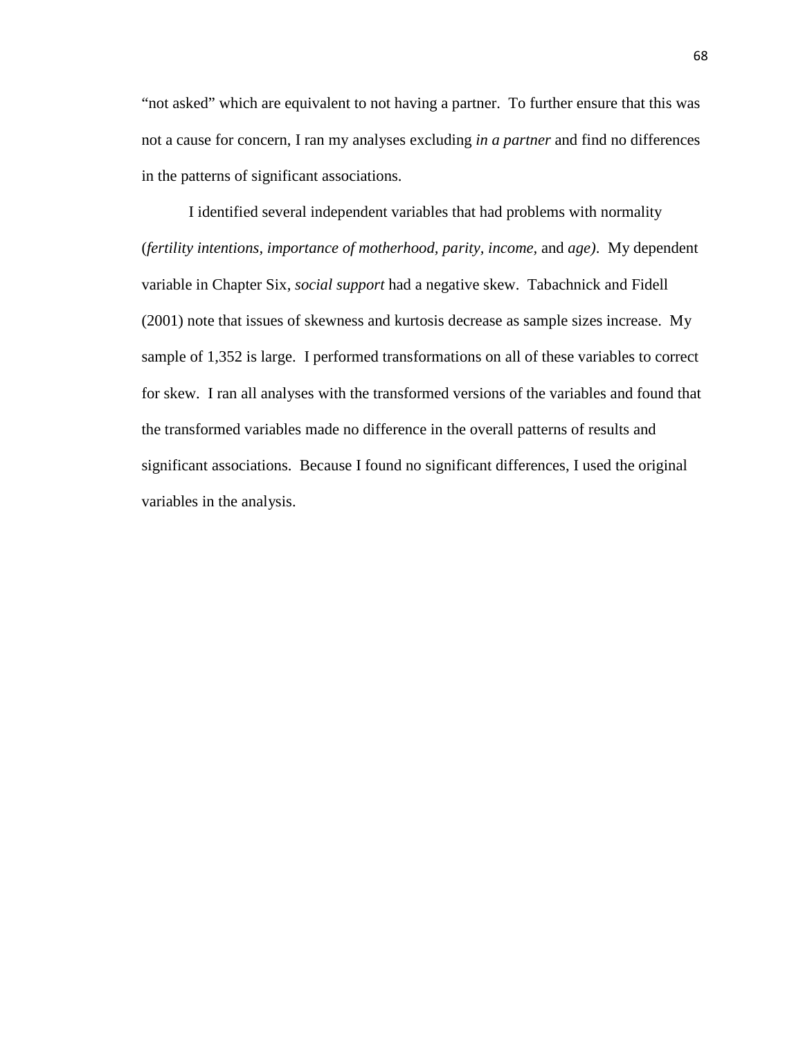"not asked" which are equivalent to not having a partner. To further ensure that this was not a cause for concern, I ran my analyses excluding *in a partner* and find no differences in the patterns of significant associations.

I identified several independent variables that had problems with normality (*fertility intentions, importance of motherhood, parity, income,* and *age)*. My dependent variable in Chapter Six, *social support* had a negative skew. Tabachnick and Fidell (2001) note that issues of skewness and kurtosis decrease as sample sizes increase. My sample of 1,352 is large. I performed transformations on all of these variables to correct for skew. I ran all analyses with the transformed versions of the variables and found that the transformed variables made no difference in the overall patterns of results and significant associations. Because I found no significant differences, I used the original variables in the analysis.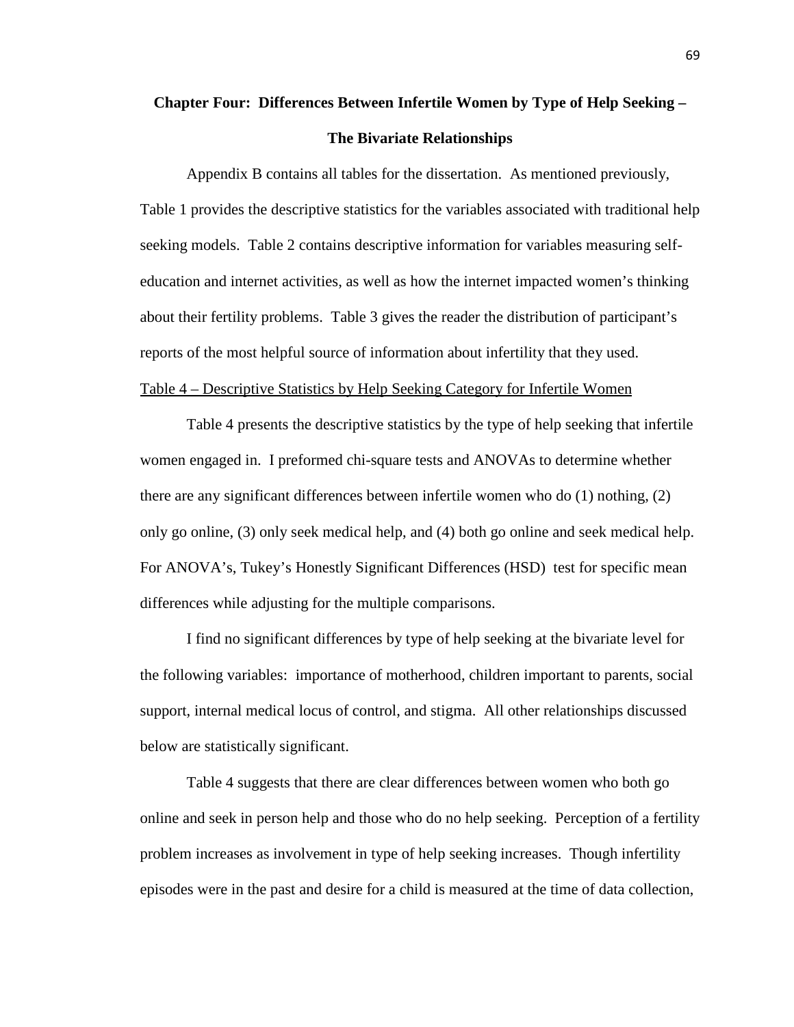## Chapter Four: Differences Between Infertile Women by Type of Help Seeking – The Bivariate Relationships

Appendix B contains all tables for the dissertation. As mentioned previously, Table 1 provides the descriptive statistics for the variables associated with traditional help seeking models. Table 2 contains descriptive information for variables measuring self-education and internet activities, as well as how the internet impacted women's thinking about their fertility problems. Table 3 gives the reader the distribution of participant's reports of the most helpful source of information about infertility that they used.

Table 4 – Descriptive Statistics by Help Seeking Category for Infertile Women

Table 4 presents the descriptive statistics by the type of help seeking that infertile women engaged in. I preformed chi-square tests and ANOVAs to determine whether there are any significant differences between infertile women who do (1) nothing, (2) only go online, (3) only seek medical help, and (4) both go online and seek medical help. For ANOVA's, Tukey's Honestly Significant Differences (HSD) test for specific mean differences while adjusting for the multiple comparisons.

I find no significant differences by type of help seeking at the bivariate level for the following variables: importance of motherhood, children important to parents, social support, internal medical locus of control, and stigma. All other relationships discussed below are statistically significant.

Table 4 suggests that there are clear differences between women who both go online and seek in person help and those who do no help seeking. Perception of a fertility problem increases as involvement in type of help seeking increases. Though infertility episodes were in the past and desire for a child is measured at the time of data collection,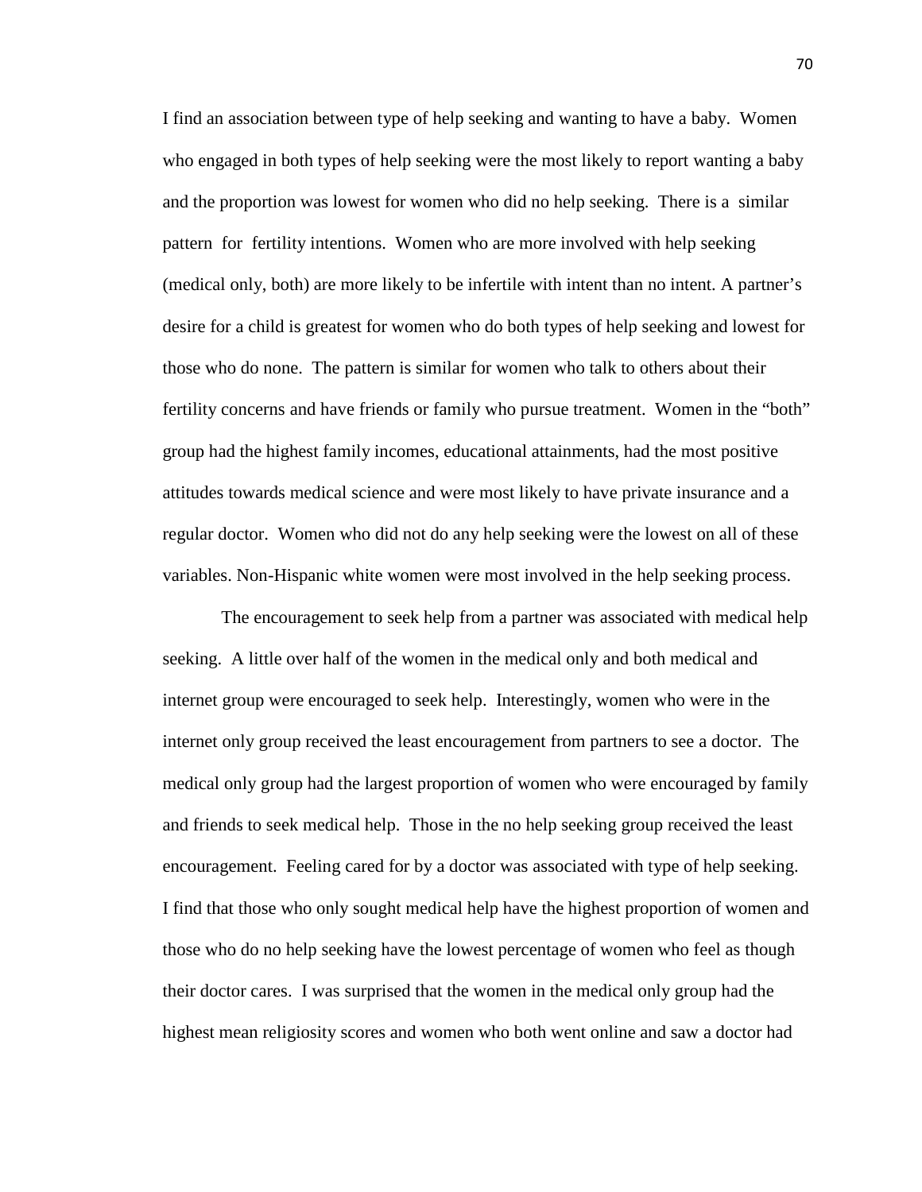I find an association between type of help seeking and wanting to have a baby. Women who engaged in both types of help seeking were the most likely to report wanting a baby and the proportion was lowest for women who did no help seeking. There is a similar pattern for fertility intentions. Women who are more involved with help seeking (medical only, both) are more likely to be infertile with intent than no intent. A partner's desire for a child is greatest for women who do both types of help seeking and lowest for those who do none. The pattern is similar for women who talk to others about their fertility concerns and have friends or family who pursue treatment. Women in the "both" group had the highest family incomes, educational attainments, had the most positive attitudes towards medical science and were most likely to have private insurance and a regular doctor. Women who did not do any help seeking were the lowest on all of these variables. Non-Hispanic white women were most involved in the help seeking process.

The encouragement to seek help from a partner was associated with medical help seeking. A little over half of the women in the medical only and both medical and internet group were encouraged to seek help. Interestingly, women who were in the internet only group received the least encouragement from partners to see a doctor. The medical only group had the largest proportion of women who were encouraged by family and friends to seek medical help. Those in the no help seeking group received the least encouragement. Feeling cared for by a doctor was associated with type of help seeking. I find that those who only sought medical help have the highest proportion of women and those who do no help seeking have the lowest percentage of women who feel as though their doctor cares. I was surprised that the women in the medical only group had the highest mean religiosity scores and women who both went online and saw a doctor had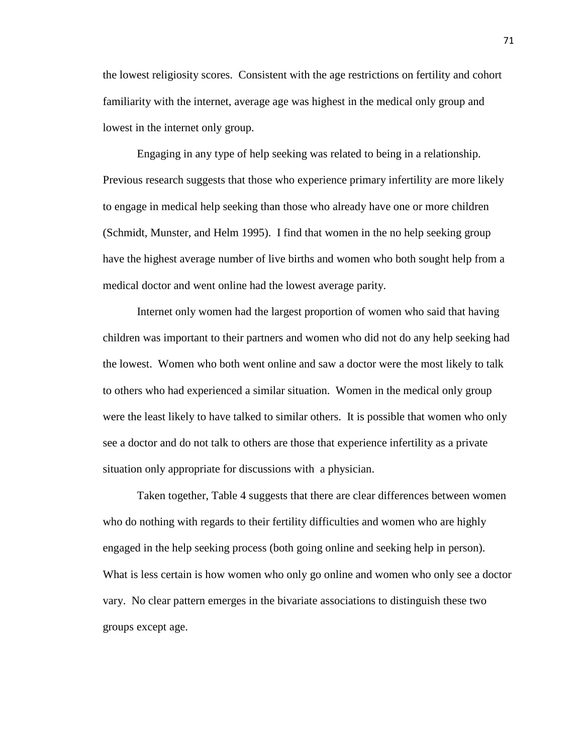the lowest religiosity scores. Consistent with the age restrictions on fertility and cohort familiarity with the internet, average age was highest in the medical only group and lowest in the internet only group.

Engaging in any type of help seeking was related to being in a relationship. Previous research suggests that those who experience primary infertility are more likely to engage in medical help seeking than those who already have one or more children (Schmidt, Munster, and Helm 1995). I find that women in the no help seeking group have the highest average number of live births and women who both sought help from a medical doctor and went online had the lowest average parity.

Internet only women had the largest proportion of women who said that having children was important to their partners and women who did not do any help seeking had the lowest. Women who both went online and saw a doctor were the most likely to talk to others who had experienced a similar situation. Women in the medical only group were the least likely to have talked to similar others. It is possible that women who only see a doctor and do not talk to others are those that experience infertility as a private situation only appropriate for discussions with a physician.

Taken together, Table 4 suggests that there are clear differences between women who do nothing with regards to their fertility difficulties and women who are highly engaged in the help seeking process (both going online and seeking help in person). What is less certain is how women who only go online and women who only see a doctor vary. No clear pattern emerges in the bivariate associations to distinguish these two groups except age.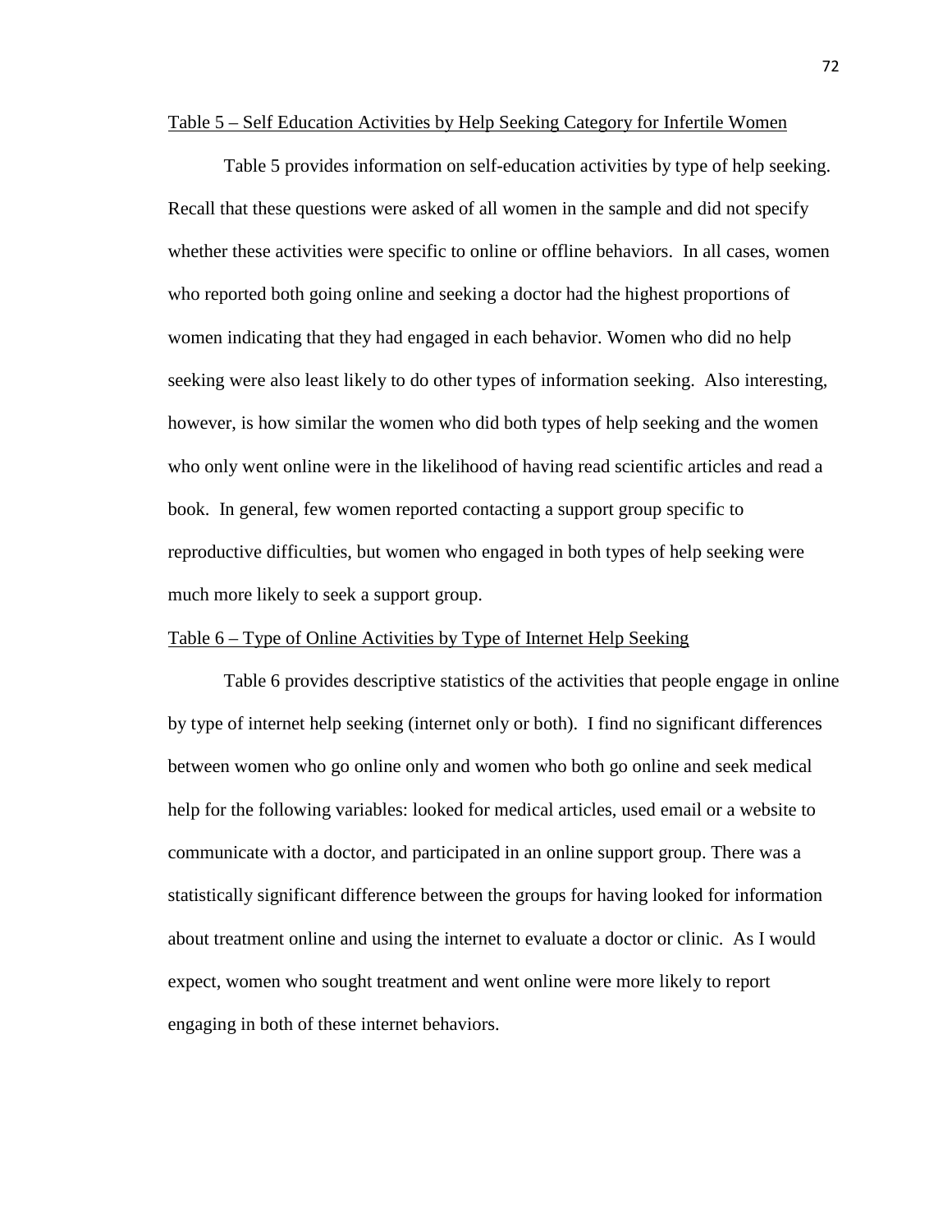Table 5 – Self Education Activities by Help Seeking Category for Infertile Women

Table 5 provides information on self-education activities by type of help seeking. Recall that these questions were asked of all women in the sample and did not specify whether these activities were specific to online or offline behaviors. In all cases, women who reported both going online and seeking a doctor had the highest proportions of women indicating that they had engaged in each behavior. Women who did no help seeking were also least likely to do other types of information seeking. Also interesting, however, is how similar the women who did both types of help seeking and the women who only went online were in the likelihood of having read scientific articles and read a book. In general, few women reported contacting a support group specific to reproductive difficulties, but women who engaged in both types of help seeking were much more likely to seek a support group.

Table 6 – Type of Online Activities by Type of Internet Help Seeking

Table 6 provides descriptive statistics of the activities that people engage in online by type of internet help seeking (internet only or both). I find no significant differences between women who go online only and women who both go online and seek medical help for the following variables: looked for medical articles, used email or a website to communicate with a doctor, and participated in an online support group. There was a statistically significant difference between the groups for having looked for information about treatment online and using the internet to evaluate a doctor or clinic. As I would expect, women who sought treatment and went online were more likely to report engaging in both of these internet behaviors.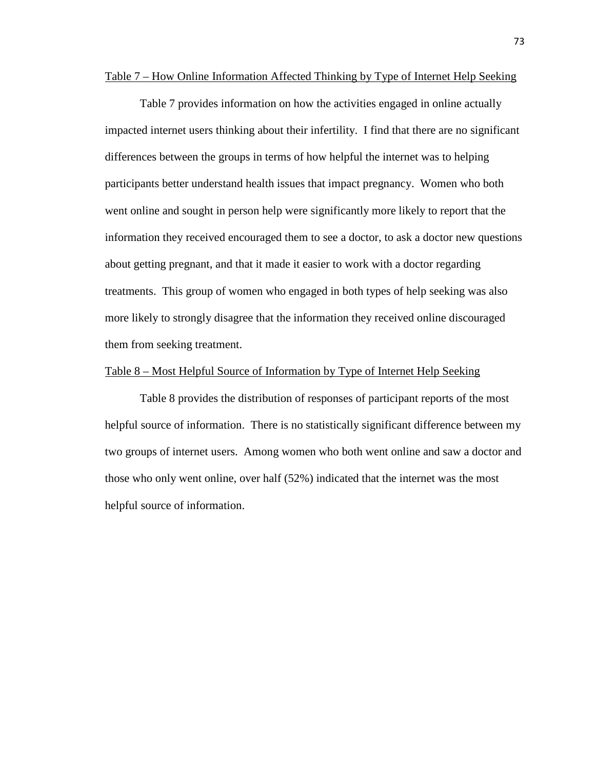Table 7 – How Online Information Affected Thinking by Type of Internet Help Seeking

Table 7 provides information on how the activities engaged in online actually impacted internet users thinking about their infertility. I find that there are no significant differences between the groups in terms of how helpful the internet was to helping participants better understand health issues that impact pregnancy. Women who both went online and sought in person help were significantly more likely to report that the information they received encouraged them to see a doctor, to ask a doctor new questions about getting pregnant, and that it made it easier to work with a doctor regarding treatments. This group of women who engaged in both types of help seeking was also more likely to strongly disagree that the information they received online discouraged them from seeking treatment.

Table 8 – Most Helpful Source of Information by Type of Internet Help Seeking

Table 8 provides the distribution of responses of participant reports of the most helpful source of information. There is no statistically significant difference between my two groups of internet users. Among women who both went online and saw a doctor and those who only went online, over half (52%) indicated that the internet was the most helpful source of information.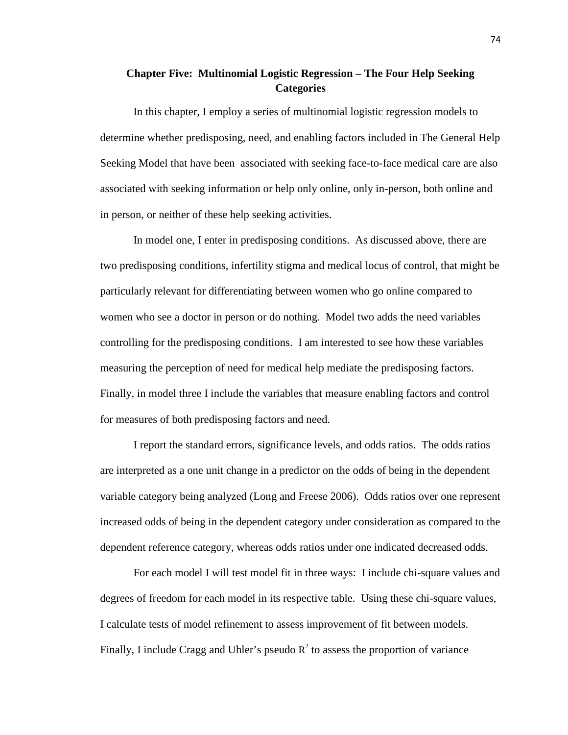# Chapter Five: Multinomial Logistic Regression – The Four Help Seeking Categories

In this chapter, I employ a series of multinomial logistic regression models to determine whether predisposing, need, and enabling factors included in The General Help Seeking Model that have been associated with seeking face-to-face medical care are also associated with seeking information or help only online, only in-person, both online and in person, or neither of these help seeking activities.

In model one, I enter in predisposing conditions. As discussed above, there are two predisposing conditions, infertility stigma and medical locus of control, that might be particularly relevant for differentiating between women who go online compared to women who see a doctor in person or do nothing. Model two adds the need variables controlling for the predisposing conditions. I am interested to see how these variables measuring the perception of need for medical help mediate the predisposing factors. Finally, in model three I include the variables that measure enabling factors and control for measures of both predisposing factors and need.

I report the standard errors, significance levels, and odds ratios. The odds ratios are interpreted as a one unit change in a predictor on the odds of being in the dependent variable category being analyzed (Long and Freese 2006). Odds ratios over one represent increased odds of being in the dependent category under consideration as compared to the dependent reference category, whereas odds ratios under one indicated decreased odds.

For each model I will test model fit in three ways: I include chi-square values and degrees of freedom for each model in its respective table. Using these chi-square values, I calculate tests of model refinement to assess improvement of fit between models. Finally, I include Cragg and Uhler's pseudo $R^2$ to assess the proportion of variance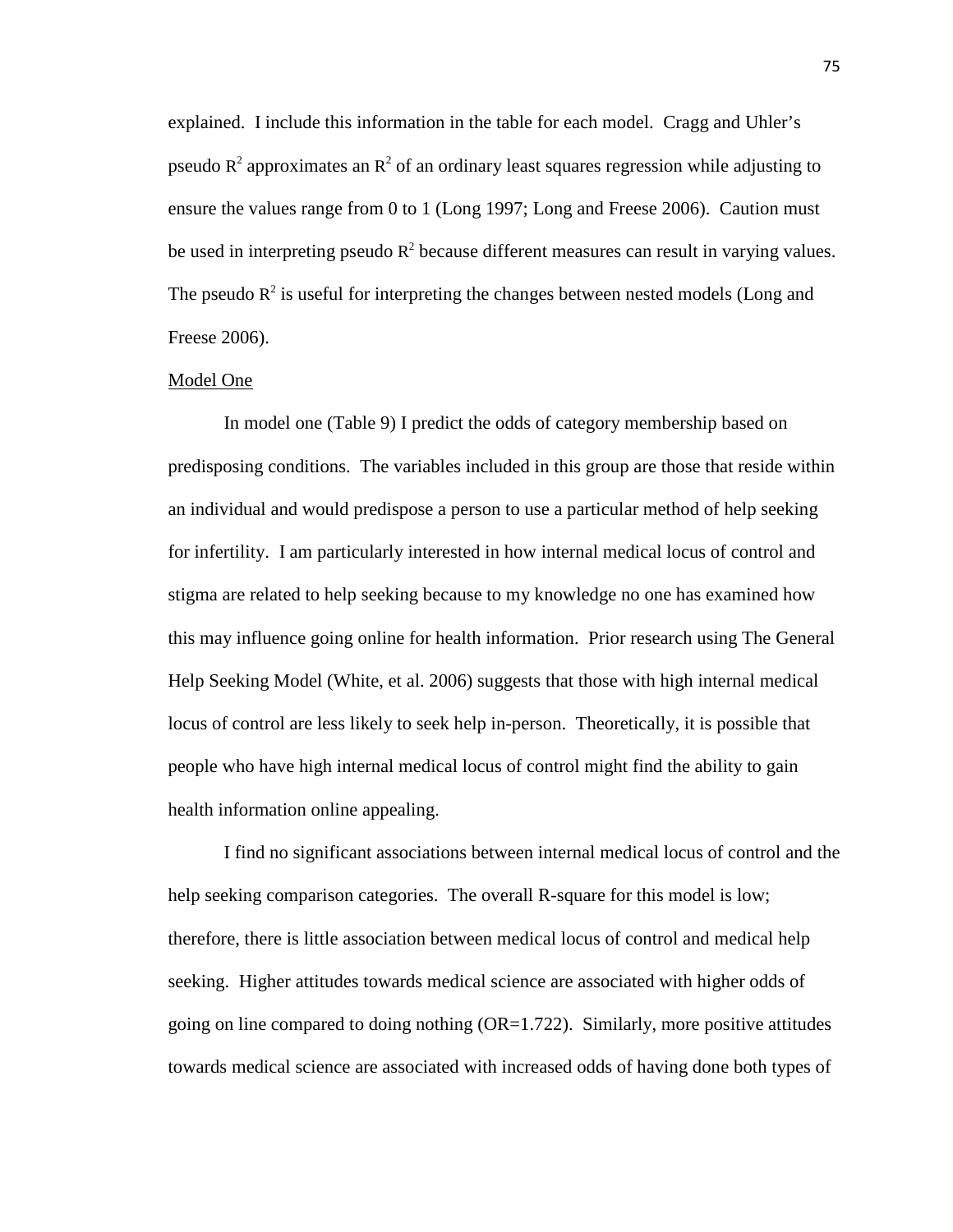explained. I include this information in the table for each model. Cragg and Uhler's pseudo $R^2$ approximates an $R^2$ of an ordinary least squares regression while adjusting to ensure the values range from 0 to 1 (Long 1997; Long and Freese 2006). Caution must be used in interpreting pseudo $R^2$ because different measures can result in varying values. The pseudo $R^2$ is useful for interpreting the changes between nested models (Long and Freese 2006).

Model One

In model one (Table 9) I predict the odds of category membership based on predisposing conditions. The variables included in this group are those that reside within an individual and would predispose a person to use a particular method of help seeking for infertility. I am particularly interested in how internal medical locus of control and stigma are related to help seeking because to my knowledge no one has examined how this may influence going online for health information. Prior research using The General Help Seeking Model (White, et al. 2006) suggests that those with high internal medical locus of control are less likely to seek help in-person. Theoretically, it is possible that people who have high internal medical locus of control might find the ability to gain health information online appealing.

I find no significant associations between internal medical locus of control and the help seeking comparison categories. The overall R-square for this model is low; therefore, there is little association between medical locus of control and medical help seeking. Higher attitudes towards medical science are associated with higher odds of going on line compared to doing nothing (OR=1.722). Similarly, more positive attitudes towards medical science are associated with increased odds of having done both types of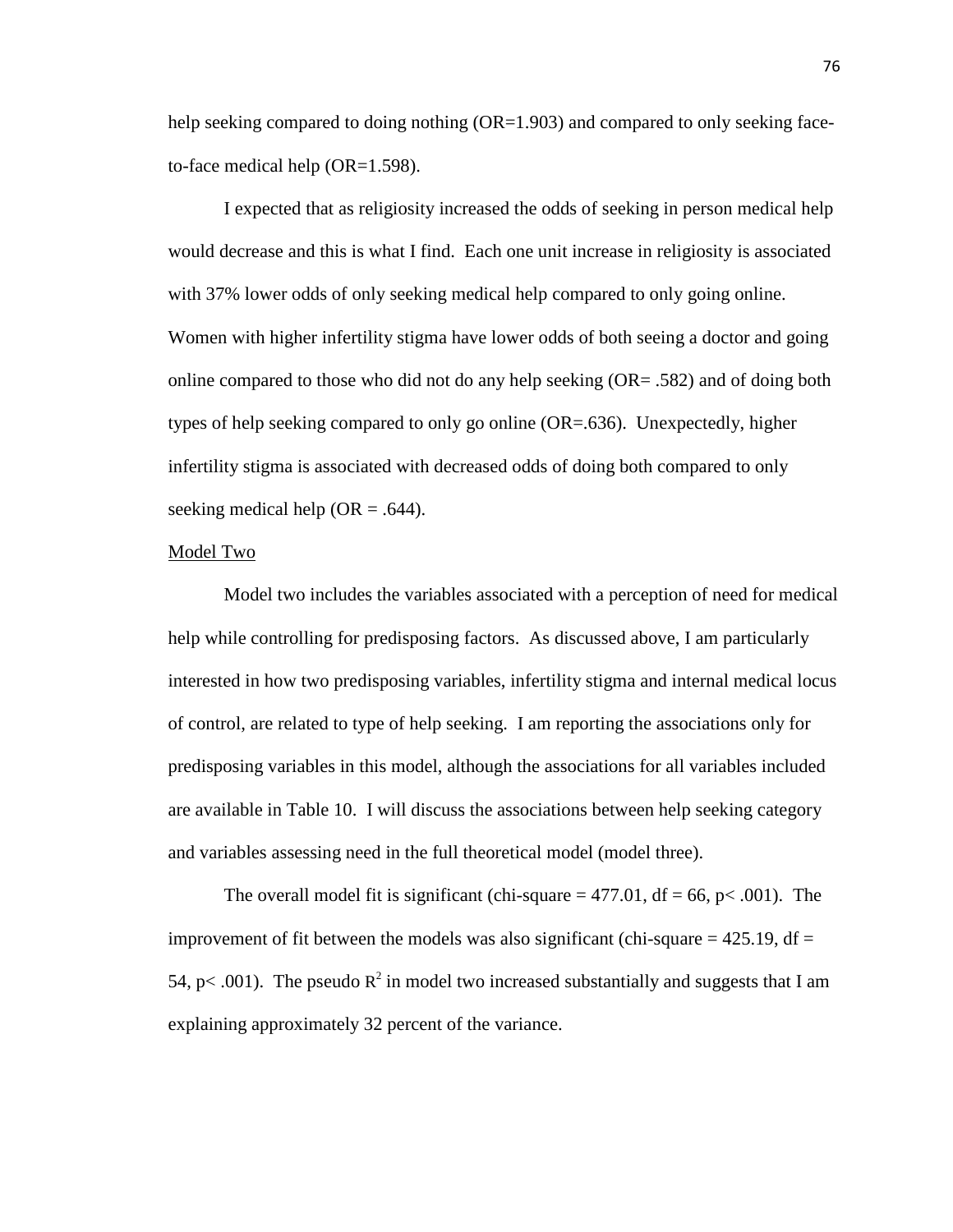help seeking compared to doing nothing (OR=1.903) and compared to only seeking face-to-face medical help (OR=1.598).

I expected that as religiosity increased the odds of seeking in person medical help would decrease and this is what I find. Each one unit increase in religiosity is associated with 37% lower odds of only seeking medical help compared to only going online. Women with higher infertility stigma have lower odds of both seeing a doctor and going online compared to those who did not do any help seeking (OR= .582) and of doing both types of help seeking compared to only go online (OR=.636). Unexpectedly, higher infertility stigma is associated with decreased odds of doing both compared to only seeking medical help (OR = .644).

Model Two

Model two includes the variables associated with a perception of need for medical help while controlling for predisposing factors. As discussed above, I am particularly interested in how two predisposing variables, infertility stigma and internal medical locus of control, are related to type of help seeking. I am reporting the associations only for predisposing variables in this model, although the associations for all variables included are available in Table 10. I will discuss the associations between help seeking category and variables assessing need in the full theoretical model (model three).

The overall model fit is significant (chi-square = 477.01, df = 66, $p < .001$). The improvement of fit between the models was also significant (chi-square = 425.19, df = 54, $p < .001$). The pseudo $R^2$ in model two increased substantially and suggests that I am explaining approximately 32 percent of the variance.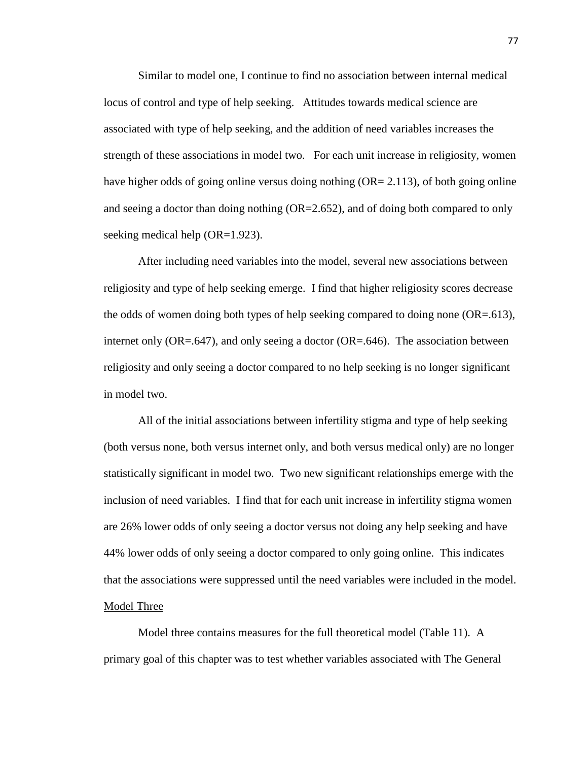Similar to model one, I continue to find no association between internal medical locus of control and type of help seeking. Attitudes towards medical science are associated with type of help seeking, and the addition of need variables increases the strength of these associations in model two. For each unit increase in religiosity, women have higher odds of going online versus doing nothing (OR= 2.113), of both going online and seeing a doctor than doing nothing (OR=2.652), and of doing both compared to only seeking medical help (OR=1.923).

After including need variables into the model, several new associations between religiosity and type of help seeking emerge. I find that higher religiosity scores decrease the odds of women doing both types of help seeking compared to doing none (OR=.613), internet only (OR=.647), and only seeing a doctor (OR=.646). The association between religiosity and only seeing a doctor compared to no help seeking is no longer significant in model two.

All of the initial associations between infertility stigma and type of help seeking (both versus none, both versus internet only, and both versus medical only) are no longer statistically significant in model two. Two new significant relationships emerge with the inclusion of need variables. I find that for each unit increase in infertility stigma women are 26% lower odds of only seeing a doctor versus not doing any help seeking and have 44% lower odds of only seeing a doctor compared to only going online. This indicates that the associations were suppressed until the need variables were included in the model.

<u>Model Three</u>

Model three contains measures for the full theoretical model (Table 11). A primary goal of this chapter was to test whether variables associated with The General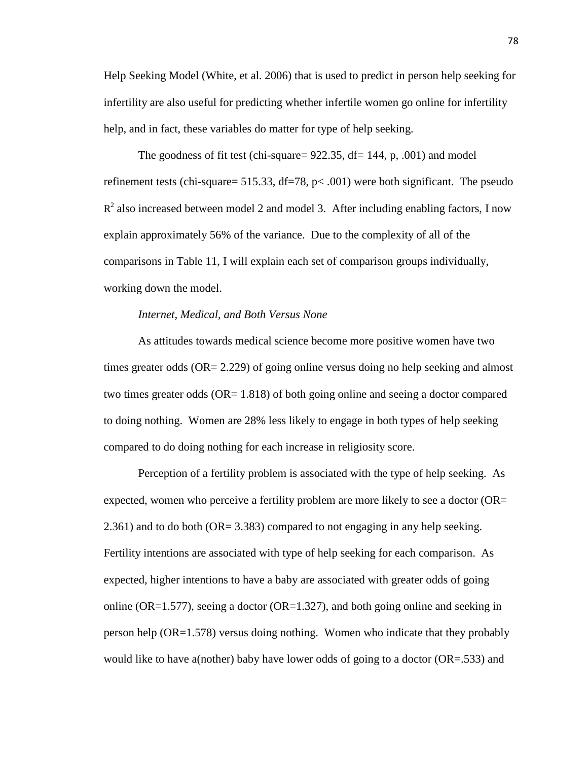Help Seeking Model (White, et al. 2006) that is used to predict in person help seeking for infertility are also useful for predicting whether infertile women go online for infertility help, and in fact, these variables do matter for type of help seeking.

The goodness of fit test (chi-square= 922.35, df= 144, p, .001) and model refinement tests (chi-square= 515.33, df=78, p< .001) were both significant. The pseudo $R^2$ also increased between model 2 and model 3. After including enabling factors, I now explain approximately 56% of the variance. Due to the complexity of all of the comparisons in Table 11, I will explain each set of comparison groups individually, working down the model.

*Internet, Medical, and Both Versus None*

As attitudes towards medical science become more positive women have two times greater odds (OR= 2.229) of going online versus doing no help seeking and almost two times greater odds (OR= 1.818) of both going online and seeing a doctor compared to doing nothing. Women are 28% less likely to engage in both types of help seeking compared to do doing nothing for each increase in religiosity score.

Perception of a fertility problem is associated with the type of help seeking. As expected, women who perceive a fertility problem are more likely to see a doctor (OR= 2.361) and to do both (OR= 3.383) compared to not engaging in any help seeking. Fertility intentions are associated with type of help seeking for each comparison. As expected, higher intentions to have a baby are associated with greater odds of going online (OR=1.577), seeing a doctor (OR=1.327), and both going online and seeking in person help (OR=1.578) versus doing nothing. Women who indicate that they probably would like to have a(nother) baby have lower odds of going to a doctor (OR=.533) and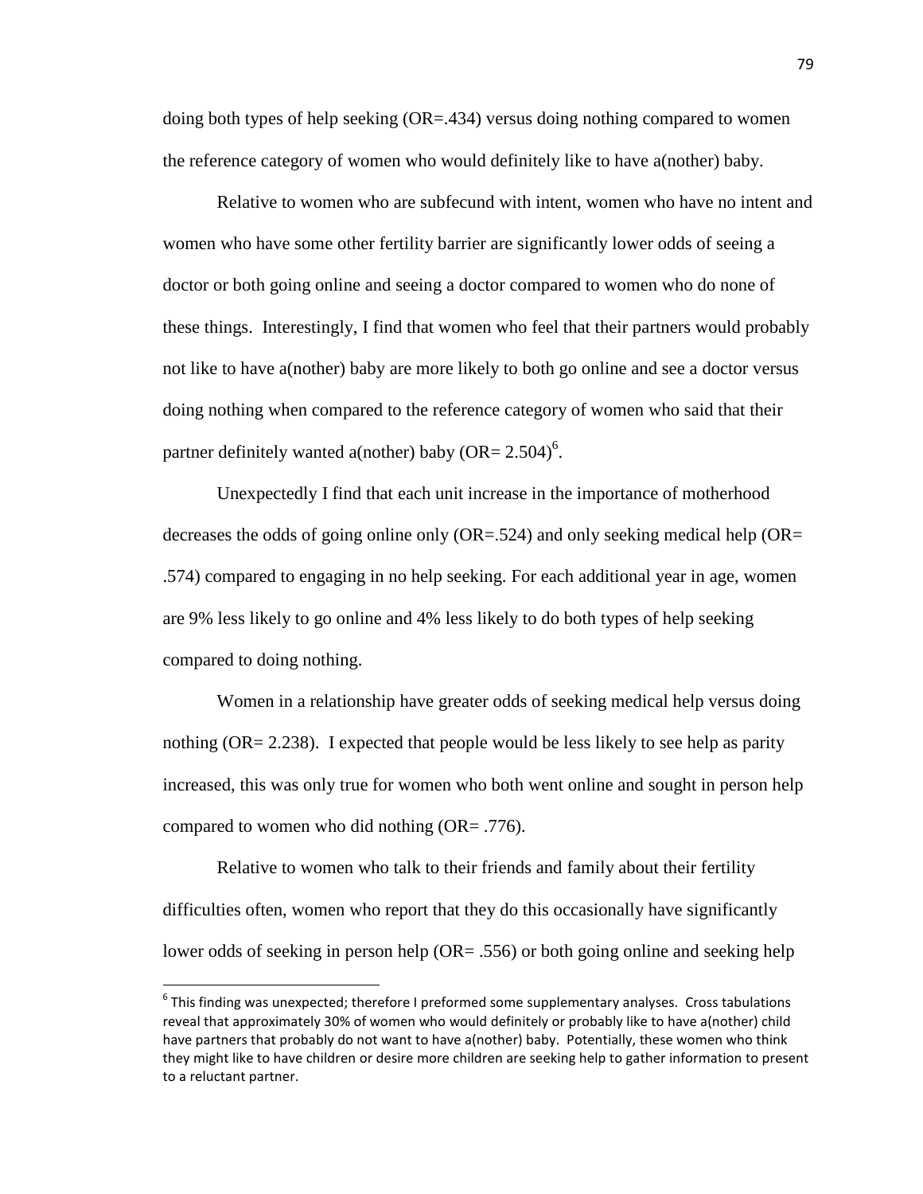doing both types of help seeking (OR=.434) versus doing nothing compared to women the reference category of women who would definitely like to have a(nother) baby.

Relative to women who are subfecund with intent, women who have no intent and women who have some other fertility barrier are significantly lower odds of seeing a doctor or both going online and seeing a doctor compared to women who do none of these things. Interestingly, I find that women who feel that their partners would probably not like to have a(nother) baby are more likely to both go online and see a doctor versus doing nothing when compared to the reference category of women who said that their partner definitely wanted a(nother) baby (OR= 2.504)[6].

Unexpectedly I find that each unit increase in the importance of motherhood decreases the odds of going online only (OR=.524) and only seeking medical help (OR= .574) compared to engaging in no help seeking. For each additional year in age, women are 9% less likely to go online and 4% less likely to do both types of help seeking compared to doing nothing.

Women in a relationship have greater odds of seeking medical help versus doing nothing (OR= 2.238). I expected that people would be less likely to see help as parity increased, this was only true for women who both went online and sought in person help compared to women who did nothing (OR= .776).

Relative to women who talk to their friends and family about their fertility difficulties often, women who report that they do this occasionally have significantly lower odds of seeking in person help (OR= .556) or both going online and seeking help

---

[6] This finding was unexpected; therefore I preformed some supplementary analyses. Cross tabulations reveal that approximately 30% of women who would definitely or probably like to have a(nother) child have partners that probably do not want to have a(nother) baby. Potentially, these women who think they might like to have children or desire more children are seeking help to gather information to present to a reluctant partner.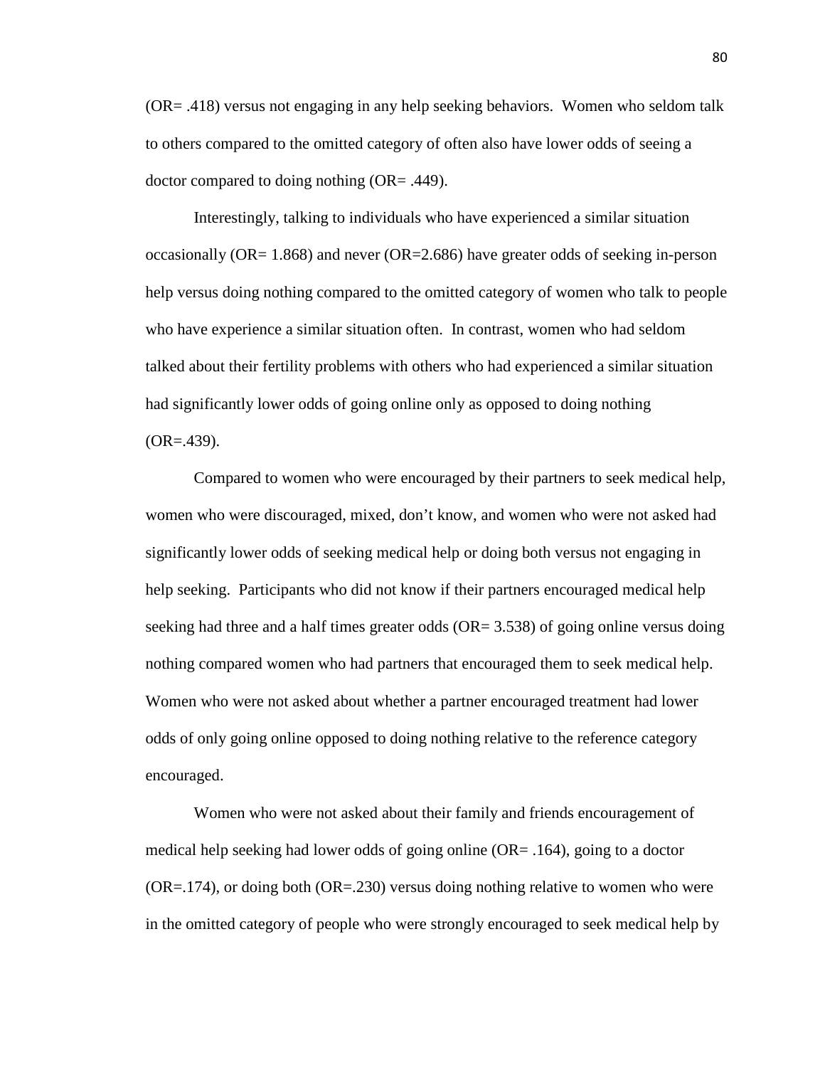(OR= .418) versus not engaging in any help seeking behaviors. Women who seldom talk to others compared to the omitted category of often also have lower odds of seeing a doctor compared to doing nothing (OR= .449).

Interestingly, talking to individuals who have experienced a similar situation occasionally (OR= 1.868) and never (OR=2.686) have greater odds of seeking in-person help versus doing nothing compared to the omitted category of women who talk to people who have experience a similar situation often. In contrast, women who had seldom talked about their fertility problems with others who had experienced a similar situation had significantly lower odds of going online only as opposed to doing nothing (OR=.439).

Compared to women who were encouraged by their partners to seek medical help, women who were discouraged, mixed, don't know, and women who were not asked had significantly lower odds of seeking medical help or doing both versus not engaging in help seeking. Participants who did not know if their partners encouraged medical help seeking had three and a half times greater odds (OR= 3.538) of going online versus doing nothing compared women who had partners that encouraged them to seek medical help. Women who were not asked about whether a partner encouraged treatment had lower odds of only going online opposed to doing nothing relative to the reference category encouraged.

Women who were not asked about their family and friends encouragement of medical help seeking had lower odds of going online (OR= .164), going to a doctor (OR=.174), or doing both (OR=.230) versus doing nothing relative to women who were in the omitted category of people who were strongly encouraged to seek medical help by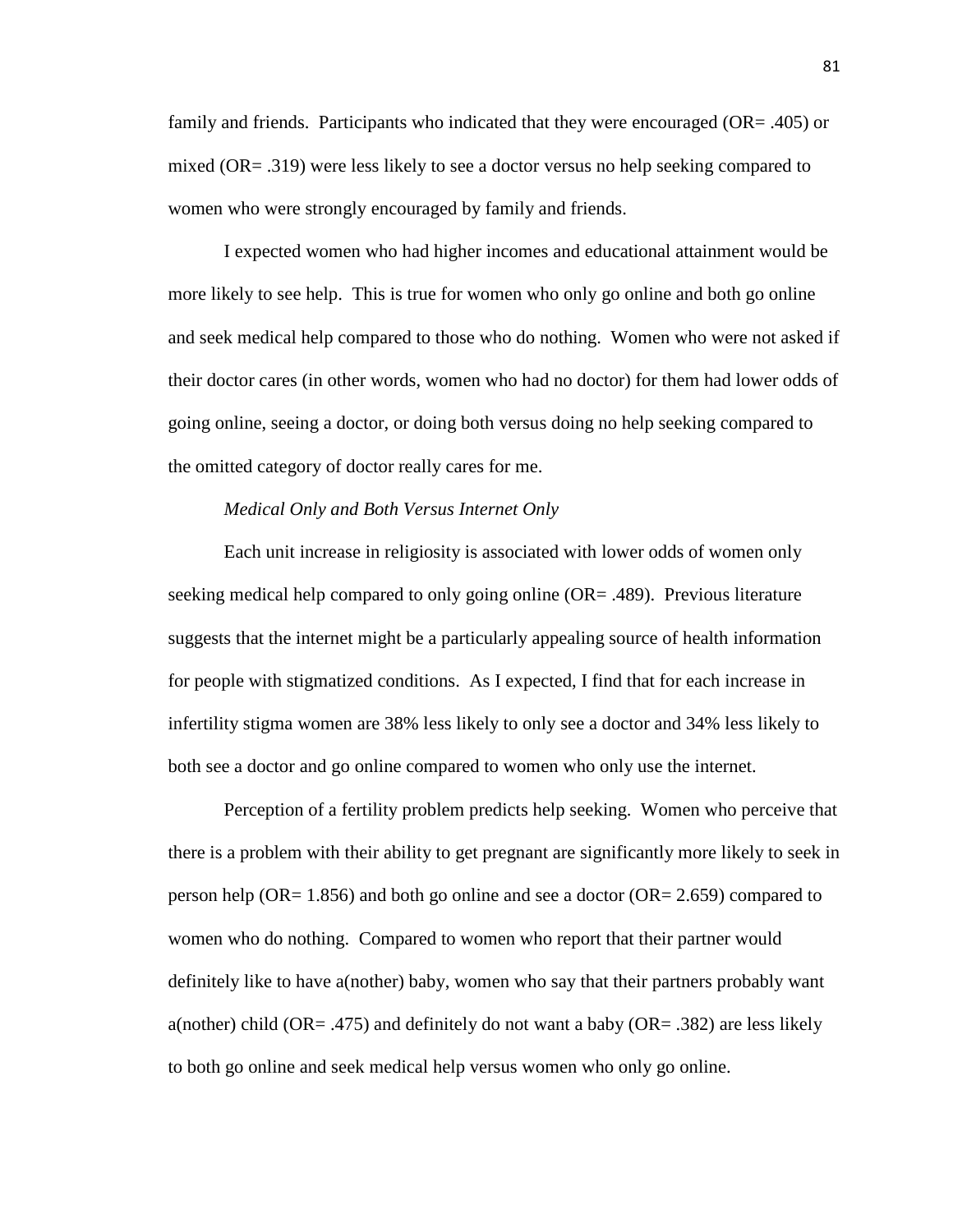family and friends. Participants who indicated that they were encouraged (OR= .405) or mixed (OR= .319) were less likely to see a doctor versus no help seeking compared to women who were strongly encouraged by family and friends.

I expected women who had higher incomes and educational attainment would be more likely to see help. This is true for women who only go online and both go online and seek medical help compared to those who do nothing. Women who were not asked if their doctor cares (in other words, women who had no doctor) for them had lower odds of going online, seeing a doctor, or doing both versus doing no help seeking compared to the omitted category of doctor really cares for me.

*Medical Only and Both Versus Internet Only*

Each unit increase in religiosity is associated with lower odds of women only seeking medical help compared to only going online (OR= .489). Previous literature suggests that the internet might be a particularly appealing source of health information for people with stigmatized conditions. As I expected, I find that for each increase in infertility stigma women are 38% less likely to only see a doctor and 34% less likely to both see a doctor and go online compared to women who only use the internet.

Perception of a fertility problem predicts help seeking. Women who perceive that there is a problem with their ability to get pregnant are significantly more likely to seek in person help (OR= 1.856) and both go online and see a doctor (OR= 2.659) compared to women who do nothing. Compared to women who report that their partner would definitely like to have a(nother) baby, women who say that their partners probably want a(nother) child (OR= .475) and definitely do not want a baby (OR= .382) are less likely to both go online and seek medical help versus women who only go online.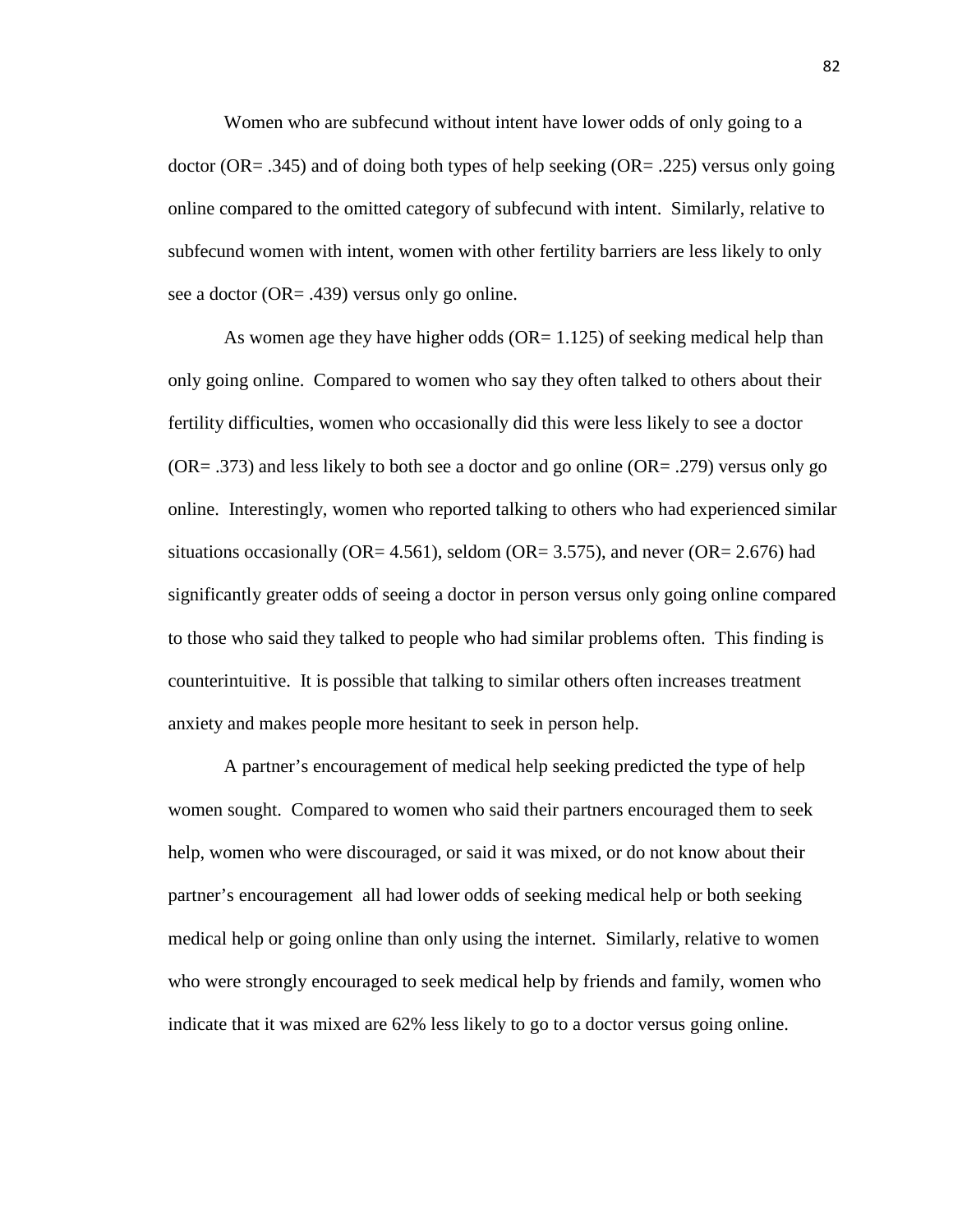Women who are subfecund without intent have lower odds of only going to a doctor (OR= .345) and of doing both types of help seeking (OR= .225) versus only going online compared to the omitted category of subfecund with intent. Similarly, relative to subfecund women with intent, women with other fertility barriers are less likely to only see a doctor (OR= .439) versus only go online.

As women age they have higher odds (OR= 1.125) of seeking medical help than only going online. Compared to women who say they often talked to others about their fertility difficulties, women who occasionally did this were less likely to see a doctor (OR= .373) and less likely to both see a doctor and go online (OR= .279) versus only go online. Interestingly, women who reported talking to others who had experienced similar situations occasionally (OR= 4.561), seldom (OR= 3.575), and never (OR= 2.676) had significantly greater odds of seeing a doctor in person versus only going online compared to those who said they talked to people who had similar problems often. This finding is counterintuitive. It is possible that talking to similar others often increases treatment anxiety and makes people more hesitant to seek in person help.

A partner's encouragement of medical help seeking predicted the type of help women sought. Compared to women who said their partners encouraged them to seek help, women who were discouraged, or said it was mixed, or do not know about their partner's encouragement all had lower odds of seeking medical help or both seeking medical help or going online than only using the internet. Similarly, relative to women who were strongly encouraged to seek medical help by friends and family, women who indicate that it was mixed are 62% less likely to go to a doctor versus going online.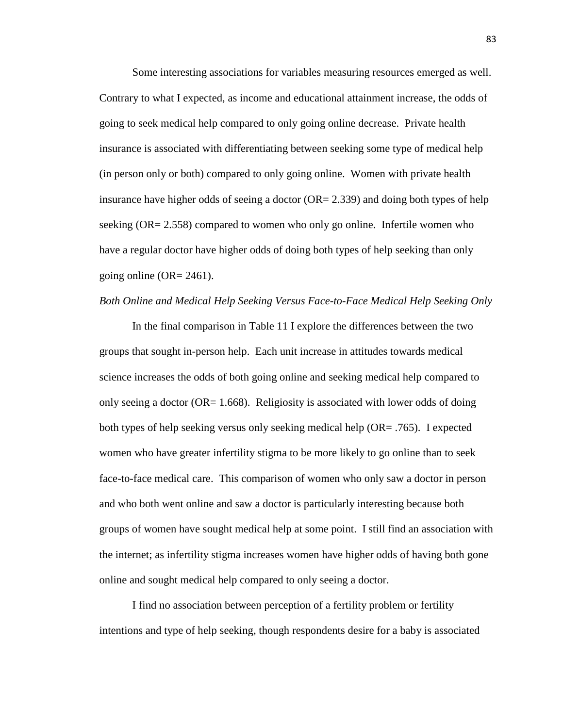Some interesting associations for variables measuring resources emerged as well. Contrary to what I expected, as income and educational attainment increase, the odds of going to seek medical help compared to only going online decrease. Private health insurance is associated with differentiating between seeking some type of medical help (in person only or both) compared to only going online. Women with private health insurance have higher odds of seeing a doctor (OR= 2.339) and doing both types of help seeking (OR= 2.558) compared to women who only go online. Infertile women who have a regular doctor have higher odds of doing both types of help seeking than only going online (OR= 2461).

*Both Online and Medical Help Seeking Versus Face-to-Face Medical Help Seeking Only*

In the final comparison in Table 11 I explore the differences between the two groups that sought in-person help. Each unit increase in attitudes towards medical science increases the odds of both going online and seeking medical help compared to only seeing a doctor (OR= 1.668). Religiosity is associated with lower odds of doing both types of help seeking versus only seeking medical help (OR= .765). I expected women who have greater infertility stigma to be more likely to go online than to seek face-to-face medical care. This comparison of women who only saw a doctor in person and who both went online and saw a doctor is particularly interesting because both groups of women have sought medical help at some point. I still find an association with the internet; as infertility stigma increases women have higher odds of having both gone online and sought medical help compared to only seeing a doctor.

I find no association between perception of a fertility problem or fertility intentions and type of help seeking, though respondents desire for a baby is associated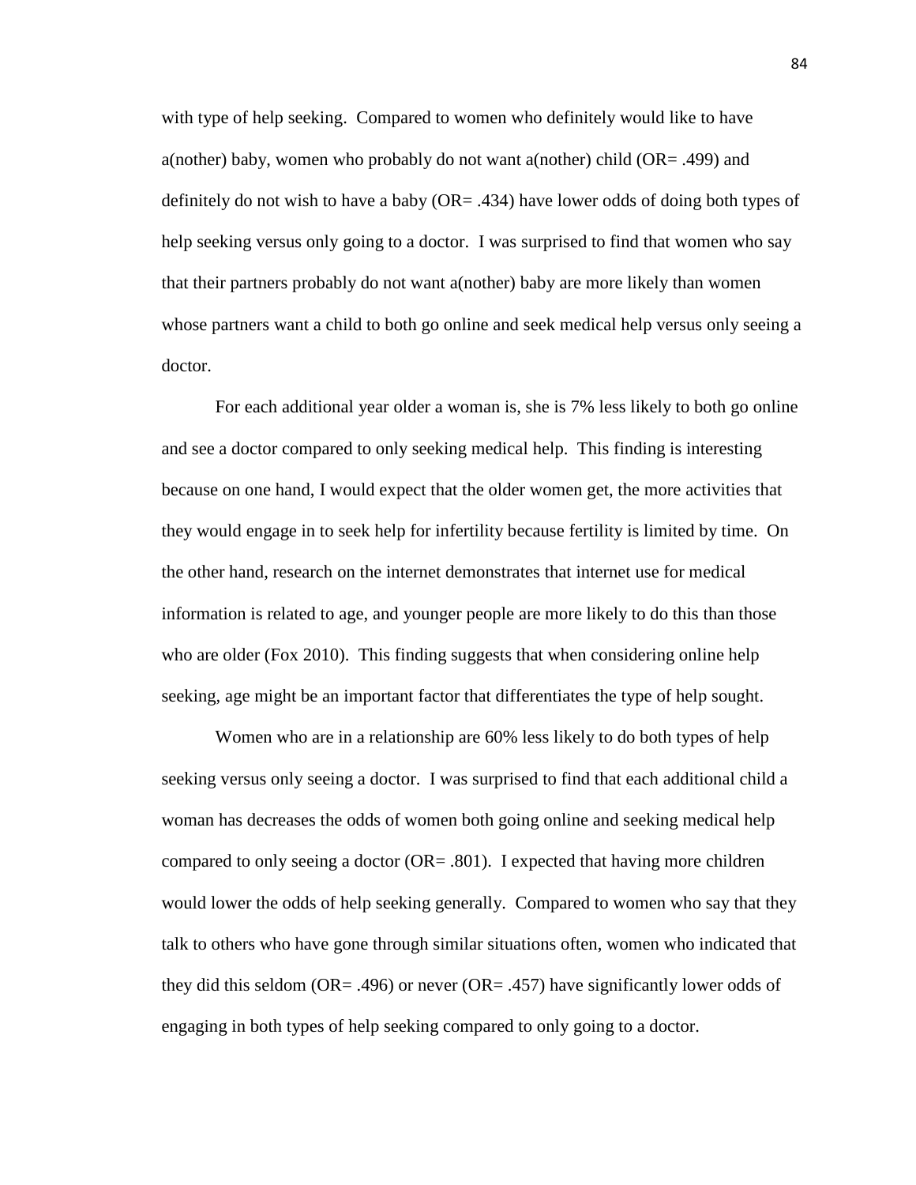with type of help seeking. Compared to women who definitely would like to have a(nother) baby, women who probably do not want a(nother) child (OR= .499) and definitely do not wish to have a baby (OR= .434) have lower odds of doing both types of help seeking versus only going to a doctor. I was surprised to find that women who say that their partners probably do not want a(nother) baby are more likely than women whose partners want a child to both go online and seek medical help versus only seeing a doctor.

For each additional year older a woman is, she is 7% less likely to both go online and see a doctor compared to only seeking medical help. This finding is interesting because on one hand, I would expect that the older women get, the more activities that they would engage in to seek help for infertility because fertility is limited by time. On the other hand, research on the internet demonstrates that internet use for medical information is related to age, and younger people are more likely to do this than those who are older (Fox 2010). This finding suggests that when considering online help seeking, age might be an important factor that differentiates the type of help sought.

Women who are in a relationship are 60% less likely to do both types of help seeking versus only seeing a doctor. I was surprised to find that each additional child a woman has decreases the odds of women both going online and seeking medical help compared to only seeing a doctor (OR= .801). I expected that having more children would lower the odds of help seeking generally. Compared to women who say that they talk to others who have gone through similar situations often, women who indicated that they did this seldom (OR= .496) or never (OR= .457) have significantly lower odds of engaging in both types of help seeking compared to only going to a doctor.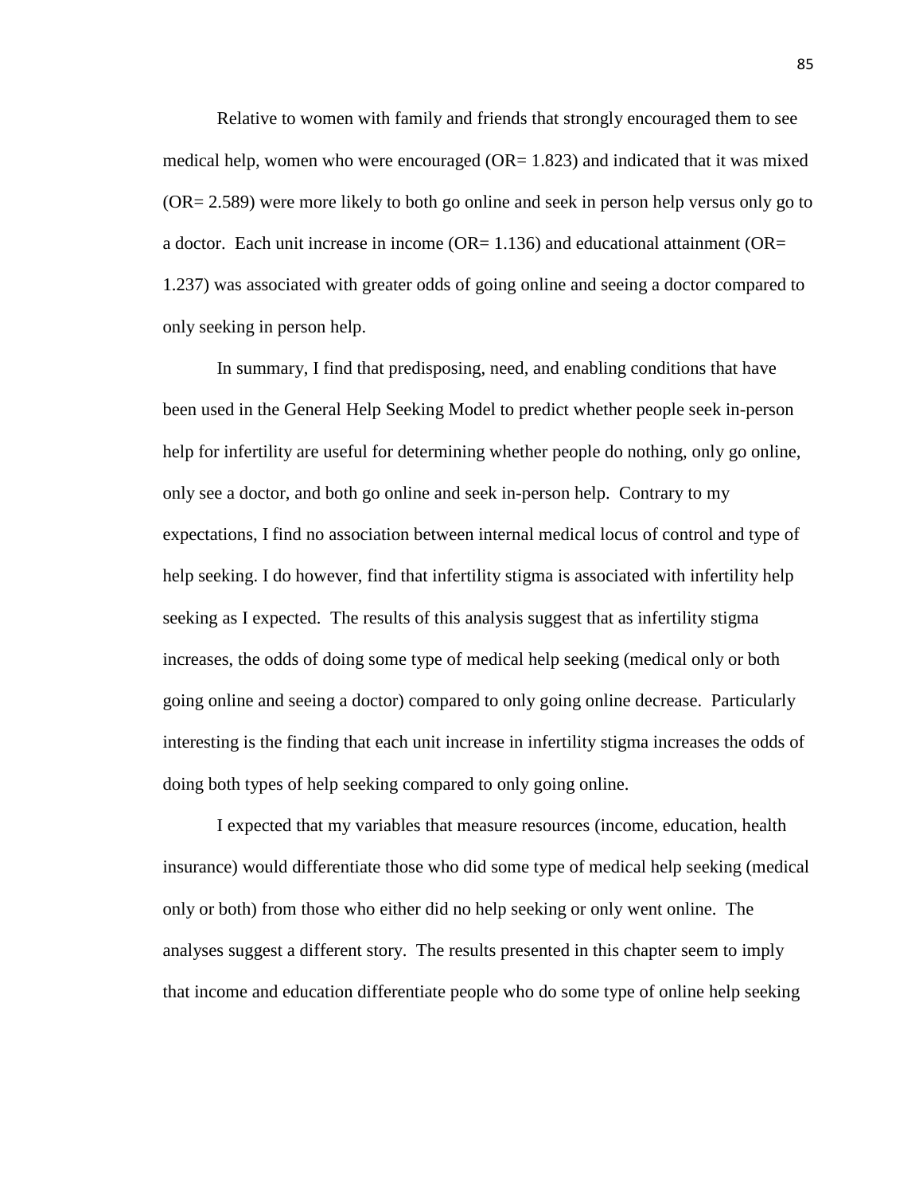Relative to women with family and friends that strongly encouraged them to see medical help, women who were encouraged (OR= 1.823) and indicated that it was mixed (OR= 2.589) were more likely to both go online and seek in person help versus only go to a doctor. Each unit increase in income (OR= 1.136) and educational attainment (OR= 1.237) was associated with greater odds of going online and seeing a doctor compared to only seeking in person help.

In summary, I find that predisposing, need, and enabling conditions that have been used in the General Help Seeking Model to predict whether people seek in-person help for infertility are useful for determining whether people do nothing, only go online, only see a doctor, and both go online and seek in-person help. Contrary to my expectations, I find no association between internal medical locus of control and type of help seeking. I do however, find that infertility stigma is associated with infertility help seeking as I expected. The results of this analysis suggest that as infertility stigma increases, the odds of doing some type of medical help seeking (medical only or both going online and seeing a doctor) compared to only going online decrease. Particularly interesting is the finding that each unit increase in infertility stigma increases the odds of doing both types of help seeking compared to only going online.

I expected that my variables that measure resources (income, education, health insurance) would differentiate those who did some type of medical help seeking (medical only or both) from those who either did no help seeking or only went online. The analyses suggest a different story. The results presented in this chapter seem to imply that income and education differentiate people who do some type of online help seeking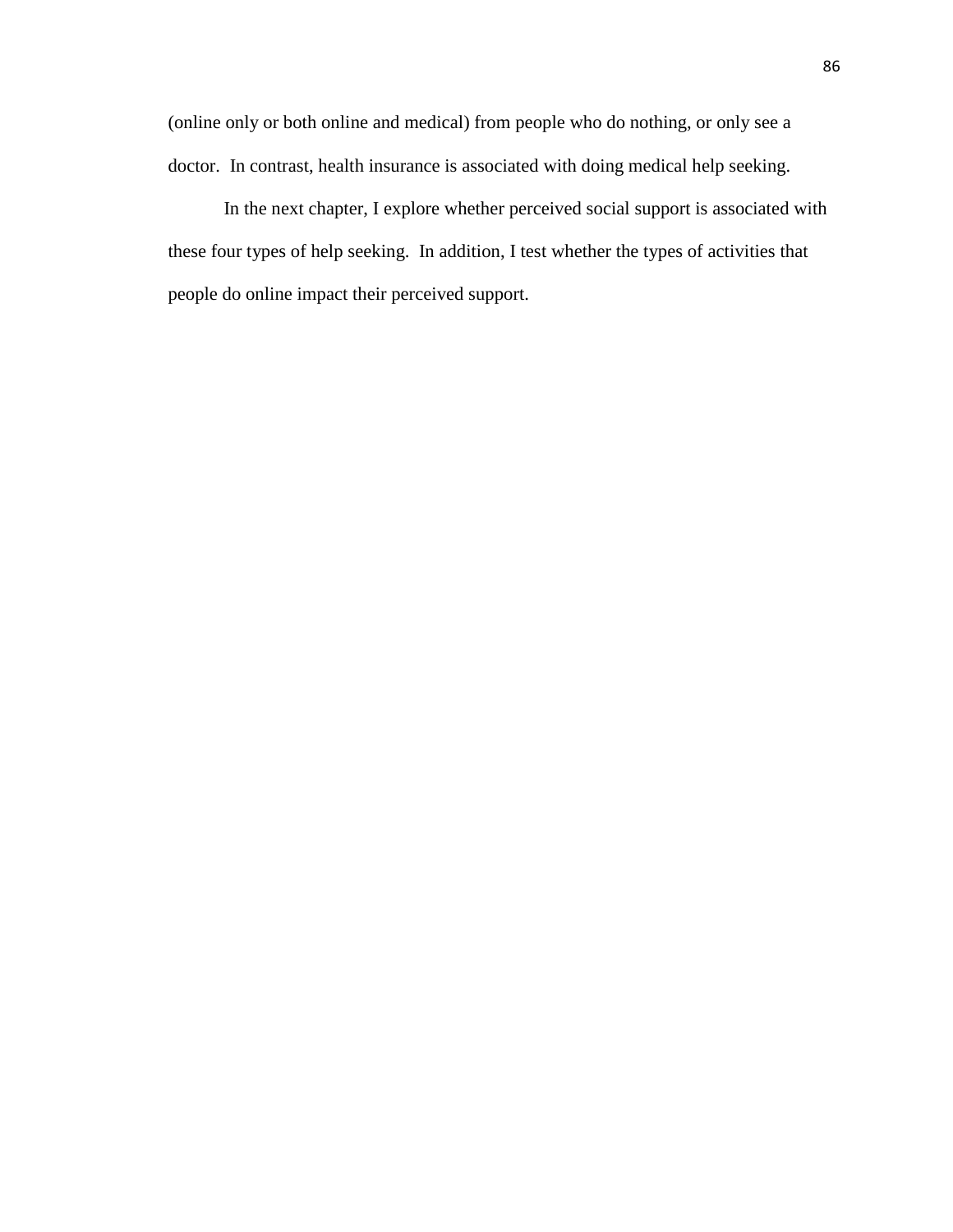(online only or both online and medical) from people who do nothing, or only see a doctor. In contrast, health insurance is associated with doing medical help seeking.

In the next chapter, I explore whether perceived social support is associated with these four types of help seeking. In addition, I test whether the types of activities that people do online impact their perceived support.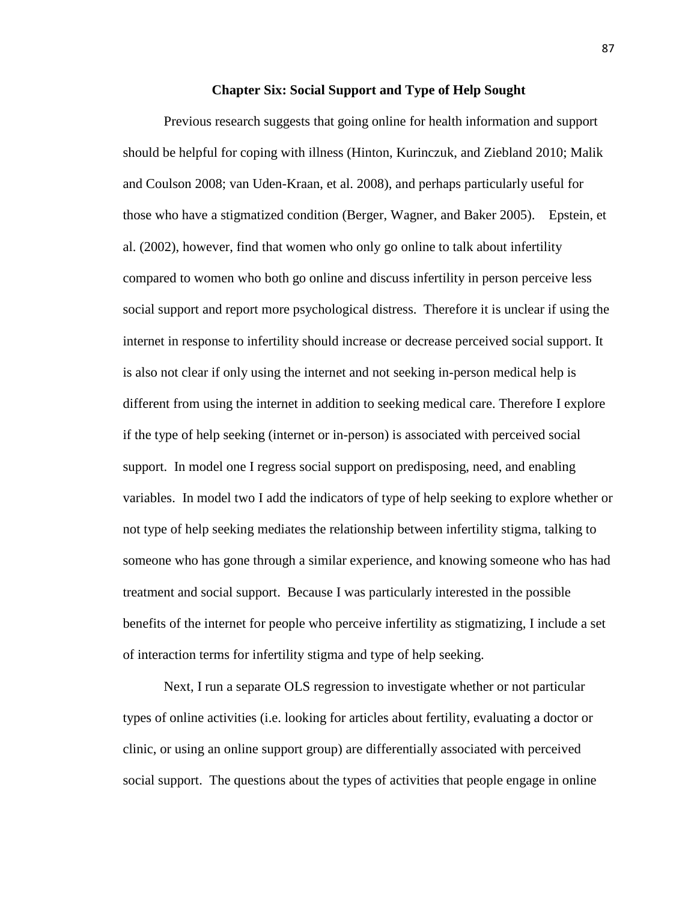# Chapter Six: Social Support and Type of Help Sought

Previous research suggests that going online for health information and support should be helpful for coping with illness (Hinton, Kurinczuk, and Ziebland 2010; Malik and Coulson 2008; van Uden-Kraan, et al. 2008), and perhaps particularly useful for those who have a stigmatized condition (Berger, Wagner, and Baker 2005). Epstein, et al. (2002), however, find that women who only go online to talk about infertility compared to women who both go online and discuss infertility in person perceive less social support and report more psychological distress. Therefore it is unclear if using the internet in response to infertility should increase or decrease perceived social support. It is also not clear if only using the internet and not seeking in-person medical help is different from using the internet in addition to seeking medical care. Therefore I explore if the type of help seeking (internet or in-person) is associated with perceived social support. In model one I regress social support on predisposing, need, and enabling variables. In model two I add the indicators of type of help seeking to explore whether or not type of help seeking mediates the relationship between infertility stigma, talking to someone who has gone through a similar experience, and knowing someone who has had treatment and social support. Because I was particularly interested in the possible benefits of the internet for people who perceive infertility as stigmatizing, I include a set of interaction terms for infertility stigma and type of help seeking.

Next, I run a separate OLS regression to investigate whether or not particular types of online activities (i.e. looking for articles about fertility, evaluating a doctor or clinic, or using an online support group) are differentially associated with perceived social support. The questions about the types of activities that people engage in online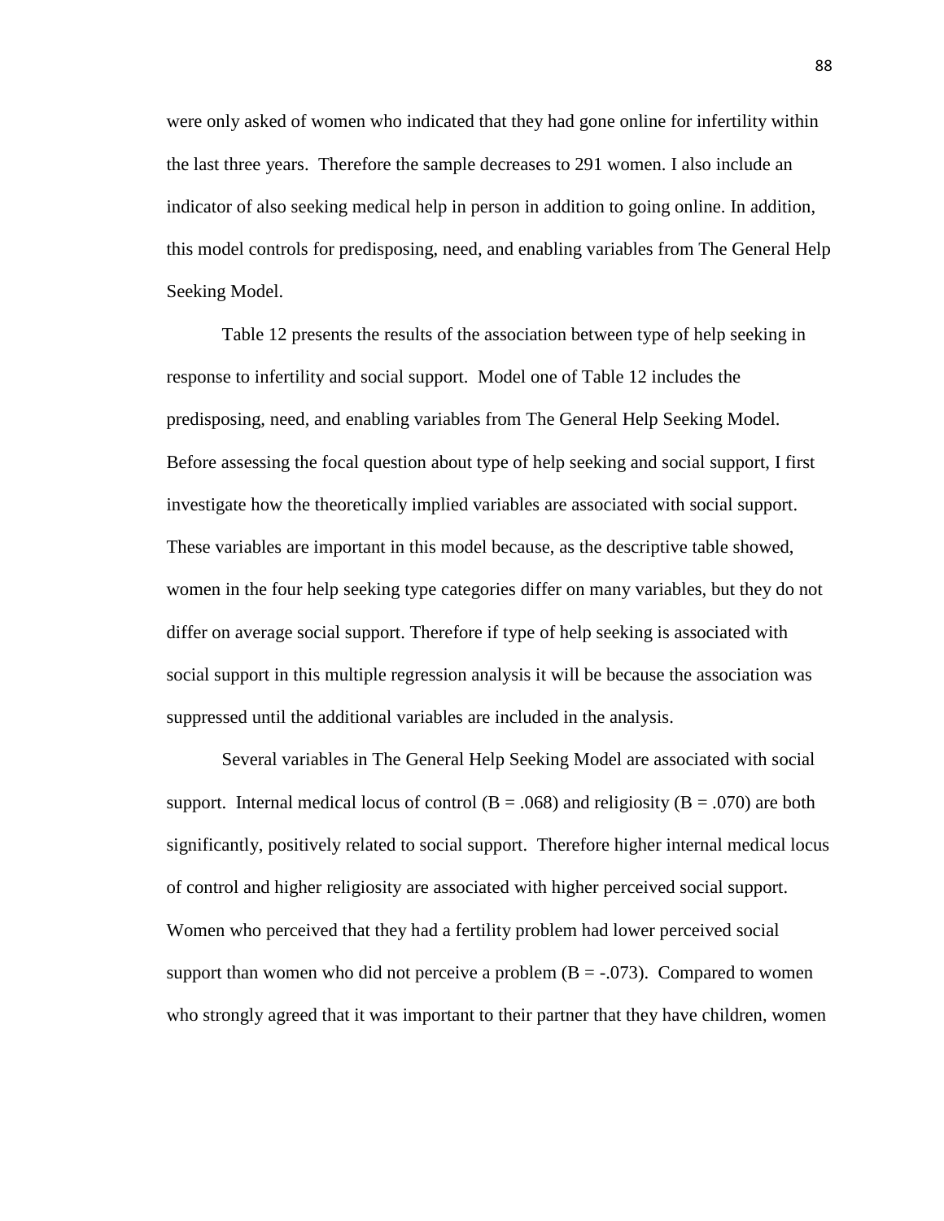were only asked of women who indicated that they had gone online for infertility within the last three years. Therefore the sample decreases to 291 women. I also include an indicator of also seeking medical help in person in addition to going online. In addition, this model controls for predisposing, need, and enabling variables from The General Help Seeking Model.

Table 12 presents the results of the association between type of help seeking in response to infertility and social support. Model one of Table 12 includes the predisposing, need, and enabling variables from The General Help Seeking Model. Before assessing the focal question about type of help seeking and social support, I first investigate how the theoretically implied variables are associated with social support. These variables are important in this model because, as the descriptive table showed, women in the four help seeking type categories differ on many variables, but they do not differ on average social support. Therefore if type of help seeking is associated with social support in this multiple regression analysis it will be because the association was suppressed until the additional variables are included in the analysis.

Several variables in The General Help Seeking Model are associated with social support. Internal medical locus of control ($B = .068$) and religiosity ($B = .070$) are both significantly, positively related to social support. Therefore higher internal medical locus of control and higher religiosity are associated with higher perceived social support. Women who perceived that they had a fertility problem had lower perceived social support than women who did not perceive a problem ($B = -.073$). Compared to women who strongly agreed that it was important to their partner that they have children, women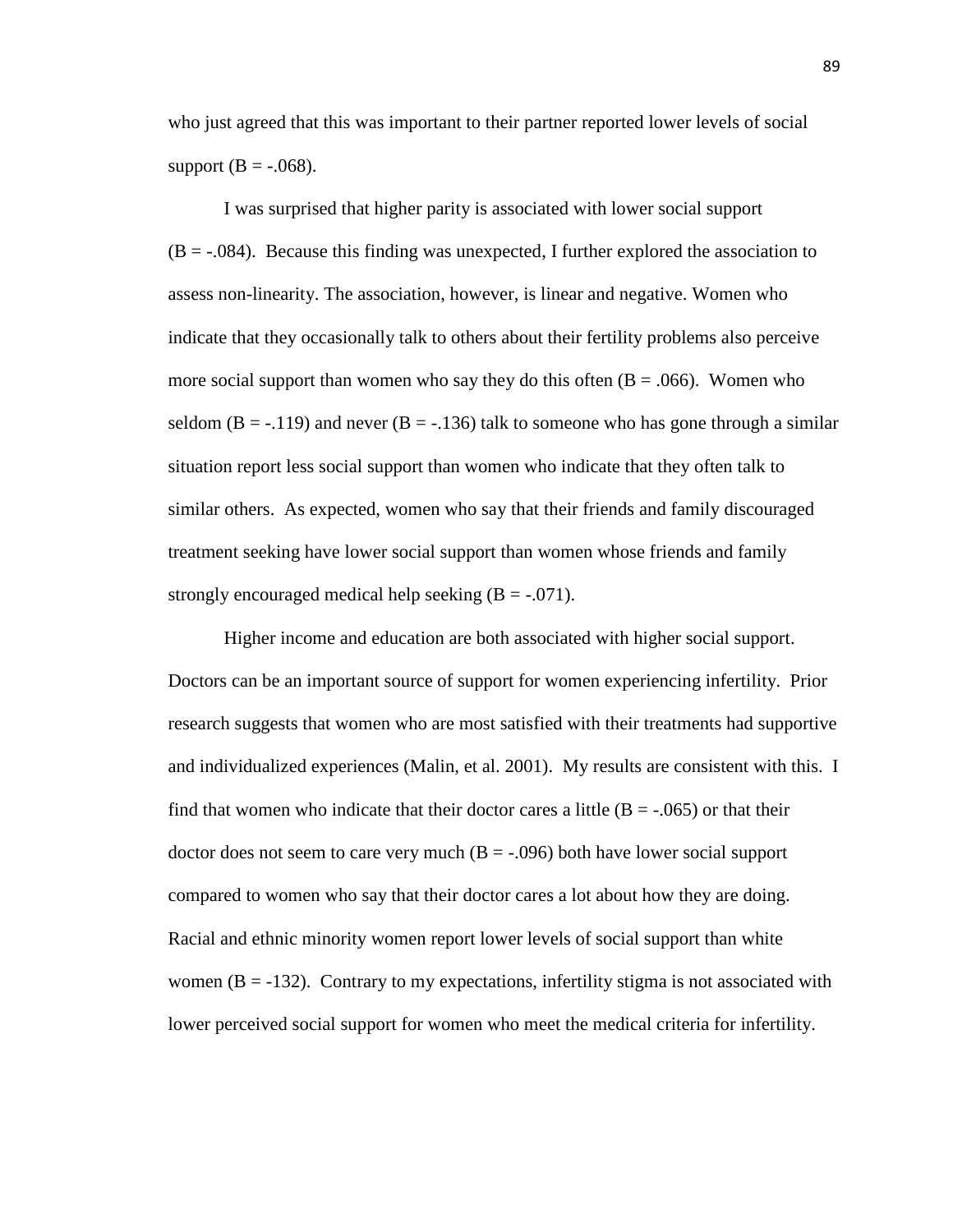who just agreed that this was important to their partner reported lower levels of social support (B = -.068).

I was surprised that higher parity is associated with lower social support (B = -.084). Because this finding was unexpected, I further explored the association to assess non-linearity. The association, however, is linear and negative. Women who indicate that they occasionally talk to others about their fertility problems also perceive more social support than women who say they do this often (B = .066). Women who seldom (B = -.119) and never (B = -.136) talk to someone who has gone through a similar situation report less social support than women who indicate that they often talk to similar others. As expected, women who say that their friends and family discouraged treatment seeking have lower social support than women whose friends and family strongly encouraged medical help seeking (B = -.071).

Higher income and education are both associated with higher social support. Doctors can be an important source of support for women experiencing infertility. Prior research suggests that women who are most satisfied with their treatments had supportive and individualized experiences (Malin, et al. 2001). My results are consistent with this. I find that women who indicate that their doctor cares a little (B = -.065) or that their doctor does not seem to care very much (B = -.096) both have lower social support compared to women who say that their doctor cares a lot about how they are doing. Racial and ethnic minority women report lower levels of social support than white women (B = -132). Contrary to my expectations, infertility stigma is not associated with lower perceived social support for women who meet the medical criteria for infertility.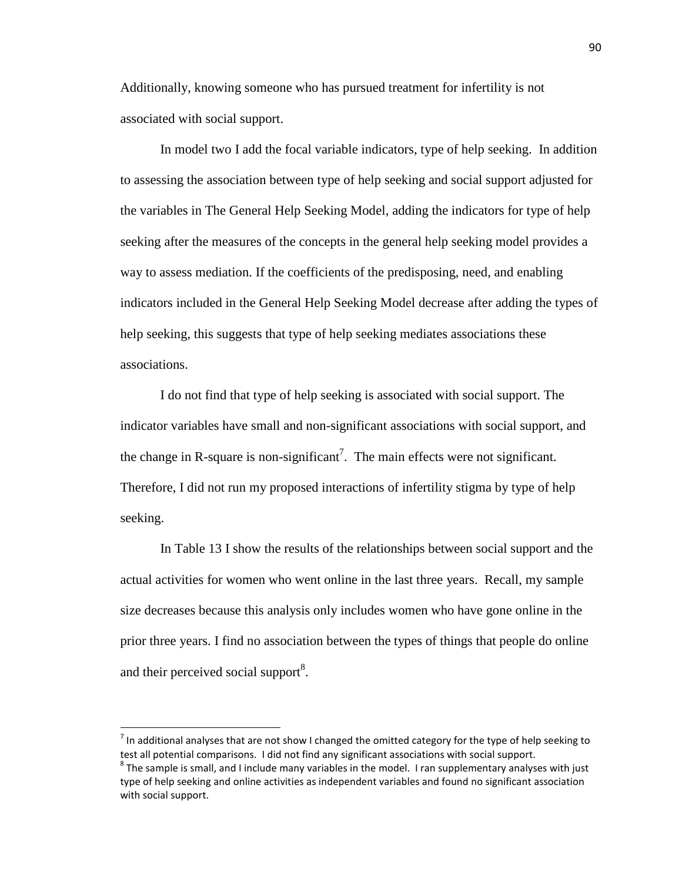Additionally, knowing someone who has pursued treatment for infertility is not associated with social support.

In model two I add the focal variable indicators, type of help seeking. In addition to assessing the association between type of help seeking and social support adjusted for the variables in The General Help Seeking Model, adding the indicators for type of help seeking after the measures of the concepts in the general help seeking model provides a way to assess mediation. If the coefficients of the predisposing, need, and enabling indicators included in the General Help Seeking Model decrease after adding the types of help seeking, this suggests that type of help seeking mediates associations these associations.

I do not find that type of help seeking is associated with social support. The indicator variables have small and non-significant associations with social support, and the change in R-square is non-significant[7]. The main effects were not significant. Therefore, I did not run my proposed interactions of infertility stigma by type of help seeking.

In Table 13 I show the results of the relationships between social support and the actual activities for women who went online in the last three years. Recall, my sample size decreases because this analysis only includes women who have gone online in the prior three years. I find no association between the types of things that people do online and their perceived social support[8].

---

[7] In additional analyses that are not show I changed the omitted category for the type of help seeking to test all potential comparisons. I did not find any significant associations with social support.

[8] The sample is small, and I include many variables in the model. I ran supplementary analyses with just type of help seeking and online activities as independent variables and found no significant association with social support.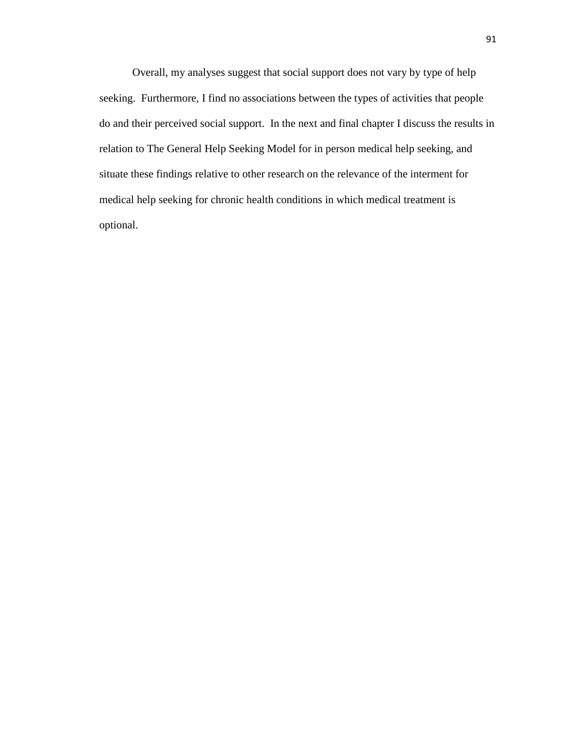Overall, my analyses suggest that social support does not vary by type of help seeking.  Furthermore, I find no associations between the types of activities that people do and their perceived social support.  In the next and final chapter I discuss the results in relation to The General Help Seeking Model for in person medical help seeking, and situate these findings relative to other research on the relevance of the interment for medical help seeking for chronic health conditions in which medical treatment is optional.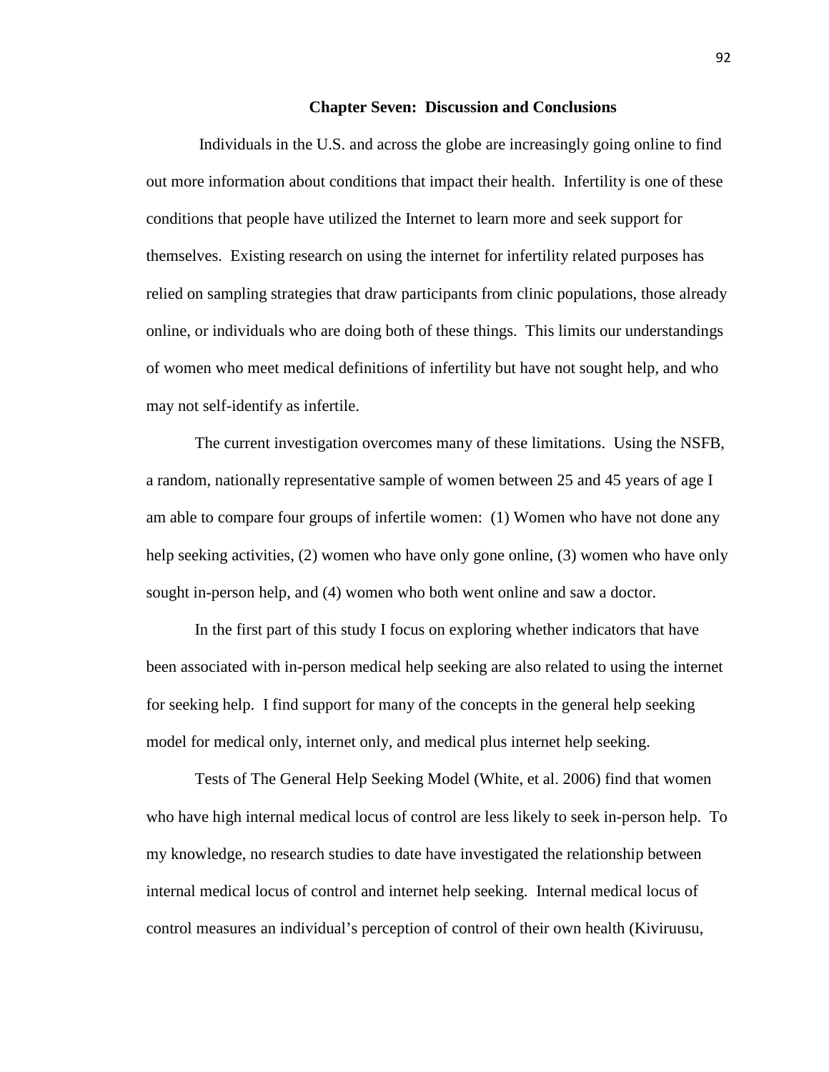## Chapter Seven: Discussion and Conclusions

Individuals in the U.S. and across the globe are increasingly going online to find out more information about conditions that impact their health. Infertility is one of these conditions that people have utilized the Internet to learn more and seek support for themselves. Existing research on using the internet for infertility related purposes has relied on sampling strategies that draw participants from clinic populations, those already online, or individuals who are doing both of these things. This limits our understandings of women who meet medical definitions of infertility but have not sought help, and who may not self-identify as infertile.

The current investigation overcomes many of these limitations. Using the NSFB, a random, nationally representative sample of women between 25 and 45 years of age I am able to compare four groups of infertile women: (1) Women who have not done any help seeking activities, (2) women who have only gone online, (3) women who have only sought in-person help, and (4) women who both went online and saw a doctor.

In the first part of this study I focus on exploring whether indicators that have been associated with in-person medical help seeking are also related to using the internet for seeking help. I find support for many of the concepts in the general help seeking model for medical only, internet only, and medical plus internet help seeking.

Tests of The General Help Seeking Model (White, et al. 2006) find that women who have high internal medical locus of control are less likely to seek in-person help. To my knowledge, no research studies to date have investigated the relationship between internal medical locus of control and internet help seeking. Internal medical locus of control measures an individual's perception of control of their own health (Kiviruusu,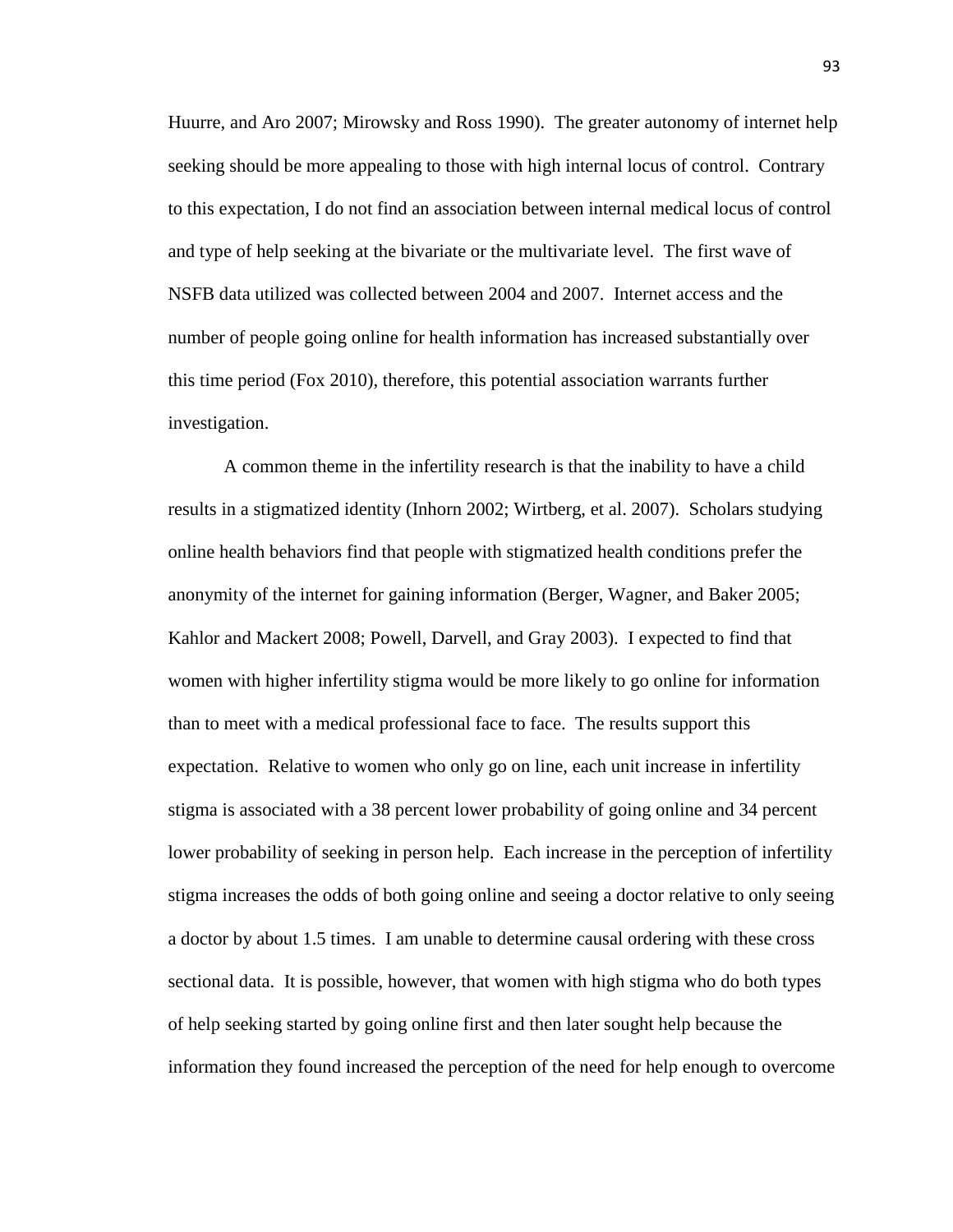Huurre, and Aro 2007; Mirowsky and Ross 1990). The greater autonomy of internet help seeking should be more appealing to those with high internal locus of control. Contrary to this expectation, I do not find an association between internal medical locus of control and type of help seeking at the bivariate or the multivariate level. The first wave of NSFB data utilized was collected between 2004 and 2007. Internet access and the number of people going online for health information has increased substantially over this time period (Fox 2010), therefore, this potential association warrants further investigation.

A common theme in the infertility research is that the inability to have a child results in a stigmatized identity (Inhorn 2002; Wirtberg, et al. 2007). Scholars studying online health behaviors find that people with stigmatized health conditions prefer the anonymity of the internet for gaining information (Berger, Wagner, and Baker 2005; Kahlor and Mackert 2008; Powell, Darvell, and Gray 2003). I expected to find that women with higher infertility stigma would be more likely to go online for information than to meet with a medical professional face to face. The results support this expectation. Relative to women who only go on line, each unit increase in infertility stigma is associated with a 38 percent lower probability of going online and 34 percent lower probability of seeking in person help. Each increase in the perception of infertility stigma increases the odds of both going online and seeing a doctor relative to only seeing a doctor by about 1.5 times. I am unable to determine causal ordering with these cross sectional data. It is possible, however, that women with high stigma who do both types of help seeking started by going online first and then later sought help because the information they found increased the perception of the need for help enough to overcome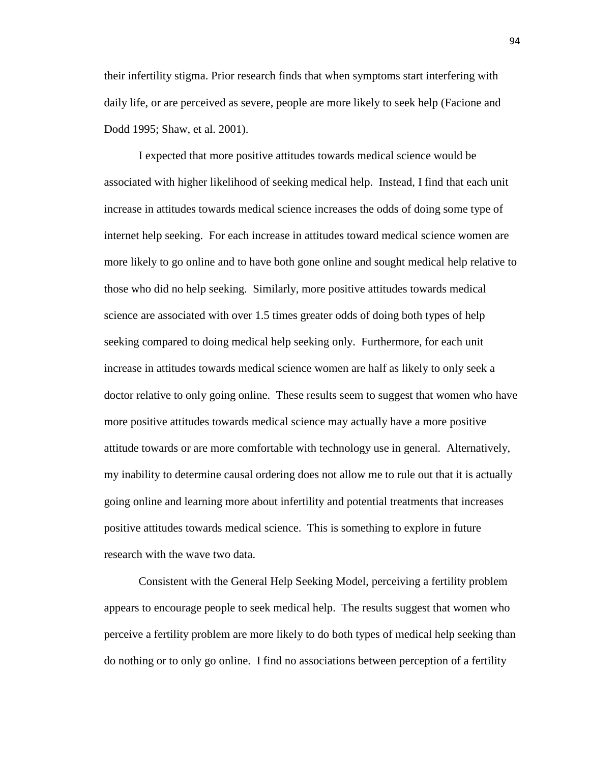their infertility stigma. Prior research finds that when symptoms start interfering with daily life, or are perceived as severe, people are more likely to seek help (Facione and Dodd 1995; Shaw, et al. 2001).

I expected that more positive attitudes towards medical science would be associated with higher likelihood of seeking medical help. Instead, I find that each unit increase in attitudes towards medical science increases the odds of doing some type of internet help seeking. For each increase in attitudes toward medical science women are more likely to go online and to have both gone online and sought medical help relative to those who did no help seeking. Similarly, more positive attitudes towards medical science are associated with over 1.5 times greater odds of doing both types of help seeking compared to doing medical help seeking only. Furthermore, for each unit increase in attitudes towards medical science women are half as likely to only seek a doctor relative to only going online. These results seem to suggest that women who have more positive attitudes towards medical science may actually have a more positive attitude towards or are more comfortable with technology use in general. Alternatively, my inability to determine causal ordering does not allow me to rule out that it is actually going online and learning more about infertility and potential treatments that increases positive attitudes towards medical science. This is something to explore in future research with the wave two data.

Consistent with the General Help Seeking Model, perceiving a fertility problem appears to encourage people to seek medical help. The results suggest that women who perceive a fertility problem are more likely to do both types of medical help seeking than do nothing or to only go online. I find no associations between perception of a fertility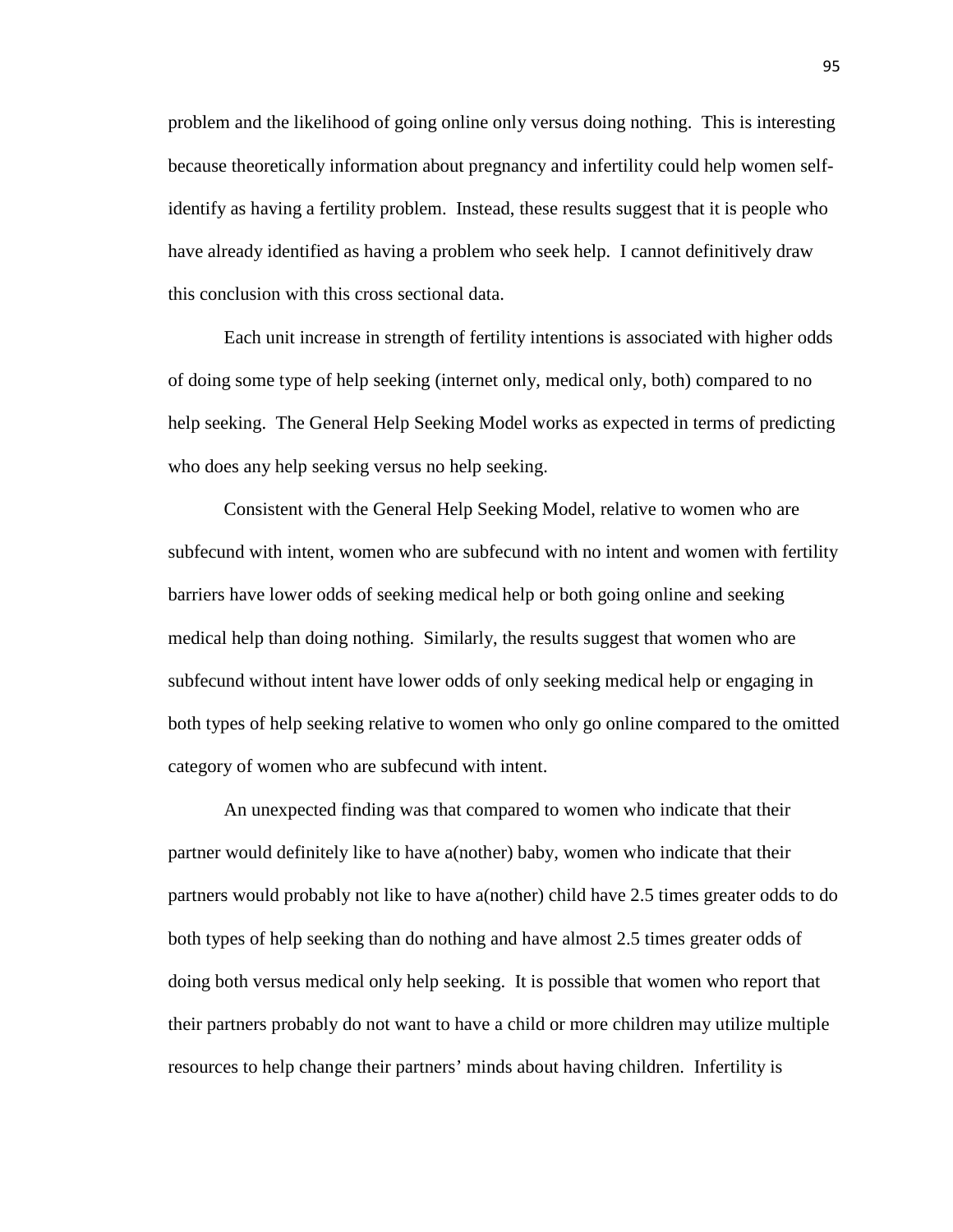problem and the likelihood of going online only versus doing nothing. This is interesting because theoretically information about pregnancy and infertility could help women self-identify as having a fertility problem. Instead, these results suggest that it is people who have already identified as having a problem who seek help. I cannot definitively draw this conclusion with this cross sectional data.

Each unit increase in strength of fertility intentions is associated with higher odds of doing some type of help seeking (internet only, medical only, both) compared to no help seeking. The General Help Seeking Model works as expected in terms of predicting who does any help seeking versus no help seeking.

Consistent with the General Help Seeking Model, relative to women who are subfecund with intent, women who are subfecund with no intent and women with fertility barriers have lower odds of seeking medical help or both going online and seeking medical help than doing nothing. Similarly, the results suggest that women who are subfecund without intent have lower odds of only seeking medical help or engaging in both types of help seeking relative to women who only go online compared to the omitted category of women who are subfecund with intent.

An unexpected finding was that compared to women who indicate that their partner would definitely like to have a(nother) baby, women who indicate that their partners would probably not like to have a(nother) child have 2.5 times greater odds to do both types of help seeking than do nothing and have almost 2.5 times greater odds of doing both versus medical only help seeking. It is possible that women who report that their partners probably do not want to have a child or more children may utilize multiple resources to help change their partners' minds about having children. Infertility is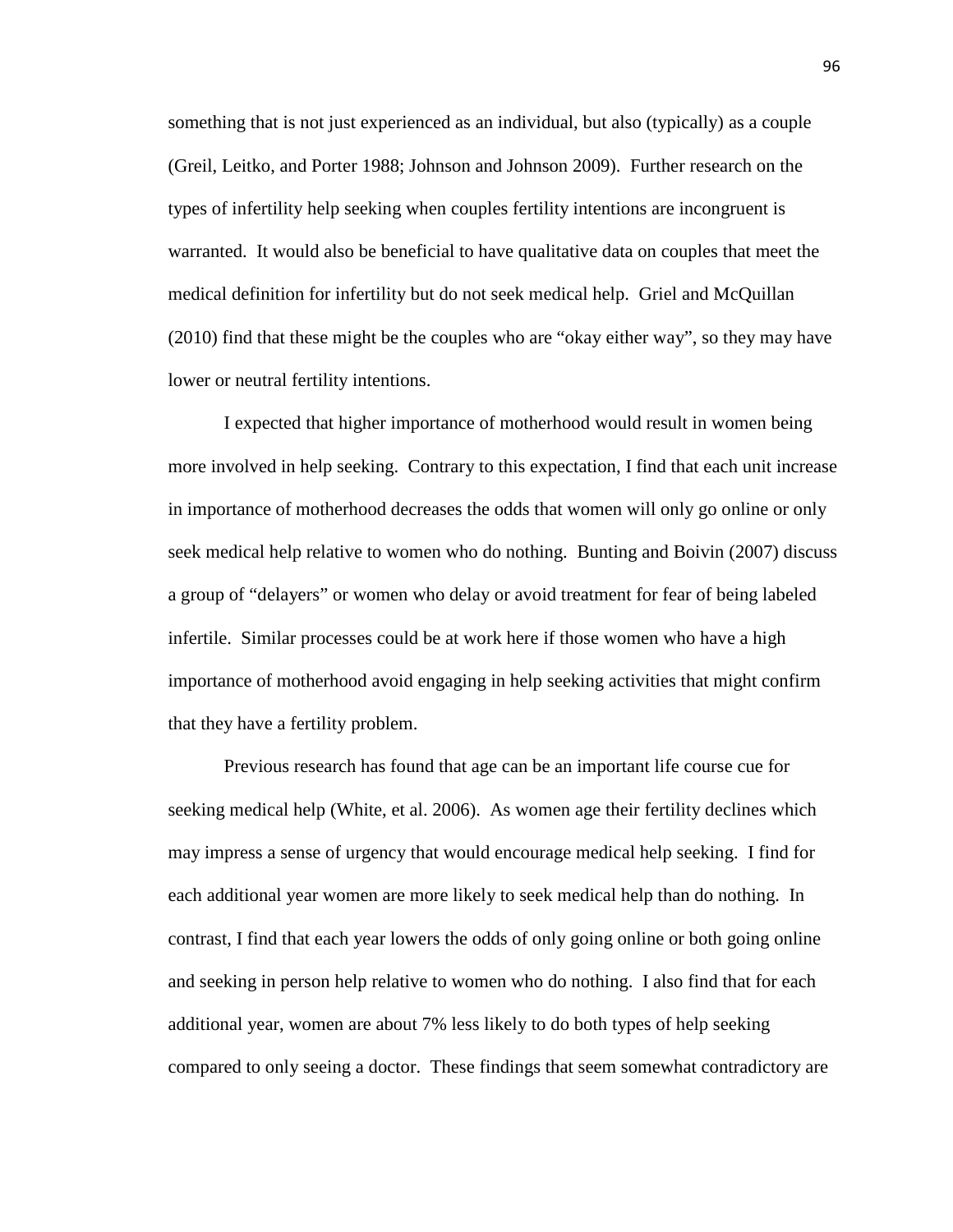something that is not just experienced as an individual, but also (typically) as a couple (Greil, Leitko, and Porter 1988; Johnson and Johnson 2009). Further research on the types of infertility help seeking when couples fertility intentions are incongruent is warranted. It would also be beneficial to have qualitative data on couples that meet the medical definition for infertility but do not seek medical help. Griel and McQuillan (2010) find that these might be the couples who are "okay either way", so they may have lower or neutral fertility intentions.

I expected that higher importance of motherhood would result in women being more involved in help seeking. Contrary to this expectation, I find that each unit increase in importance of motherhood decreases the odds that women will only go online or only seek medical help relative to women who do nothing. Bunting and Boivin (2007) discuss a group of "delayers" or women who delay or avoid treatment for fear of being labeled infertile. Similar processes could be at work here if those women who have a high importance of motherhood avoid engaging in help seeking activities that might confirm that they have a fertility problem.

Previous research has found that age can be an important life course cue for seeking medical help (White, et al. 2006). As women age their fertility declines which may impress a sense of urgency that would encourage medical help seeking. I find for each additional year women are more likely to seek medical help than do nothing. In contrast, I find that each year lowers the odds of only going online or both going online and seeking in person help relative to women who do nothing. I also find that for each additional year, women are about 7% less likely to do both types of help seeking compared to only seeing a doctor. These findings that seem somewhat contradictory are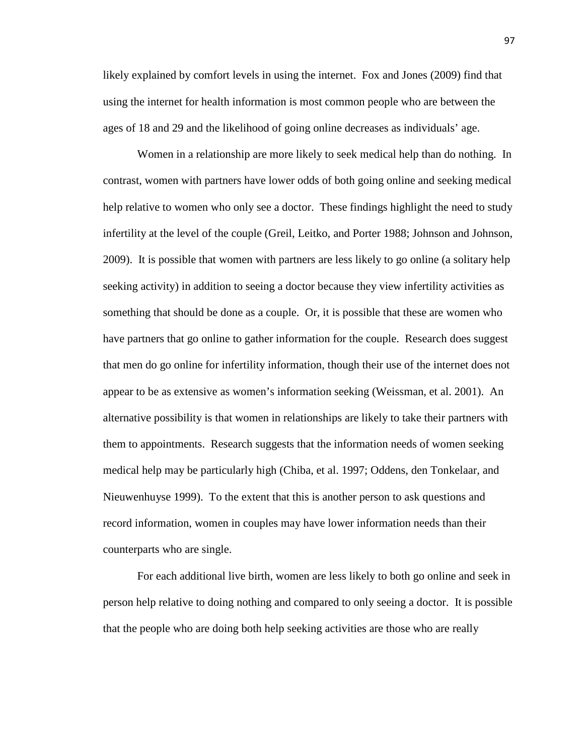likely explained by comfort levels in using the internet. Fox and Jones (2009) find that using the internet for health information is most common people who are between the ages of 18 and 29 and the likelihood of going online decreases as individuals' age.

Women in a relationship are more likely to seek medical help than do nothing. In contrast, women with partners have lower odds of both going online and seeking medical help relative to women who only see a doctor. These findings highlight the need to study infertility at the level of the couple (Greil, Leitko, and Porter 1988; Johnson and Johnson, 2009). It is possible that women with partners are less likely to go online (a solitary help seeking activity) in addition to seeing a doctor because they view infertility activities as something that should be done as a couple. Or, it is possible that these are women who have partners that go online to gather information for the couple. Research does suggest that men do go online for infertility information, though their use of the internet does not appear to be as extensive as women's information seeking (Weissman, et al. 2001). An alternative possibility is that women in relationships are likely to take their partners with them to appointments. Research suggests that the information needs of women seeking medical help may be particularly high (Chiba, et al. 1997; Oddens, den Tonkelaar, and Nieuwenhuyse 1999). To the extent that this is another person to ask questions and record information, women in couples may have lower information needs than their counterparts who are single.

For each additional live birth, women are less likely to both go online and seek in person help relative to doing nothing and compared to only seeing a doctor. It is possible that the people who are doing both help seeking activities are those who are really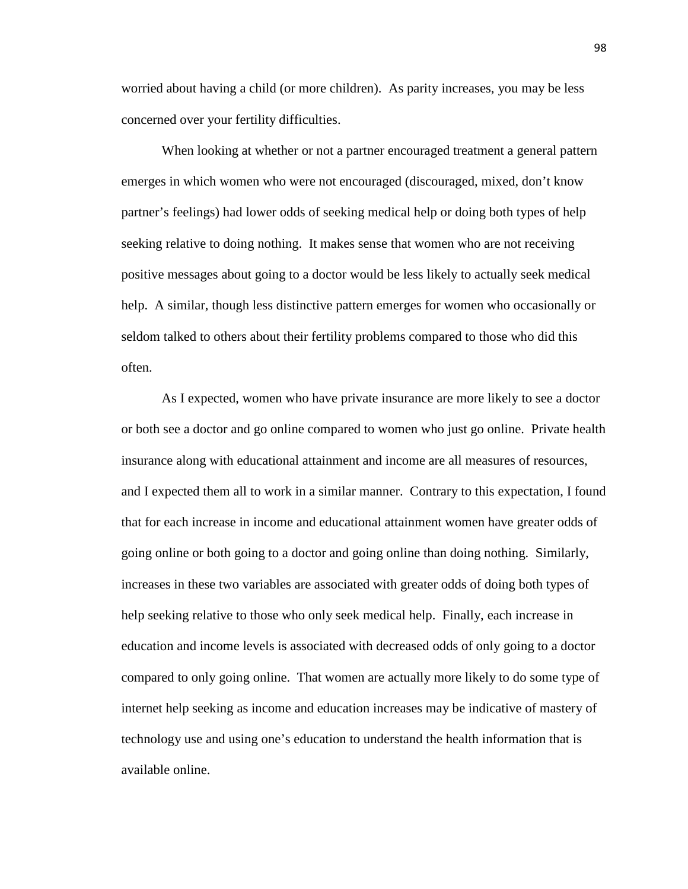worried about having a child (or more children). As parity increases, you may be less concerned over your fertility difficulties.

When looking at whether or not a partner encouraged treatment a general pattern emerges in which women who were not encouraged (discouraged, mixed, don't know partner's feelings) had lower odds of seeking medical help or doing both types of help seeking relative to doing nothing. It makes sense that women who are not receiving positive messages about going to a doctor would be less likely to actually seek medical help. A similar, though less distinctive pattern emerges for women who occasionally or seldom talked to others about their fertility problems compared to those who did this often.

As I expected, women who have private insurance are more likely to see a doctor or both see a doctor and go online compared to women who just go online. Private health insurance along with educational attainment and income are all measures of resources, and I expected them all to work in a similar manner. Contrary to this expectation, I found that for each increase in income and educational attainment women have greater odds of going online or both going to a doctor and going online than doing nothing. Similarly, increases in these two variables are associated with greater odds of doing both types of help seeking relative to those who only seek medical help. Finally, each increase in education and income levels is associated with decreased odds of only going to a doctor compared to only going online. That women are actually more likely to do some type of internet help seeking as income and education increases may be indicative of mastery of technology use and using one's education to understand the health information that is available online.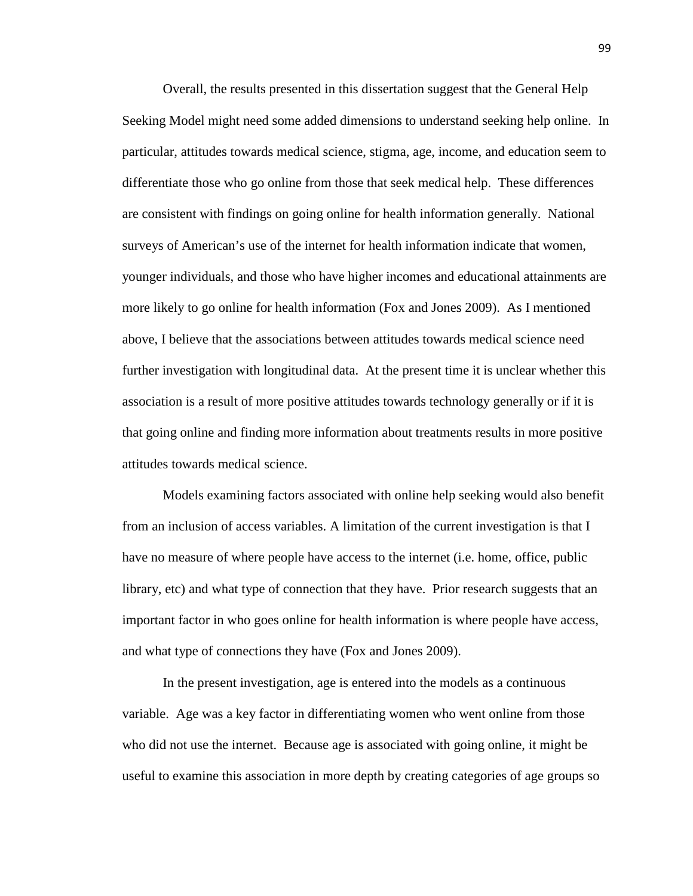Overall, the results presented in this dissertation suggest that the General Help Seeking Model might need some added dimensions to understand seeking help online. In particular, attitudes towards medical science, stigma, age, income, and education seem to differentiate those who go online from those that seek medical help. These differences are consistent with findings on going online for health information generally. National surveys of American's use of the internet for health information indicate that women, younger individuals, and those who have higher incomes and educational attainments are more likely to go online for health information (Fox and Jones 2009). As I mentioned above, I believe that the associations between attitudes towards medical science need further investigation with longitudinal data. At the present time it is unclear whether this association is a result of more positive attitudes towards technology generally or if it is that going online and finding more information about treatments results in more positive attitudes towards medical science.

Models examining factors associated with online help seeking would also benefit from an inclusion of access variables. A limitation of the current investigation is that I have no measure of where people have access to the internet (i.e. home, office, public library, etc) and what type of connection that they have. Prior research suggests that an important factor in who goes online for health information is where people have access, and what type of connections they have (Fox and Jones 2009).

In the present investigation, age is entered into the models as a continuous variable. Age was a key factor in differentiating women who went online from those who did not use the internet. Because age is associated with going online, it might be useful to examine this association in more depth by creating categories of age groups so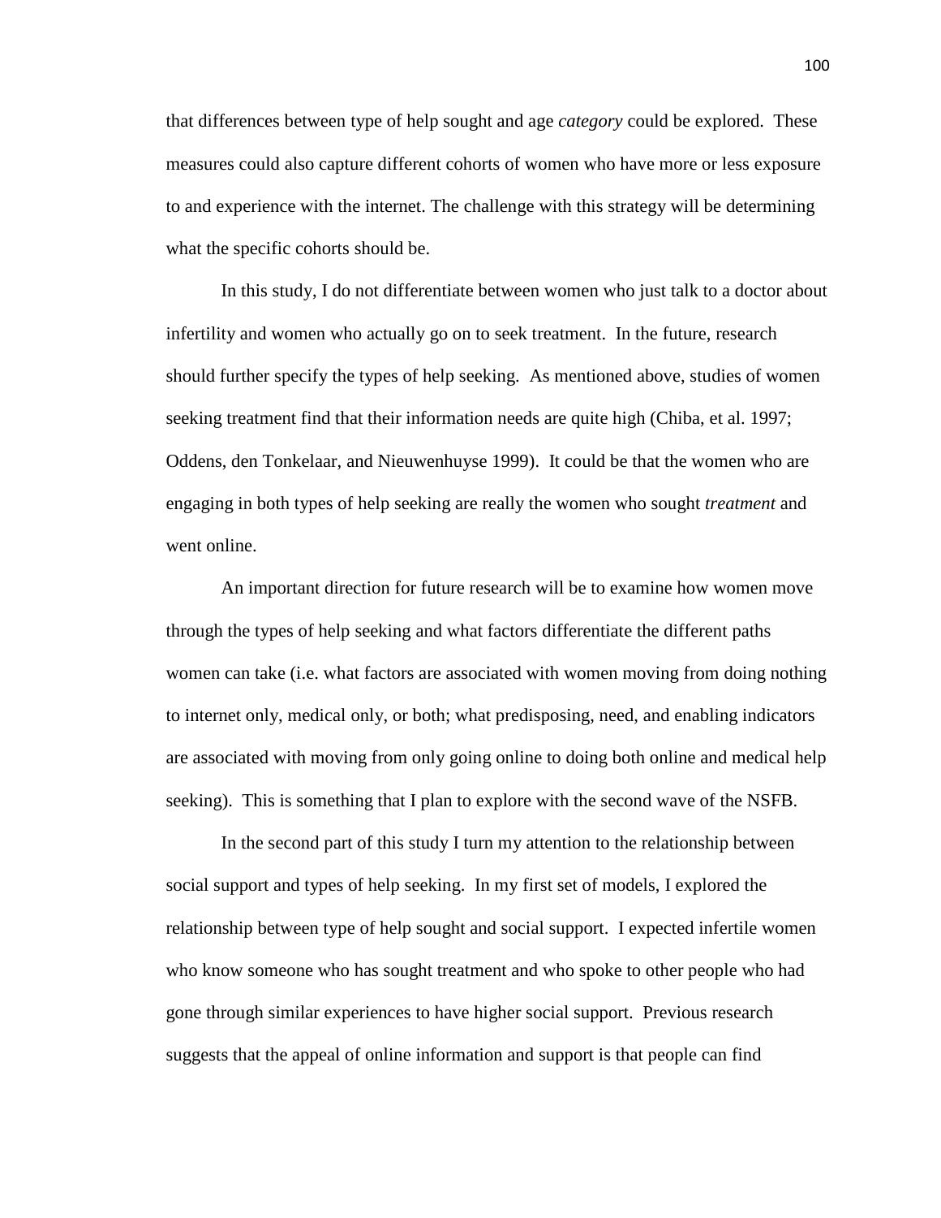that differences between type of help sought and age *category* could be explored. These measures could also capture different cohorts of women who have more or less exposure to and experience with the internet. The challenge with this strategy will be determining what the specific cohorts should be.

In this study, I do not differentiate between women who just talk to a doctor about infertility and women who actually go on to seek treatment. In the future, research should further specify the types of help seeking. As mentioned above, studies of women seeking treatment find that their information needs are quite high (Chiba, et al. 1997; Oddens, den Tonkelaar, and Nieuwenhuyse 1999). It could be that the women who are engaging in both types of help seeking are really the women who sought *treatment* and went online.

An important direction for future research will be to examine how women move through the types of help seeking and what factors differentiate the different paths women can take (i.e. what factors are associated with women moving from doing nothing to internet only, medical only, or both; what predisposing, need, and enabling indicators are associated with moving from only going online to doing both online and medical help seeking). This is something that I plan to explore with the second wave of the NSFB.

In the second part of this study I turn my attention to the relationship between social support and types of help seeking. In my first set of models, I explored the relationship between type of help sought and social support. I expected infertile women who know someone who has sought treatment and who spoke to other people who had gone through similar experiences to have higher social support. Previous research suggests that the appeal of online information and support is that people can find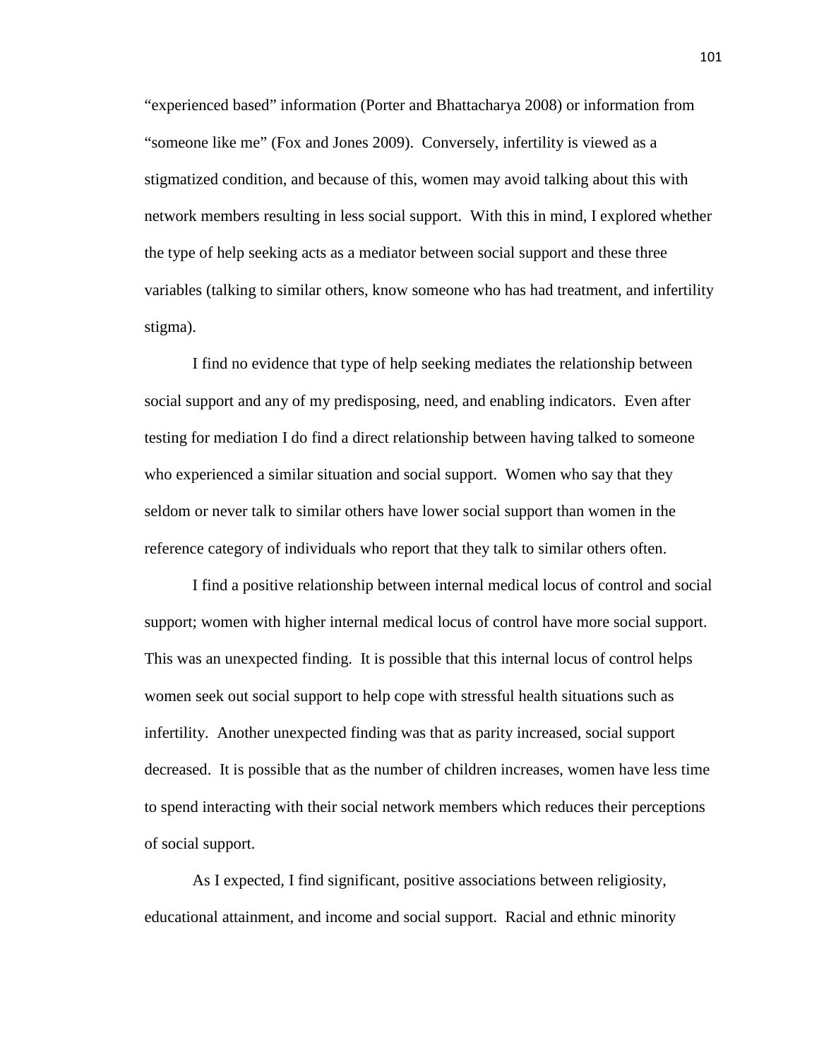"experienced based" information (Porter and Bhattacharya 2008) or information from "someone like me" (Fox and Jones 2009). Conversely, infertility is viewed as a stigmatized condition, and because of this, women may avoid talking about this with network members resulting in less social support. With this in mind, I explored whether the type of help seeking acts as a mediator between social support and these three variables (talking to similar others, know someone who has had treatment, and infertility stigma).

I find no evidence that type of help seeking mediates the relationship between social support and any of my predisposing, need, and enabling indicators. Even after testing for mediation I do find a direct relationship between having talked to someone who experienced a similar situation and social support. Women who say that they seldom or never talk to similar others have lower social support than women in the reference category of individuals who report that they talk to similar others often.

I find a positive relationship between internal medical locus of control and social support; women with higher internal medical locus of control have more social support. This was an unexpected finding. It is possible that this internal locus of control helps women seek out social support to help cope with stressful health situations such as infertility. Another unexpected finding was that as parity increased, social support decreased. It is possible that as the number of children increases, women have less time to spend interacting with their social network members which reduces their perceptions of social support.

As I expected, I find significant, positive associations between religiosity, educational attainment, and income and social support. Racial and ethnic minority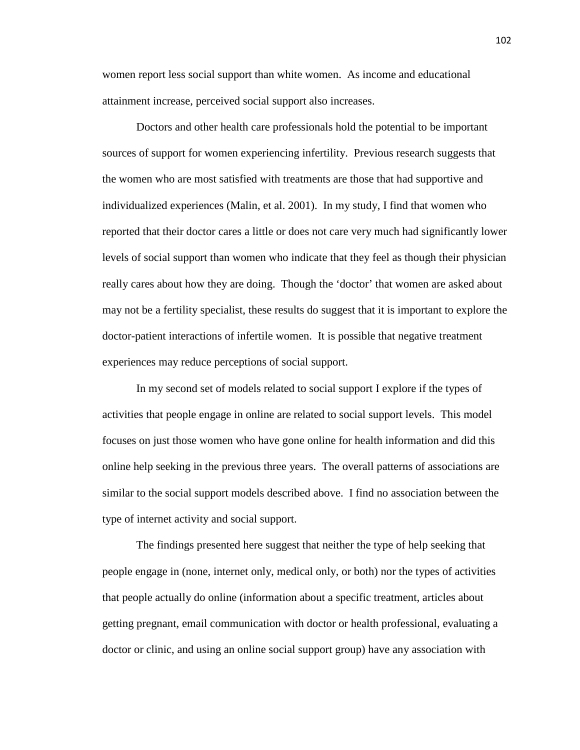women report less social support than white women. As income and educational attainment increase, perceived social support also increases.

Doctors and other health care professionals hold the potential to be important sources of support for women experiencing infertility. Previous research suggests that the women who are most satisfied with treatments are those that had supportive and individualized experiences (Malin, et al. 2001). In my study, I find that women who reported that their doctor cares a little or does not care very much had significantly lower levels of social support than women who indicate that they feel as though their physician really cares about how they are doing. Though the 'doctor' that women are asked about may not be a fertility specialist, these results do suggest that it is important to explore the doctor-patient interactions of infertile women. It is possible that negative treatment experiences may reduce perceptions of social support.

In my second set of models related to social support I explore if the types of activities that people engage in online are related to social support levels. This model focuses on just those women who have gone online for health information and did this online help seeking in the previous three years. The overall patterns of associations are similar to the social support models described above. I find no association between the type of internet activity and social support.

The findings presented here suggest that neither the type of help seeking that people engage in (none, internet only, medical only, or both) nor the types of activities that people actually do online (information about a specific treatment, articles about getting pregnant, email communication with doctor or health professional, evaluating a doctor or clinic, and using an online social support group) have any association with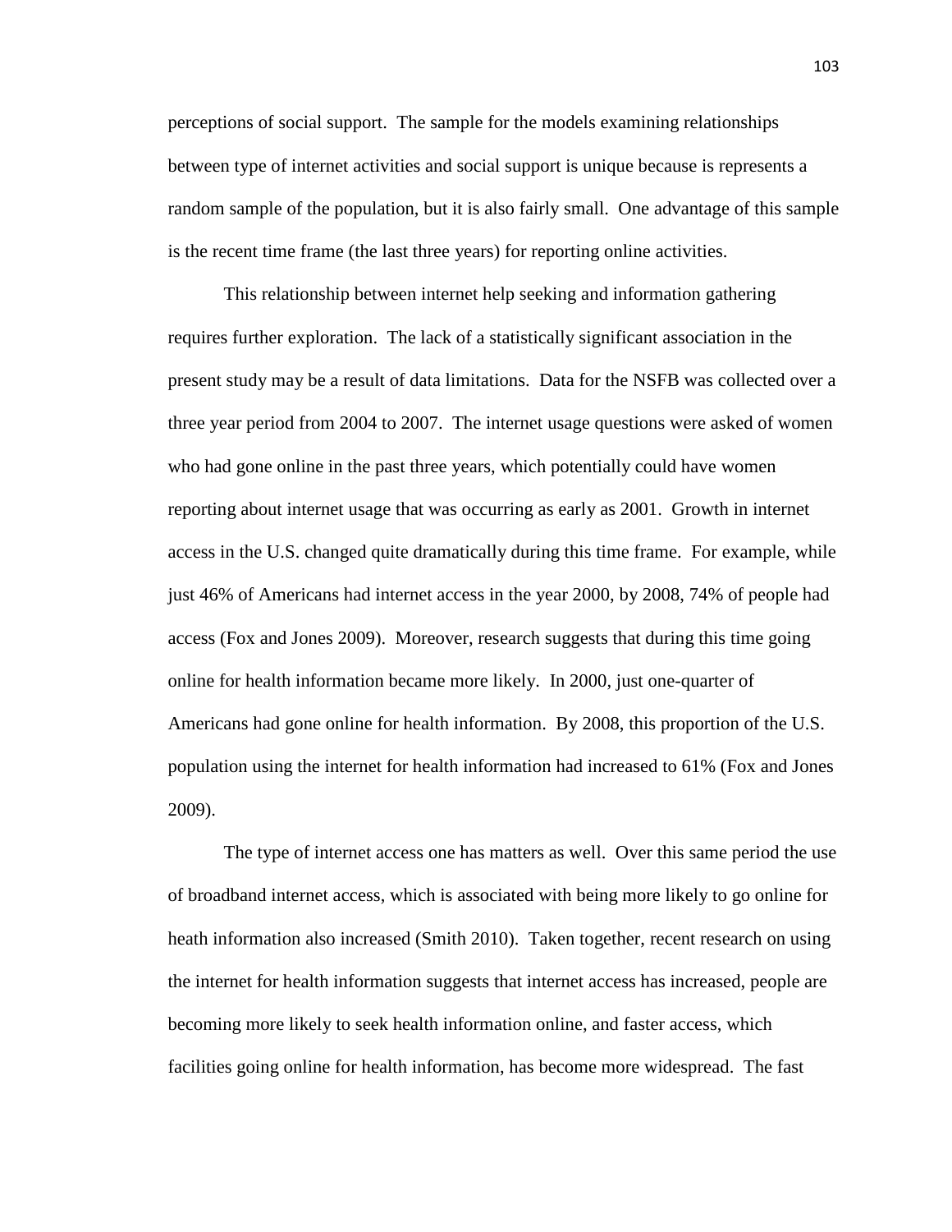perceptions of social support. The sample for the models examining relationships between type of internet activities and social support is unique because is represents a random sample of the population, but it is also fairly small. One advantage of this sample is the recent time frame (the last three years) for reporting online activities.

This relationship between internet help seeking and information gathering requires further exploration. The lack of a statistically significant association in the present study may be a result of data limitations. Data for the NSFB was collected over a three year period from 2004 to 2007. The internet usage questions were asked of women who had gone online in the past three years, which potentially could have women reporting about internet usage that was occurring as early as 2001. Growth in internet access in the U.S. changed quite dramatically during this time frame. For example, while just 46% of Americans had internet access in the year 2000, by 2008, 74% of people had access (Fox and Jones 2009). Moreover, research suggests that during this time going online for health information became more likely. In 2000, just one-quarter of Americans had gone online for health information. By 2008, this proportion of the U.S. population using the internet for health information had increased to 61% (Fox and Jones 2009).

The type of internet access one has matters as well. Over this same period the use of broadband internet access, which is associated with being more likely to go online for heath information also increased (Smith 2010). Taken together, recent research on using the internet for health information suggests that internet access has increased, people are becoming more likely to seek health information online, and faster access, which facilities going online for health information, has become more widespread. The fast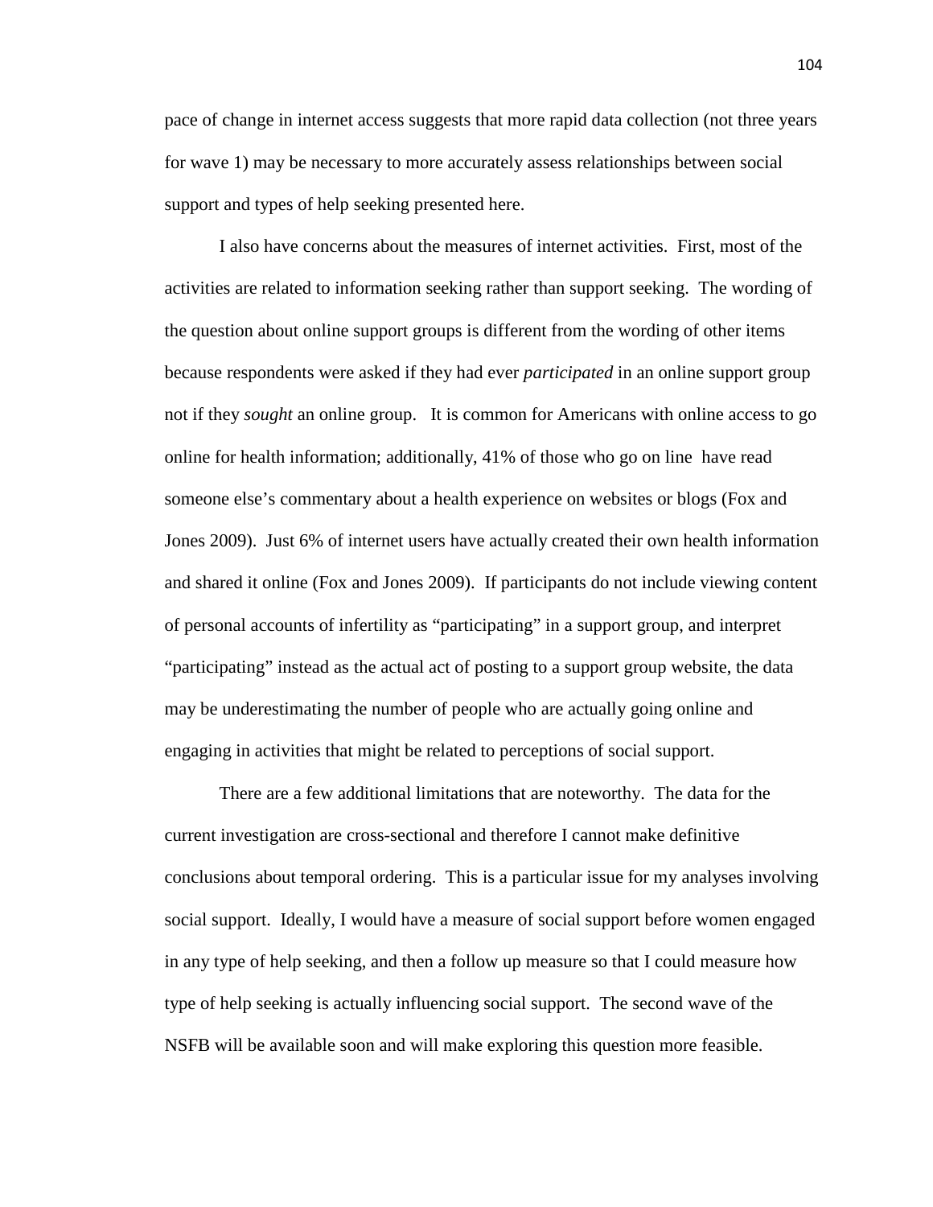pace of change in internet access suggests that more rapid data collection (not three years for wave 1) may be necessary to more accurately assess relationships between social support and types of help seeking presented here.

I also have concerns about the measures of internet activities. First, most of the activities are related to information seeking rather than support seeking. The wording of the question about online support groups is different from the wording of other items because respondents were asked if they had ever *participated* in an online support group not if they *sought* an online group. It is common for Americans with online access to go online for health information; additionally, 41% of those who go on line have read someone else's commentary about a health experience on websites or blogs (Fox and Jones 2009). Just 6% of internet users have actually created their own health information and shared it online (Fox and Jones 2009). If participants do not include viewing content of personal accounts of infertility as "participating" in a support group, and interpret "participating" instead as the actual act of posting to a support group website, the data may be underestimating the number of people who are actually going online and engaging in activities that might be related to perceptions of social support.

There are a few additional limitations that are noteworthy. The data for the current investigation are cross-sectional and therefore I cannot make definitive conclusions about temporal ordering. This is a particular issue for my analyses involving social support. Ideally, I would have a measure of social support before women engaged in any type of help seeking, and then a follow up measure so that I could measure how type of help seeking is actually influencing social support. The second wave of the NSFB will be available soon and will make exploring this question more feasible.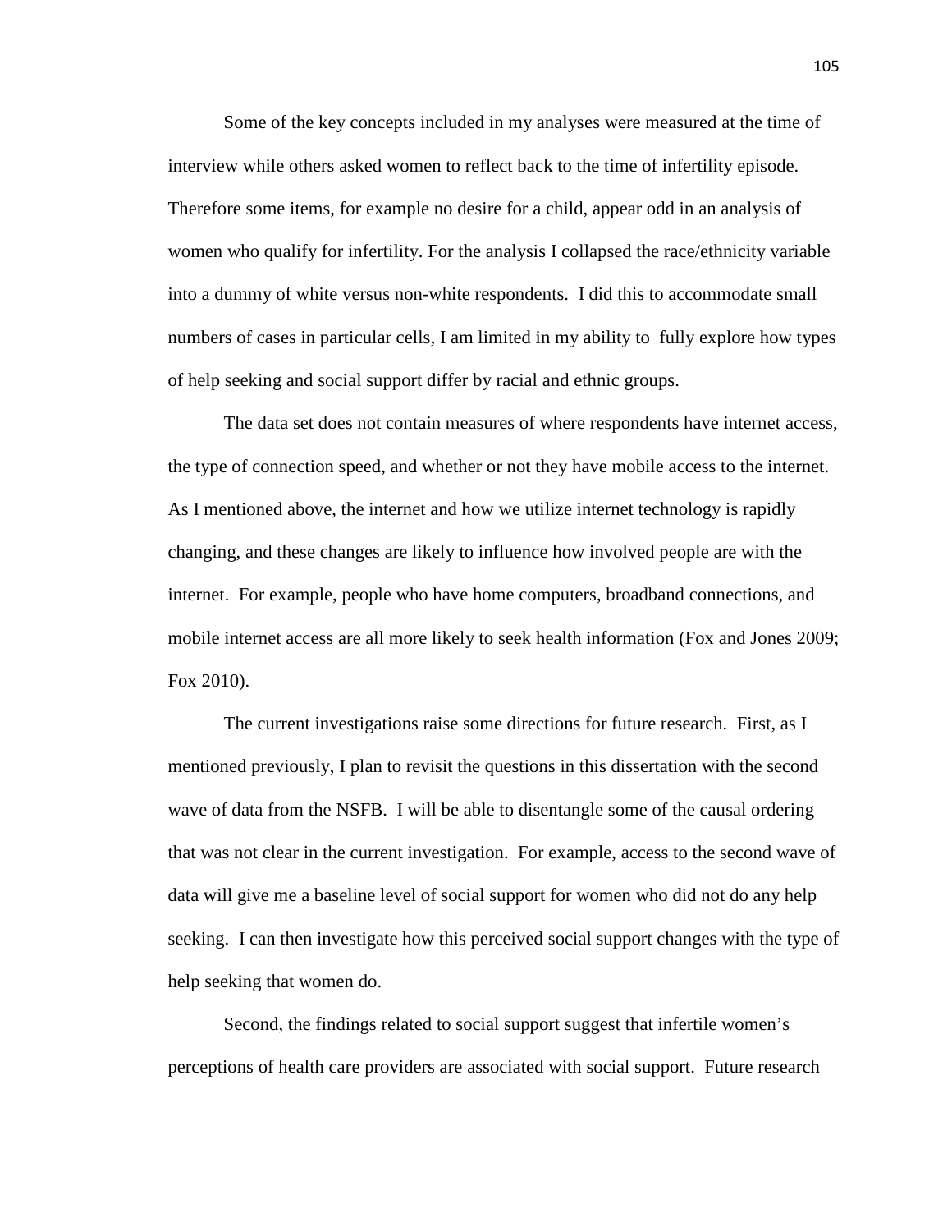Some of the key concepts included in my analyses were measured at the time of interview while others asked women to reflect back to the time of infertility episode. Therefore some items, for example no desire for a child, appear odd in an analysis of women who qualify for infertility. For the analysis I collapsed the race/ethnicity variable into a dummy of white versus non-white respondents. I did this to accommodate small numbers of cases in particular cells, I am limited in my ability to fully explore how types of help seeking and social support differ by racial and ethnic groups.

The data set does not contain measures of where respondents have internet access, the type of connection speed, and whether or not they have mobile access to the internet. As I mentioned above, the internet and how we utilize internet technology is rapidly changing, and these changes are likely to influence how involved people are with the internet. For example, people who have home computers, broadband connections, and mobile internet access are all more likely to seek health information (Fox and Jones 2009; Fox 2010).

The current investigations raise some directions for future research. First, as I mentioned previously, I plan to revisit the questions in this dissertation with the second wave of data from the NSFB. I will be able to disentangle some of the causal ordering that was not clear in the current investigation. For example, access to the second wave of data will give me a baseline level of social support for women who did not do any help seeking. I can then investigate how this perceived social support changes with the type of help seeking that women do.

Second, the findings related to social support suggest that infertile women's perceptions of health care providers are associated with social support. Future research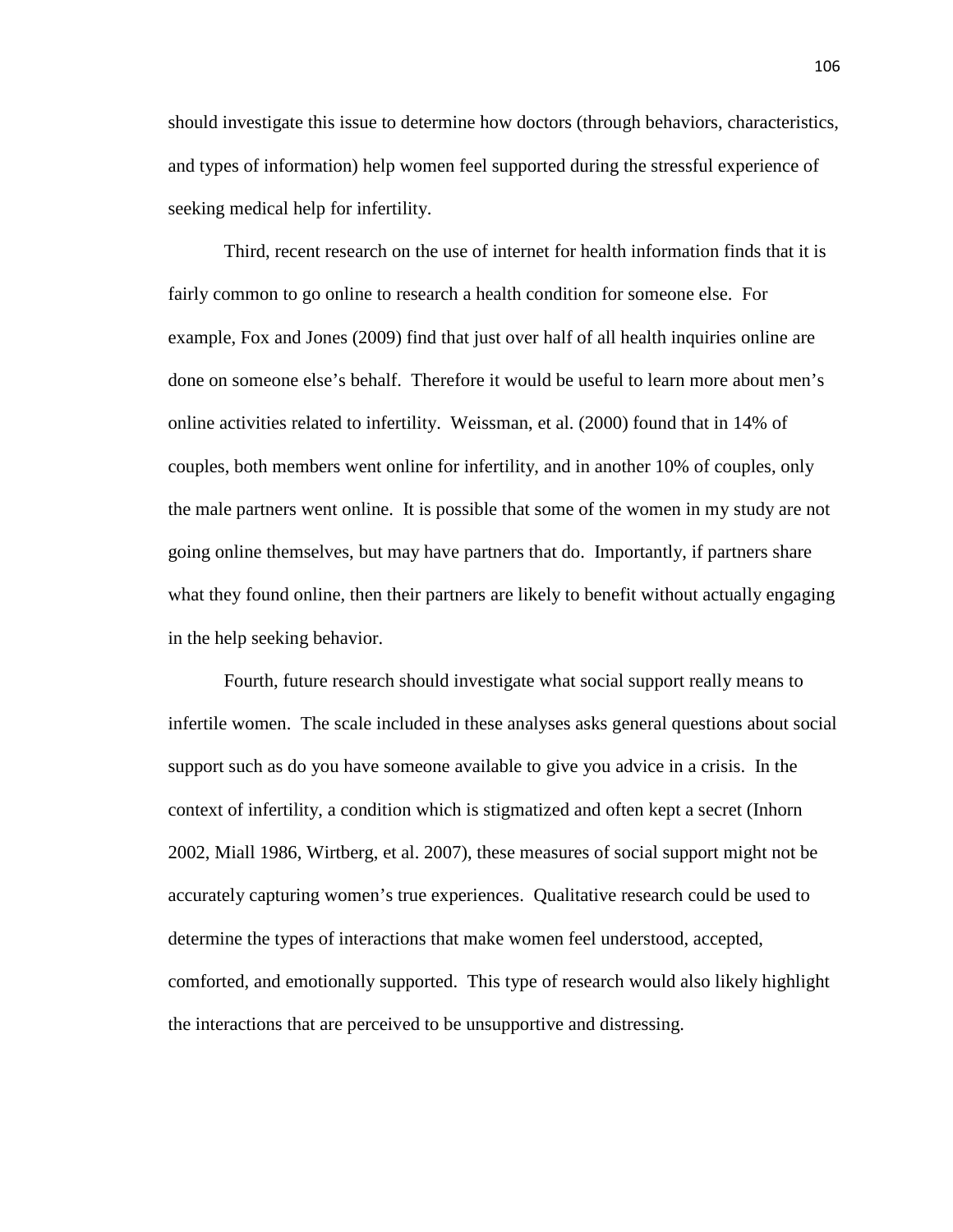should investigate this issue to determine how doctors (through behaviors, characteristics, and types of information) help women feel supported during the stressful experience of seeking medical help for infertility.

Third, recent research on the use of internet for health information finds that it is fairly common to go online to research a health condition for someone else. For example, Fox and Jones (2009) find that just over half of all health inquiries online are done on someone else's behalf. Therefore it would be useful to learn more about men's online activities related to infertility. Weissman, et al. (2000) found that in 14% of couples, both members went online for infertility, and in another 10% of couples, only the male partners went online. It is possible that some of the women in my study are not going online themselves, but may have partners that do. Importantly, if partners share what they found online, then their partners are likely to benefit without actually engaging in the help seeking behavior.

Fourth, future research should investigate what social support really means to infertile women. The scale included in these analyses asks general questions about social support such as do you have someone available to give you advice in a crisis. In the context of infertility, a condition which is stigmatized and often kept a secret (Inhorn 2002, Miall 1986, Wirtberg, et al. 2007), these measures of social support might not be accurately capturing women's true experiences. Qualitative research could be used to determine the types of interactions that make women feel understood, accepted, comforted, and emotionally supported. This type of research would also likely highlight the interactions that are perceived to be unsupportive and distressing.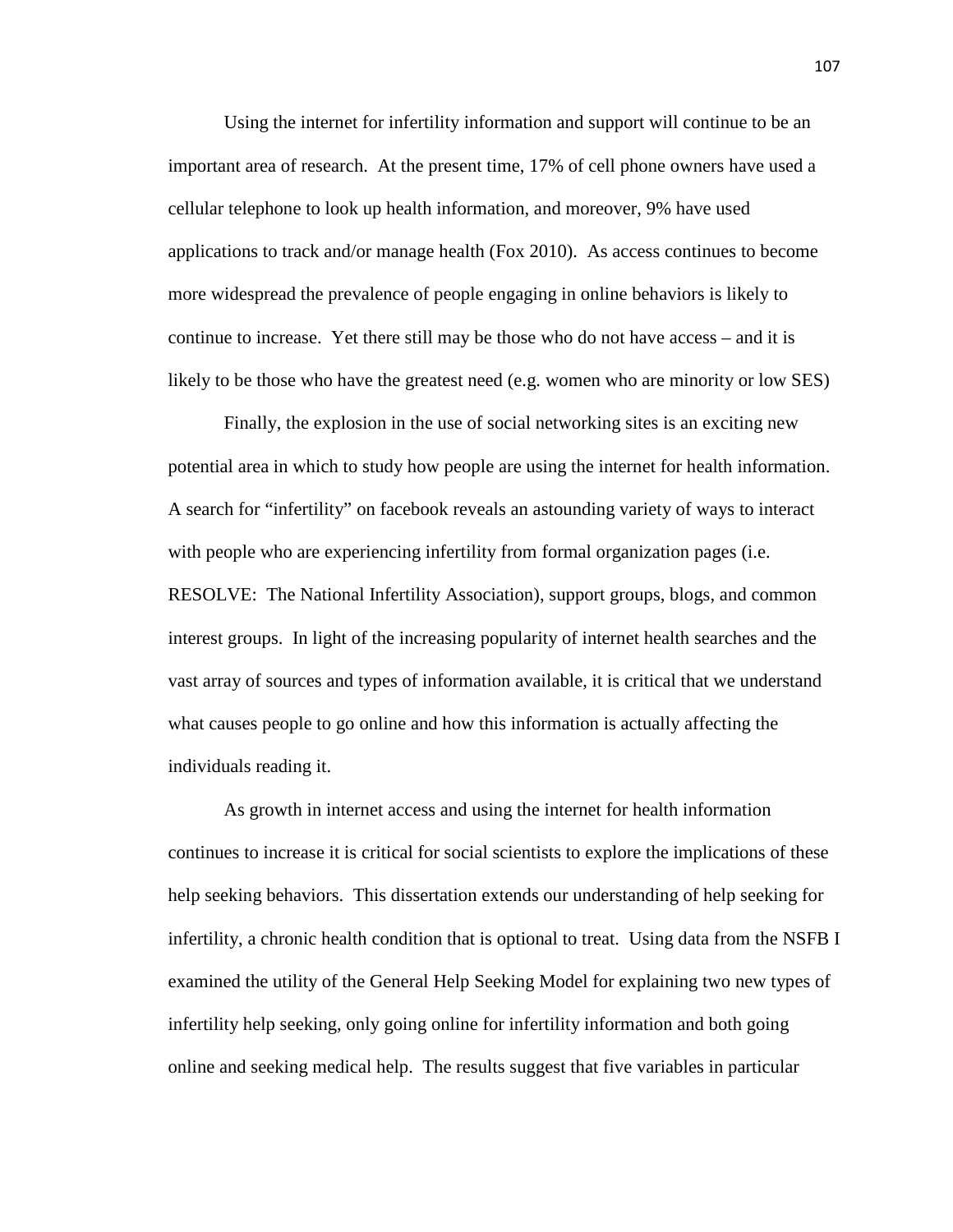Using the internet for infertility information and support will continue to be an important area of research. At the present time, 17% of cell phone owners have used a cellular telephone to look up health information, and moreover, 9% have used applications to track and/or manage health (Fox 2010). As access continues to become more widespread the prevalence of people engaging in online behaviors is likely to continue to increase. Yet there still may be those who do not have access – and it is likely to be those who have the greatest need (e.g. women who are minority or low SES)

Finally, the explosion in the use of social networking sites is an exciting new potential area in which to study how people are using the internet for health information. A search for "infertility" on facebook reveals an astounding variety of ways to interact with people who are experiencing infertility from formal organization pages (i.e. RESOLVE: The National Infertility Association), support groups, blogs, and common interest groups. In light of the increasing popularity of internet health searches and the vast array of sources and types of information available, it is critical that we understand what causes people to go online and how this information is actually affecting the individuals reading it.

As growth in internet access and using the internet for health information continues to increase it is critical for social scientists to explore the implications of these help seeking behaviors. This dissertation extends our understanding of help seeking for infertility, a chronic health condition that is optional to treat. Using data from the NSFB I examined the utility of the General Help Seeking Model for explaining two new types of infertility help seeking, only going online for infertility information and both going online and seeking medical help. The results suggest that five variables in particular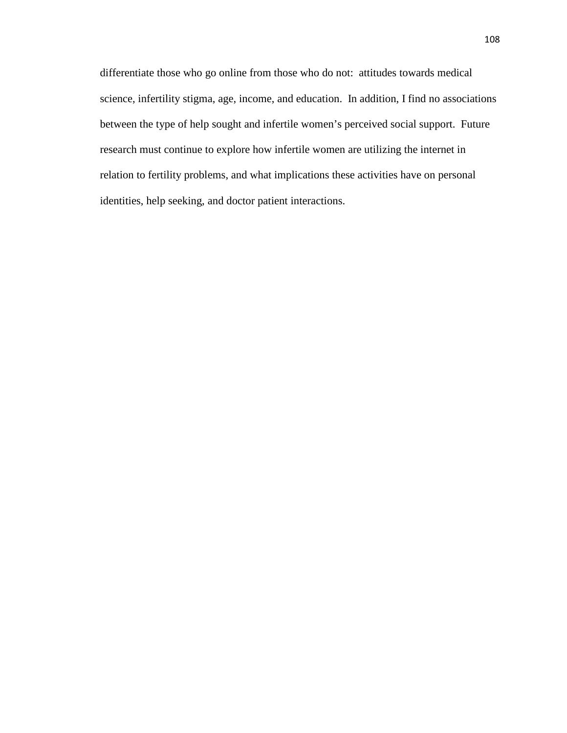differentiate those who go online from those who do not:  attitudes towards medical science, infertility stigma, age, income, and education.  In addition, I find no associations between the type of help sought and infertile women's perceived social support.  Future research must continue to explore how infertile women are utilizing the internet in relation to fertility problems, and what implications these activities have on personal identities, help seeking, and doctor patient interactions.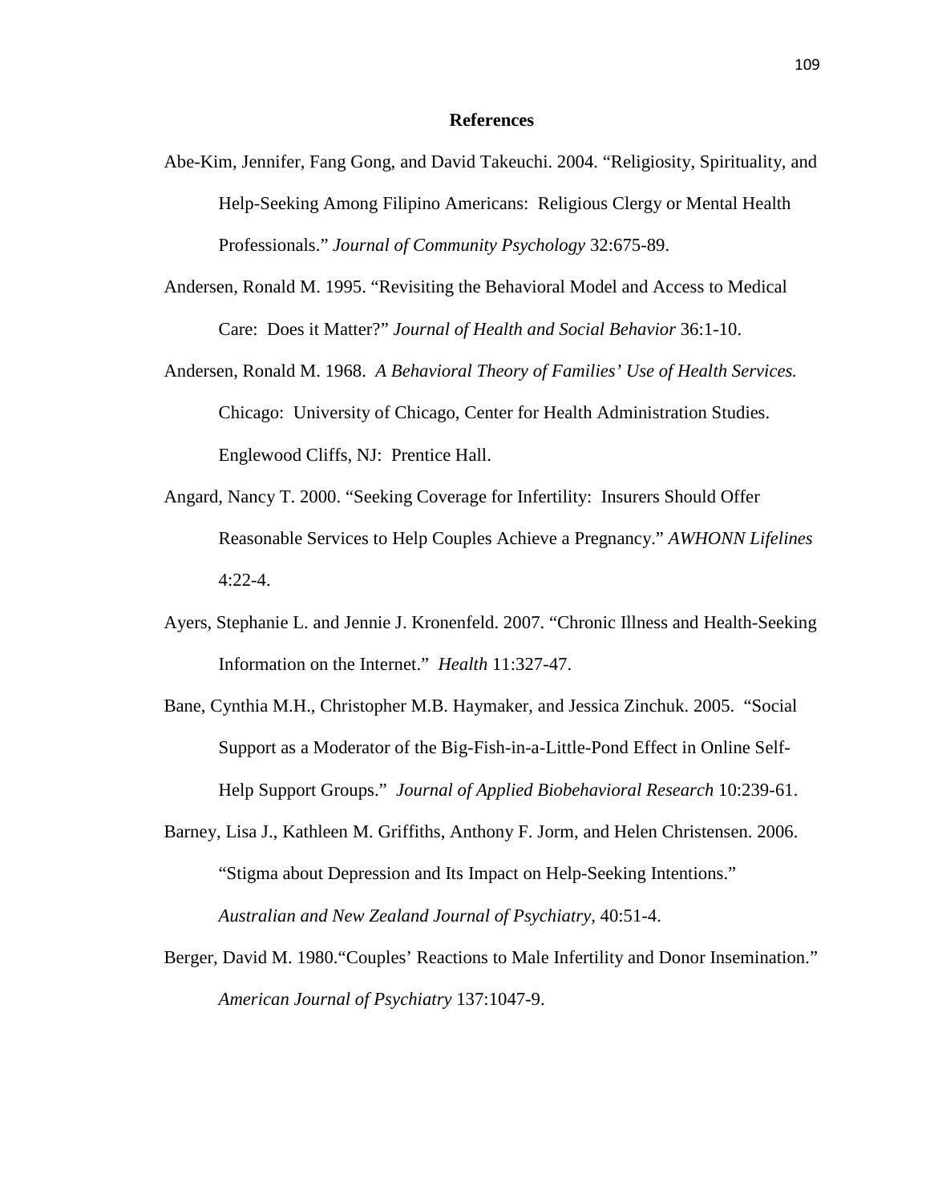## References

Abe-Kim, Jennifer, Fang Gong, and David Takeuchi. 2004. "Religiosity, Spirituality, and Help-Seeking Among Filipino Americans: Religious Clergy or Mental Health Professionals." *Journal of Community Psychology* 32:675-89.

Andersen, Ronald M. 1995. "Revisiting the Behavioral Model and Access to Medical Care: Does it Matter?" *Journal of Health and Social Behavior* 36:1-10.

Andersen, Ronald M. 1968. *A Behavioral Theory of Families' Use of Health Services.* Chicago: University of Chicago, Center for Health Administration Studies. Englewood Cliffs, NJ: Prentice Hall.

Angard, Nancy T. 2000. "Seeking Coverage for Infertility: Insurers Should Offer Reasonable Services to Help Couples Achieve a Pregnancy." *AWHONN Lifelines* 4:22-4.

Ayers, Stephanie L. and Jennie J. Kronenfeld. 2007. "Chronic Illness and Health-Seeking Information on the Internet." *Health* 11:327-47.

Bane, Cynthia M.H., Christopher M.B. Haymaker, and Jessica Zinchuk. 2005. "Social Support as a Moderator of the Big-Fish-in-a-Little-Pond Effect in Online Self-Help Support Groups." *Journal of Applied Biobehavioral Research* 10:239-61.

Barney, Lisa J., Kathleen M. Griffiths, Anthony F. Jorm, and Helen Christensen. 2006. "Stigma about Depression and Its Impact on Help-Seeking Intentions." *Australian and New Zealand Journal of Psychiatry*, 40:51-4.

Berger, David M. 1980."Couples' Reactions to Male Infertility and Donor Insemination." *American Journal of Psychiatry* 137:1047-9.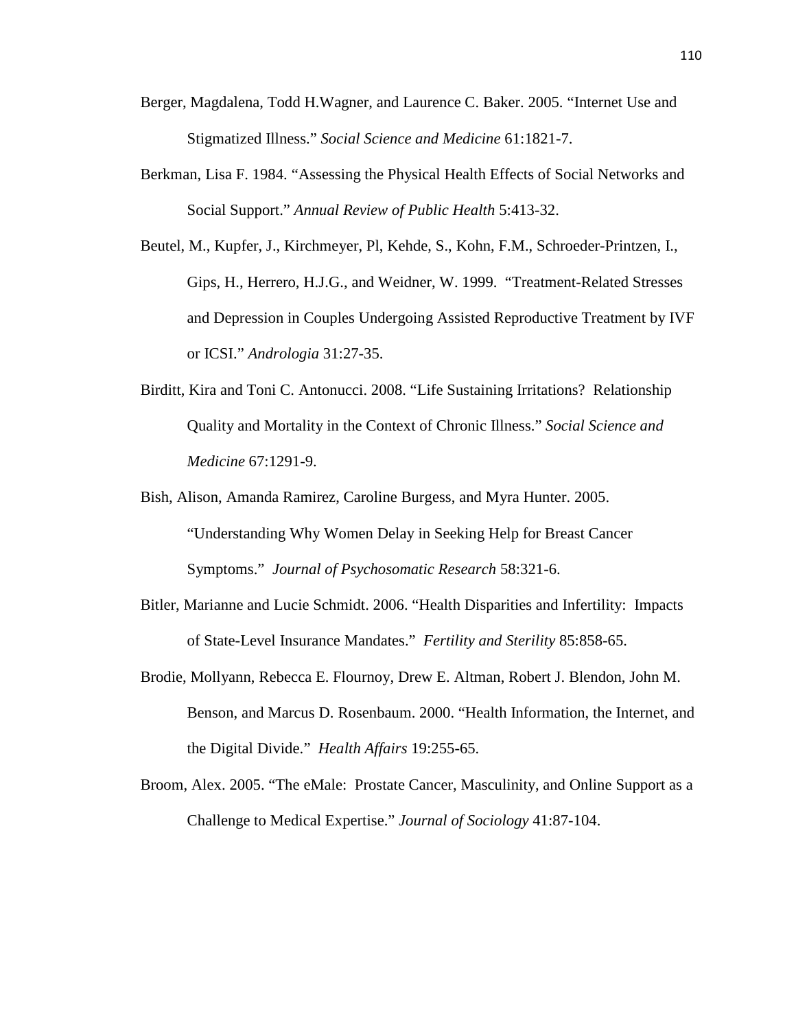Berger, Magdalena, Todd H.Wagner, and Laurence C. Baker. 2005. "Internet Use and Stigmatized Illness." *Social Science and Medicine* 61:1821-7.

Berkman, Lisa F. 1984. "Assessing the Physical Health Effects of Social Networks and Social Support." *Annual Review of Public Health* 5:413-32.

Beutel, M., Kupfer, J., Kirchmeyer, Pl, Kehde, S., Kohn, F.M., Schroeder-Printzen, I., Gips, H., Herrero, H.J.G., and Weidner, W. 1999. "Treatment-Related Stresses and Depression in Couples Undergoing Assisted Reproductive Treatment by IVF or ICSI." *Andrologia* 31:27-35.

Birditt, Kira and Toni C. Antonucci. 2008. "Life Sustaining Irritations? Relationship Quality and Mortality in the Context of Chronic Illness." *Social Science and Medicine* 67:1291-9.

Bish, Alison, Amanda Ramirez, Caroline Burgess, and Myra Hunter. 2005. "Understanding Why Women Delay in Seeking Help for Breast Cancer Symptoms." *Journal of Psychosomatic Research* 58:321-6.

Bitler, Marianne and Lucie Schmidt. 2006. "Health Disparities and Infertility: Impacts of State-Level Insurance Mandates." *Fertility and Sterility* 85:858-65.

Brodie, Mollyann, Rebecca E. Flournoy, Drew E. Altman, Robert J. Blendon, John M. Benson, and Marcus D. Rosenbaum. 2000. "Health Information, the Internet, and the Digital Divide." *Health Affairs* 19:255-65.

Broom, Alex. 2005. "The eMale: Prostate Cancer, Masculinity, and Online Support as a Challenge to Medical Expertise." *Journal of Sociology* 41:87-104.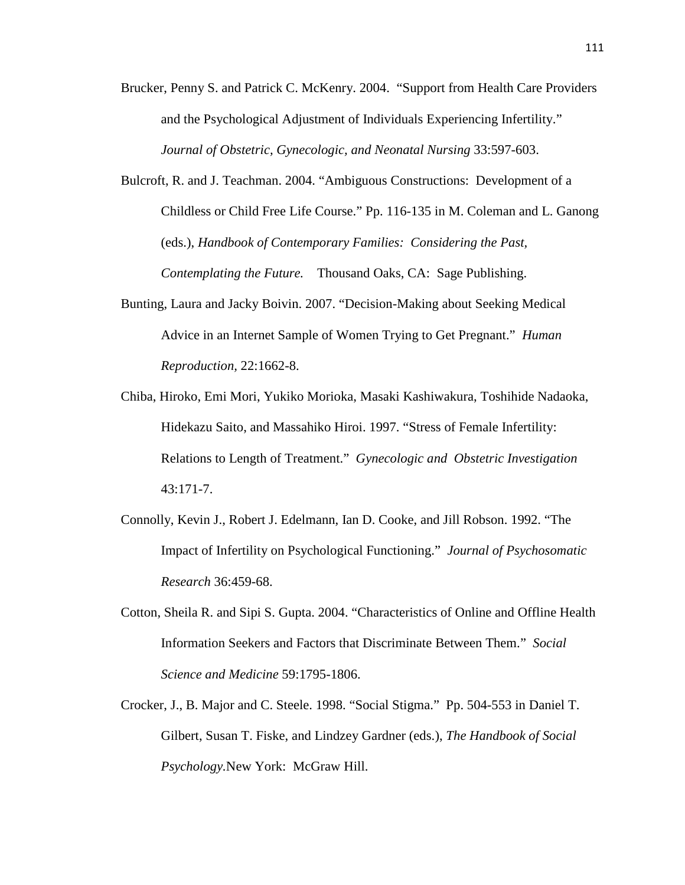Brucker, Penny S. and Patrick C. McKenry. 2004. "Support from Health Care Providers and the Psychological Adjustment of Individuals Experiencing Infertility." *Journal of Obstetric, Gynecologic, and Neonatal Nursing* 33:597-603.

Bulcroft, R. and J. Teachman. 2004. "Ambiguous Constructions: Development of a Childless or Child Free Life Course." Pp. 116-135 in M. Coleman and L. Ganong (eds.), *Handbook of Contemporary Families: Considering the Past, Contemplating the Future.* Thousand Oaks, CA: Sage Publishing.

Bunting, Laura and Jacky Boivin. 2007. "Decision-Making about Seeking Medical Advice in an Internet Sample of Women Trying to Get Pregnant." *Human Reproduction,* 22:1662-8.

Chiba, Hiroko, Emi Mori, Yukiko Morioka, Masaki Kashiwakura, Toshihide Nadaoka, Hidekazu Saito, and Massahiko Hiroi. 1997. "Stress of Female Infertility: Relations to Length of Treatment." *Gynecologic and Obstetric Investigation* 43:171-7.

Connolly, Kevin J., Robert J. Edelmann, Ian D. Cooke, and Jill Robson. 1992. "The Impact of Infertility on Psychological Functioning." *Journal of Psychosomatic Research* 36:459-68.

Cotton, Sheila R. and Sipi S. Gupta. 2004. "Characteristics of Online and Offline Health Information Seekers and Factors that Discriminate Between Them." *Social Science and Medicine* 59:1795-1806.

Crocker, J., B. Major and C. Steele. 1998. "Social Stigma." Pp. 504-553 in Daniel T. Gilbert, Susan T. Fiske, and Lindzey Gardner (eds.), *The Handbook of Social Psychology*.New York: McGraw Hill.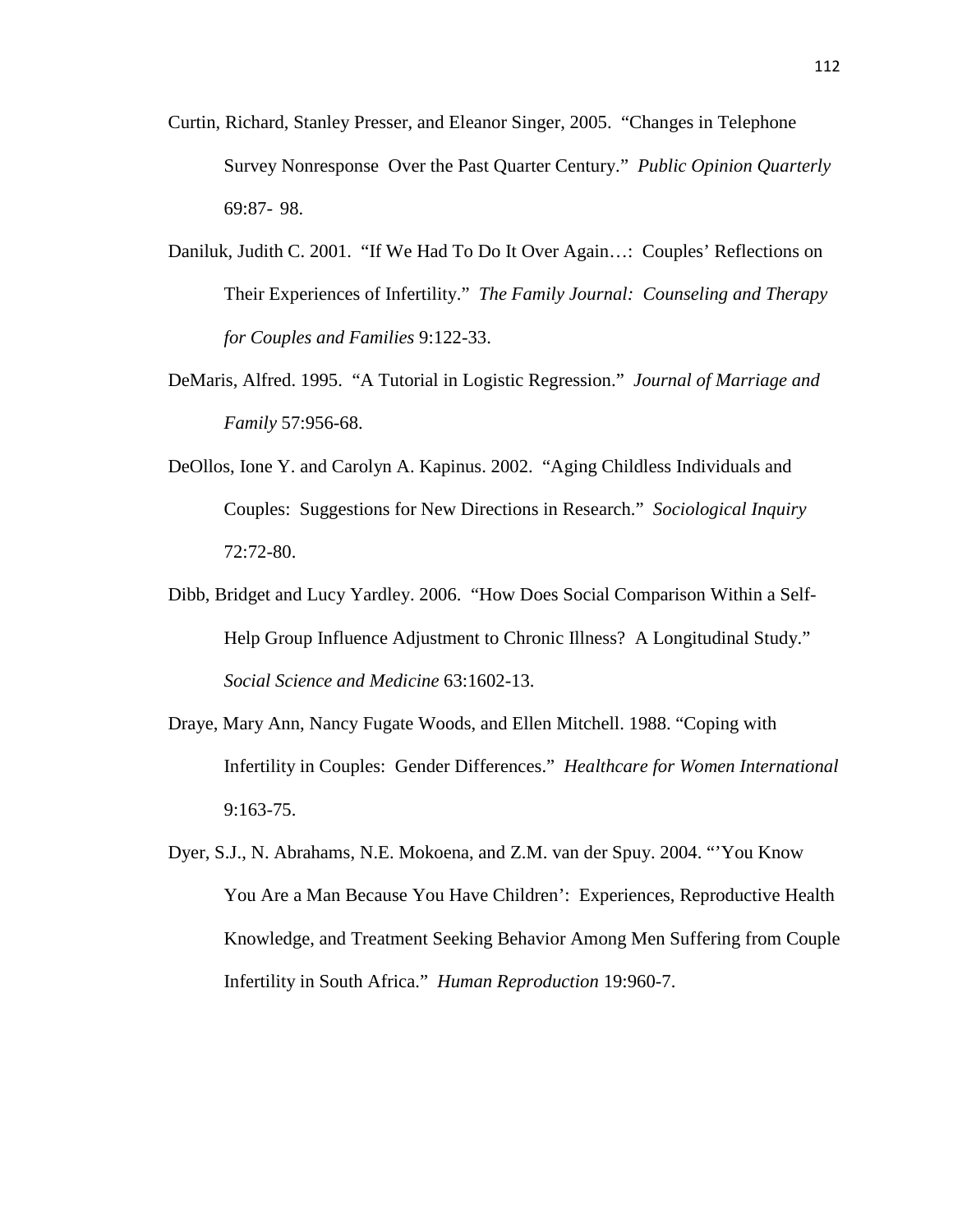Curtin, Richard, Stanley Presser, and Eleanor Singer, 2005. "Changes in Telephone Survey Nonresponse Over the Past Quarter Century." *Public Opinion Quarterly* 69:87- 98.

Daniluk, Judith C. 2001. "If We Had To Do It Over Again…: Couples' Reflections on Their Experiences of Infertility." *The Family Journal: Counseling and Therapy for Couples and Families* 9:122-33.

DeMaris, Alfred. 1995. "A Tutorial in Logistic Regression." *Journal of Marriage and Family* 57:956-68.

DeOllos, Ione Y. and Carolyn A. Kapinus. 2002. "Aging Childless Individuals and Couples: Suggestions for New Directions in Research." *Sociological Inquiry* 72:72-80.

Dibb, Bridget and Lucy Yardley. 2006. "How Does Social Comparison Within a Self-Help Group Influence Adjustment to Chronic Illness? A Longitudinal Study." *Social Science and Medicine* 63:1602-13.

Draye, Mary Ann, Nancy Fugate Woods, and Ellen Mitchell. 1988. "Coping with Infertility in Couples: Gender Differences." *Healthcare for Women International* 9:163-75.

Dyer, S.J., N. Abrahams, N.E. Mokoena, and Z.M. van der Spuy. 2004. "'You Know You Are a Man Because You Have Children': Experiences, Reproductive Health Knowledge, and Treatment Seeking Behavior Among Men Suffering from Couple Infertility in South Africa." *Human Reproduction* 19:960-7.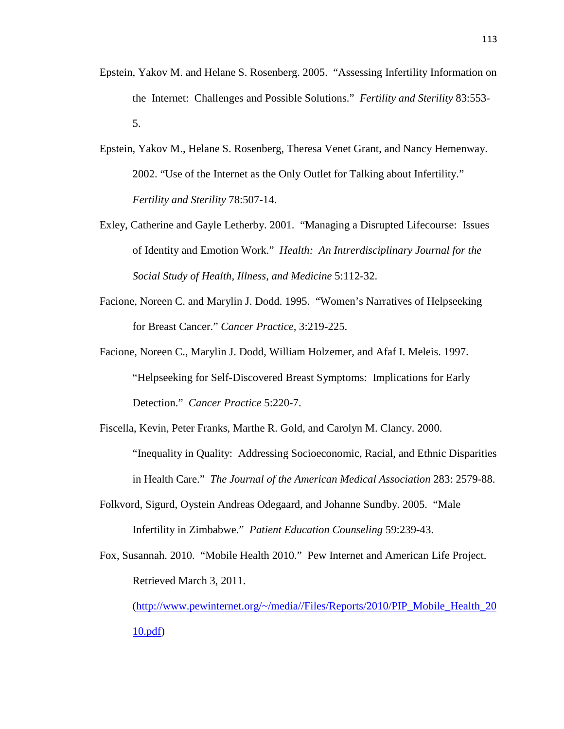Epstein, Yakov M. and Helane S. Rosenberg. 2005. "Assessing Infertility Information on the Internet: Challenges and Possible Solutions." *Fertility and Sterility* 83:553-5.

Epstein, Yakov M., Helane S. Rosenberg, Theresa Venet Grant, and Nancy Hemenway. 2002. "Use of the Internet as the Only Outlet for Talking about Infertility." *Fertility and Sterility* 78:507-14.

Exley, Catherine and Gayle Letherby. 2001. "Managing a Disrupted Lifecourse: Issues of Identity and Emotion Work." *Health: An Intrerdisciplinary Journal for the Social Study of Health, Illness, and Medicine* 5:112-32.

Facione, Noreen C. and Marylin J. Dodd. 1995. "Women's Narratives of Helpseeking for Breast Cancer." *Cancer Practice*, 3:219-225.

Facione, Noreen C., Marylin J. Dodd, William Holzemer, and Afaf I. Meleis. 1997. "Helpseeking for Self-Discovered Breast Symptoms: Implications for Early Detection." *Cancer Practice* 5:220-7.

Fiscella, Kevin, Peter Franks, Marthe R. Gold, and Carolyn M. Clancy. 2000. "Inequality in Quality: Addressing Socioeconomic, Racial, and Ethnic Disparities in Health Care." *The Journal of the American Medical Association* 283: 2579-88.

Folkvord, Sigurd, Oystein Andreas Odegaard, and Johanne Sundby. 2005. "Male Infertility in Zimbabwe." *Patient Education Counseling* 59:239-43.

Fox, Susannah. 2010. "Mobile Health 2010." Pew Internet and American Life Project. Retrieved March 3, 2011. (http://www.pewinternet.org/~/media//Files/Reports/2010/PIP_Mobile_Health_2010.pdf)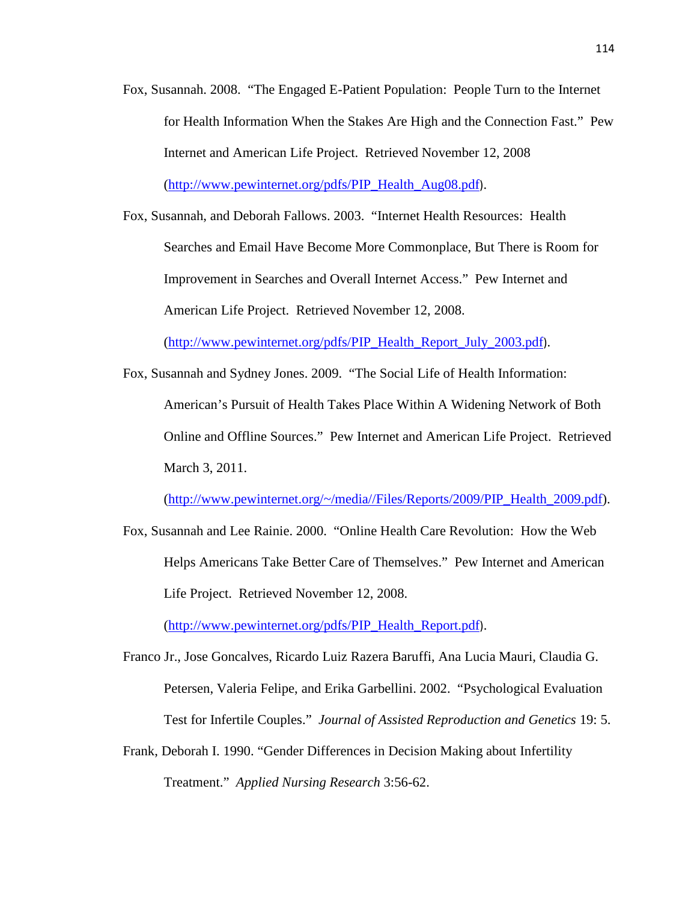Fox, Susannah. 2008. "The Engaged E-Patient Population: People Turn to the Internet for Health Information When the Stakes Are High and the Connection Fast." Pew Internet and American Life Project. Retrieved November 12, 2008 (http://www.pewinternet.org/pdfs/PIP_Health_Aug08.pdf).

Fox, Susannah, and Deborah Fallows. 2003. "Internet Health Resources: Health Searches and Email Have Become More Commonplace, But There is Room for Improvement in Searches and Overall Internet Access." Pew Internet and American Life Project. Retrieved November 12, 2008. (http://www.pewinternet.org/pdfs/PIP_Health_Report_July_2003.pdf).

Fox, Susannah and Sydney Jones. 2009. "The Social Life of Health Information: American's Pursuit of Health Takes Place Within A Widening Network of Both Online and Offline Sources." Pew Internet and American Life Project. Retrieved March 3, 2011. (http://www.pewinternet.org/~/media//Files/Reports/2009/PIP_Health_2009.pdf).

Fox, Susannah and Lee Rainie. 2000. "Online Health Care Revolution: How the Web Helps Americans Take Better Care of Themselves." Pew Internet and American Life Project. Retrieved November 12, 2008. (http://www.pewinternet.org/pdfs/PIP_Health_Report.pdf).

Franco Jr., Jose Goncalves, Ricardo Luiz Razera Baruffi, Ana Lucia Mauri, Claudia G. Petersen, Valeria Felipe, and Erika Garbellini. 2002. "Psychological Evaluation Test for Infertile Couples." *Journal of Assisted Reproduction and Genetics* 19: 5.

Frank, Deborah I. 1990. "Gender Differences in Decision Making about Infertility Treatment." *Applied Nursing Research* 3:56-62.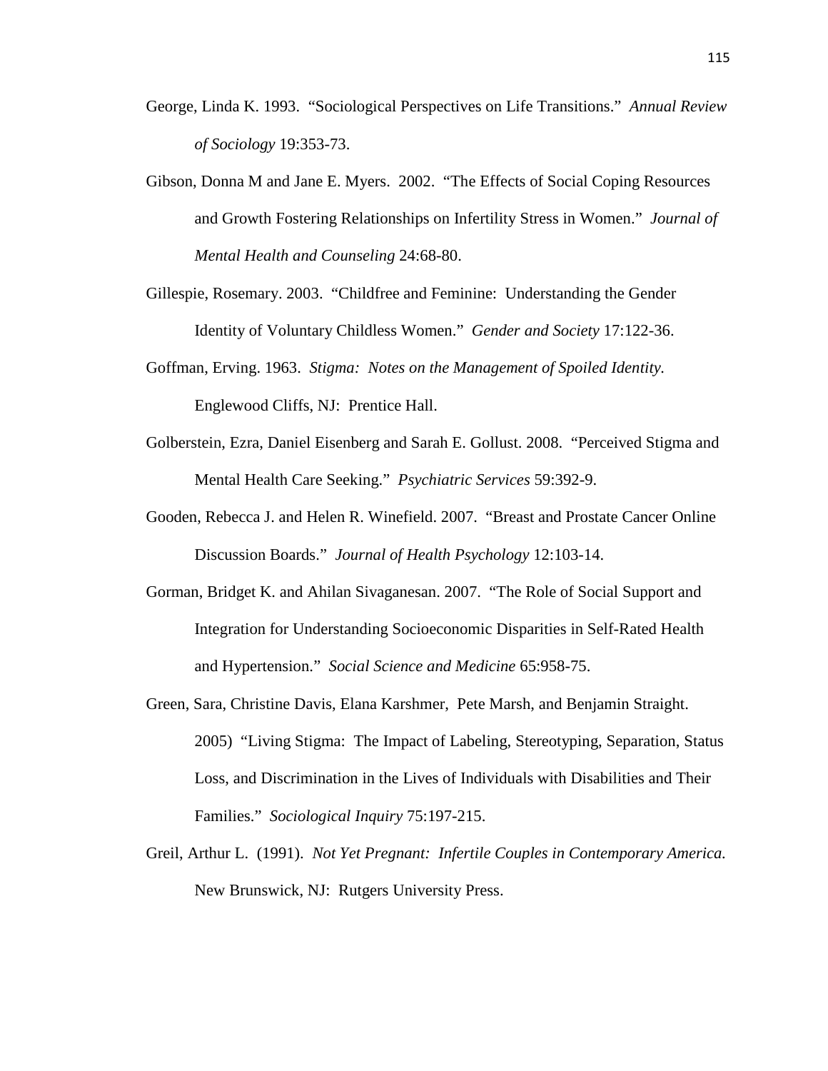George, Linda K. 1993. "Sociological Perspectives on Life Transitions." *Annual Review of Sociology* 19:353-73.

Gibson, Donna M and Jane E. Myers. 2002. "The Effects of Social Coping Resources and Growth Fostering Relationships on Infertility Stress in Women." *Journal of Mental Health and Counseling* 24:68-80.

Gillespie, Rosemary. 2003. "Childfree and Feminine: Understanding the Gender Identity of Voluntary Childless Women." *Gender and Society* 17:122-36.

Goffman, Erving. 1963. *Stigma: Notes on the Management of Spoiled Identity.* Englewood Cliffs, NJ: Prentice Hall.

Golberstein, Ezra, Daniel Eisenberg and Sarah E. Gollust. 2008. "Perceived Stigma and Mental Health Care Seeking." *Psychiatric Services* 59:392-9.

Gooden, Rebecca J. and Helen R. Winefield. 2007. "Breast and Prostate Cancer Online Discussion Boards." *Journal of Health Psychology* 12:103-14.

Gorman, Bridget K. and Ahilan Sivaganesan. 2007. "The Role of Social Support and Integration for Understanding Socioeconomic Disparities in Self-Rated Health and Hypertension." *Social Science and Medicine* 65:958-75.

Green, Sara, Christine Davis, Elana Karshmer, Pete Marsh, and Benjamin Straight. 2005) "Living Stigma: The Impact of Labeling, Stereotyping, Separation, Status Loss, and Discrimination in the Lives of Individuals with Disabilities and Their Families." *Sociological Inquiry* 75:197-215.

Greil, Arthur L. (1991). *Not Yet Pregnant: Infertile Couples in Contemporary America.* New Brunswick, NJ: Rutgers University Press.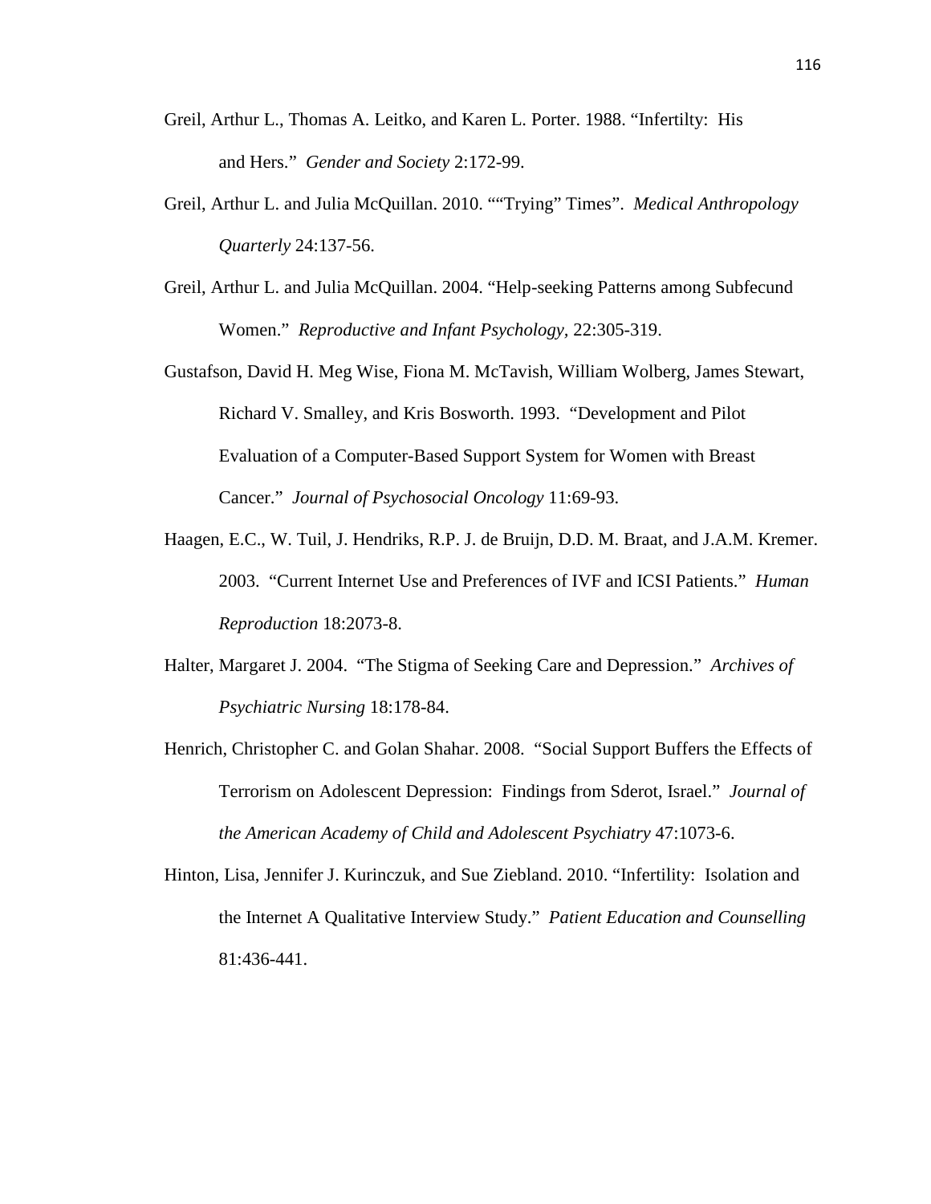Greil, Arthur L., Thomas A. Leitko, and Karen L. Porter. 1988. "Infertilty: His and Hers." *Gender and Society* 2:172-99.

Greil, Arthur L. and Julia McQuillan. 2010. ""Trying" Times". *Medical Anthropology Quarterly* 24:137-56.

Greil, Arthur L. and Julia McQuillan. 2004. "Help-seeking Patterns among Subfecund Women." *Reproductive and Infant Psychology,* 22:305-319.

Gustafson, David H. Meg Wise, Fiona M. McTavish, William Wolberg, James Stewart, Richard V. Smalley, and Kris Bosworth. 1993. "Development and Pilot Evaluation of a Computer-Based Support System for Women with Breast Cancer." *Journal of Psychosocial Oncology* 11:69-93.

Haagen, E.C., W. Tuil, J. Hendriks, R.P. J. de Bruijn, D.D. M. Braat, and J.A.M. Kremer. 2003. "Current Internet Use and Preferences of IVF and ICSI Patients." *Human Reproduction* 18:2073-8.

Halter, Margaret J. 2004. "The Stigma of Seeking Care and Depression." *Archives of Psychiatric Nursing* 18:178-84.

Henrich, Christopher C. and Golan Shahar. 2008. "Social Support Buffers the Effects of Terrorism on Adolescent Depression: Findings from Sderot, Israel." *Journal of the American Academy of Child and Adolescent Psychiatry* 47:1073-6.

Hinton, Lisa, Jennifer J. Kurinczuk, and Sue Ziebland. 2010. "Infertility: Isolation and the Internet A Qualitative Interview Study." *Patient Education and Counselling* 81:436-441.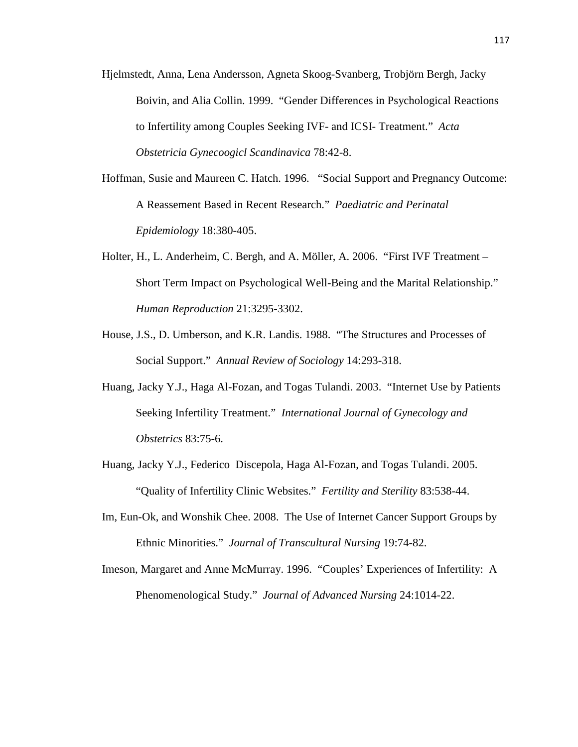Hjelmstedt, Anna, Lena Andersson, Agneta Skoog-Svanberg, Trobjörn Bergh, Jacky Boivin, and Alia Collin. 1999. "Gender Differences in Psychological Reactions to Infertility among Couples Seeking IVF- and ICSI- Treatment." *Acta Obstetricia Gynecoogicl Scandinavica* 78:42-8.

Hoffman, Susie and Maureen C. Hatch. 1996. "Social Support and Pregnancy Outcome: A Reassement Based in Recent Research." *Paediatric and Perinatal Epidemiology* 18:380-405.

Holter, H., L. Anderheim, C. Bergh, and A. Möller, A. 2006. "First IVF Treatment – Short Term Impact on Psychological Well-Being and the Marital Relationship." *Human Reproduction* 21:3295-3302.

House, J.S., D. Umberson, and K.R. Landis. 1988. "The Structures and Processes of Social Support." *Annual Review of Sociology* 14:293-318.

Huang, Jacky Y.J., Haga Al-Fozan, and Togas Tulandi. 2003. "Internet Use by Patients Seeking Infertility Treatment." *International Journal of Gynecology and Obstetrics* 83:75-6.

Huang, Jacky Y.J., Federico Discepola, Haga Al-Fozan, and Togas Tulandi. 2005. "Quality of Infertility Clinic Websites." *Fertility and Sterility* 83:538-44.

Im, Eun-Ok, and Wonshik Chee. 2008. The Use of Internet Cancer Support Groups by Ethnic Minorities." *Journal of Transcultural Nursing* 19:74-82.

Imeson, Margaret and Anne McMurray. 1996. "Couples' Experiences of Infertility: A Phenomenological Study." *Journal of Advanced Nursing* 24:1014-22.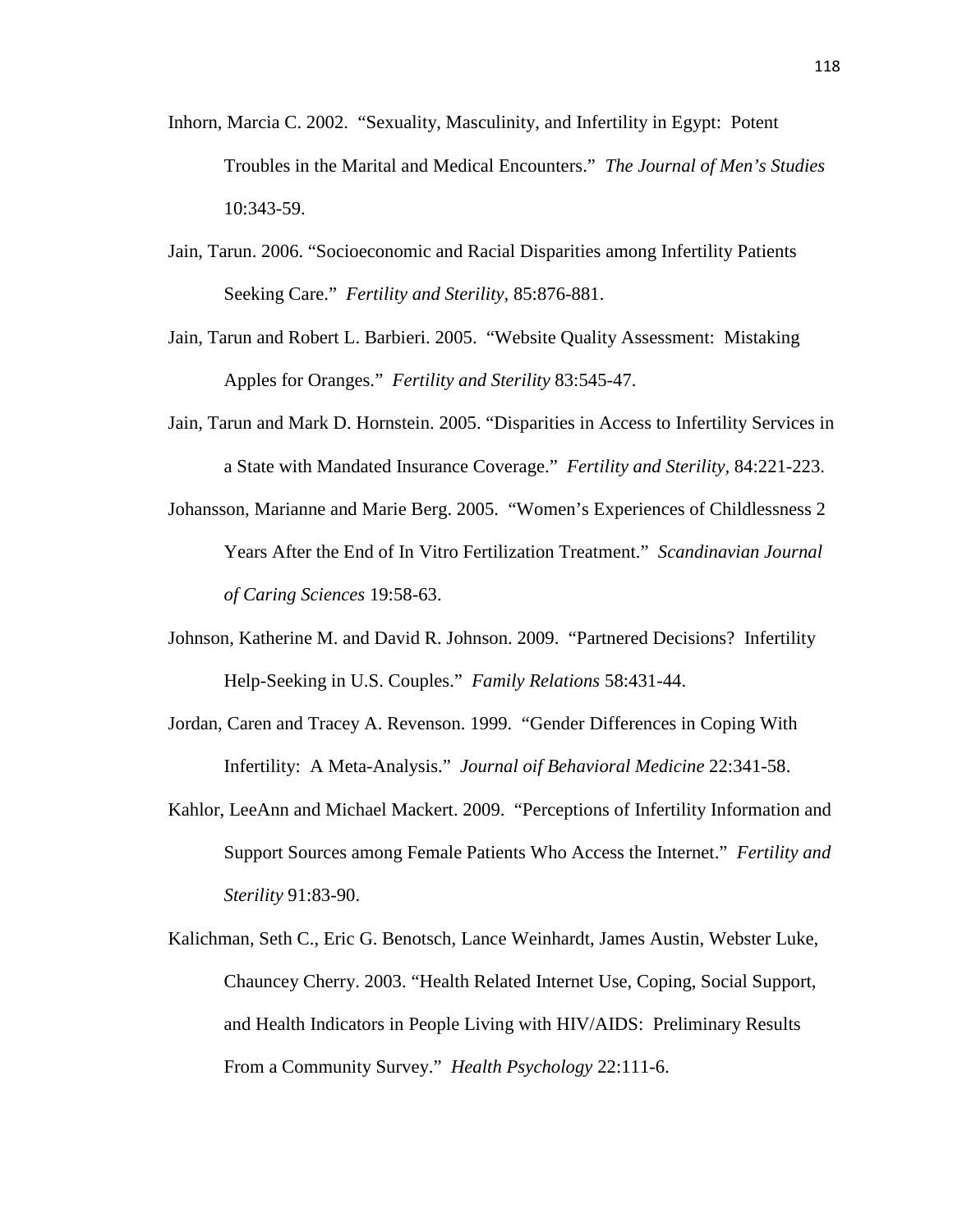Inhorn, Marcia C. 2002. "Sexuality, Masculinity, and Infertility in Egypt: Potent Troubles in the Marital and Medical Encounters." *The Journal of Men's Studies* 10:343-59.

Jain, Tarun. 2006. "Socioeconomic and Racial Disparities among Infertility Patients Seeking Care." *Fertility and Sterility,* 85:876-881.

Jain, Tarun and Robert L. Barbieri. 2005. "Website Quality Assessment: Mistaking Apples for Oranges." *Fertility and Sterility* 83:545-47.

Jain, Tarun and Mark D. Hornstein. 2005. "Disparities in Access to Infertility Services in a State with Mandated Insurance Coverage." *Fertility and Sterility,* 84:221-223.

Johansson, Marianne and Marie Berg. 2005. "Women's Experiences of Childlessness 2 Years After the End of In Vitro Fertilization Treatment." *Scandinavian Journal of Caring Sciences* 19:58-63.

Johnson, Katherine M. and David R. Johnson. 2009. "Partnered Decisions? Infertility Help-Seeking in U.S. Couples." *Family Relations* 58:431-44.

Jordan, Caren and Tracey A. Revenson. 1999. "Gender Differences in Coping With Infertility: A Meta-Analysis." *Journal oif Behavioral Medicine* 22:341-58.

Kahlor, LeeAnn and Michael Mackert. 2009. "Perceptions of Infertility Information and Support Sources among Female Patients Who Access the Internet." *Fertility and Sterility* 91:83-90.

Kalichman, Seth C., Eric G. Benotsch, Lance Weinhardt, James Austin, Webster Luke, Chauncey Cherry. 2003. "Health Related Internet Use, Coping, Social Support, and Health Indicators in People Living with HIV/AIDS: Preliminary Results From a Community Survey." *Health Psychology* 22:111-6.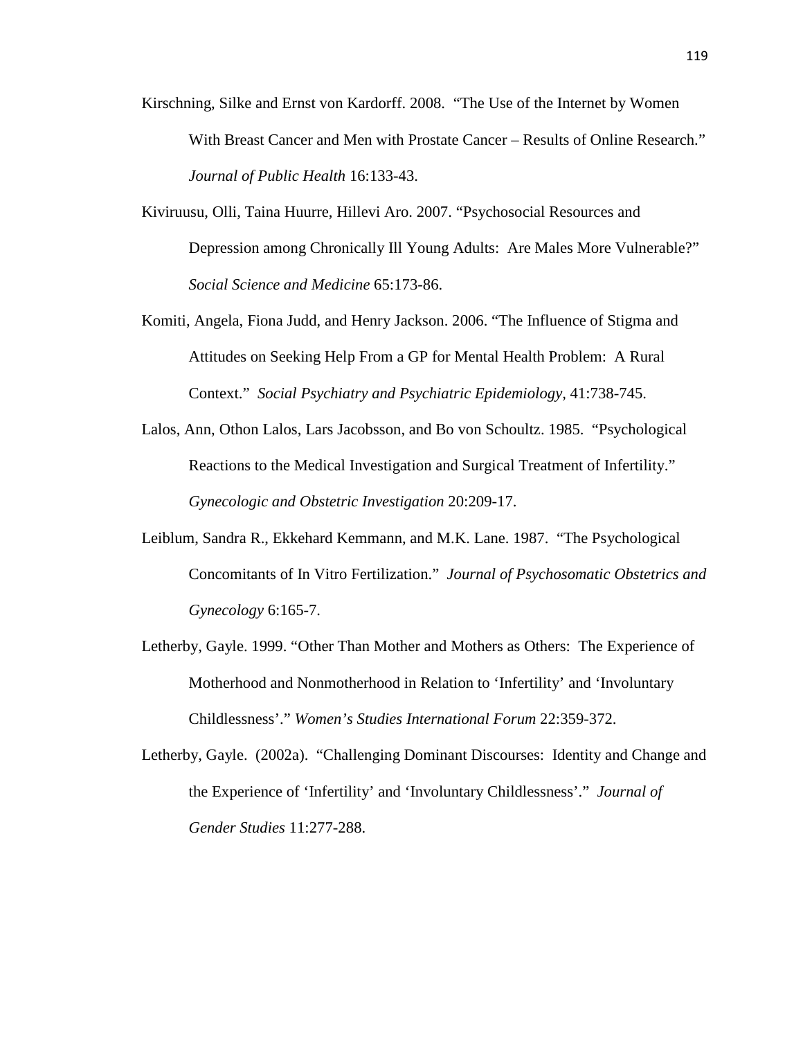Kirschning, Silke and Ernst von Kardorff. 2008. "The Use of the Internet by Women With Breast Cancer and Men with Prostate Cancer – Results of Online Research." *Journal of Public Health* 16:133-43.

Kiviruusu, Olli, Taina Huurre, Hillevi Aro. 2007. "Psychosocial Resources and Depression among Chronically Ill Young Adults: Are Males More Vulnerable?" *Social Science and Medicine* 65:173-86.

Komiti, Angela, Fiona Judd, and Henry Jackson. 2006. "The Influence of Stigma and Attitudes on Seeking Help From a GP for Mental Health Problem: A Rural Context." *Social Psychiatry and Psychiatric Epidemiology*, 41:738-745.

Lalos, Ann, Othon Lalos, Lars Jacobsson, and Bo von Schoultz. 1985. "Psychological Reactions to the Medical Investigation and Surgical Treatment of Infertility." *Gynecologic and Obstetric Investigation* 20:209-17.

Leiblum, Sandra R., Ekkehard Kemmann, and M.K. Lane. 1987. "The Psychological Concomitants of In Vitro Fertilization." *Journal of Psychosomatic Obstetrics and Gynecology* 6:165-7.

Letherby, Gayle. 1999. "Other Than Mother and Mothers as Others: The Experience of Motherhood and Nonmotherhood in Relation to 'Infertility' and 'Involuntary Childlessness'." *Women's Studies International Forum* 22:359-372.

Letherby, Gayle. (2002a). "Challenging Dominant Discourses: Identity and Change and the Experience of 'Infertility' and 'Involuntary Childlessness'." *Journal of Gender Studies* 11:277-288.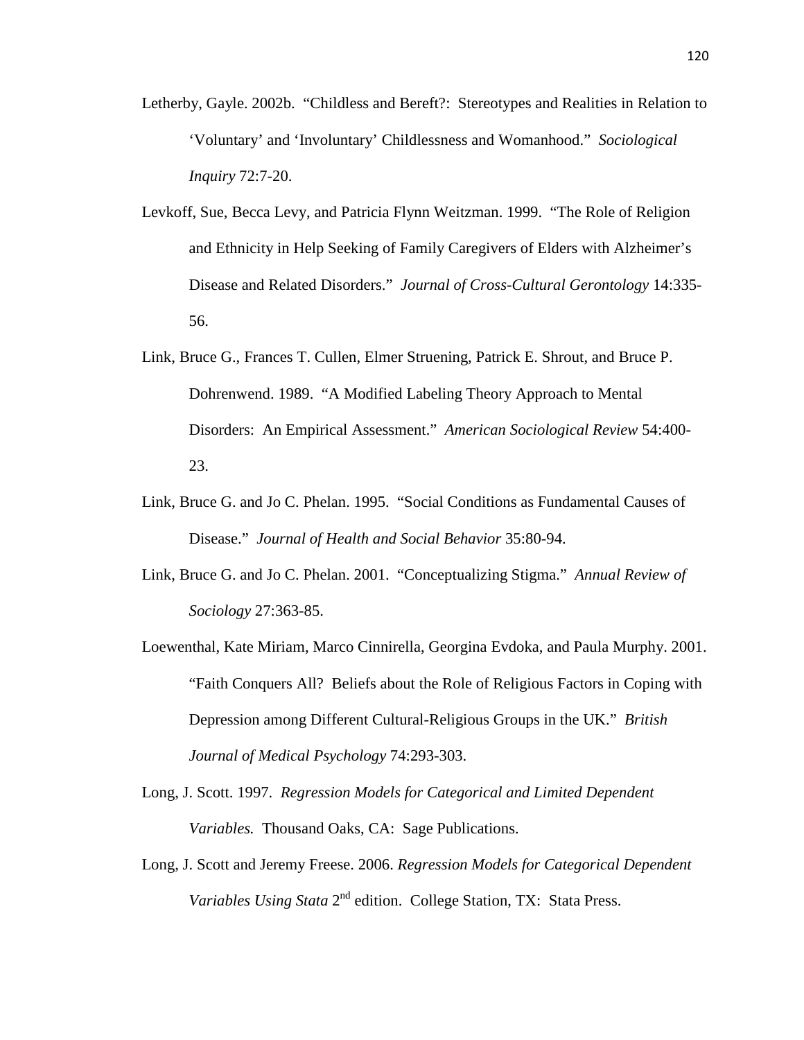Letherby, Gayle. 2002b. "Childless and Bereft?: Stereotypes and Realities in Relation to 'Voluntary' and 'Involuntary' Childlessness and Womanhood." *Sociological Inquiry* 72:7-20.

Levkoff, Sue, Becca Levy, and Patricia Flynn Weitzman. 1999. "The Role of Religion and Ethnicity in Help Seeking of Family Caregivers of Elders with Alzheimer's Disease and Related Disorders." *Journal of Cross-Cultural Gerontology* 14:335-56.

Link, Bruce G., Frances T. Cullen, Elmer Struening, Patrick E. Shrout, and Bruce P. Dohrenwend. 1989. "A Modified Labeling Theory Approach to Mental Disorders: An Empirical Assessment." *American Sociological Review* 54:400-23.

Link, Bruce G. and Jo C. Phelan. 1995. "Social Conditions as Fundamental Causes of Disease." *Journal of Health and Social Behavior* 35:80-94.

Link, Bruce G. and Jo C. Phelan. 2001. "Conceptualizing Stigma." *Annual Review of Sociology* 27:363-85.

Loewenthal, Kate Miriam, Marco Cinnirella, Georgina Evdoka, and Paula Murphy. 2001. "Faith Conquers All? Beliefs about the Role of Religious Factors in Coping with Depression among Different Cultural-Religious Groups in the UK." *British Journal of Medical Psychology* 74:293-303.

Long, J. Scott. 1997. *Regression Models for Categorical and Limited Dependent Variables.* Thousand Oaks, CA: Sage Publications.

Long, J. Scott and Jeremy Freese. 2006. *Regression Models for Categorical Dependent Variables Using Stata* 2nd edition. College Station, TX: Stata Press.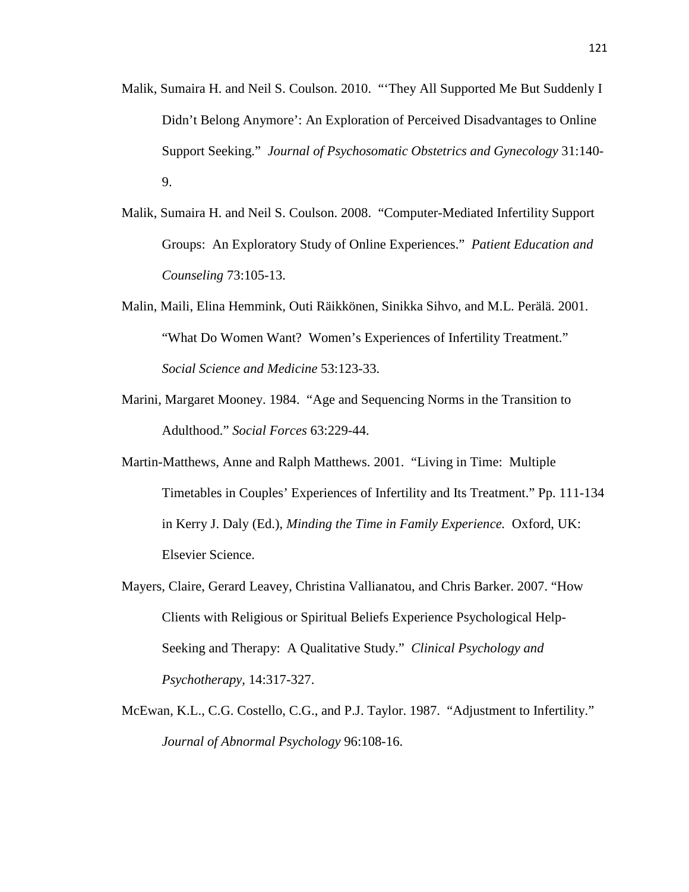Malik, Sumaira H. and Neil S. Coulson. 2010. "'They All Supported Me But Suddenly I Didn't Belong Anymore': An Exploration of Perceived Disadvantages to Online Support Seeking." *Journal of Psychosomatic Obstetrics and Gynecology* 31:140-9.

Malik, Sumaira H. and Neil S. Coulson. 2008. "Computer-Mediated Infertility Support Groups: An Exploratory Study of Online Experiences." *Patient Education and Counseling* 73:105-13.

Malin, Maili, Elina Hemmink, Outi Räikkönen, Sinikka Sihvo, and M.L. Perälä. 2001. "What Do Women Want? Women's Experiences of Infertility Treatment." *Social Science and Medicine* 53:123-33.

Marini, Margaret Mooney. 1984. "Age and Sequencing Norms in the Transition to Adulthood." *Social Forces* 63:229-44.

Martin-Matthews, Anne and Ralph Matthews. 2001. "Living in Time: Multiple Timetables in Couples' Experiences of Infertility and Its Treatment." Pp. 111-134 in Kerry J. Daly (Ed.), *Minding the Time in Family Experience.* Oxford, UK: Elsevier Science.

Mayers, Claire, Gerard Leavey, Christina Vallianatou, and Chris Barker. 2007. "How Clients with Religious or Spiritual Beliefs Experience Psychological Help-Seeking and Therapy: A Qualitative Study." *Clinical Psychology and Psychotherapy,* 14:317-327.

McEwan, K.L., C.G. Costello, C.G., and P.J. Taylor. 1987. "Adjustment to Infertility." *Journal of Abnormal Psychology* 96:108-16.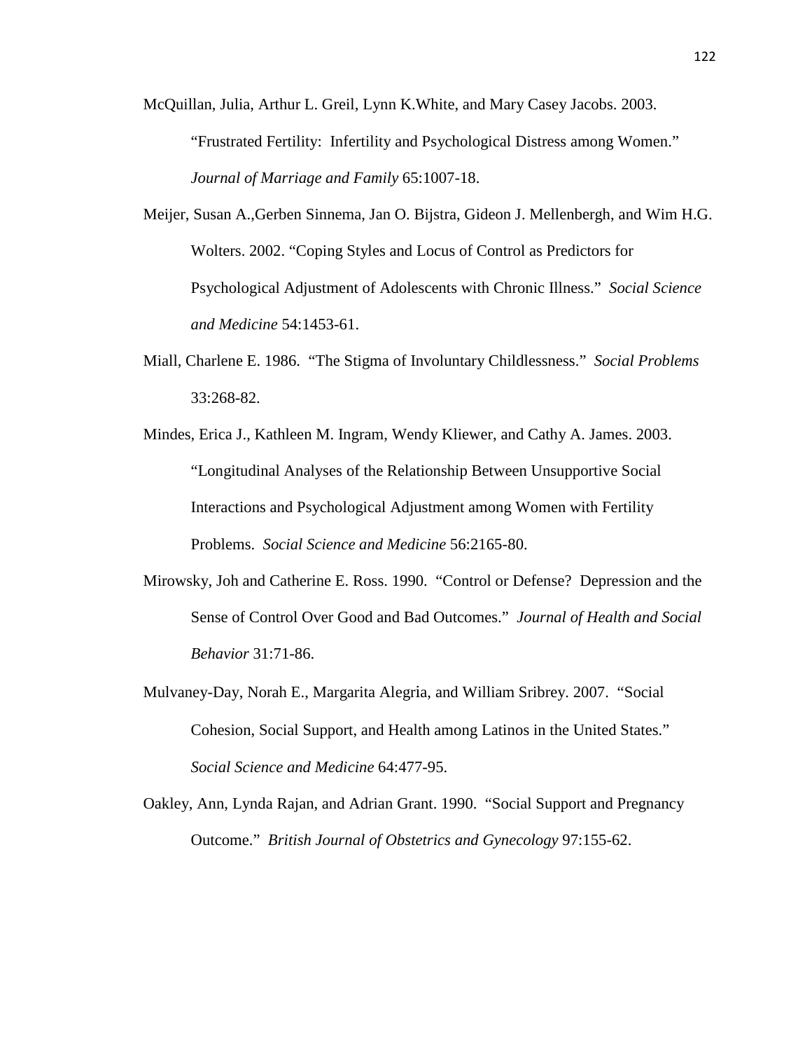McQuillan, Julia, Arthur L. Greil, Lynn K.White, and Mary Casey Jacobs. 2003. "Frustrated Fertility: Infertility and Psychological Distress among Women." *Journal of Marriage and Family* 65:1007-18.

Meijer, Susan A.,Gerben Sinnema, Jan O. Bijstra, Gideon J. Mellenbergh, and Wim H.G. Wolters. 2002. "Coping Styles and Locus of Control as Predictors for Psychological Adjustment of Adolescents with Chronic Illness." *Social Science and Medicine* 54:1453-61.

Miall, Charlene E. 1986. "The Stigma of Involuntary Childlessness." *Social Problems* 33:268-82.

Mindes, Erica J., Kathleen M. Ingram, Wendy Kliewer, and Cathy A. James. 2003. "Longitudinal Analyses of the Relationship Between Unsupportive Social Interactions and Psychological Adjustment among Women with Fertility Problems. *Social Science and Medicine* 56:2165-80.

Mirowsky, Joh and Catherine E. Ross. 1990. "Control or Defense? Depression and the Sense of Control Over Good and Bad Outcomes." *Journal of Health and Social Behavior* 31:71-86.

Mulvaney-Day, Norah E., Margarita Alegria, and William Sribrey. 2007. "Social Cohesion, Social Support, and Health among Latinos in the United States." *Social Science and Medicine* 64:477-95.

Oakley, Ann, Lynda Rajan, and Adrian Grant. 1990. "Social Support and Pregnancy Outcome." *British Journal of Obstetrics and Gynecology* 97:155-62.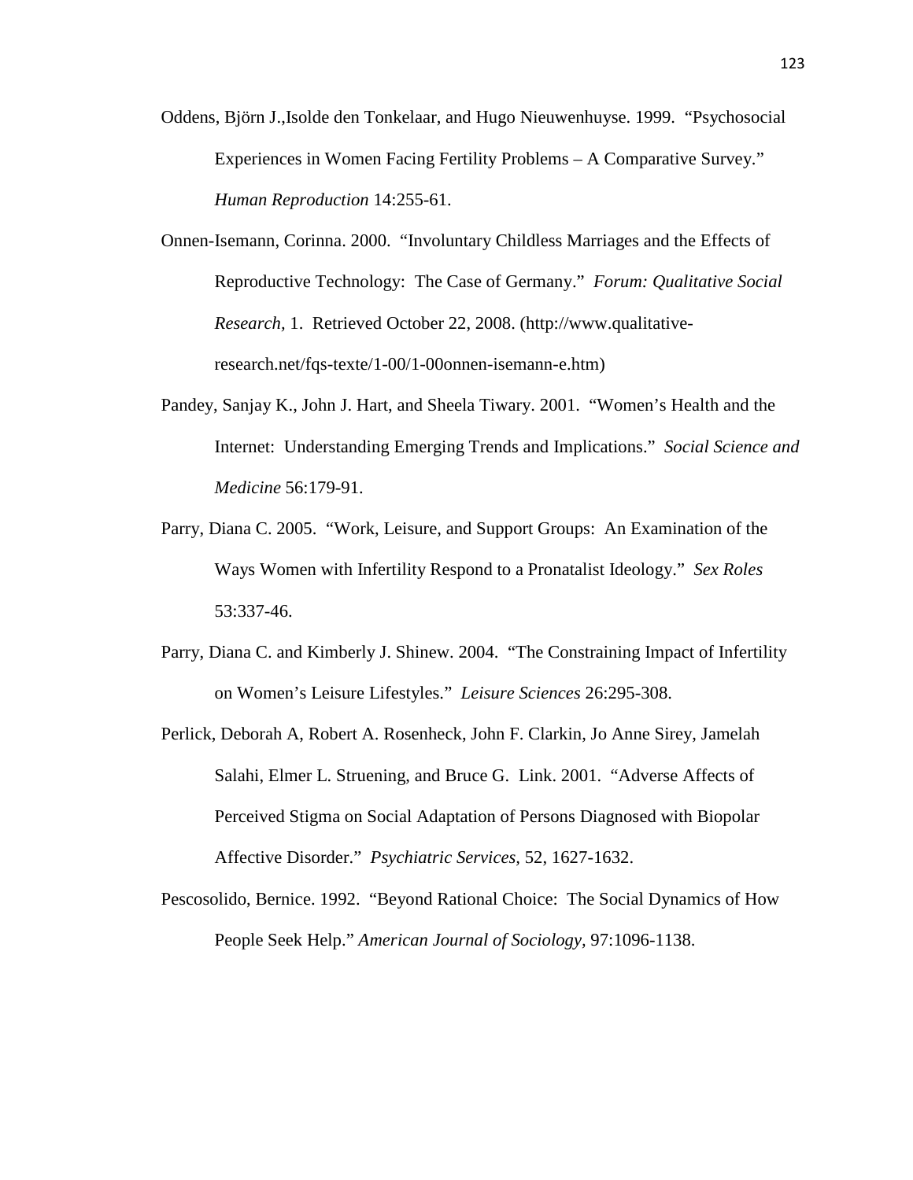Oddens, Björn J.,Isolde den Tonkelaar, and Hugo Nieuwenhuyse. 1999. "Psychosocial Experiences in Women Facing Fertility Problems – A Comparative Survey." *Human Reproduction* 14:255-61.

Onnen-Isemann, Corinna. 2000. "Involuntary Childless Marriages and the Effects of Reproductive Technology: The Case of Germany." *Forum: Qualitative Social Research,* 1. Retrieved October 22, 2008. (http://www.qualitative-research.net/fqs-texte/1-00/1-00onnen-isemann-e.htm)

Pandey, Sanjay K., John J. Hart, and Sheela Tiwary. 2001. "Women's Health and the Internet: Understanding Emerging Trends and Implications." *Social Science and Medicine* 56:179-91.

Parry, Diana C. 2005. "Work, Leisure, and Support Groups: An Examination of the Ways Women with Infertility Respond to a Pronatalist Ideology." *Sex Roles* 53:337-46.

Parry, Diana C. and Kimberly J. Shinew. 2004. "The Constraining Impact of Infertility on Women's Leisure Lifestyles." *Leisure Sciences* 26:295-308.

Perlick, Deborah A, Robert A. Rosenheck, John F. Clarkin, Jo Anne Sirey, Jamelah Salahi, Elmer L. Struening, and Bruce G. Link. 2001. "Adverse Affects of Perceived Stigma on Social Adaptation of Persons Diagnosed with Biopolar Affective Disorder." *Psychiatric Services,* 52, 1627-1632.

Pescosolido, Bernice. 1992. "Beyond Rational Choice: The Social Dynamics of How People Seek Help." *American Journal of Sociology,* 97:1096-1138.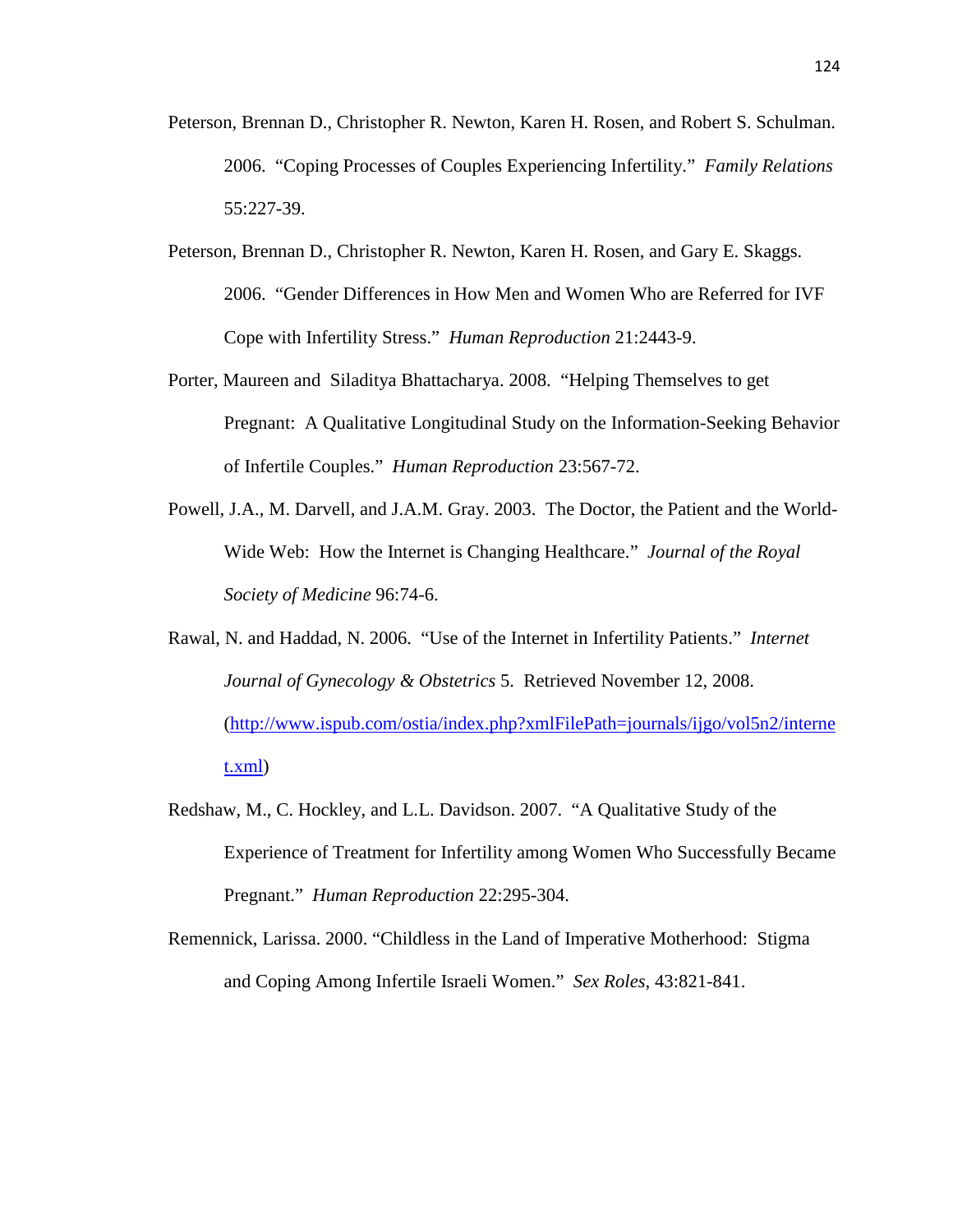Peterson, Brennan D., Christopher R. Newton, Karen H. Rosen, and Robert S. Schulman. 2006. "Coping Processes of Couples Experiencing Infertility." *Family Relations* 55:227-39.

Peterson, Brennan D., Christopher R. Newton, Karen H. Rosen, and Gary E. Skaggs. 2006. "Gender Differences in How Men and Women Who are Referred for IVF Cope with Infertility Stress." *Human Reproduction* 21:2443-9.

Porter, Maureen and Siladitya Bhattacharya. 2008. "Helping Themselves to get Pregnant: A Qualitative Longitudinal Study on the Information-Seeking Behavior of Infertile Couples." *Human Reproduction* 23:567-72.

Powell, J.A., M. Darvell, and J.A.M. Gray. 2003. The Doctor, the Patient and the World-Wide Web: How the Internet is Changing Healthcare." *Journal of the Royal Society of Medicine* 96:74-6.

Rawal, N. and Haddad, N. 2006. "Use of the Internet in Infertility Patients." *Internet Journal of Gynecology & Obstetrics* 5. Retrieved November 12, 2008. (http://www.ispub.com/ostia/index.php?xmlFilePath=journals/ijgo/vol5n2/internet.xml)

Redshaw, M., C. Hockley, and L.L. Davidson. 2007. "A Qualitative Study of the Experience of Treatment for Infertility among Women Who Successfully Became Pregnant." *Human Reproduction* 22:295-304.

Remennick, Larissa. 2000. "Childless in the Land of Imperative Motherhood: Stigma and Coping Among Infertile Israeli Women." *Sex Roles*, 43:821-841.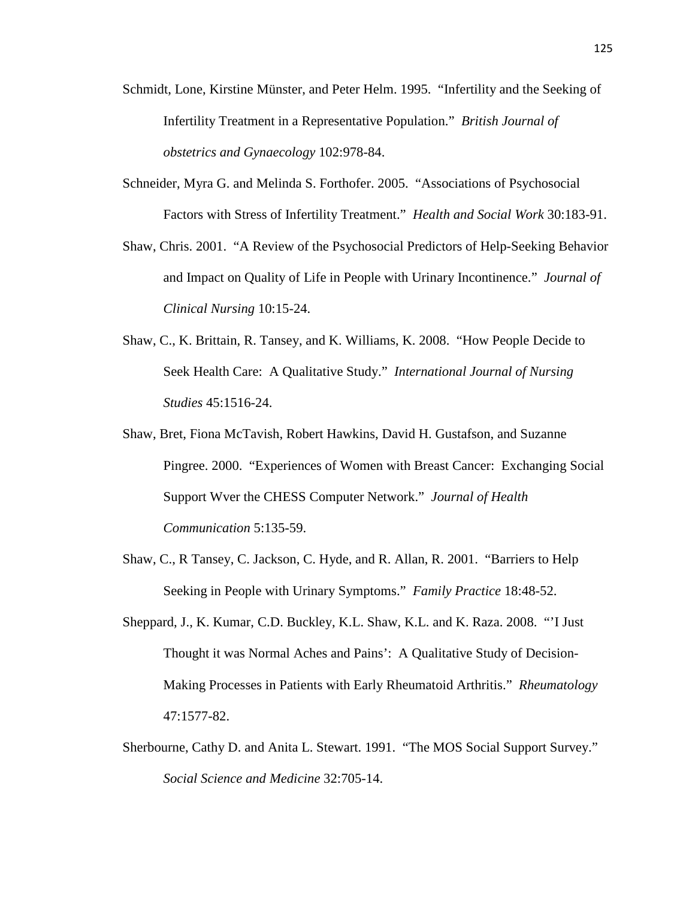Schmidt, Lone, Kirstine Münster, and Peter Helm. 1995. "Infertility and the Seeking of Infertility Treatment in a Representative Population." *British Journal of obstetrics and Gynaecology* 102:978-84.

Schneider, Myra G. and Melinda S. Forthofer. 2005. "Associations of Psychosocial Factors with Stress of Infertility Treatment." *Health and Social Work* 30:183-91.

Shaw, Chris. 2001. "A Review of the Psychosocial Predictors of Help-Seeking Behavior and Impact on Quality of Life in People with Urinary Incontinence." *Journal of Clinical Nursing* 10:15-24.

Shaw, C., K. Brittain, R. Tansey, and K. Williams, K. 2008. "How People Decide to Seek Health Care: A Qualitative Study." *International Journal of Nursing Studies* 45:1516-24.

Shaw, Bret, Fiona McTavish, Robert Hawkins, David H. Gustafson, and Suzanne Pingree. 2000. "Experiences of Women with Breast Cancer: Exchanging Social Support Wver the CHESS Computer Network." *Journal of Health Communication* 5:135-59.

Shaw, C., R Tansey, C. Jackson, C. Hyde, and R. Allan, R. 2001. "Barriers to Help Seeking in People with Urinary Symptoms." *Family Practice* 18:48-52.

Sheppard, J., K. Kumar, C.D. Buckley, K.L. Shaw, K.L. and K. Raza. 2008. "'I Just Thought it was Normal Aches and Pains': A Qualitative Study of Decision-Making Processes in Patients with Early Rheumatoid Arthritis." *Rheumatology* 47:1577-82.

Sherbourne, Cathy D. and Anita L. Stewart. 1991. "The MOS Social Support Survey." *Social Science and Medicine* 32:705-14.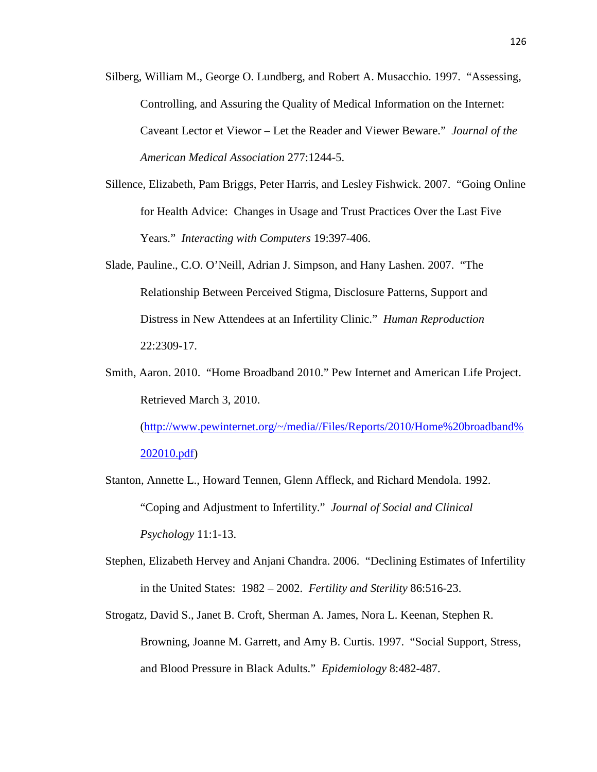Silberg, William M., George O. Lundberg, and Robert A. Musacchio. 1997. "Assessing, Controlling, and Assuring the Quality of Medical Information on the Internet: Caveant Lector et Viewor – Let the Reader and Viewer Beware." *Journal of the American Medical Association* 277:1244-5.

Sillence, Elizabeth, Pam Briggs, Peter Harris, and Lesley Fishwick. 2007. "Going Online for Health Advice: Changes in Usage and Trust Practices Over the Last Five Years." *Interacting with Computers* 19:397-406.

Slade, Pauline., C.O. O'Neill, Adrian J. Simpson, and Hany Lashen. 2007. "The Relationship Between Perceived Stigma, Disclosure Patterns, Support and Distress in New Attendees at an Infertility Clinic." *Human Reproduction* 22:2309-17.

Smith, Aaron. 2010. "Home Broadband 2010." Pew Internet and American Life Project. Retrieved March 3, 2010. (http://www.pewinternet.org/~/media//Files/Reports/2010/Home%20broadband%202010.pdf)

Stanton, Annette L., Howard Tennen, Glenn Affleck, and Richard Mendola. 1992. "Coping and Adjustment to Infertility." *Journal of Social and Clinical Psychology* 11:1-13.

Stephen, Elizabeth Hervey and Anjani Chandra. 2006. "Declining Estimates of Infertility in the United States: 1982 – 2002. *Fertility and Sterility* 86:516-23.

Strogatz, David S., Janet B. Croft, Sherman A. James, Nora L. Keenan, Stephen R. Browning, Joanne M. Garrett, and Amy B. Curtis. 1997. "Social Support, Stress, and Blood Pressure in Black Adults." *Epidemiology* 8:482-487.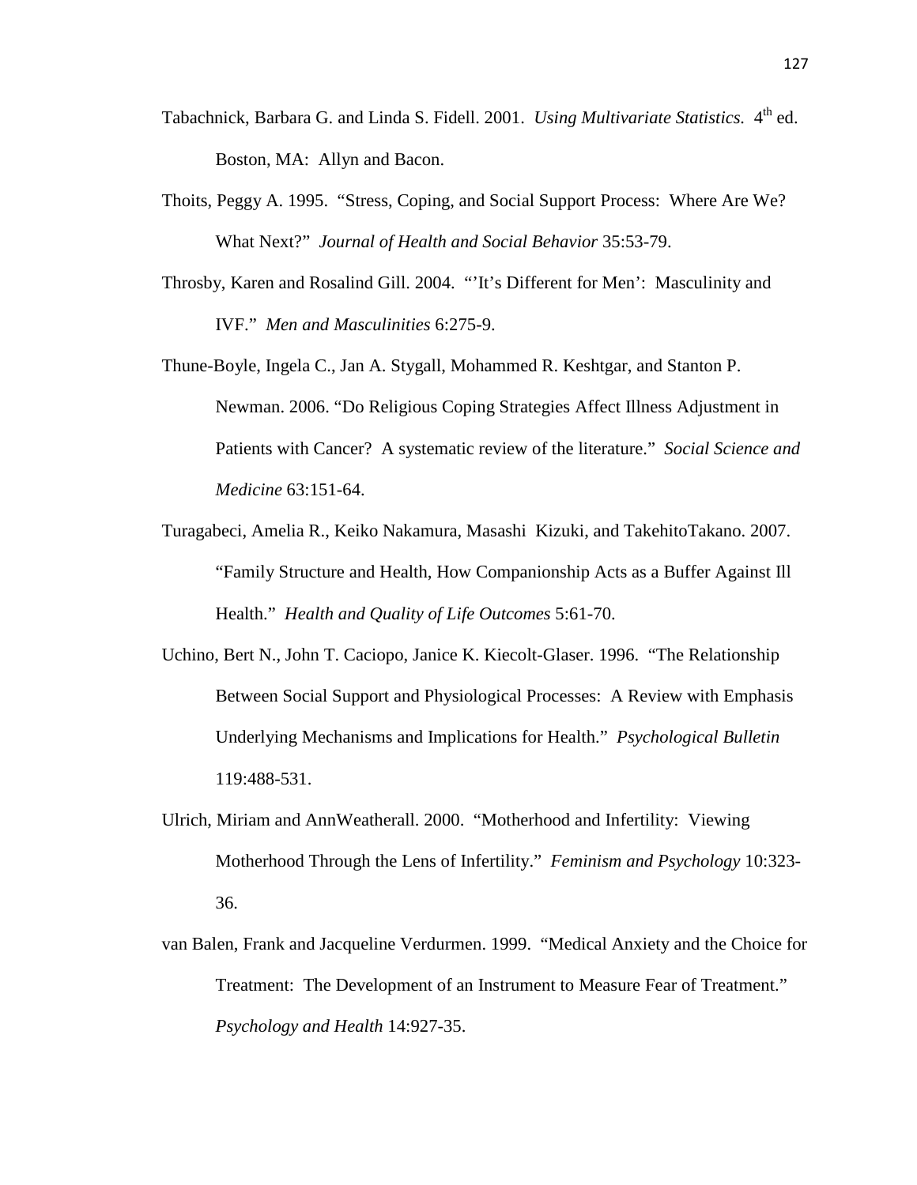Tabachnick, Barbara G. and Linda S. Fidell. 2001. *Using Multivariate Statistics*. 4th ed. Boston, MA: Allyn and Bacon.

Thoits, Peggy A. 1995. "Stress, Coping, and Social Support Process: Where Are We? What Next?" *Journal of Health and Social Behavior* 35:53-79.

Throsby, Karen and Rosalind Gill. 2004. "'It's Different for Men': Masculinity and IVF." *Men and Masculinities* 6:275-9.

Thune-Boyle, Ingela C., Jan A. Stygall, Mohammed R. Keshtgar, and Stanton P. Newman. 2006. "Do Religious Coping Strategies Affect Illness Adjustment in Patients with Cancer? A systematic review of the literature." *Social Science and Medicine* 63:151-64.

Turagabeci, Amelia R., Keiko Nakamura, Masashi Kizuki, and TakehitoTakano. 2007. "Family Structure and Health, How Companionship Acts as a Buffer Against Ill Health." *Health and Quality of Life Outcomes* 5:61-70.

Uchino, Bert N., John T. Caciopo, Janice K. Kiecolt-Glaser. 1996. "The Relationship Between Social Support and Physiological Processes: A Review with Emphasis Underlying Mechanisms and Implications for Health." *Psychological Bulletin* 119:488-531.

Ulrich, Miriam and AnnWeatherall. 2000. "Motherhood and Infertility: Viewing Motherhood Through the Lens of Infertility." *Feminism and Psychology* 10:323-36.

van Balen, Frank and Jacqueline Verdurmen. 1999. "Medical Anxiety and the Choice for Treatment: The Development of an Instrument to Measure Fear of Treatment." *Psychology and Health* 14:927-35.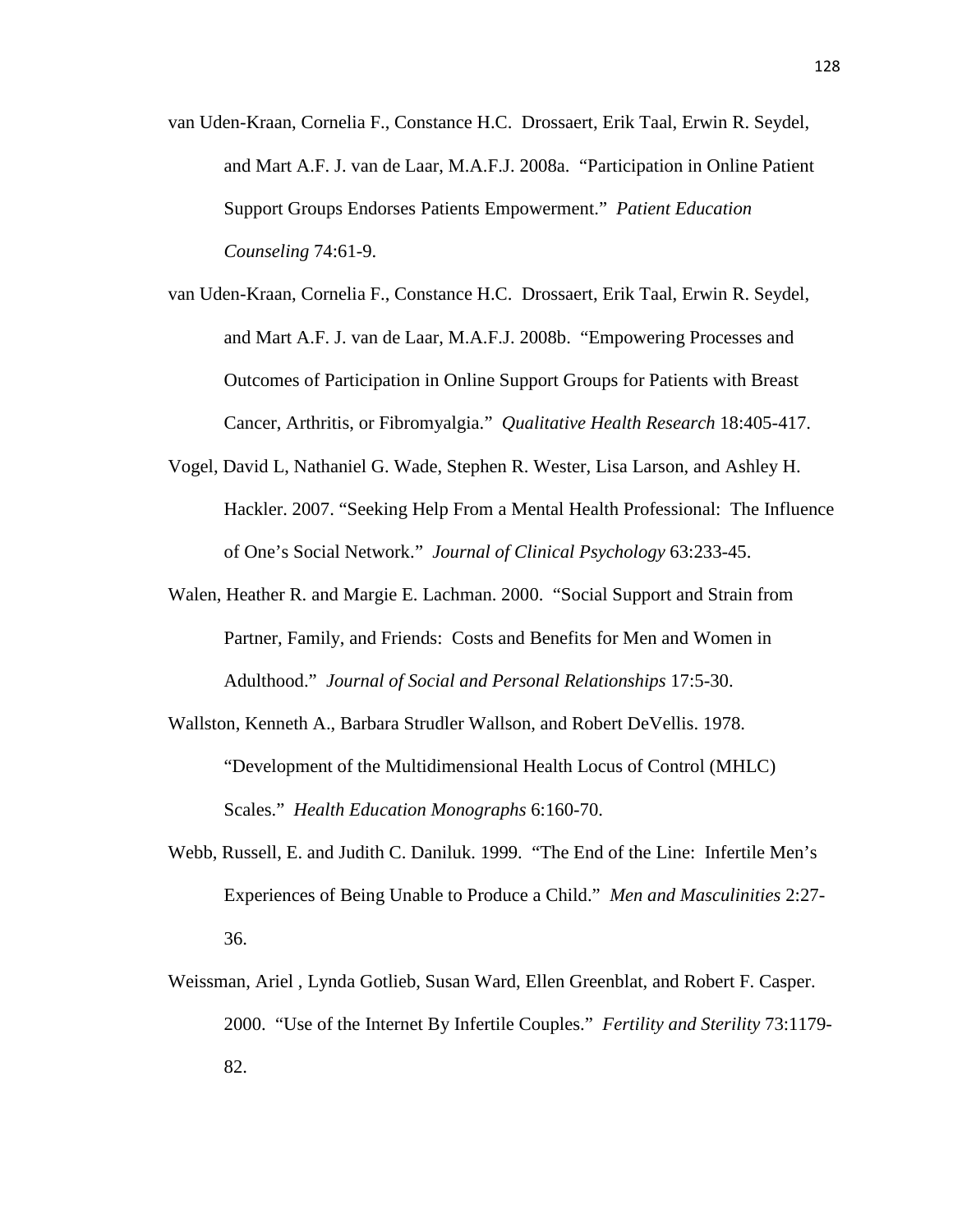van Uden-Kraan, Cornelia F., Constance H.C. Drossaert, Erik Taal, Erwin R. Seydel, and Mart A.F. J. van de Laar, M.A.F.J. 2008a. "Participation in Online Patient Support Groups Endorses Patients Empowerment." *Patient Education Counseling* 74:61-9.

van Uden-Kraan, Cornelia F., Constance H.C. Drossaert, Erik Taal, Erwin R. Seydel, and Mart A.F. J. van de Laar, M.A.F.J. 2008b. "Empowering Processes and Outcomes of Participation in Online Support Groups for Patients with Breast Cancer, Arthritis, or Fibromyalgia." *Qualitative Health Research* 18:405-417.

Vogel, David L, Nathaniel G. Wade, Stephen R. Wester, Lisa Larson, and Ashley H. Hackler. 2007. "Seeking Help From a Mental Health Professional: The Influence of One's Social Network." *Journal of Clinical Psychology* 63:233-45.

Walen, Heather R. and Margie E. Lachman. 2000. "Social Support and Strain from Partner, Family, and Friends: Costs and Benefits for Men and Women in Adulthood." *Journal of Social and Personal Relationships* 17:5-30.

Wallston, Kenneth A., Barbara Strudler Wallson, and Robert DeVellis. 1978. "Development of the Multidimensional Health Locus of Control (MHLC) Scales." *Health Education Monographs* 6:160-70.

Webb, Russell, E. and Judith C. Daniluk. 1999. "The End of the Line: Infertile Men's Experiences of Being Unable to Produce a Child." *Men and Masculinities* 2:27-36.

Weissman, Ariel , Lynda Gotlieb, Susan Ward, Ellen Greenblat, and Robert F. Casper. 2000. "Use of the Internet By Infertile Couples." *Fertility and Sterility* 73:1179-82.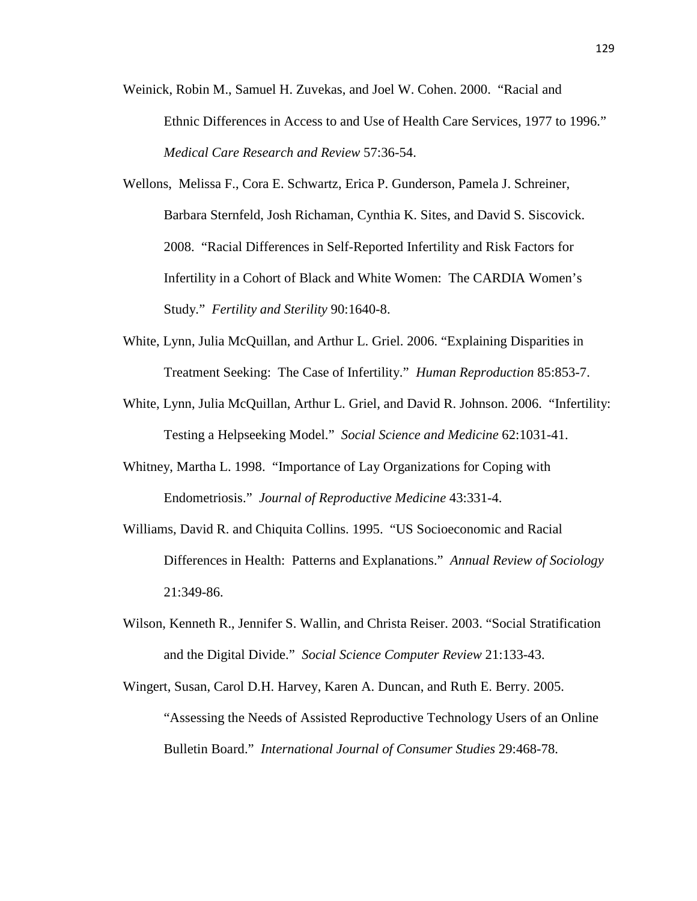Weinick, Robin M., Samuel H. Zuvekas, and Joel W. Cohen. 2000. "Racial and Ethnic Differences in Access to and Use of Health Care Services, 1977 to 1996." *Medical Care Research and Review* 57:36-54.

Wellons, Melissa F., Cora E. Schwartz, Erica P. Gunderson, Pamela J. Schreiner, Barbara Sternfeld, Josh Richaman, Cynthia K. Sites, and David S. Siscovick. 2008. "Racial Differences in Self-Reported Infertility and Risk Factors for Infertility in a Cohort of Black and White Women: The CARDIA Women's Study." *Fertility and Sterility* 90:1640-8.

White, Lynn, Julia McQuillan, and Arthur L. Griel. 2006. "Explaining Disparities in Treatment Seeking: The Case of Infertility." *Human Reproduction* 85:853-7.

White, Lynn, Julia McQuillan, Arthur L. Griel, and David R. Johnson. 2006. "Infertility: Testing a Helpseeking Model." *Social Science and Medicine* 62:1031-41.

Whitney, Martha L. 1998. "Importance of Lay Organizations for Coping with Endometriosis." *Journal of Reproductive Medicine* 43:331-4.

Williams, David R. and Chiquita Collins. 1995. "US Socioeconomic and Racial Differences in Health: Patterns and Explanations." *Annual Review of Sociology* 21:349-86.

Wilson, Kenneth R., Jennifer S. Wallin, and Christa Reiser. 2003. "Social Stratification and the Digital Divide." *Social Science Computer Review* 21:133-43.

Wingert, Susan, Carol D.H. Harvey, Karen A. Duncan, and Ruth E. Berry. 2005. "Assessing the Needs of Assisted Reproductive Technology Users of an Online Bulletin Board." *International Journal of Consumer Studies* 29:468-78.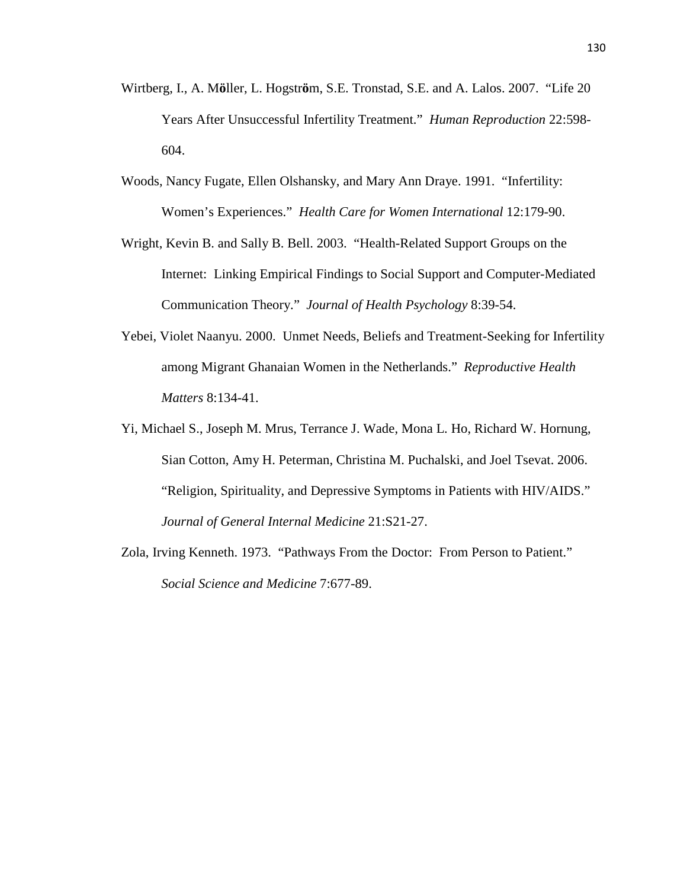Wirtberg, I., A. Möller, L. Hogström, S.E. Tronstad, S.E. and A. Lalos. 2007. "Life 20 Years After Unsuccessful Infertility Treatment." *Human Reproduction* 22:598-604.

Woods, Nancy Fugate, Ellen Olshansky, and Mary Ann Draye. 1991. "Infertility: Women's Experiences." *Health Care for Women International* 12:179-90.

Wright, Kevin B. and Sally B. Bell. 2003. "Health-Related Support Groups on the Internet: Linking Empirical Findings to Social Support and Computer-Mediated Communication Theory." *Journal of Health Psychology* 8:39-54.

Yebei, Violet Naanyu. 2000. Unmet Needs, Beliefs and Treatment-Seeking for Infertility among Migrant Ghanaian Women in the Netherlands." *Reproductive Health Matters* 8:134-41.

Yi, Michael S., Joseph M. Mrus, Terrance J. Wade, Mona L. Ho, Richard W. Hornung, Sian Cotton, Amy H. Peterman, Christina M. Puchalski, and Joel Tsevat. 2006. "Religion, Spirituality, and Depressive Symptoms in Patients with HIV/AIDS." *Journal of General Internal Medicine* 21:S21-27.

Zola, Irving Kenneth. 1973. "Pathways From the Doctor: From Person to Patient." *Social Science and Medicine* 7:677-89.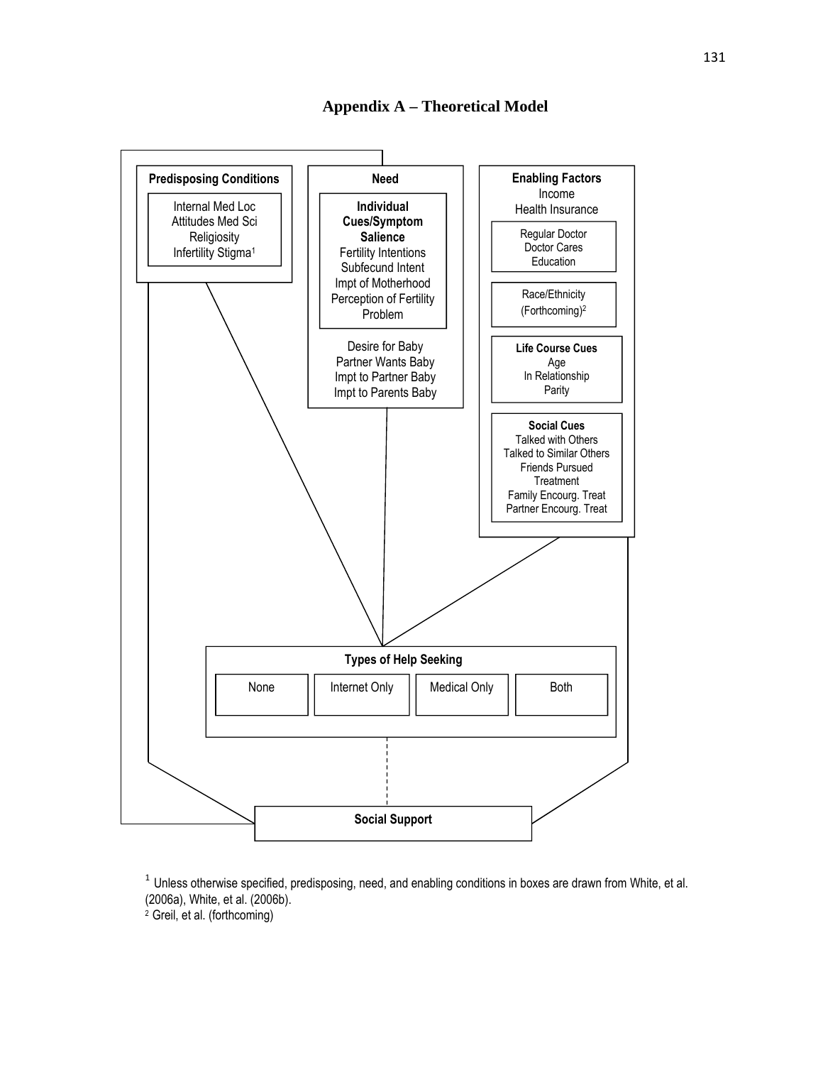# Appendix A – Theoretical Model

**Predisposing Conditions**

- Internal Med Loc
- Attitudes Med Sci
- Religiosity
- Infertility Stigma[1]

**Need**

**Individual Cues/Symptom Salience**

- Fertility Intentions
- Subfecund Intent
- Impt of Motherhood
- Perception of Fertility Problem

- Desire for Baby
- Partner Wants Baby
- Impt to Partner Baby
- Impt to Parents Baby

**Enabling Factors**

- Income
- Health Insurance

- Regular Doctor
- Doctor Cares
- Education

- Race/Ethnicity (Forthcoming)[2]

**Life Course Cues**

- Age
- In Relationship
- Parity

**Social Cues**

- Talked with Others
- Talked to Similar Others
- Friends Pursued Treatment
- Family Encourg. Treat
- Partner Encourg. Treat

**Types of Help Seeking**

| None | Internet Only | Medical Only | Both |
|---|---|---|---|

**Social Support**

[1] Unless otherwise specified, predisposing, need, and enabling conditions in boxes are drawn from White, et al. (2006a), White, et al. (2006b).

[2] Greil, et al. (forthcoming)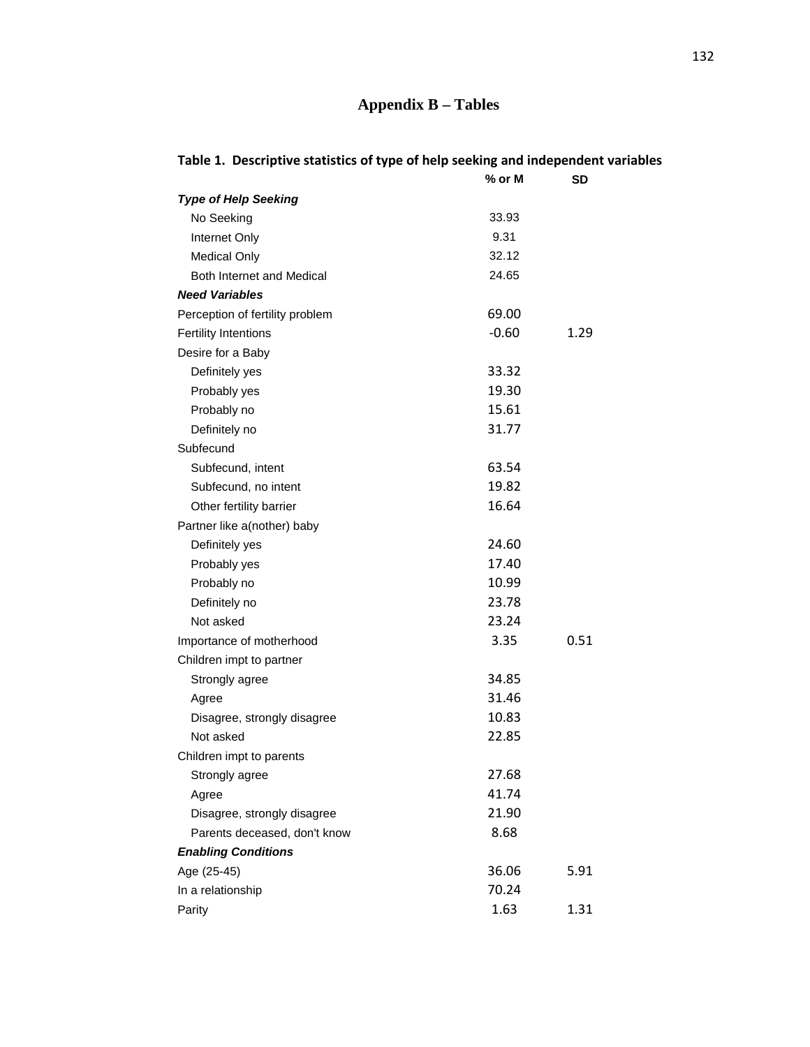# Appendix B – Tables

**Table 1. Descriptive statistics of type of help seeking and independent variables**

| | % or M | SD |
|---|---|---|
| ***Type of Help Seeking*** | | |
| No Seeking | 33.93 | |
| Internet Only | 9.31 | |
| Medical Only | 32.12 | |
| Both Internet and Medical | 24.65 | |
| ***Need Variables*** | | |
| Perception of fertility problem | 69.00 | |
| Fertility Intentions | -0.60 | 1.29 |
| Desire for a Baby | | |
| Definitely yes | 33.32 | |
| Probably yes | 19.30 | |
| Probably no | 15.61 | |
| Definitely no | 31.77 | |
| Subfecund | | |
| Subfecund, intent | 63.54 | |
| Subfecund, no intent | 19.82 | |
| Other fertility barrier | 16.64 | |
| Partner like a(nother) baby | | |
| Definitely yes | 24.60 | |
| Probably yes | 17.40 | |
| Probably no | 10.99 | |
| Definitely no | 23.78 | |
| Not asked | 23.24 | |
| Importance of motherhood | 3.35 | 0.51 |
| Children impt to partner | | |
| Strongly agree | 34.85 | |
| Agree | 31.46 | |
| Disagree, strongly disagree | 10.83 | |
| Not asked | 22.85 | |
| Children impt to parents | | |
| Strongly agree | 27.68 | |
| Agree | 41.74 | |
| Disagree, strongly disagree | 21.90 | |
| Parents deceased, don't know | 8.68 | |
| ***Enabling Conditions*** | | |
| Age (25-45) | 36.06 | 5.91 |
| In a relationship | 70.24 | |
| Parity | 1.63 | 1.31 |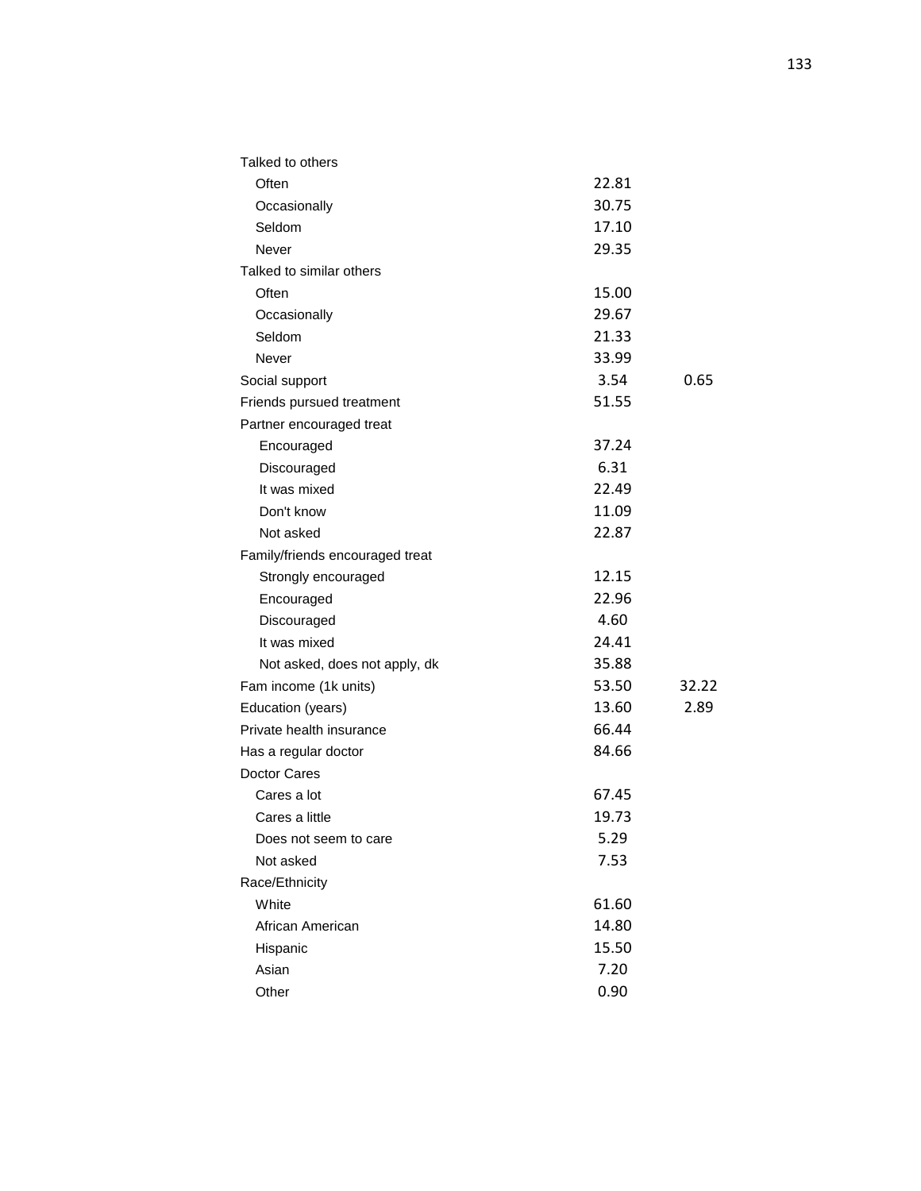| | | |
|---|---|---|
| Talked to others | | |
| Often | 22.81 | |
| Occasionally | 30.75 | |
| Seldom | 17.10 | |
| Never | 29.35 | |
| Talked to similar others | | |
| Often | 15.00 | |
| Occasionally | 29.67 | |
| Seldom | 21.33 | |
| Never | 33.99 | |
| Social support | 3.54 | 0.65 |
| Friends pursued treatment | 51.55 | |
| Partner encouraged treat | | |
| Encouraged | 37.24 | |
| Discouraged | 6.31 | |
| It was mixed | 22.49 | |
| Don't know | 11.09 | |
| Not asked | 22.87 | |
| Family/friends encouraged treat | | |
| Strongly encouraged | 12.15 | |
| Encouraged | 22.96 | |
| Discouraged | 4.60 | |
| It was mixed | 24.41 | |
| Not asked, does not apply, dk | 35.88 | |
| Fam income (1k units) | 53.50 | 32.22 |
| Education (years) | 13.60 | 2.89 |
| Private health insurance | 66.44 | |
| Has a regular doctor | 84.66 | |
| Doctor Cares | | |
| Cares a lot | 67.45 | |
| Cares a little | 19.73 | |
| Does not seem to care | 5.29 | |
| Not asked | 7.53 | |
| Race/Ethnicity | | |
| White | 61.60 | |
| African American | 14.80 | |
| Hispanic | 15.50 | |
| Asian | 7.20 | |
| Other | 0.90 | |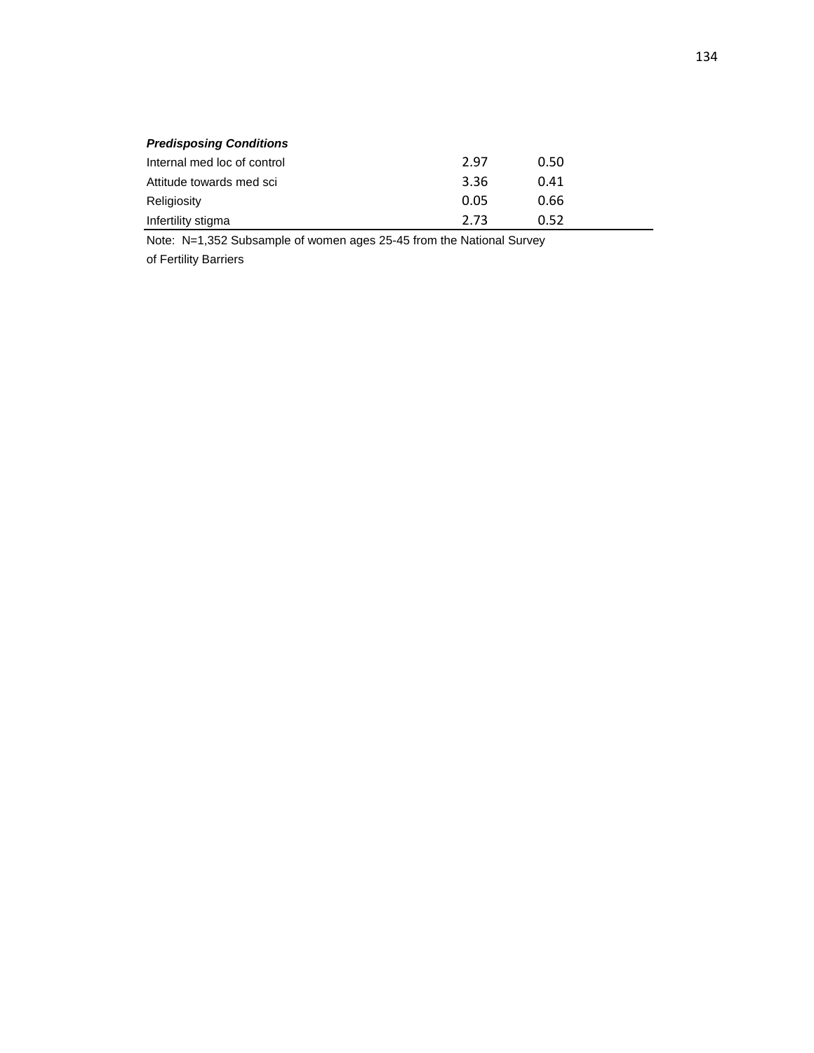| | | |
|---|---|---|
| ***Predisposing Conditions*** | | |
| Internal med loc of control | 2.97 | 0.50 |
| Attitude towards med sci | 3.36 | 0.41 |
| Religiosity | 0.05 | 0.66 |
| Infertility stigma | 2.73 | 0.52 |

Note: N=1,352 Subsample of women ages 25-45 from the National Survey of Fertility Barriers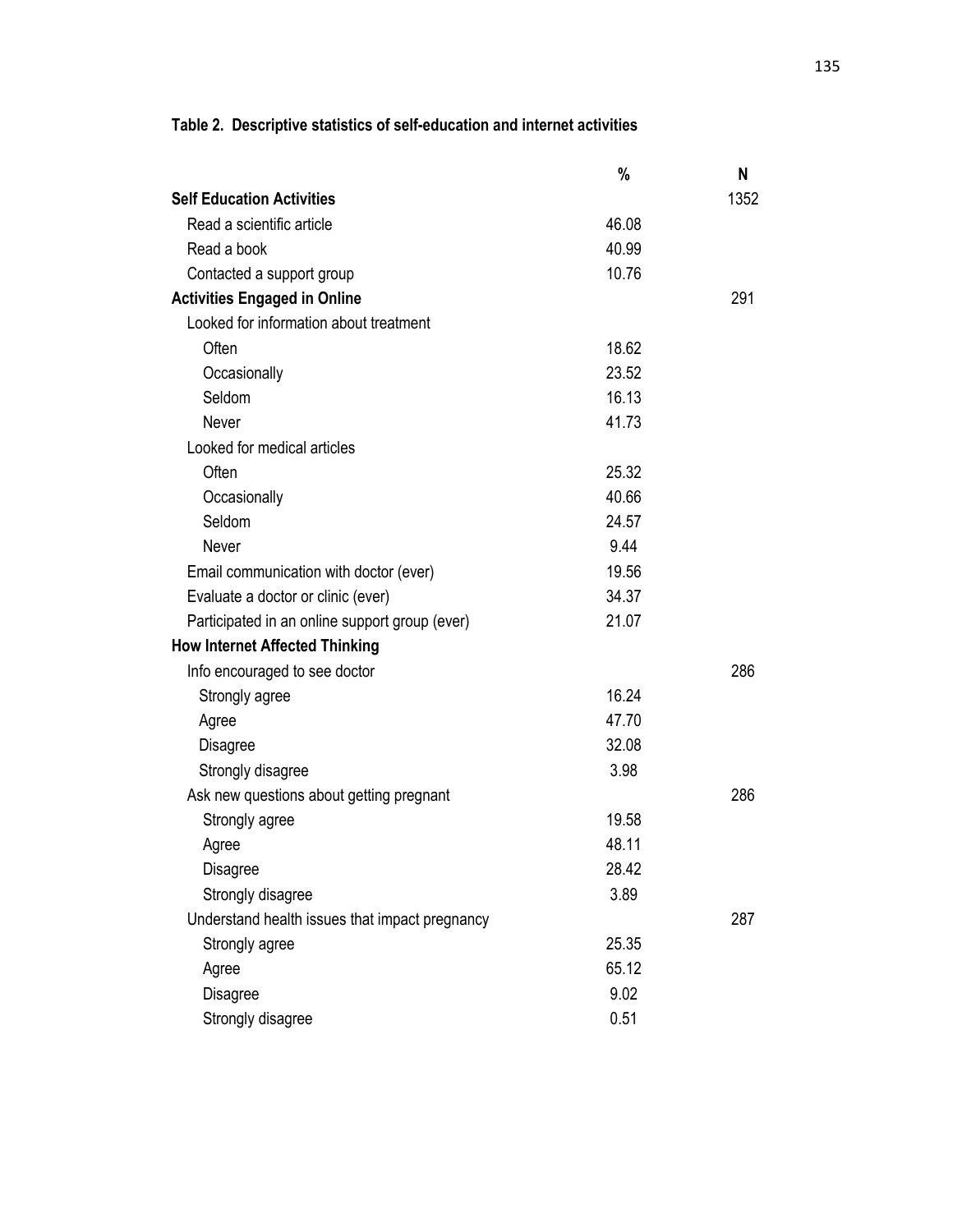**Table 2. Descriptive statistics of self-education and internet activities**

| | % | N |
|---|---|---|
| **Self Education Activities** | | 1352 |
| Read a scientific article | 46.08 | |
| Read a book | 40.99 | |
| Contacted a support group | 10.76 | |
| **Activities Engaged in Online** | | 291 |
| Looked for information about treatment | | |
| Often | 18.62 | |
| Occasionally | 23.52 | |
| Seldom | 16.13 | |
| Never | 41.73 | |
| Looked for medical articles | | |
| Often | 25.32 | |
| Occasionally | 40.66 | |
| Seldom | 24.57 | |
| Never | 9.44 | |
| Email communication with doctor (ever) | 19.56 | |
| Evaluate a doctor or clinic (ever) | 34.37 | |
| Participated in an online support group (ever) | 21.07 | |
| **How Internet Affected Thinking** | | |
| Info encouraged to see doctor | | 286 |
| Strongly agree | 16.24 | |
| Agree | 47.70 | |
| Disagree | 32.08 | |
| Strongly disagree | 3.98 | |
| Ask new questions about getting pregnant | | 286 |
| Strongly agree | 19.58 | |
| Agree | 48.11 | |
| Disagree | 28.42 | |
| Strongly disagree | 3.89 | |
| Understand health issues that impact pregnancy | | 287 |
| Strongly agree | 25.35 | |
| Agree | 65.12 | |
| Disagree | 9.02 | |
| Strongly disagree | 0.51 | |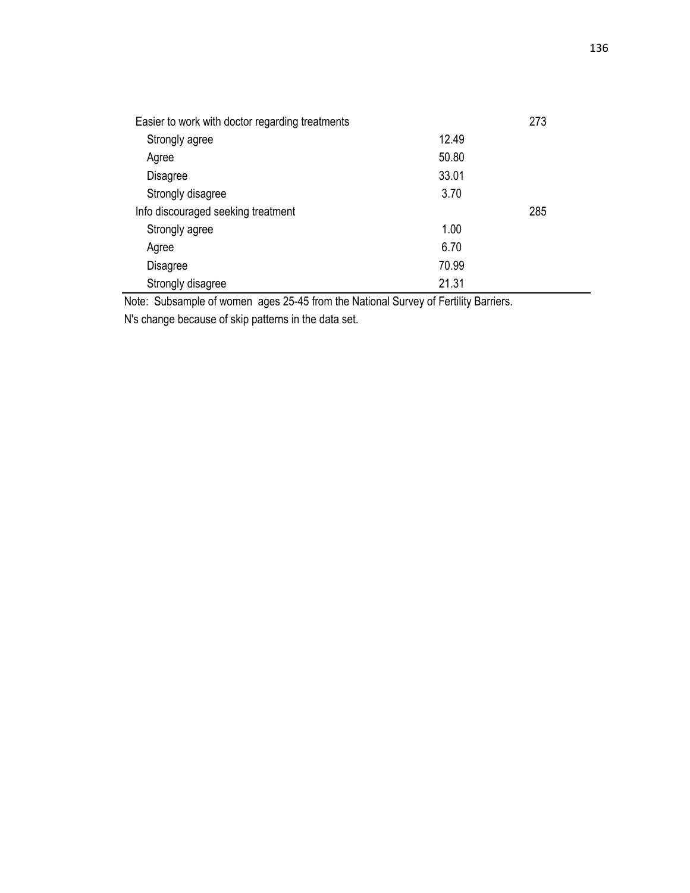| | | |
|---|---|---|
| Easier to work with doctor regarding treatments | | 273 |
| Strongly agree | 12.49 | |
| Agree | 50.80 | |
| Disagree | 33.01 | |
| Strongly disagree | 3.70 | |
| Info discouraged seeking treatment | | 285 |
| Strongly agree | 1.00 | |
| Agree | 6.70 | |
| Disagree | 70.99 | |
| Strongly disagree | 21.31 | |

Note: Subsample of women ages 25-45 from the National Survey of Fertility Barriers.
N's change because of skip patterns in the data set.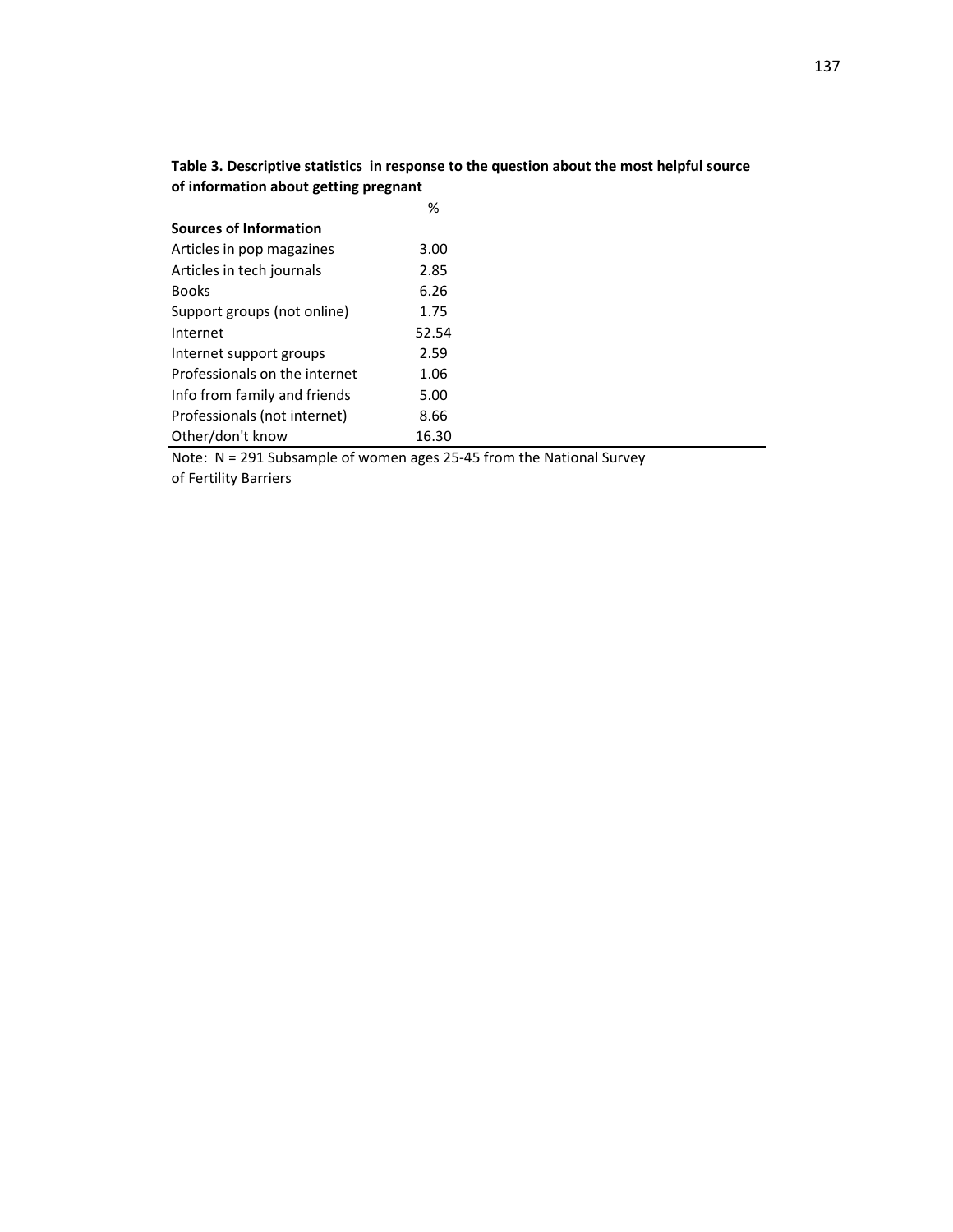**Table 3. Descriptive statistics in response to the question about the most helpful source of information about getting pregnant**

| **Sources of Information** | % |
|---|---|
| Articles in pop magazines | 3.00 |
| Articles in tech journals | 2.85 |
| Books | 6.26 |
| Support groups (not online) | 1.75 |
| Internet | 52.54 |
| Internet support groups | 2.59 |
| Professionals on the internet | 1.06 |
| Info from family and friends | 5.00 |
| Professionals (not internet) | 8.66 |
| Other/don't know | 16.30 |

Note: N = 291 Subsample of women ages 25-45 from the National Survey of Fertility Barriers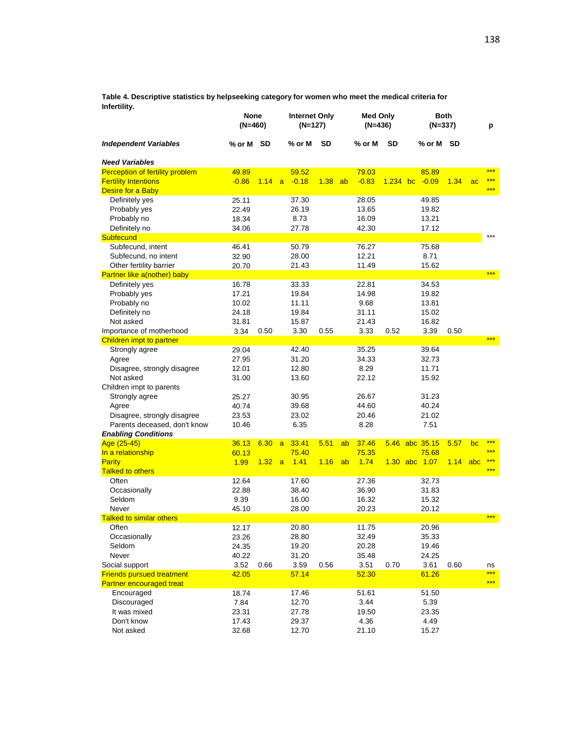**Table 4. Descriptive statistics by helpseeking category for women who meet the medical criteria for Infertility.**

| | None (N=460) | | | Internet Only (N=127) | | | Med Only (N=436) | | | Both (N=337) | | | p |
|---|---|---|---|---|---|---|---|---|---|---|---|---|---|
| ***Independent Variables*** | % or M | SD | | % or M | SD | | % or M | SD | | % or M | SD | | |
| ***Need Variables*** | | | | | | | | | | | | | |
| Perception of fertility problem | 49.89 | | | 59.52 | | | 79.03 | | | 85.89 | | | *** |
| Fertility Intentions | -0.86 | 1.14 | a | -0.18 | 1.38 | ab | -0.83 | 1.234 | bc | -0.09 | 1.34 | ac | *** |
| Desire for a Baby | | | | | | | | | | | | | *** |
| Definitely yes | 25.11 | | | 37.30 | | | 28.05 | | | 49.85 | | | |
| Probably yes | 22.49 | | | 26.19 | | | 13.65 | | | 19.82 | | | |
| Probably no | 18.34 | | | 8.73 | | | 16.09 | | | 13.21 | | | |
| Definitely no | 34.06 | | | 27.78 | | | 42.30 | | | 17.12 | | | |
| Subfecund | | | | | | | | | | | | | *** |
| Subfecund, intent | 46.41 | | | 50.79 | | | 76.27 | | | 75.68 | | | |
| Subfecund, no intent | 32.90 | | | 28.00 | | | 12.21 | | | 8.71 | | | |
| Other fertility barrier | 20.70 | | | 21.43 | | | 11.49 | | | 15.62 | | | |
| Partner like a(nother) baby | | | | | | | | | | | | | *** |
| Definitely yes | 16.78 | | | 33.33 | | | 22.81 | | | 34.53 | | | |
| Probably yes | 17.21 | | | 19.84 | | | 14.98 | | | 19.82 | | | |
| Probably no | 10.02 | | | 11.11 | | | 9.68 | | | 13.81 | | | |
| Definitely no | 24.18 | | | 19.84 | | | 31.11 | | | 15.02 | | | |
| Not asked | 31.81 | | | 15.87 | | | 21.43 | | | 16.82 | | | |
| Importance of motherhood | 3.34 | 0.50 | | 3.30 | 0.55 | | 3.33 | 0.52 | | 3.39 | 0.50 | | |
| Children impt to partner | | | | | | | | | | | | | *** |
| Strongly agree | 29.04 | | | 42.40 | | | 35.25 | | | 39.64 | | | |
| Agree | 27.95 | | | 31.20 | | | 34.33 | | | 32.73 | | | |
| Disagree, strongly disagree | 12.01 | | | 12.80 | | | 8.29 | | | 11.71 | | | |
| Not asked | 31.00 | | | 13.60 | | | 22.12 | | | 15.92 | | | |
| Children impt to parents | | | | | | | | | | | | | |
| Strongly agree | 25.27 | | | 30.95 | | | 26.67 | | | 31.23 | | | |
| Agree | 40.74 | | | 39.68 | | | 44.60 | | | 40.24 | | | |
| Disagree, strongly disagree | 23.53 | | | 23.02 | | | 20.46 | | | 21.02 | | | |
| Parents deceased, don't know | 10.46 | | | 6.35 | | | 8.28 | | | 7.51 | | | |
| ***Enabling Conditions*** | | | | | | | | | | | | | |
| Age (25-45) | 36.13 | 6.30 | a | 33.41 | 5.51 | ab | 37.46 | 5.46 | abc | 35.15 | 5.57 | bc | *** |
| In a relationship | 60.13 | | | 75.40 | | | 75.35 | | | 75.68 | | | *** |
| Parity | 1.99 | 1.32 | a | 1.41 | 1.16 | ab | 1.74 | 1.30 | abc | 1.07 | 1.14 | abc | *** |
| Talked to others | | | | | | | | | | | | | *** |
| Often | 12.64 | | | 17.60 | | | 27.36 | | | 32.73 | | | |
| Occasionally | 22.88 | | | 38.40 | | | 36.90 | | | 31.83 | | | |
| Seldom | 9.39 | | | 16.00 | | | 16.32 | | | 15.32 | | | |
| Never | 45.10 | | | 28.00 | | | 20.23 | | | 20.12 | | | |
| Talked to similar others | | | | | | | | | | | | | *** |
| Often | 12.17 | | | 20.80 | | | 11.75 | | | 20.96 | | | |
| Occasionally | 23.26 | | | 28.80 | | | 32.49 | | | 35.33 | | | |
| Seldom | 24.35 | | | 19.20 | | | 20.28 | | | 19.46 | | | |
| Never | 40.22 | | | 31.20 | | | 35.48 | | | 24.25 | | | |
| Social support | 3.52 | 0.66 | | 3.59 | 0.56 | | 3.51 | 0.70 | | 3.61 | 0.60 | | ns |
| Friends pursued treatment | 42.05 | | | 57.14 | | | 52.30 | | | 61.26 | | | *** |
| Partner encouraged treat | | | | | | | | | | | | | *** |
| Encouraged | 18.74 | | | 17.46 | | | 51.61 | | | 51.50 | | | |
| Discouraged | 7.84 | | | 12.70 | | | 3.44 | | | 5.39 | | | |
| It was mixed | 23.31 | | | 27.78 | | | 19.50 | | | 23.35 | | | |
| Don't know | 17.43 | | | 29.37 | | | 4.36 | | | 4.49 | | | |
| Not asked | 32.68 | | | 12.70 | | | 21.10 | | | 15.27 | | | |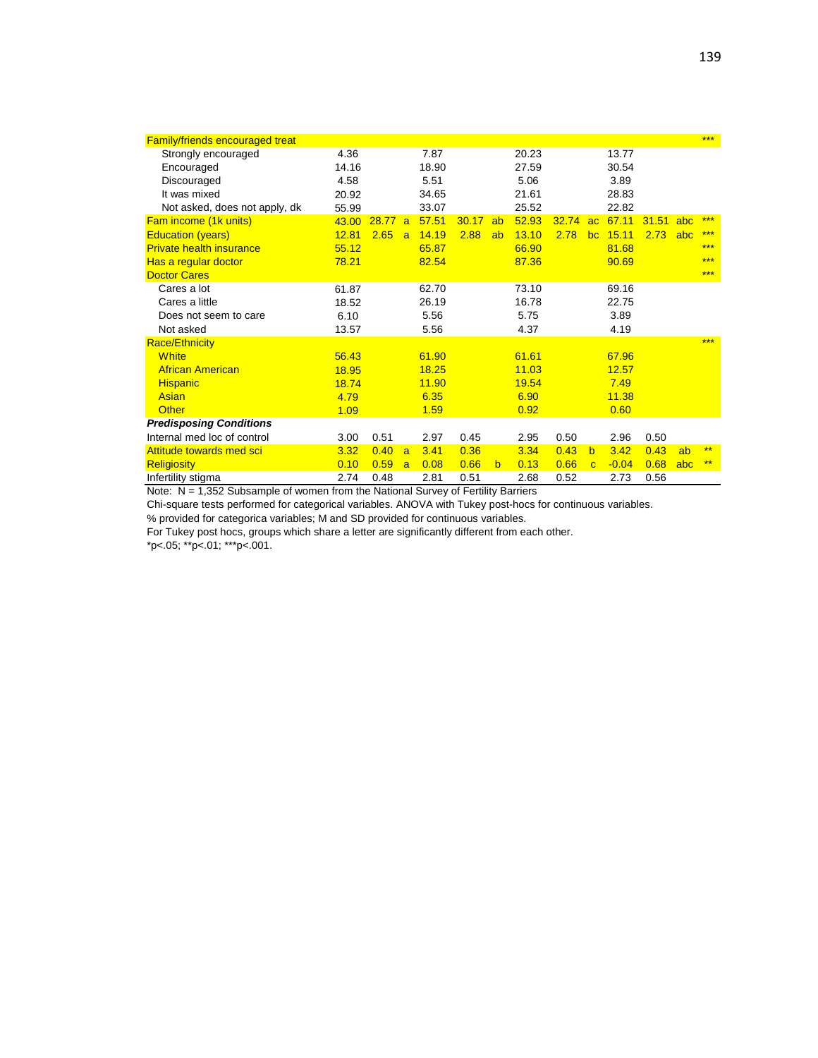| | | | | | | | | | | | | | |
|---|---|---|---|---|---|---|---|---|---|---|---|---|---|
| Family/friends encouraged treat | | | | | | | | | | | | | *** |
| Strongly encouraged | 4.36 | | | 7.87 | | | 20.23 | | | 13.77 | | | |
| Encouraged | 14.16 | | | 18.90 | | | 27.59 | | | 30.54 | | | |
| Discouraged | 4.58 | | | 5.51 | | | 5.06 | | | 3.89 | | | |
| It was mixed | 20.92 | | | 34.65 | | | 21.61 | | | 28.83 | | | |
| Not asked, does not apply, dk | 55.99 | | | 33.07 | | | 25.52 | | | 22.82 | | | |
| Fam income (1k units) | 43.00 | 28.77 | a | 57.51 | 30.17 | ab | 52.93 | 32.74 | ac | 67.11 | 31.51 | abc | *** |
| Education (years) | 12.81 | 2.65 | a | 14.19 | 2.88 | ab | 13.10 | 2.78 | bc | 15.11 | 2.73 | abc | *** |
| Private health insurance | 55.12 | | | 65.87 | | | 66.90 | | | 81.68 | | | *** |
| Has a regular doctor | 78.21 | | | 82.54 | | | 87.36 | | | 90.69 | | | *** |
| Doctor Cares | | | | | | | | | | | | | *** |
| Cares a lot | 61.87 | | | 62.70 | | | 73.10 | | | 69.16 | | | |
| Cares a little | 18.52 | | | 26.19 | | | 16.78 | | | 22.75 | | | |
| Does not seem to care | 6.10 | | | 5.56 | | | 5.75 | | | 3.89 | | | |
| Not asked | 13.57 | | | 5.56 | | | 4.37 | | | 4.19 | | | |
| Race/Ethnicity | | | | | | | | | | | | | *** |
| White | 56.43 | | | 61.90 | | | 61.61 | | | 67.96 | | | |
| African American | 18.95 | | | 18.25 | | | 11.03 | | | 12.57 | | | |
| Hispanic | 18.74 | | | 11.90 | | | 19.54 | | | 7.49 | | | |
| Asian | 4.79 | | | 6.35 | | | 6.90 | | | 11.38 | | | |
| Other | 1.09 | | | 1.59 | | | 0.92 | | | 0.60 | | | |
| ***Predisposing Conditions*** | | | | | | | | | | | | | |
| Internal med loc of control | 3.00 | 0.51 | | 2.97 | 0.45 | | 2.95 | 0.50 | | 2.96 | 0.50 | | |
| Attitude towards med sci | 3.32 | 0.40 | a | 3.41 | 0.36 | | 3.34 | 0.43 | b | 3.42 | 0.43 | ab | ** |
| Religiosity | 0.10 | 0.59 | a | 0.08 | 0.66 | b | 0.13 | 0.66 | c | -0.04 | 0.68 | abc | ** |
| Infertility stigma | 2.74 | 0.48 | | 2.81 | 0.51 | | 2.68 | 0.52 | | 2.73 | 0.56 | | |

Note: N = 1,352 Subsample of women from the National Survey of Fertility Barriers

Chi-square tests performed for categorical variables. ANOVA with Tukey post-hocs for continuous variables.

% provided for categorica variables; M and SD provided for continuous variables.

For Tukey post hocs, groups which share a letter are significantly different from each other.

*p<.05; **p<.01; ***p<.001.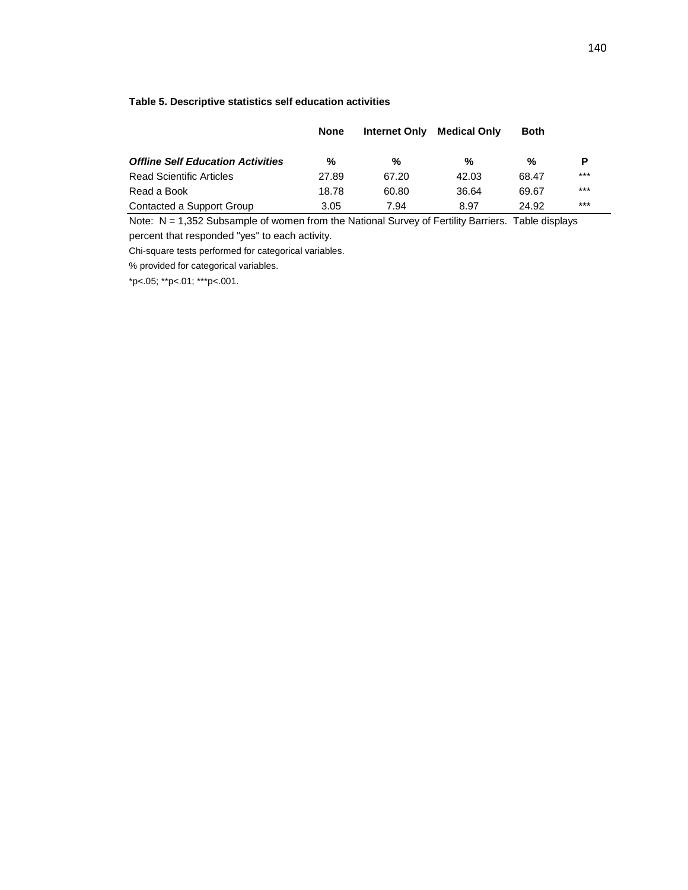**Table 5. Descriptive statistics self education activities**

| | None | Internet Only | Medical Only | Both | |
|---|---|---|---|---|---|
| ***Offline Self Education Activities*** | **%** | **%** | **%** | **%** | **P** |
| Read Scientific Articles | 27.89 | 67.20 | 42.03 | 68.47 | *** |
| Read a Book | 18.78 | 60.80 | 36.64 | 69.67 | *** |
| Contacted a Support Group | 3.05 | 7.94 | 8.97 | 24.92 | *** |

Note: N = 1,352 Subsample of women from the National Survey of Fertility Barriers. Table displays percent that responded "yes" to each activity.

Chi-square tests performed for categorical variables.

% provided for categorical variables.

*p<.05; **p<.01; ***p<.001.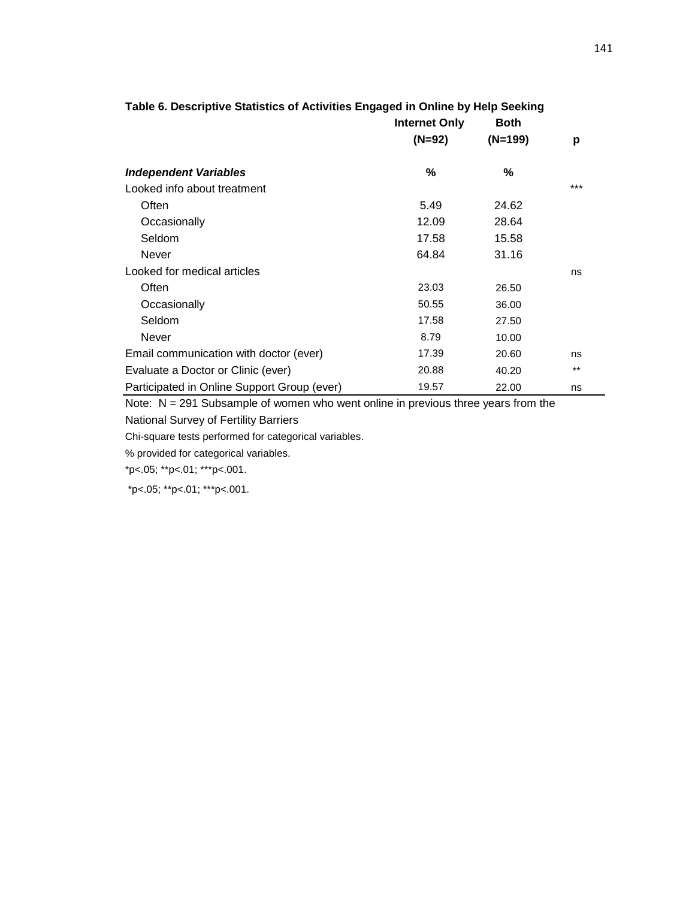**Table 6. Descriptive Statistics of Activities Engaged in Online by Help Seeking**

| | Internet Only (N=92) | Both (N=199) | p |
|---|---|---|---|
| ***Independent Variables*** | **%** | **%** | |
| Looked info about treatment | | | *** |
| Often | 5.49 | 24.62 | |
| Occasionally | 12.09 | 28.64 | |
| Seldom | 17.58 | 15.58 | |
| Never | 64.84 | 31.16 | |
| Looked for medical articles | | | ns |
| Often | 23.03 | 26.50 | |
| Occasionally | 50.55 | 36.00 | |
| Seldom | 17.58 | 27.50 | |
| Never | 8.79 | 10.00 | |
| Email communication with doctor (ever) | 17.39 | 20.60 | ns |
| Evaluate a Doctor or Clinic (ever) | 20.88 | 40.20 | ** |
| Participated in Online Support Group (ever) | 19.57 | 22.00 | ns |

Note: N = 291 Subsample of women who went online in previous three years from the National Survey of Fertility Barriers

Chi-square tests performed for categorical variables.

% provided for categorical variables.

*p<.05; **p<.01; ***p<.001.

*p<.05; **p<.01; ***p<.001.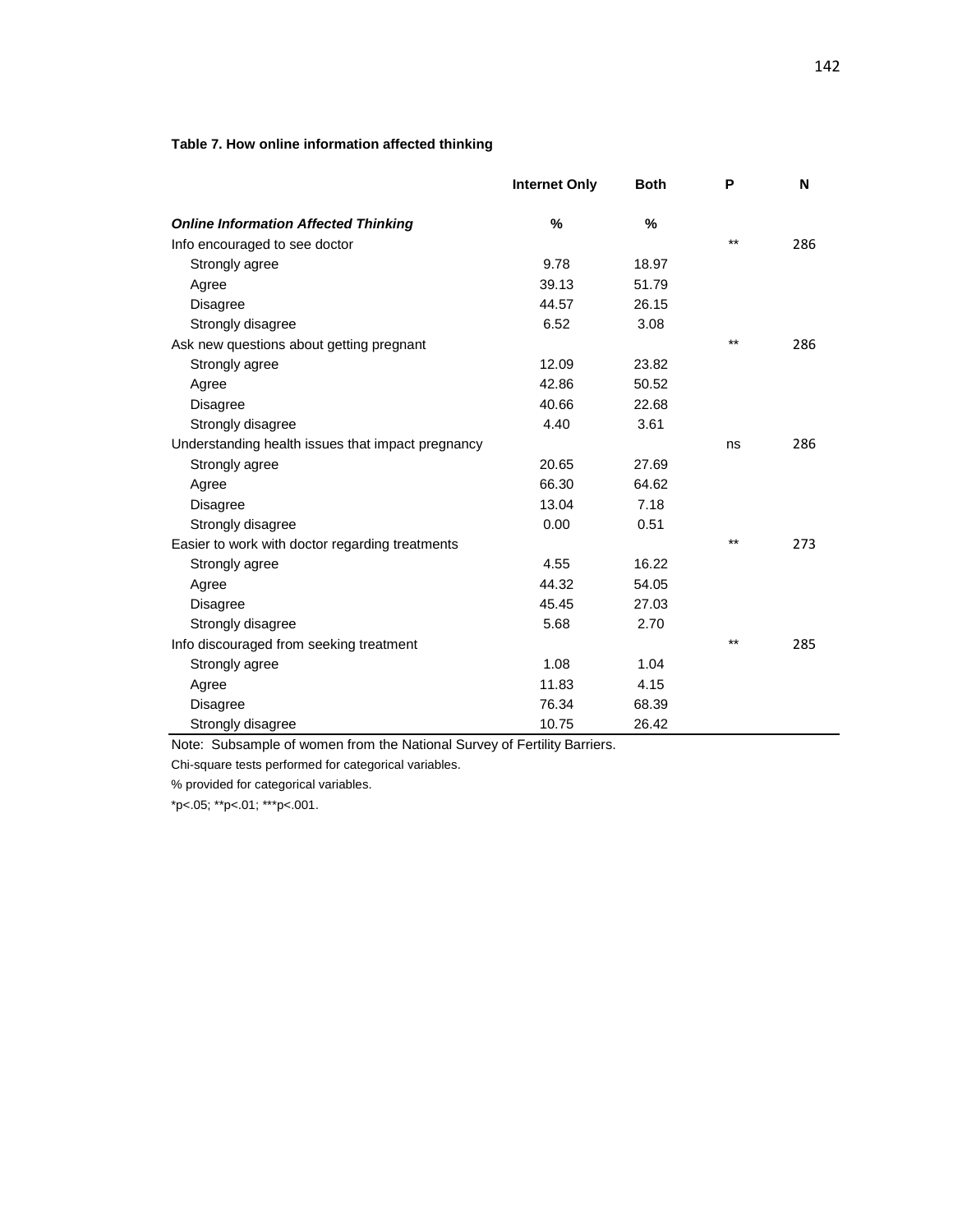**Table 7. How online information affected thinking**

| | Internet Only | Both | P | N |
|---|---|---|---|---|
| ***Online Information Affected Thinking*** | **%** | **%** | | |
| Info encouraged to see doctor | | | ** | 286 |
| Strongly agree | 9.78 | 18.97 | | |
| Agree | 39.13 | 51.79 | | |
| Disagree | 44.57 | 26.15 | | |
| Strongly disagree | 6.52 | 3.08 | | |
| Ask new questions about getting pregnant | | | ** | 286 |
| Strongly agree | 12.09 | 23.82 | | |
| Agree | 42.86 | 50.52 | | |
| Disagree | 40.66 | 22.68 | | |
| Strongly disagree | 4.40 | 3.61 | | |
| Understanding health issues that impact pregnancy | | | ns | 286 |
| Strongly agree | 20.65 | 27.69 | | |
| Agree | 66.30 | 64.62 | | |
| Disagree | 13.04 | 7.18 | | |
| Strongly disagree | 0.00 | 0.51 | | |
| Easier to work with doctor regarding treatments | | | ** | 273 |
| Strongly agree | 4.55 | 16.22 | | |
| Agree | 44.32 | 54.05 | | |
| Disagree | 45.45 | 27.03 | | |
| Strongly disagree | 5.68 | 2.70 | | |
| Info discouraged from seeking treatment | | | ** | 285 |
| Strongly agree | 1.08 | 1.04 | | |
| Agree | 11.83 | 4.15 | | |
| Disagree | 76.34 | 68.39 | | |
| Strongly disagree | 10.75 | 26.42 | | |

Note: Subsample of women from the National Survey of Fertility Barriers.

Chi-square tests performed for categorical variables.

% provided for categorical variables.

*p<.05; **p<.01; ***p<.001.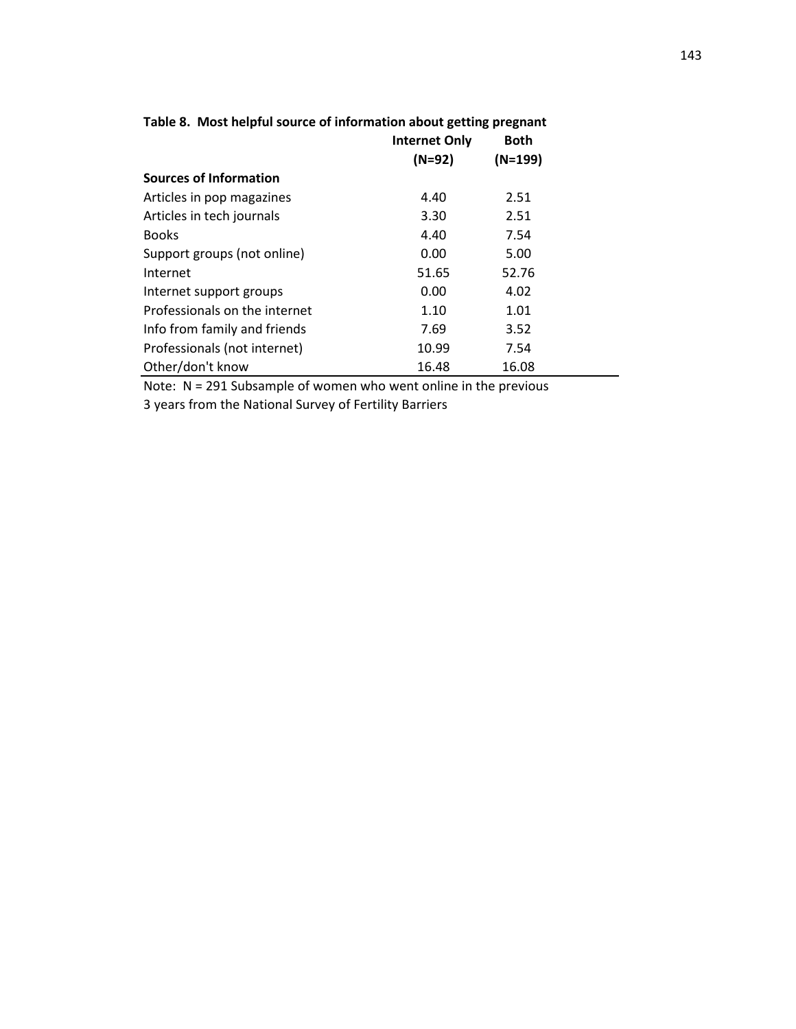**Table 8. Most helpful source of information about getting pregnant**

| | Internet Only (N=92) | Both (N=199) |
|---|---|---|
| **Sources of Information** | | |
| Articles in pop magazines | 4.40 | 2.51 |
| Articles in tech journals | 3.30 | 2.51 |
| Books | 4.40 | 7.54 |
| Support groups (not online) | 0.00 | 5.00 |
| Internet | 51.65 | 52.76 |
| Internet support groups | 0.00 | 4.02 |
| Professionals on the internet | 1.10 | 1.01 |
| Info from family and friends | 7.69 | 3.52 |
| Professionals (not internet) | 10.99 | 7.54 |
| Other/don't know | 16.48 | 16.08 |

Note: N = 291 Subsample of women who went online in the previous 3 years from the National Survey of Fertility Barriers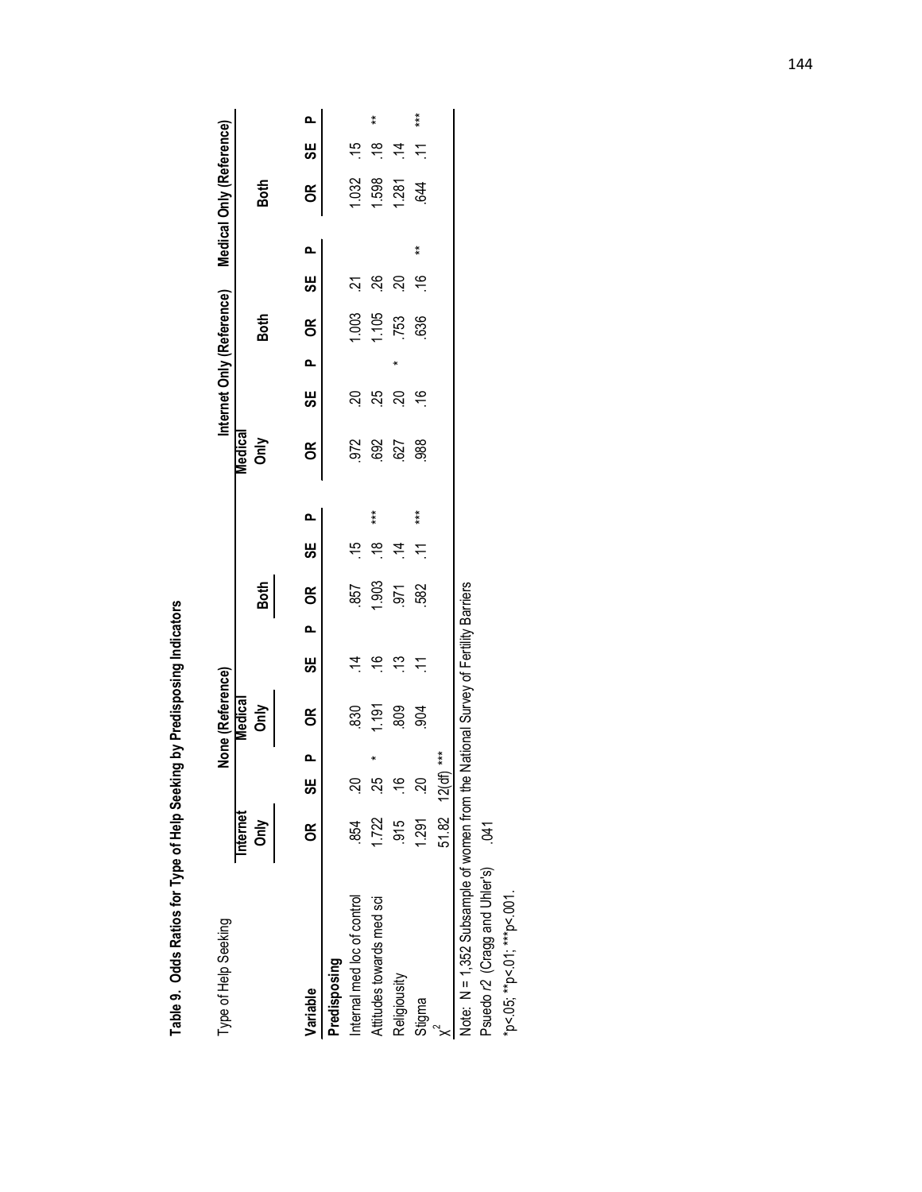**Table 9. Odds Ratios for Type of Help Seeking by Predisposing Indicators**

| Type of Help Seeking | None (Reference) | | | | | | | | | Internet Only (Reference) | | | | | | Medical Only (Reference) | | |
|---|---|---|---|---|---|---|---|---|---|---|---|---|---|---|---|---|---|---|
| | Internet Only | | | Medical Only | | | Both | | | Medical Only | | | Both | | | Both | | |
| **Variable** | **OR** | **SE** | **P** | **OR** | **SE** | **P** | **OR** | **SE** | **P** | **OR** | **SE** | **P** | **OR** | **SE** | **P** | **OR** | **SE** | **P** |
| **Predisposing** | | | | | | | | | | | | | | | | | | |
| Internal med loc of control | .854 | .20 | | .830 | .14 | | .857 | .15 | | .972 | .20 | | 1.003 | .21 | | 1.032 | .15 | |
| Attitudes towards med sci | 1.722 | .25 | * | 1.191 | .16 | | 1.903 | .18 | *** | .692 | .25 | | 1.105 | .26 | | 1.598 | .18 | ** |
| Religiousity | .915 | .16 | | .809 | .13 | | .971 | .14 | | .627 | .20 | * | .753 | .20 | | 1.281 | .14 | |
| Stigma | 1.291 | .20 | | .904 | .11 | | .582 | .11 | *** | .988 | .16 | | .636 | .16 | ** | .644 | .11 | *** |
| $\chi^2$ | 51.82 | 12(df) | *** | | | | | | | | | | | | | | | |

Note: N = 1,352 Subsample of women from the National Survey of Fertility Barriers

Psuedo $r2$ (Cragg and Uhler's) .041

*p<.05; **p<.01; ***p<.001.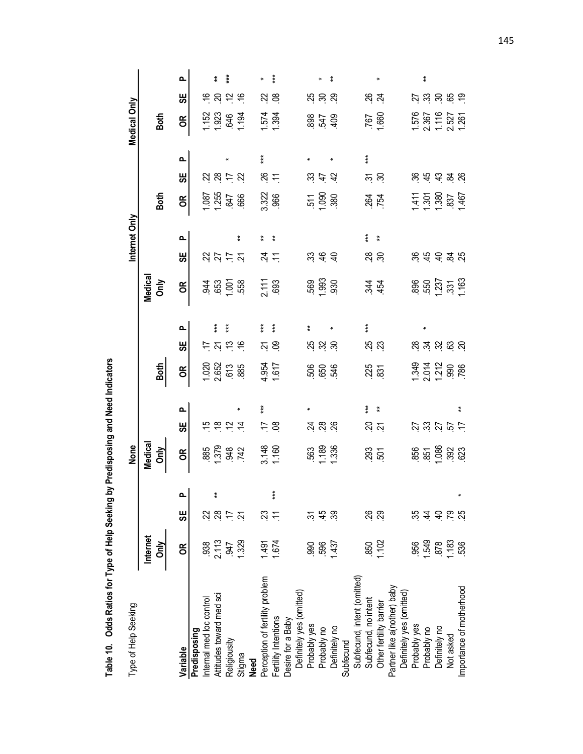**Table 10. Odds Ratios for Type of Help Seeking by Predisposing and Need Indicators**

| Type of Help Seeking | None | | | | | | | | | Internet Only | | | | | | Medical Only | | |
|---|---|---|---|---|---|---|---|---|---|---|---|---|---|---|---|---|---|---|
| | Internet Only | | | Medical Only | | | Both | | | Medical Only | | | Both | | | Both | | |
| **Variable** | **OR** | **SE** | **P** | **OR** | **SE** | **P** | **OR** | **SE** | **P** | **OR** | **SE** | **P** | **OR** | **SE** | **P** | **OR** | **SE** | **P** |
| **Predisposing** | | | | | | | | | | | | | | | | | | |
| Internal med loc control | .938 | .22 | | .885 | .15 | | 1.020 | .17 | | .944 | .22 | | 1.087 | .22 | | 1.152 | .16 | |
| Attitudes toward med sci | 2.113 | .28 | ** | 1.379 | .18 | | 2.652 | .21 | *** | .653 | .27 | | 1.255 | .28 | | 1.923 | .20 | ** |
| Religiousity | .947 | .17 | | .948 | .12 | | .613 | .13 | *** | 1.001 | .17 | | .647 | .17 | * | .646 | .12 | *** |
| Stigma | 1.329 | .21 | | .742 | .14 | * | .885 | .16 | | .558 | .21 | ** | .666 | .22 | | 1.194 | .16 | |
| **Need** | | | | | | | | | | | | | | | | | | |
| Perception of fertility problem | 1.491 | .23 | | 3.148 | .17 | *** | 4.954 | .21 | *** | 2.111 | .24 | ** | 3.322 | .26 | *** | 1.574 | .22 | * |
| Fertility Intentions | 1.674 | .11 | *** | 1.160 | .08 | | 1.617 | .09 | *** | .693 | .11 | ** | .966 | .11 | | 1.394 | .08 | *** |
| Desire for a Baby | | | | | | | | | | | | | | | | | | |
| Definitely yes (omitted) | | | | | | | | | | | | | | | | | | |
| Probably yes | .990 | .31 | | .563 | .24 | * | .506 | .25 | ** | .569 | .33 | | .511 | .33 | * | .898 | .25 | |
| Probably no | .596 | .45 | | 1.189 | .28 | | .650 | .32 | | 1.993 | .46 | | 1.090 | .47 | | .547 | .30 | * |
| Definitely no | 1.437 | .39 | | 1.336 | .26 | | .546 | .30 | * | .930 | .40 | | .380 | .42 | * | .409 | .29 | ** |
| Subfecund | | | | | | | | | | | | | | | | | | |
| Subfecund, intent (omitted) | | | | | | | | | | | | | | | | | | |
| Subfecund, no intent | .850 | .26 | | .293 | .20 | *** | .225 | .25 | *** | .344 | .28 | *** | .264 | .31 | *** | .767 | .26 | |
| Other fertility barrier | 1.102 | .29 | | .501 | .21 | ** | .831 | .23 | | .454 | .30 | ** | .754 | .30 | | 1.660 | .24 | * |
| Partner like a(nother) baby | | | | | | | | | | | | | | | | | | |
| Definitely yes (omitted) | | | | | | | | | | | | | | | | | | |
| Probably yes | .956 | .35 | | .856 | .27 | | 1.349 | .28 | | .896 | .36 | | 1.411 | .36 | | 1.576 | .27 | |
| Probably no | 1.549 | .44 | | .851 | .33 | | 2.014 | .34 | * | .550 | .45 | | 1.301 | .45 | | 2.367 | .33 | ** |
| Definitely no | .878 | .40 | | 1.086 | .27 | | 1.212 | .32 | | 1.237 | .40 | | 1.380 | .43 | | 1.116 | .30 | |
| Not asked | 1.183 | .79 | | .392 | .57 | | .990 | .63 | | .331 | .84 | | .837 | .84 | | 2.527 | .65 | |
| Importance of motherhood | .536 | .25 | * | .623 | .17 | ** | .786 | .20 | | 1.163 | .25 | | 1.467 | .26 | | 1.261 | .19 | |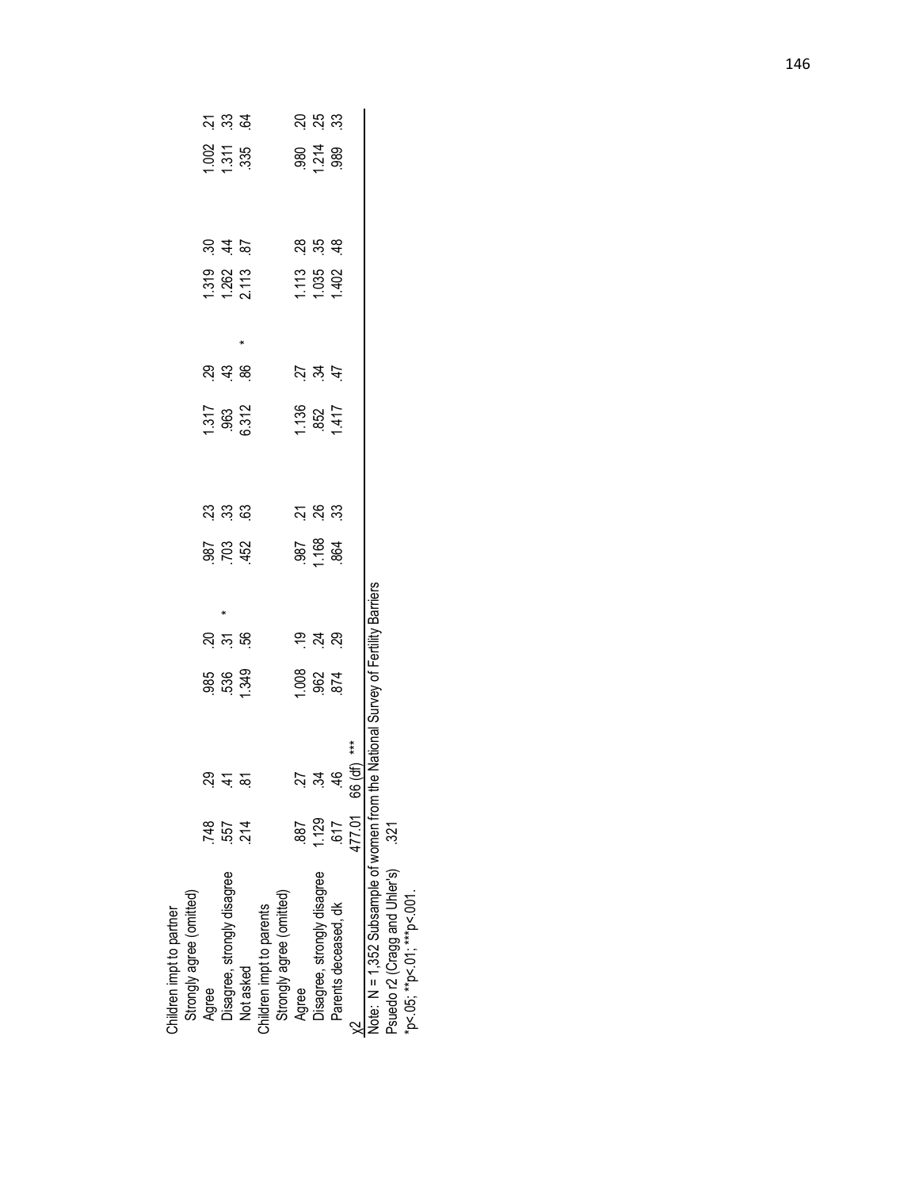| | | | | | | | | | | | | | | | |
|---|---|---|---|---|---|---|---|---|---|---|---|---|---|---|---|
| Children impt to partner | | | | | | | | | | | | | | | |
| Strongly agree (omitted) | | | | | | | | | | | | | | | |
| Agree | .748 | .29 | | .985 | .20 | | .987 | .23 | 1.317 | .29 | | 1.319 | .30 | 1.002 | .21 |
| Disagree, strongly disagree | .557 | .41 | | .536 | .31 | * | .703 | .33 | .963 | .43 | | 1.262 | .44 | 1.311 | .33 |
| Not asked | .214 | .81 | | 1.349 | .56 | | .452 | .63 | 6.312 | .86 | * | 2.113 | .87 | .335 | .64 |
| Children impt to parents | | | | | | | | | | | | | | | |
| Strongly agree (omitted) | | | | | | | | | | | | | | | |
| Agree | .887 | .27 | | 1.008 | .19 | | .987 | .21 | 1.136 | .27 | | 1.113 | .28 | .980 | .20 |
| Disagree, strongly disagree | 1.129 | .34 | | .962 | .24 | | 1.168 | .26 | .852 | .34 | | 1.035 | .35 | 1.214 | .25 |
| Parents deceased, dk | .617 | .46 | | .874 | .29 | | .864 | .33 | 1.417 | .47 | | 1.402 | .48 | .989 | .33 |
| $\chi^2$ | 477.01 | 66 (df) | *** | | | | | | | | | | | | |

Note: N = 1,352 Subsample of women from the National Survey of Fertility Barriers

Psuedo r2 (Cragg and Uhler's) .321

*p<.05; **p<.01; ***p<.001.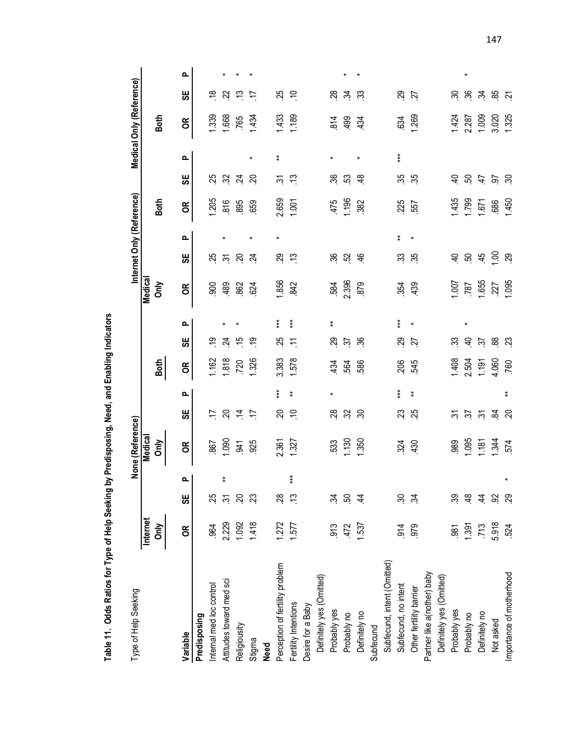**Table 11. Odds Ratios for Type of Help Seeking by Predisposing, Need, and Enabling Indicators**

| Type of Help Seeking | None (Reference) | | | | | | | | | Internet Only (Reference) | | | | | | Medical Only (Reference) | | |
|---|---|---|---|---|---|---|---|---|---|---|---|---|---|---|---|---|---|---|
| | Internet Only | | | Medical Only | | | Both | | | Medical Only | | | Both | | | Both | | |
| Variable | OR | SE | P | OR | SE | P | OR | SE | P | OR | SE | P | OR | SE | P | OR | SE | P |
| **Predisposing** | | | | | | | | | | | | | | | | | | |
| Internal med loc control | .964 | .25 | | .867 | .17 | | 1.162 | .19 | | .900 | .25 | | 1.205 | .25 | | 1.339 | .18 | |
| Attitudes toward med sci | 2.229 | .31 | ** | 1.090 | .20 | | 1.818 | .24 | * | .489 | .31 | * | .816 | .32 | | 1.668 | .22 | * |
| Religiousity | 1.092 | .20 | | .941 | .14 | | .720 | .15 | * | .862 | .20 | | .895 | .24 | | .765 | .13 | * |
| Stigma | 1.418 | .23 | | .925 | .17 | | 1.326 | .19 | | .624 | .24 | * | .659 | .20 | * | 1.434 | .17 | * |
| **Need** | | | | | | | | | | | | | | | | | | |
| Perception of fertility problem | 1.272 | .28 | | 2.361 | .20 | *** | 3.383 | .25 | *** | 1.856 | .29 | * | 2.659 | .31 | ** | 1.433 | .25 | |
| Fertility Intentions | 1.577 | .13 | *** | 1.327 | .10 | ** | 1.578 | .11 | *** | .842 | .13 | | 1.001 | .13 | | 1.189 | .10 | |
| Desire for a Baby | | | | | | | | | | | | | | | | | | |
| Definitely yes (Omitted) | | | | | | | | | | | | | | | | | | |
| Probably yes | .913 | .34 | | .533 | .28 | * | .434 | .29 | ** | .584 | .36 | | .475 | .36 | * | .814 | .28 | |
| Probably no | .472 | .50 | | 1.130 | .32 | | .564 | .37 | | 2.396 | .52 | | 1.196 | .53 | | .499 | .34 | * |
| Definitely no | 1.537 | .44 | | 1.350 | .30 | | .586 | .36 | | .879 | .46 | | .382 | .48 | * | .434 | .33 | * |
| Subfecund | | | | | | | | | | | | | | | | | | |
| Subfecund, intent (Omitted) | | | | | | | | | | | | | | | | | | |
| Subfecund, no intent | .914 | .30 | | .324 | .23 | *** | .206 | .29 | *** | .354 | .33 | ** | .225 | .35 | *** | .634 | .29 | |
| Other fertility barrier | .979 | .34 | | .430 | .25 | ** | .545 | .27 | * | .439 | .35 | * | .557 | .35 | | 1.269 | .27 | |
| Partner like a(nother) baby | | | | | | | | | | | | | | | | | | |
| Definitely yes (Omitted) | | | | | | | | | | | | | | | | | | |
| Probably yes | .981 | .39 | | .989 | .31 | | 1.408 | .33 | | 1.007 | .40 | | 1.435 | .40 | | 1.424 | .30 | |
| Probably no | 1.391 | .48 | | 1.095 | .37 | | 2.504 | .40 | * | .787 | .50 | | 1.799 | .50 | | 2.287 | .36 | * |
| Definitely no | .713 | .44 | | 1.181 | .31 | | 1.191 | .37 | | 1.655 | .45 | | 1.671 | .47 | | 1.009 | .34 | |
| Not asked | 5.918 | .92 | | 1.344 | .84 | | 4.060 | .88 | | .227 | 1.00 | | .686 | .97 | | 3.020 | .85 | |
| Importance of motherhood | .524 | .29 | * | .574 | .20 | ** | .760 | .23 | | 1.095 | .29 | | 1.450 | .30 | | 1.325 | .21 | |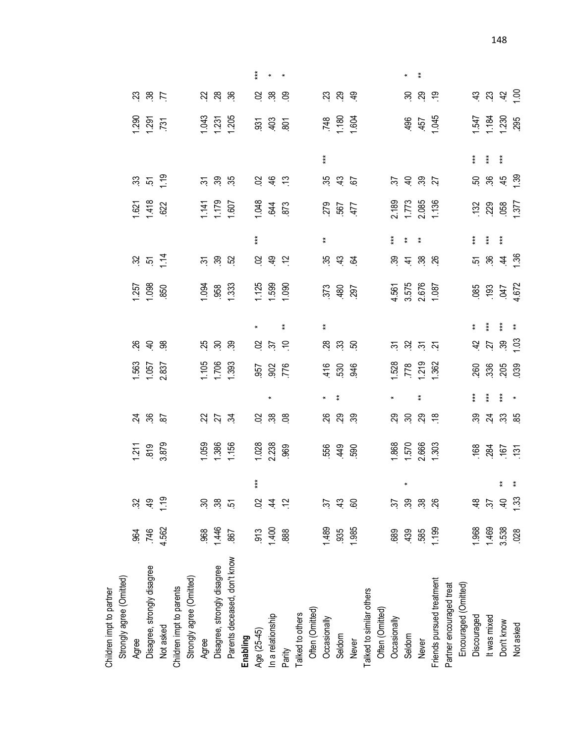| | | | | | | | | | | | | | | | | | | |
|---|---|---|---|---|---|---|---|---|---|---|---|---|---|---|---|---|---|---|
| Children impt to partner | | | | | | | | | | | | | | | | | | |
| Strongly agree (Omitted) | | | | | | | | | | | | | | | | | | |
| Agree | .964 | .32 | | 1.211 | .24 | | 1.563 | .26 | | 1.257 | .32 | | 1.621 | .33 | | 1.290 | .23 | |
| Disagree, strongly disagree | .746 | .49 | | .819 | .36 | | 1.057 | .40 | | 1.098 | .51 | | 1.418 | .51 | | 1.291 | .38 | |
| Not asked | 4.562 | 1.19 | | 3.879 | .87 | | 2.837 | .98 | | .850 | 1.14 | | .622 | 1.19 | | .731 | .77 | |
| Children impt to parents | | | | | | | | | | | | | | | | | | |
| Strongly agree (Omitted) | | | | | | | | | | | | | | | | | | |
| Agree | .968 | .30 | | 1.059 | .22 | | 1.105 | .25 | | 1.094 | .31 | | 1.141 | .31 | | 1.043 | .22 | |
| Disagree, strongly disagree | 1.446 | .38 | | 1.386 | .27 | | 1.706 | .30 | | .958 | .39 | | 1.179 | .39 | | 1.231 | .28 | |
| Parents deceased, don't know | .867 | .51 | | 1.156 | .34 | | 1.393 | .39 | | 1.333 | .52 | | 1.607 | .35 | | 1.205 | .36 | |
| **Enabling** | | | | | | | | | | | | | | | | | | |
| Age (25-45) | .913 | .02 | *** | 1.028 | .02 | | .957 | .02 | * | 1.125 | .02 | *** | 1.048 | .02 | | .931 | .02 | *** |
| In a relationship | 1.400 | .44 | | 2.238 | .38 | * | .902 | .37 | | 1.599 | .49 | | .644 | .46 | | .403 | .38 | * |
| Parity | .888 | .12 | | .969 | .08 | | .776 | .10 | ** | 1.090 | .12 | | .873 | .13 | | .801 | .09 | * |
| Talked to others | | | | | | | | | | | | | | | | | | |
| Often (Omitted) | | | | | | | | | | | | | | | | | | |
| Occasionally | 1.489 | .37 | | .556 | .26 | * | .416 | .28 | ** | .373 | .35 | ** | .279 | .35 | *** | .748 | .23 | |
| Seldom | .935 | .43 | | .449 | .29 | ** | .530 | .33 | | .480 | .43 | | .567 | .43 | | 1.180 | .29 | |
| Never | 1.985 | .60 | | .590 | .39 | | .946 | .50 | | .297 | .64 | | .477 | .67 | | 1.604 | .49 | |
| Talked to similar others | | | | | | | | | | | | | | | | | | |
| Often (Omitted) | | | | | | | | | | | | | | | | | | |
| Occasionally | .689 | .37 | | 1.868 | .29 | * | 1.528 | .31 | | 4.561 | .39 | *** | 2.189 | .37 | | | | |
| Seldom | .439 | .39 | * | 1.570 | .30 | | .778 | .32 | | 3.575 | .41 | ** | 1.773 | .40 | | .496 | .30 | * |
| Never | .585 | .38 | | 2.666 | .29 | ** | 1.219 | .31 | | 2.676 | .38 | ** | 2.085 | .39 | | .457 | .29 | ** |
| Friends pursued treatment | 1.199 | .26 | | 1.303 | .18 | | 1.362 | .21 | | 1.087 | .26 | | 1.136 | .27 | | 1.045 | .19 | |
| Partner encouraged treat | | | | | | | | | | | | | | | | | | |
| Encouraged (Omitted) | | | | | | | | | | | | | | | | | | |
| Discouraged | 1.968 | .48 | | .168 | .39 | *** | .260 | .42 | ** | .085 | .51 | *** | .132 | .50 | *** | 1.547 | .43 | |
| It was mixed | 1.469 | .37 | | .284 | .24 | *** | .336 | .27 | *** | .193 | .36 | *** | .229 | .36 | *** | 1.184 | .23 | |
| Don't know | 3.538 | .40 | ** | .167 | .33 | *** | .205 | .39 | *** | .047 | .44 | *** | .058 | .45 | *** | 1.230 | .42 | |
| Not asked | .028 | 1.33 | ** | .131 | .85 | * | .039 | 1.03 | ** | 4.672 | 1.36 | | 1.377 | 1.39 | | .295 | 1.00 | |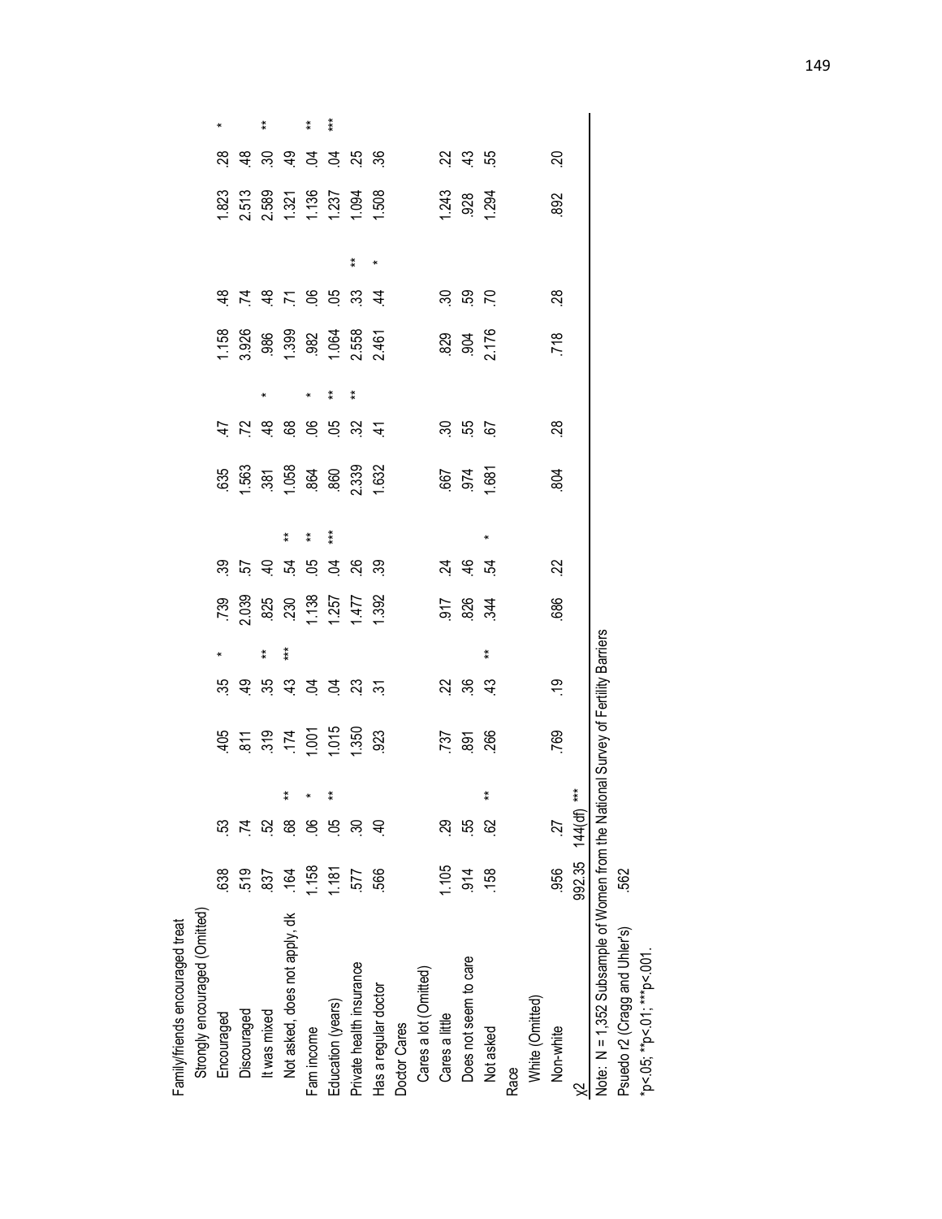| | | | | | | | | | | | | | | | | | | |
|---|---|---|---|---|---|---|---|---|---|---|---|---|---|---|---|---|---|---|
| Family/friends encouraged treat | | | | | | | | | | | | | | | | | | |
| Strongly encouraged (Omitted) | | | | | | | | | | | | | | | | | | |
| Encouraged | .638 | .53 | | .405 | .35 | * | .739 | .39 | | .635 | .47 | | 1.158 | .48 | | 1.823 | .28 | * |
| Discouraged | .519 | .74 | | .811 | .49 | | 2.039 | .57 | | 1.563 | .72 | | 3.926 | .74 | | 2.513 | .48 | |
| It was mixed | .837 | .52 | | .319 | .35 | ** | .825 | .40 | | .381 | .48 | * | .986 | .48 | | 2.589 | .30 | ** |
| Not asked, does not apply, dk | .164 | .68 | ** | .174 | .43 | *** | .230 | .54 | ** | 1.058 | .68 | | 1.399 | .71 | | 1.321 | .49 | |
| Fam income | 1.158 | .06 | * | 1.001 | .04 | | 1.138 | .05 | ** | .864 | .06 | * | .982 | .06 | | 1.136 | .04 | ** |
| Education (years) | 1.181 | .05 | ** | 1.015 | .04 | | 1.257 | .04 | *** | .860 | .05 | ** | 1.064 | .05 | | 1.237 | .04 | *** |
| Private health insurance | .577 | .30 | | 1.350 | .23 | | 1.477 | .26 | | 2.339 | .32 | ** | 2.558 | .33 | ** | 1.094 | .25 | |
| Has a regular doctor | .566 | .40 | | .923 | .31 | | 1.392 | .39 | | 1.632 | .41 | | 2.461 | .44 | * | 1.508 | .36 | |
| Doctor Cares | | | | | | | | | | | | | | | | | | |
| Cares a lot (Omitted) | | | | | | | | | | | | | | | | | | |
| Cares a little | 1.105 | .29 | | .737 | .22 | | .917 | .24 | | .667 | .30 | | .829 | .30 | | 1.243 | .22 | |
| Does not seem to care | .914 | .55 | | .891 | .36 | | .826 | .46 | | .974 | .55 | | .904 | .59 | | .928 | .43 | |
| Not asked | .158 | .62 | ** | .266 | .43 | ** | .344 | .54 | * | 1.681 | .67 | | 2.176 | .70 | | 1.294 | .55 | |
| Race | | | | | | | | | | | | | | | | | | |
| White (Omitted) | | | | | | | | | | | | | | | | | | |
| Non-white | .956 | .27 | | .769 | .19 | | .686 | .22 | | .804 | .28 | | .718 | .28 | | .892 | .20 | |
| $\chi 2$ | 992.35 | 144(df) | *** | | | | | | | | | | | | | | | |

Note: N = 1,352 Subsample of Women from the National Survey of Fertility Barriers

Psuedo r2 (Cragg and Uhler's) .562

*p<.05; **p<.01; ***p<.001.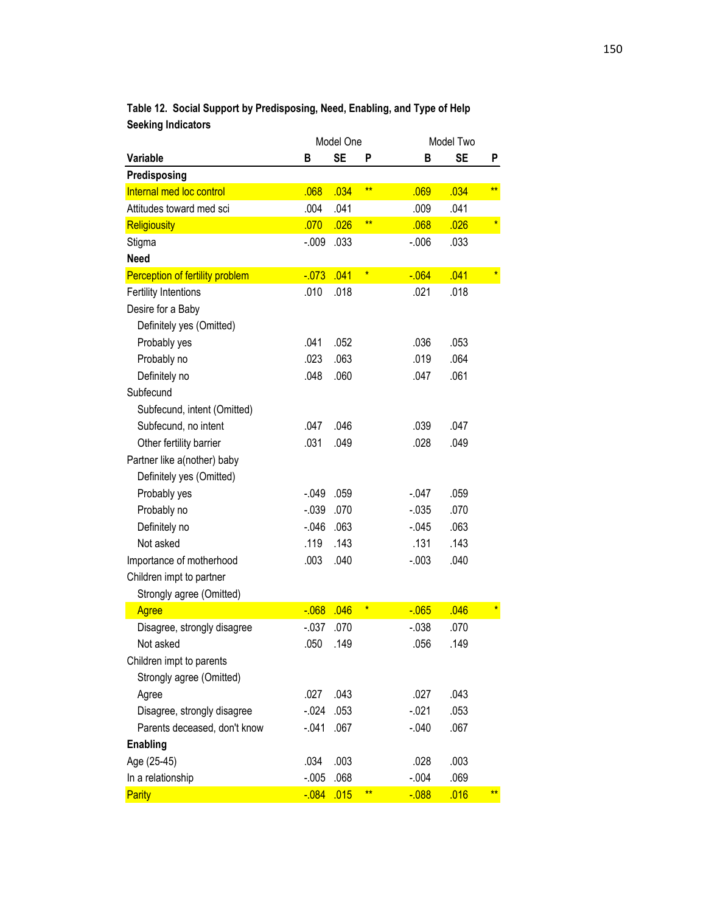**Table 12. Social Support by Predisposing, Need, Enabling, and Type of Help Seeking Indicators**

| | Model One | | | Model Two | | |
|---|---|---|---|---|---|---|
| **Variable** | **B** | **SE** | **P** | **B** | **SE** | **P** |
| **Predisposing** | | | | | | |
| Internal med loc control | .068 | .034 | ** | .069 | .034 | ** |
| Attitudes toward med sci | .004 | .041 | | .009 | .041 | |
| Religiousity | .070 | .026 | ** | .068 | .026 | * |
| Stigma | -.009 | .033 | | -.006 | .033 | |
| **Need** | | | | | | |
| Perception of fertility problem | -.073 | .041 | * | -.064 | .041 | * |
| Fertility Intentions | .010 | .018 | | .021 | .018 | |
| Desire for a Baby | | | | | | |
| Definitely yes (Omitted) | | | | | | |
| Probably yes | .041 | .052 | | .036 | .053 | |
| Probably no | .023 | .063 | | .019 | .064 | |
| Definitely no | .048 | .060 | | .047 | .061 | |
| Subfecund | | | | | | |
| Subfecund, intent (Omitted) | | | | | | |
| Subfecund, no intent | .047 | .046 | | .039 | .047 | |
| Other fertility barrier | .031 | .049 | | .028 | .049 | |
| Partner like a(nother) baby | | | | | | |
| Definitely yes (Omitted) | | | | | | |
| Probably yes | -.049 | .059 | | -.047 | .059 | |
| Probably no | -.039 | .070 | | -.035 | .070 | |
| Definitely no | -.046 | .063 | | -.045 | .063 | |
| Not asked | .119 | .143 | | .131 | .143 | |
| Importance of motherhood | .003 | .040 | | -.003 | .040 | |
| Children impt to partner | | | | | | |
| Strongly agree (Omitted) | | | | | | |
| Agree | -.068 | .046 | * | -.065 | .046 | * |
| Disagree, strongly disagree | -.037 | .070 | | -.038 | .070 | |
| Not asked | .050 | .149 | | .056 | .149 | |
| Children impt to parents | | | | | | |
| Strongly agree (Omitted) | | | | | | |
| Agree | .027 | .043 | | .027 | .043 | |
| Disagree, strongly disagree | -.024 | .053 | | -.021 | .053 | |
| Parents deceased, don't know | -.041 | .067 | | -.040 | .067 | |
| **Enabling** | | | | | | |
| Age (25-45) | .034 | .003 | | .028 | .003 | |
| In a relationship | -.005 | .068 | | -.004 | .069 | |
| Parity | -.084 | .015 | ** | -.088 | .016 | ** |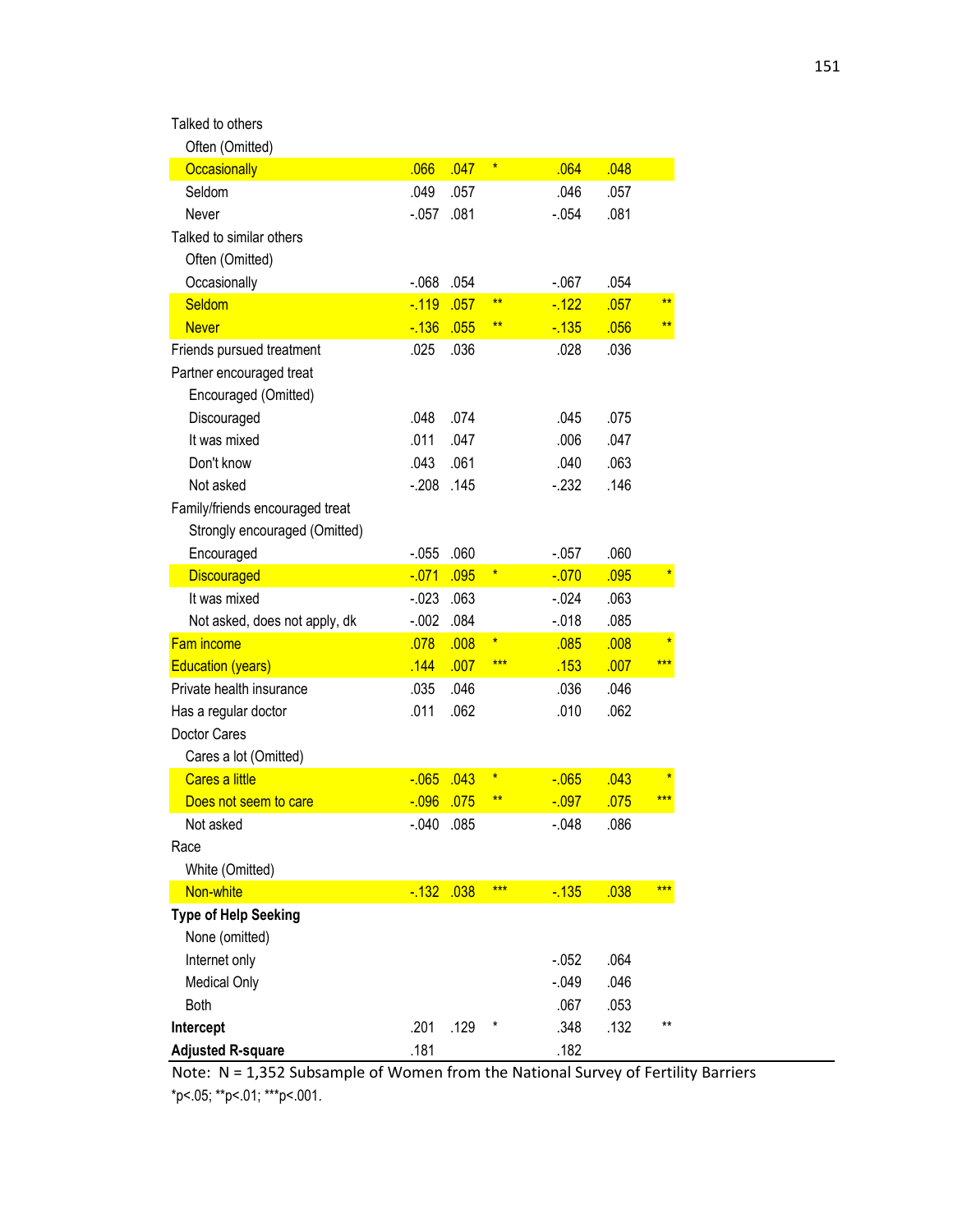| | | | | | | |
|---|---|---|---|---|---|---|
| Talked to others | | | | | | |
| Often (Omitted) | | | | | | |
| Occasionally | .066 | .047 | * | .064 | .048 | |
| Seldom | .049 | .057 | | .046 | .057 | |
| Never | -.057 | .081 | | -.054 | .081 | |
| Talked to similar others | | | | | | |
| Often (Omitted) | | | | | | |
| Occasionally | -.068 | .054 | | -.067 | .054 | |
| Seldom | -.119 | .057 | ** | -.122 | .057 | ** |
| Never | -.136 | .055 | ** | -.135 | .056 | ** |
| Friends pursued treatment | .025 | .036 | | .028 | .036 | |
| Partner encouraged treat | | | | | | |
| Encouraged (Omitted) | | | | | | |
| Discouraged | .048 | .074 | | .045 | .075 | |
| It was mixed | .011 | .047 | | .006 | .047 | |
| Don't know | .043 | .061 | | .040 | .063 | |
| Not asked | -.208 | .145 | | -.232 | .146 | |
| Family/friends encouraged treat | | | | | | |
| Strongly encouraged (Omitted) | | | | | | |
| Encouraged | -.055 | .060 | | -.057 | .060 | |
| Discouraged | -.071 | .095 | * | -.070 | .095 | * |
| It was mixed | -.023 | .063 | | -.024 | .063 | |
| Not asked, does not apply, dk | -.002 | .084 | | -.018 | .085 | |
| Fam income | .078 | .008 | * | .085 | .008 | * |
| Education (years) | .144 | .007 | *** | .153 | .007 | *** |
| Private health insurance | .035 | .046 | | .036 | .046 | |
| Has a regular doctor | .011 | .062 | | .010 | .062 | |
| Doctor Cares | | | | | | |
| Cares a lot (Omitted) | | | | | | |
| Cares a little | -.065 | .043 | * | -.065 | .043 | * |
| Does not seem to care | -.096 | .075 | ** | -.097 | .075 | *** |
| Not asked | -.040 | .085 | | -.048 | .086 | |
| Race | | | | | | |
| White (Omitted) | | | | | | |
| Non-white | -.132 | .038 | *** | -.135 | .038 | *** |
| **Type of Help Seeking** | | | | | | |
| None (omitted) | | | | | | |
| Internet only | | | | -.052 | .064 | |
| Medical Only | | | | -.049 | .046 | |
| Both | | | | .067 | .053 | |
| **Intercept** | .201 | .129 | * | .348 | .132 | ** |
| **Adjusted R-square** | .181 | | | .182 | | |

Note: N = 1,352 Subsample of Women from the National Survey of Fertility Barriers

*p<.05; **p<.01; ***p<.001.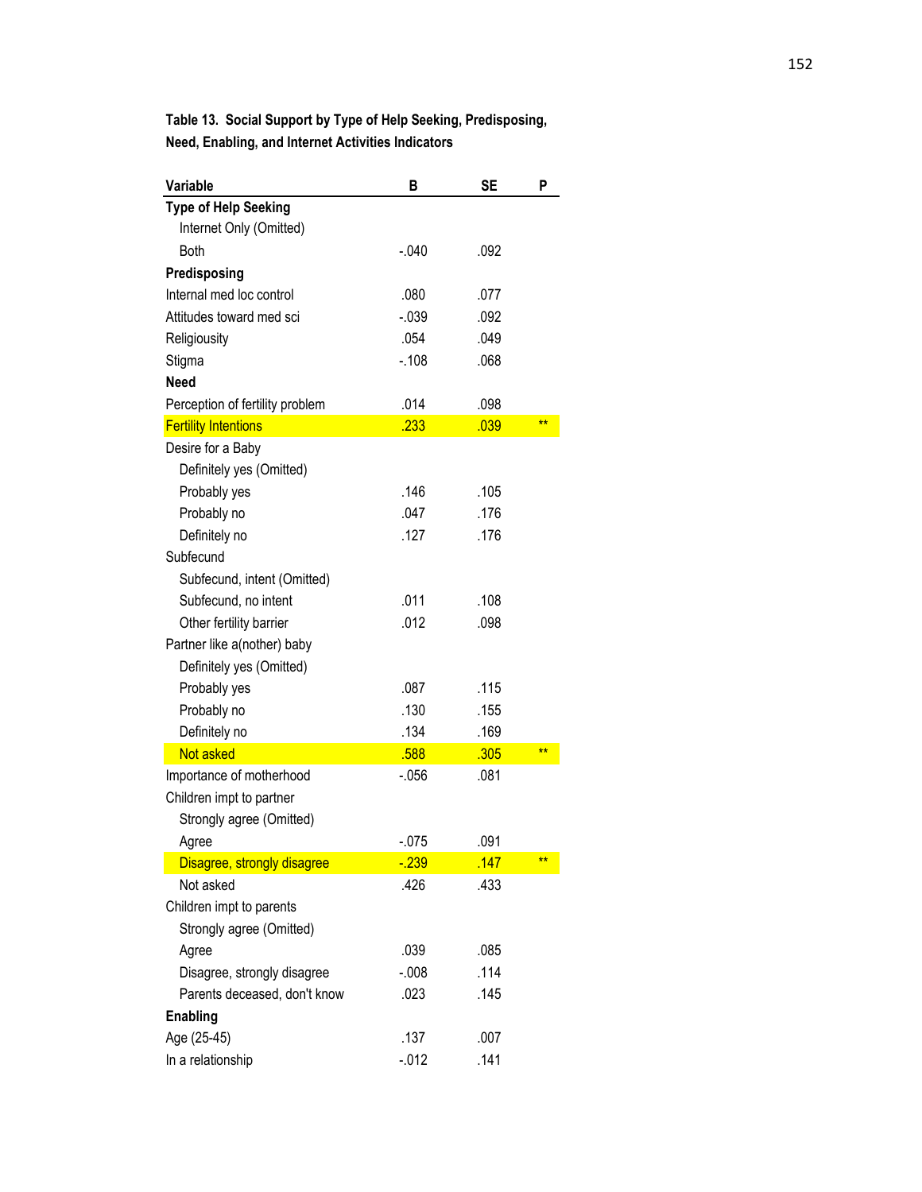**Table 13. Social Support by Type of Help Seeking, Predisposing, Need, Enabling, and Internet Activities Indicators**

| Variable | B | SE | P |
|---|---|---|---|
| **Type of Help Seeking** | | | |
| Internet Only (Omitted) | | | |
| Both | -.040 | .092 | |
| **Predisposing** | | | |
| Internal med loc control | .080 | .077 | |
| Attitudes toward med sci | -.039 | .092 | |
| Religiousity | .054 | .049 | |
| Stigma | -.108 | .068 | |
| **Need** | | | |
| Perception of fertility problem | .014 | .098 | |
| Fertility Intentions | .233 | .039 | ** |
| Desire for a Baby | | | |
| Definitely yes (Omitted) | | | |
| Probably yes | .146 | .105 | |
| Probably no | .047 | .176 | |
| Definitely no | .127 | .176 | |
| Subfecund | | | |
| Subfecund, intent (Omitted) | | | |
| Subfecund, no intent | .011 | .108 | |
| Other fertility barrier | .012 | .098 | |
| Partner like a(nother) baby | | | |
| Definitely yes (Omitted) | | | |
| Probably yes | .087 | .115 | |
| Probably no | .130 | .155 | |
| Definitely no | .134 | .169 | |
| Not asked | .588 | .305 | ** |
| Importance of motherhood | -.056 | .081 | |
| Children impt to partner | | | |
| Strongly agree (Omitted) | | | |
| Agree | -.075 | .091 | |
| Disagree, strongly disagree | -.239 | .147 | ** |
| Not asked | .426 | .433 | |
| Children impt to parents | | | |
| Strongly agree (Omitted) | | | |
| Agree | .039 | .085 | |
| Disagree, strongly disagree | -.008 | .114 | |
| Parents deceased, don't know | .023 | .145 | |
| **Enabling** | | | |
| Age (25-45) | .137 | .007 | |
| In a relationship | -.012 | .141 | |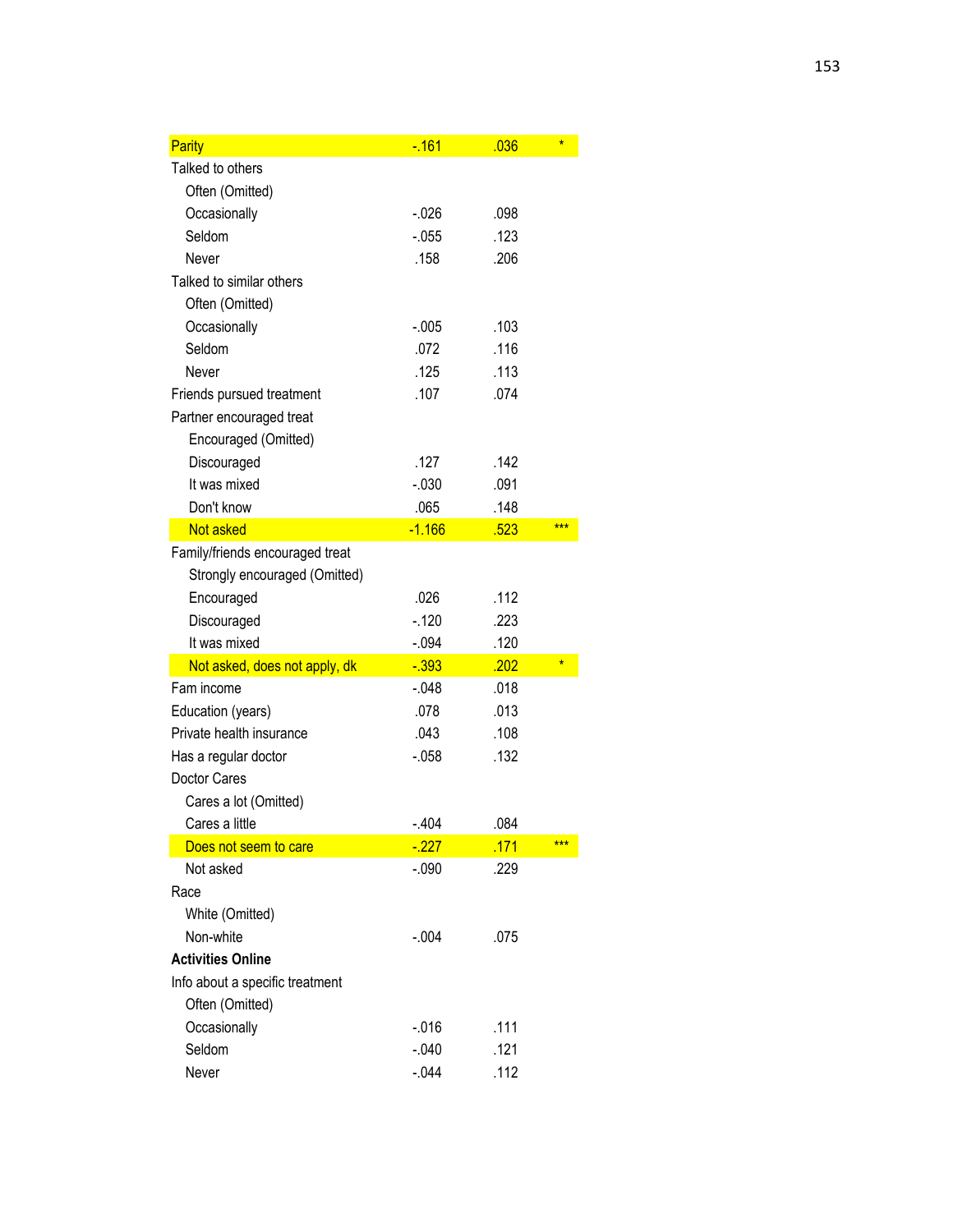| | | | |
|---|---|---|---|
| Parity | -.161 | .036 | * |
| Talked to others | | | |
| Often (Omitted) | | | |
| Occasionally | -.026 | .098 | |
| Seldom | -.055 | .123 | |
| Never | .158 | .206 | |
| Talked to similar others | | | |
| Often (Omitted) | | | |
| Occasionally | -.005 | .103 | |
| Seldom | .072 | .116 | |
| Never | .125 | .113 | |
| Friends pursued treatment | .107 | .074 | |
| Partner encouraged treat | | | |
| Encouraged (Omitted) | | | |
| Discouraged | .127 | .142 | |
| It was mixed | -.030 | .091 | |
| Don't know | .065 | .148 | |
| Not asked | -1.166 | .523 | *** |
| Family/friends encouraged treat | | | |
| Strongly encouraged (Omitted) | | | |
| Encouraged | .026 | .112 | |
| Discouraged | -.120 | .223 | |
| It was mixed | -.094 | .120 | |
| Not asked, does not apply, dk | -.393 | .202 | * |
| Fam income | -.048 | .018 | |
| Education (years) | .078 | .013 | |
| Private health insurance | .043 | .108 | |
| Has a regular doctor | -.058 | .132 | |
| Doctor Cares | | | |
| Cares a lot (Omitted) | | | |
| Cares a little | -.404 | .084 | |
| Does not seem to care | -.227 | .171 | *** |
| Not asked | -.090 | .229 | |
| Race | | | |
| White (Omitted) | | | |
| Non-white | -.004 | .075 | |
| **Activities Online** | | | |
| Info about a specific treatment | | | |
| Often (Omitted) | | | |
| Occasionally | -.016 | .111 | |
| Seldom | -.040 | .121 | |
| Never | -.044 | .112 | |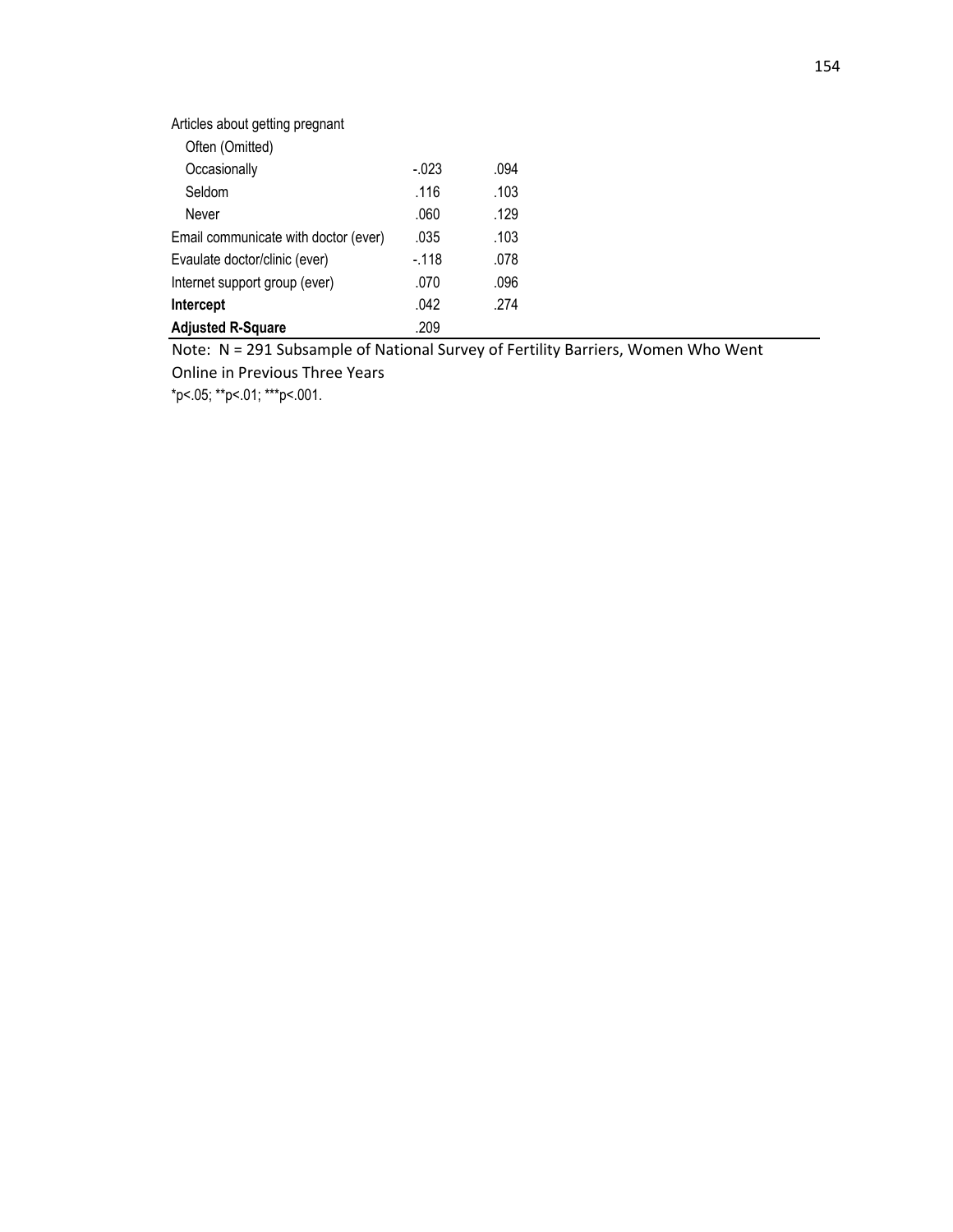| | | |
|---|---|---|
| Articles about getting pregnant | | |
| Often (Omitted) | | |
| Occasionally | -.023 | .094 |
| Seldom | .116 | .103 |
| Never | .060 | .129 |
| Email communicate with doctor (ever) | .035 | .103 |
| Evaulate doctor/clinic (ever) | -.118 | .078 |
| Internet support group (ever) | .070 | .096 |
| **Intercept** | .042 | .274 |
| **Adjusted R-Square** | .209 | |

Note: N = 291 Subsample of National Survey of Fertility Barriers, Women Who Went Online in Previous Three Years

*p<.05; **p<.01; ***p<.001.